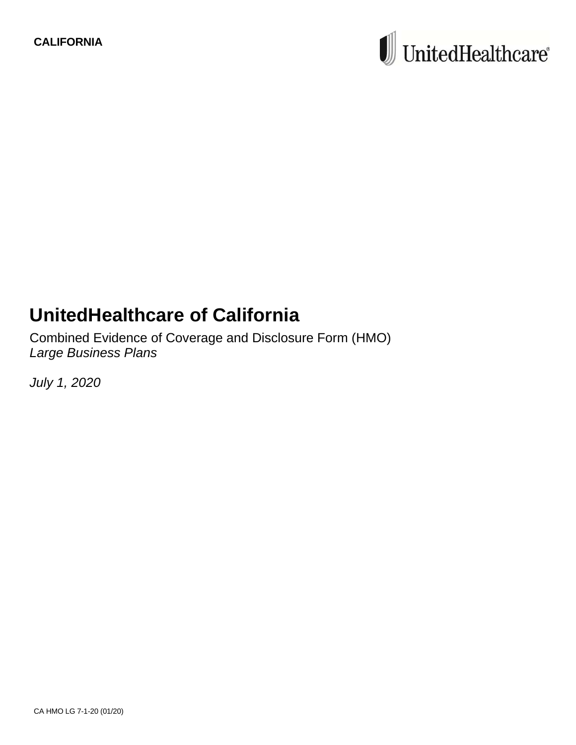**CALIFORNIA**

UnitedHealthcare

# UnitedHealthcare of California

Combined Evidence of Coverage and Disclosure Form (HMO)
*Large Business Plans*

*July 1, 2020*

CA HMO LG 7-1-20 (01/20)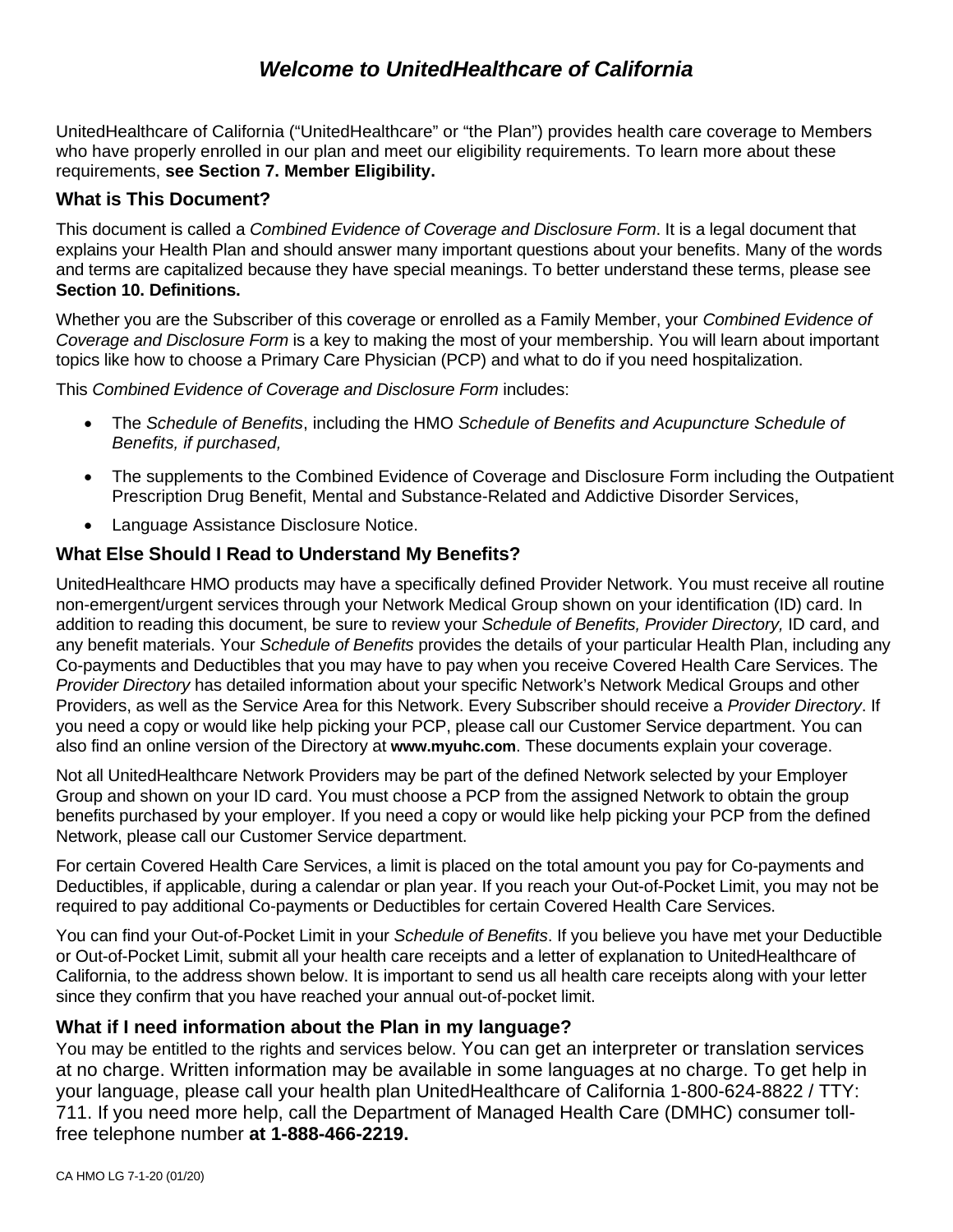# *Welcome to UnitedHealthcare of California*

UnitedHealthcare of California ("UnitedHealthcare" or "the Plan") provides health care coverage to Members who have properly enrolled in our plan and meet our eligibility requirements. To learn more about these requirements, **see Section 7. Member Eligibility.**

### What is This Document?

This document is called a *Combined Evidence of Coverage and Disclosure Form*. It is a legal document that explains your Health Plan and should answer many important questions about your benefits. Many of the words and terms are capitalized because they have special meanings. To better understand these terms, please see **Section 10. Definitions.**

Whether you are the Subscriber of this coverage or enrolled as a Family Member, your *Combined Evidence of Coverage and Disclosure Form* is a key to making the most of your membership. You will learn about important topics like how to choose a Primary Care Physician (PCP) and what to do if you need hospitalization.

This *Combined Evidence of Coverage and Disclosure Form* includes:

- The *Schedule of Benefits*, including the HMO *Schedule of Benefits and Acupuncture Schedule of Benefits, if purchased,*
- The supplements to the Combined Evidence of Coverage and Disclosure Form including the Outpatient Prescription Drug Benefit, Mental and Substance-Related and Addictive Disorder Services,
- Language Assistance Disclosure Notice.

### What Else Should I Read to Understand My Benefits?

UnitedHealthcare HMO products may have a specifically defined Provider Network. You must receive all routine non-emergent/urgent services through your Network Medical Group shown on your identification (ID) card. In addition to reading this document, be sure to review your *Schedule of Benefits, Provider Directory,* ID card, and any benefit materials. Your *Schedule of Benefits* provides the details of your particular Health Plan, including any Co-payments and Deductibles that you may have to pay when you receive Covered Health Care Services. The *Provider Directory* has detailed information about your specific Network's Network Medical Groups and other Providers, as well as the Service Area for this Network. Every Subscriber should receive a *Provider Directory*. If you need a copy or would like help picking your PCP, please call our Customer Service department. You can also find an online version of the Directory at **www.myuhc.com**. These documents explain your coverage.

Not all UnitedHealthcare Network Providers may be part of the defined Network selected by your Employer Group and shown on your ID card. You must choose a PCP from the assigned Network to obtain the group benefits purchased by your employer. If you need a copy or would like help picking your PCP from the defined Network, please call our Customer Service department.

For certain Covered Health Care Services, a limit is placed on the total amount you pay for Co-payments and Deductibles, if applicable, during a calendar or plan year. If you reach your Out-of-Pocket Limit, you may not be required to pay additional Co-payments or Deductibles for certain Covered Health Care Services.

You can find your Out-of-Pocket Limit in your *Schedule of Benefits*. If you believe you have met your Deductible or Out-of-Pocket Limit, submit all your health care receipts and a letter of explanation to UnitedHealthcare of California, to the address shown below. It is important to send us all health care receipts along with your letter since they confirm that you have reached your annual out-of-pocket limit.

### What if I need information about the Plan in my language?

You may be entitled to the rights and services below. You can get an interpreter or translation services at no charge. Written information may be available in some languages at no charge. To get help in your language, please call your health plan UnitedHealthcare of California 1-800-624-8822 / TTY: 711. If you need more help, call the Department of Managed Health Care (DMHC) consumer toll-free telephone number **at 1-888-466-2219.**

CA HMO LG 7-1-20 (01/20)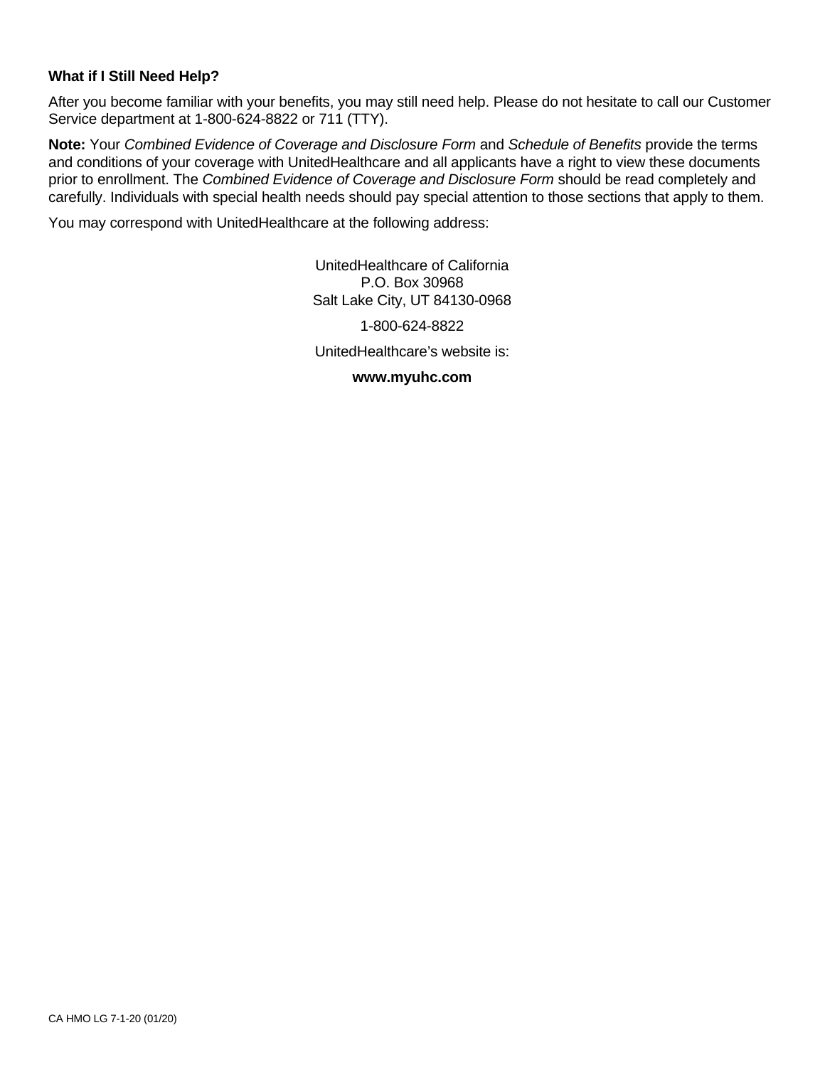**What if I Still Need Help?**

After you become familiar with your benefits, you may still need help. Please do not hesitate to call our Customer Service department at 1-800-624-8822 or 711 (TTY).

**Note:** Your *Combined Evidence of Coverage and Disclosure Form* and *Schedule of Benefits* provide the terms and conditions of your coverage with UnitedHealthcare and all applicants have a right to view these documents prior to enrollment. The *Combined Evidence of Coverage and Disclosure Form* should be read completely and carefully. Individuals with special health needs should pay special attention to those sections that apply to them.

You may correspond with UnitedHealthcare at the following address:

UnitedHealthcare of California
P.O. Box 30968
Salt Lake City, UT 84130-0968

1-800-624-8822

UnitedHealthcare's website is:

**www.myuhc.com**

CA HMO LG 7-1-20 (01/20)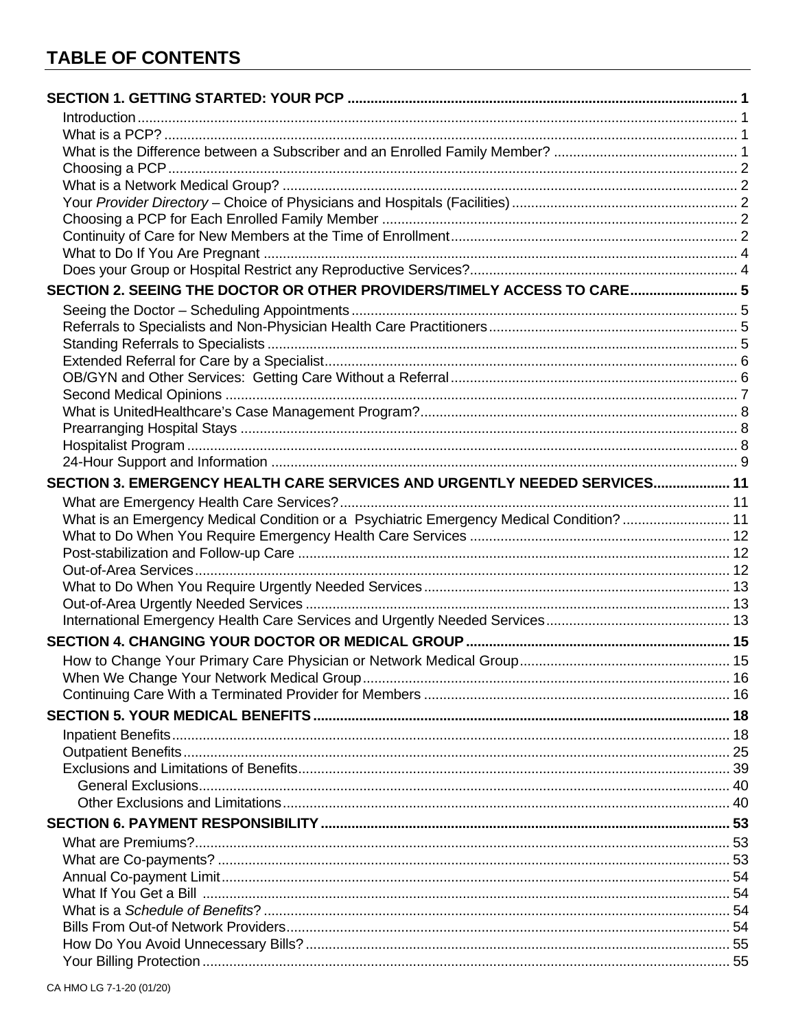# TABLE OF CONTENTS

**SECTION 1. GETTING STARTED: YOUR PCP** ..... 1

- Introduction ..... 1
- What is a PCP? ..... 1
- What is the Difference between a Subscriber and an Enrolled Family Member? ..... 1
- Choosing a PCP ..... 2
- What is a Network Medical Group? ..... 2
- Your *Provider Directory* – Choice of Physicians and Hospitals (Facilities) ..... 2
- Choosing a PCP for Each Enrolled Family Member ..... 2
- Continuity of Care for New Members at the Time of Enrollment ..... 2
- What to Do If You Are Pregnant ..... 4
- Does your Group or Hospital Restrict any Reproductive Services? ..... 4

**SECTION 2. SEEING THE DOCTOR OR OTHER PROVIDERS/TIMELY ACCESS TO CARE** ..... 5

- Seeing the Doctor – Scheduling Appointments ..... 5
- Referrals to Specialists and Non-Physician Health Care Practitioners ..... 5
- Standing Referrals to Specialists ..... 5
- Extended Referral for Care by a Specialist ..... 6
- OB/GYN and Other Services: Getting Care Without a Referral ..... 6
- Second Medical Opinions ..... 7
- What is UnitedHealthcare's Case Management Program? ..... 8
- Prearranging Hospital Stays ..... 8
- Hospitalist Program ..... 8
- 24-Hour Support and Information ..... 9

**SECTION 3. EMERGENCY HEALTH CARE SERVICES AND URGENTLY NEEDED SERVICES** ..... 11

- What are Emergency Health Care Services? ..... 11
- What is an Emergency Medical Condition or a Psychiatric Emergency Medical Condition? ..... 11
- What to Do When You Require Emergency Health Care Services ..... 12
- Post-stabilization and Follow-up Care ..... 12
- Out-of-Area Services ..... 12
- What to Do When You Require Urgently Needed Services ..... 13
- Out-of-Area Urgently Needed Services ..... 13
- International Emergency Health Care Services and Urgently Needed Services ..... 13

**SECTION 4. CHANGING YOUR DOCTOR OR MEDICAL GROUP** ..... 15

- How to Change Your Primary Care Physician or Network Medical Group ..... 15
- When We Change Your Network Medical Group ..... 16
- Continuing Care With a Terminated Provider for Members ..... 16

**SECTION 5. YOUR MEDICAL BENEFITS** ..... 18

- Inpatient Benefits ..... 18
- Outpatient Benefits ..... 25
- Exclusions and Limitations of Benefits ..... 39
  - General Exclusions ..... 40
  - Other Exclusions and Limitations ..... 40

**SECTION 6. PAYMENT RESPONSIBILITY** ..... 53

- What are Premiums? ..... 53
- What are Co-payments? ..... 53
- Annual Co-payment Limit ..... 54
- What If You Get a Bill ..... 54
- What is a *Schedule of Benefits*? ..... 54
- Bills From Out-of Network Providers ..... 54
- How Do You Avoid Unnecessary Bills? ..... 55
- Your Billing Protection ..... 55

CA HMO LG 7-1-20 (01/20)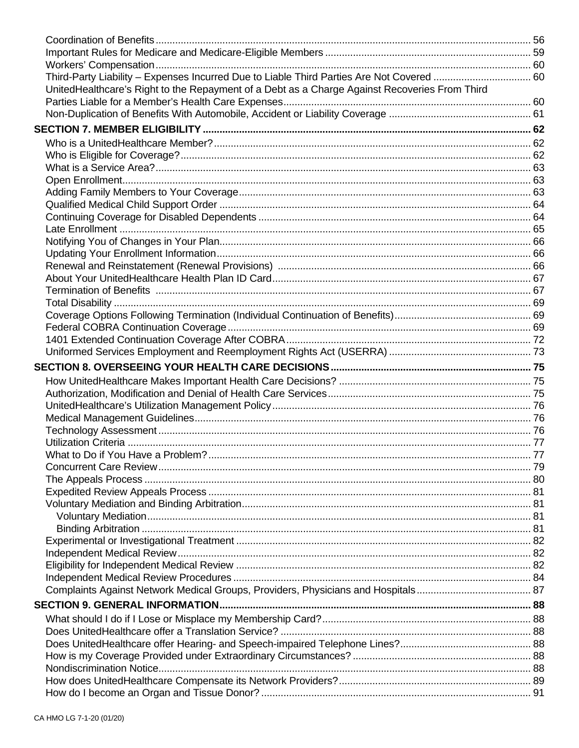Coordination of Benefits ........................................................................................................................ 56
Important Rules for Medicare and Medicare-Eligible Members ........................................................................... 59
Workers' Compensation ......................................................................................................................... 60
Third-Party Liability – Expenses Incurred Due to Liable Third Parties Are Not Covered .................................. 60
UnitedHealthcare's Right to the Repayment of a Debt as a Charge Against Recoveries From Third Parties Liable for a Member's Health Care Expenses ........................................................................................... 60
Non-Duplication of Benefits With Automobile, Accident or Liability Coverage ................................................... 61

**SECTION 7. MEMBER ELIGIBILITY ........................................................................................................ 62**

Who is a UnitedHealthcare Member? .................................................................................................... 62
Who is Eligible for Coverage? ................................................................................................................ 62
What is a Service Area? ......................................................................................................................... 63
Open Enrollment .................................................................................................................................... 63
Adding Family Members to Your Coverage ........................................................................................... 63
Qualified Medical Child Support Order ................................................................................................... 64
Continuing Coverage for Disabled Dependents ..................................................................................... 64
Late Enrollment ..................................................................................................................................... 65
Notifying You of Changes in Your Plan .................................................................................................. 66
Updating Your Enrollment Information ................................................................................................... 66
Renewal and Reinstatement (Renewal Provisions) ............................................................................... 66
About Your UnitedHealthcare Health Plan ID Card ................................................................................ 67
Termination of Benefits ......................................................................................................................... 67
Total Disability ....................................................................................................................................... 69
Coverage Options Following Termination (Individual Continuation of Benefits) .................................... 69
Federal COBRA Continuation Coverage ............................................................................................... 69
1401 Extended Continuation Coverage After COBRA ........................................................................... 72
Uniformed Services Employment and Reemployment Rights Act (USERRA) ....................................... 73

**SECTION 8. OVERSEEING YOUR HEALTH CARE DECISIONS .......................................................... 75**

How UnitedHealthcare Makes Important Health Care Decisions? ......................................................... 75
Authorization, Modification and Denial of Health Care Services ............................................................ 75
UnitedHealthcare's Utilization Management Policy ............................................................................... 76
Medical Management Guidelines ........................................................................................................... 76
Technology Assessment ........................................................................................................................ 76
Utilization Criteria ................................................................................................................................... 77
What to Do if You Have a Problem? ...................................................................................................... 77
Concurrent Care Review ........................................................................................................................ 79
The Appeals Process ............................................................................................................................. 80
Expedited Review Appeals Process ....................................................................................................... 81
Voluntary Mediation and Binding Arbitration .......................................................................................... 81
  Voluntary Mediation ........................................................................................................................... 81
  Binding Arbitration ............................................................................................................................. 81
Experimental or Investigational Treatment ............................................................................................. 82
Independent Medical Review ................................................................................................................. 82
Eligibility for Independent Medical Review ............................................................................................. 82
Independent Medical Review Procedures .............................................................................................. 84
Complaints Against Network Medical Groups, Providers, Physicians and Hospitals ............................ 87

**SECTION 9. GENERAL INFORMATION ................................................................................................. 88**

What should I do if I Lose or Misplace my Membership Card? .............................................................. 88
Does UnitedHealthcare offer a Translation Service? ............................................................................. 88
Does UnitedHealthcare offer Hearing- and Speech-impaired Telephone Lines? .................................. 88
How is my Coverage Provided under Extraordinary Circumstances? .................................................. 88
Nondiscrimination Notice ....................................................................................................................... 88
How does UnitedHealthcare Compensate its Network Providers? ........................................................ 89
How do I become an Organ and Tissue Donor? .................................................................................... 91

CA HMO LG 7-1-20 (01/20)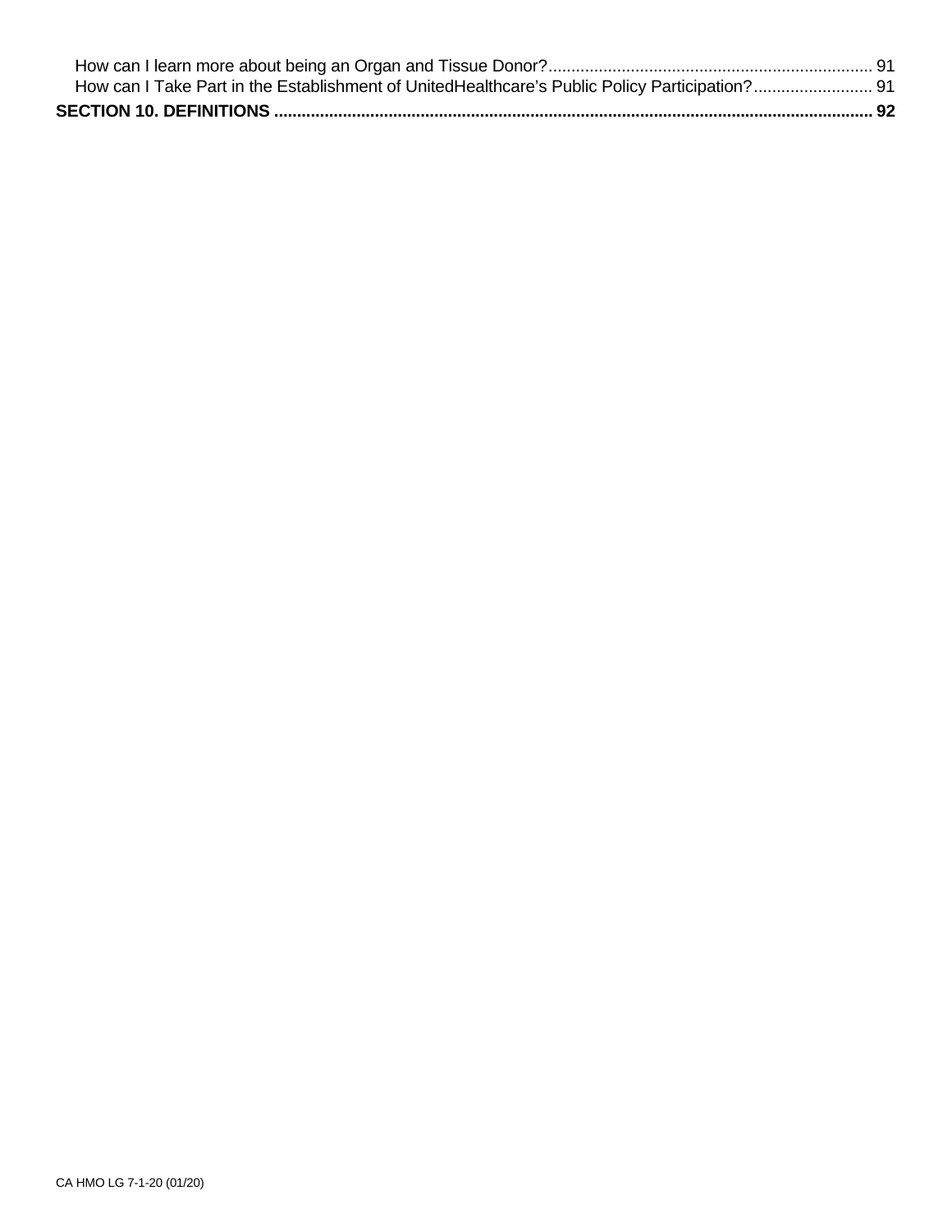How can I learn more about being an Organ and Tissue Donor? ........................................................................ 91
How can I Take Part in the Establishment of UnitedHealthcare's Public Policy Participation? .......................... 91
**SECTION 10. DEFINITIONS ................................................................................................................................ 92**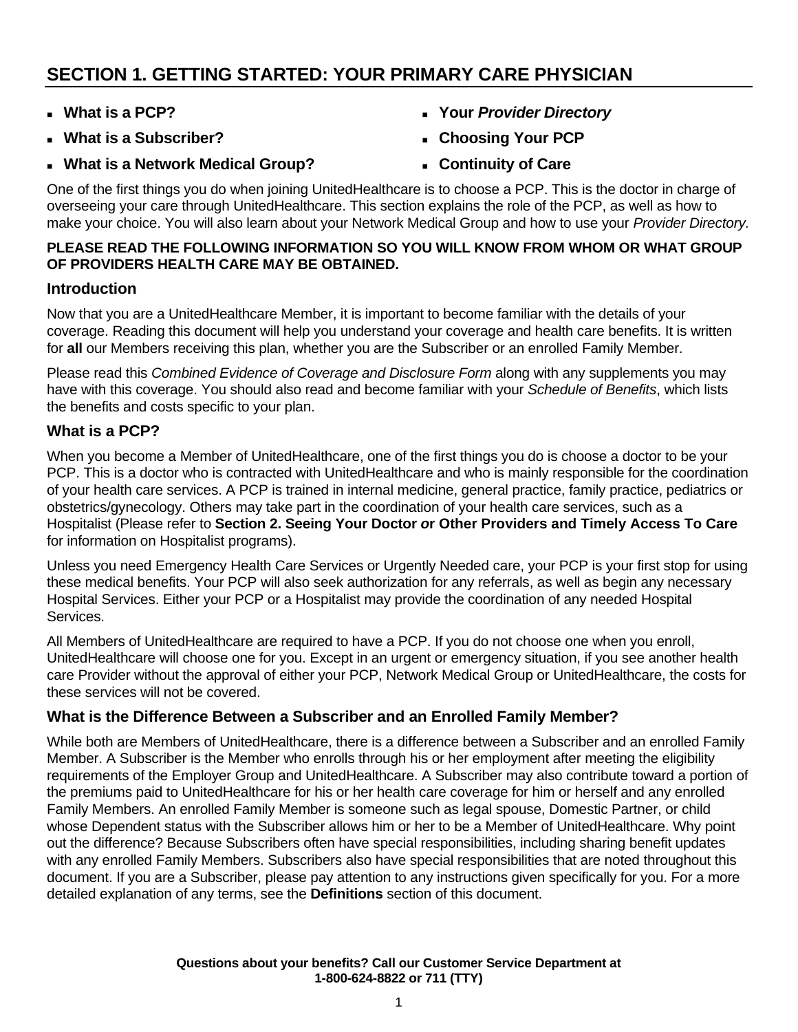# SECTION 1. GETTING STARTED: YOUR PRIMARY CARE PHYSICIAN

- **What is a PCP?**
- **What is a Subscriber?**
- **What is a Network Medical Group?**
- **Your *Provider Directory***
- **Choosing Your PCP**
- **Continuity of Care**

One of the first things you do when joining UnitedHealthcare is to choose a PCP. This is the doctor in charge of overseeing your care through UnitedHealthcare. This section explains the role of the PCP, as well as how to make your choice. You will also learn about your Network Medical Group and how to use your *Provider Directory.*

**PLEASE READ THE FOLLOWING INFORMATION SO YOU WILL KNOW FROM WHOM OR WHAT GROUP OF PROVIDERS HEALTH CARE MAY BE OBTAINED.**

## Introduction

Now that you are a UnitedHealthcare Member, it is important to become familiar with the details of your coverage. Reading this document will help you understand your coverage and health care benefits. It is written for **all** our Members receiving this plan, whether you are the Subscriber or an enrolled Family Member.

Please read this *Combined Evidence of Coverage and Disclosure Form* along with any supplements you may have with this coverage. You should also read and become familiar with your *Schedule of Benefits*, which lists the benefits and costs specific to your plan.

## What is a PCP?

When you become a Member of UnitedHealthcare, one of the first things you do is choose a doctor to be your PCP. This is a doctor who is contracted with UnitedHealthcare and who is mainly responsible for the coordination of your health care services. A PCP is trained in internal medicine, general practice, family practice, pediatrics or obstetrics/gynecology. Others may take part in the coordination of your health care services, such as a Hospitalist (Please refer to **Section 2. Seeing Your Doctor *or* Other Providers and Timely Access To Care** for information on Hospitalist programs).

Unless you need Emergency Health Care Services or Urgently Needed care, your PCP is your first stop for using these medical benefits. Your PCP will also seek authorization for any referrals, as well as begin any necessary Hospital Services. Either your PCP or a Hospitalist may provide the coordination of any needed Hospital Services.

All Members of UnitedHealthcare are required to have a PCP. If you do not choose one when you enroll, UnitedHealthcare will choose one for you. Except in an urgent or emergency situation, if you see another health care Provider without the approval of either your PCP, Network Medical Group or UnitedHealthcare, the costs for these services will not be covered.

## What is the Difference Between a Subscriber and an Enrolled Family Member?

While both are Members of UnitedHealthcare, there is a difference between a Subscriber and an enrolled Family Member. A Subscriber is the Member who enrolls through his or her employment after meeting the eligibility requirements of the Employer Group and UnitedHealthcare. A Subscriber may also contribute toward a portion of the premiums paid to UnitedHealthcare for his or her health care coverage for him or herself and any enrolled Family Members. An enrolled Family Member is someone such as legal spouse, Domestic Partner, or child whose Dependent status with the Subscriber allows him or her to be a Member of UnitedHealthcare. Why point out the difference? Because Subscribers often have special responsibilities, including sharing benefit updates with any enrolled Family Members. Subscribers also have special responsibilities that are noted throughout this document. If you are a Subscriber, please pay attention to any instructions given specifically for you. For a more detailed explanation of any terms, see the **Definitions** section of this document.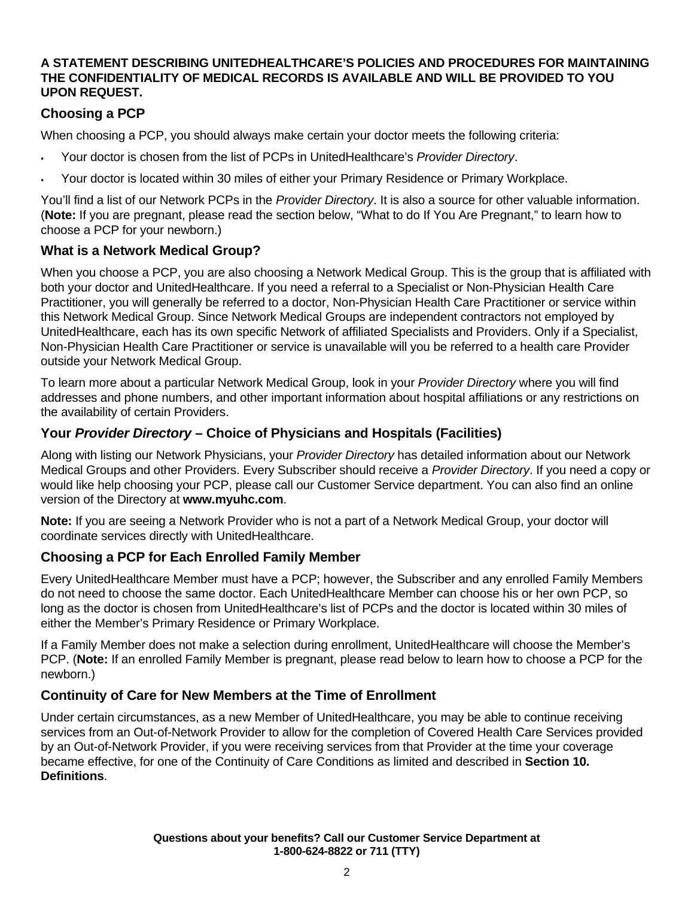**A STATEMENT DESCRIBING UNITEDHEALTHCARE'S POLICIES AND PROCEDURES FOR MAINTAINING THE CONFIDENTIALITY OF MEDICAL RECORDS IS AVAILABLE AND WILL BE PROVIDED TO YOU UPON REQUEST.**

## Choosing a PCP

When choosing a PCP, you should always make certain your doctor meets the following criteria:

- Your doctor is chosen from the list of PCPs in UnitedHealthcare's *Provider Directory*.
- Your doctor is located within 30 miles of either your Primary Residence or Primary Workplace.

You'll find a list of our Network PCPs in the *Provider Directory*. It is also a source for other valuable information. (**Note:** If you are pregnant, please read the section below, "What to do If You Are Pregnant," to learn how to choose a PCP for your newborn.)

## What is a Network Medical Group?

When you choose a PCP, you are also choosing a Network Medical Group. This is the group that is affiliated with both your doctor and UnitedHealthcare. If you need a referral to a Specialist or Non-Physician Health Care Practitioner, you will generally be referred to a doctor, Non-Physician Health Care Practitioner or service within this Network Medical Group. Since Network Medical Groups are independent contractors not employed by UnitedHealthcare, each has its own specific Network of affiliated Specialists and Providers. Only if a Specialist, Non-Physician Health Care Practitioner or service is unavailable will you be referred to a health care Provider outside your Network Medical Group.

To learn more about a particular Network Medical Group, look in your *Provider Directory* where you will find addresses and phone numbers, and other important information about hospital affiliations or any restrictions on the availability of certain Providers.

## Your *Provider Directory* – Choice of Physicians and Hospitals (Facilities)

Along with listing our Network Physicians, your *Provider Directory* has detailed information about our Network Medical Groups and other Providers. Every Subscriber should receive a *Provider Directory*. If you need a copy or would like help choosing your PCP, please call our Customer Service department. You can also find an online version of the Directory at **www.myuhc.com**.

**Note:** If you are seeing a Network Provider who is not a part of a Network Medical Group, your doctor will coordinate services directly with UnitedHealthcare.

## Choosing a PCP for Each Enrolled Family Member

Every UnitedHealthcare Member must have a PCP; however, the Subscriber and any enrolled Family Members do not need to choose the same doctor. Each UnitedHealthcare Member can choose his or her own PCP, so long as the doctor is chosen from UnitedHealthcare's list of PCPs and the doctor is located within 30 miles of either the Member's Primary Residence or Primary Workplace.

If a Family Member does not make a selection during enrollment, UnitedHealthcare will choose the Member's PCP. (**Note:** If an enrolled Family Member is pregnant, please read below to learn how to choose a PCP for the newborn.)

## Continuity of Care for New Members at the Time of Enrollment

Under certain circumstances, as a new Member of UnitedHealthcare, you may be able to continue receiving services from an Out-of-Network Provider to allow for the completion of Covered Health Care Services provided by an Out-of-Network Provider, if you were receiving services from that Provider at the time your coverage became effective, for one of the Continuity of Care Conditions as limited and described in **Section 10. Definitions**.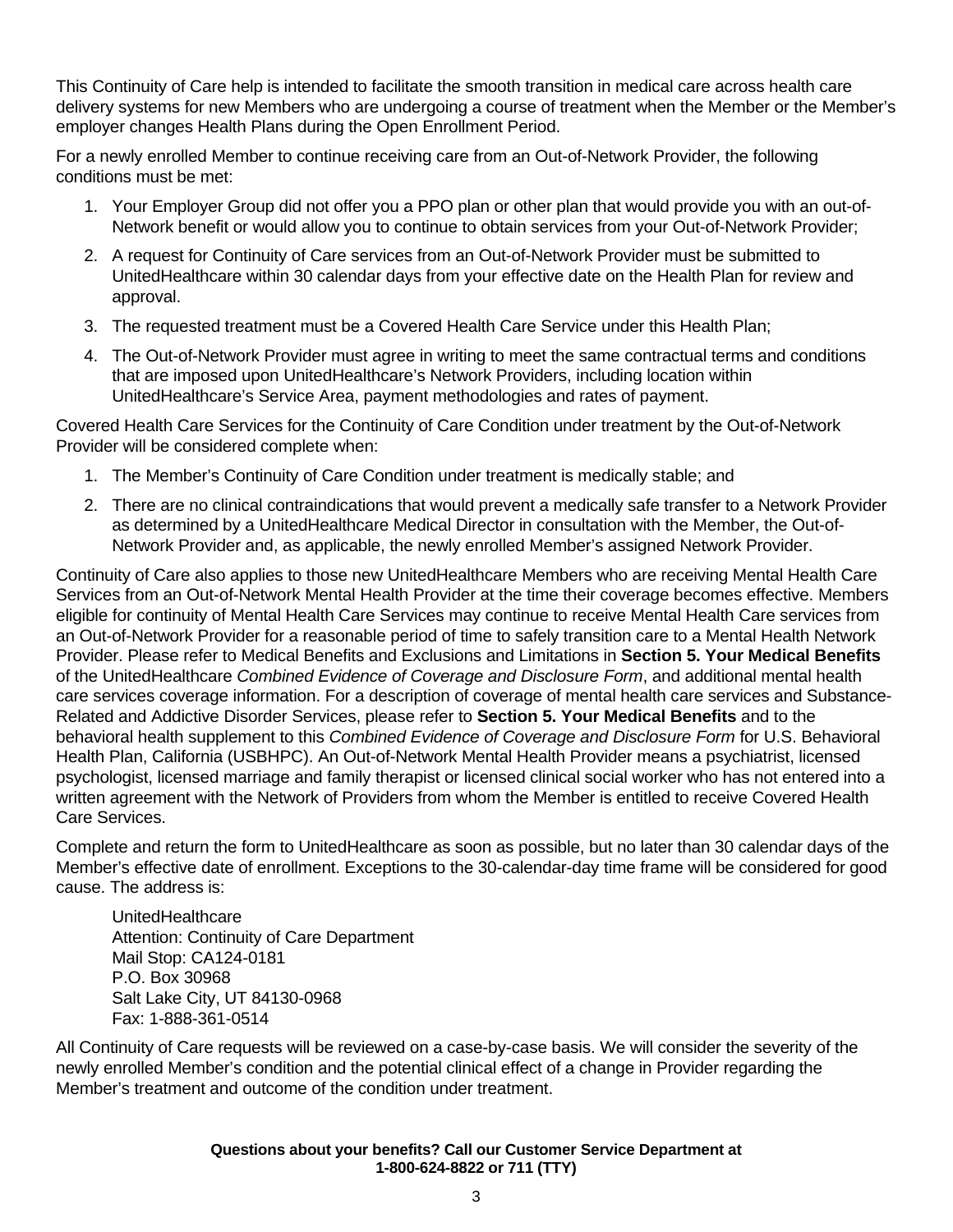This Continuity of Care help is intended to facilitate the smooth transition in medical care across health care delivery systems for new Members who are undergoing a course of treatment when the Member or the Member's employer changes Health Plans during the Open Enrollment Period.

For a newly enrolled Member to continue receiving care from an Out-of-Network Provider, the following conditions must be met:

1. Your Employer Group did not offer you a PPO plan or other plan that would provide you with an out-of-Network benefit or would allow you to continue to obtain services from your Out-of-Network Provider;
2. A request for Continuity of Care services from an Out-of-Network Provider must be submitted to UnitedHealthcare within 30 calendar days from your effective date on the Health Plan for review and approval.
3. The requested treatment must be a Covered Health Care Service under this Health Plan;
4. The Out-of-Network Provider must agree in writing to meet the same contractual terms and conditions that are imposed upon UnitedHealthcare's Network Providers, including location within UnitedHealthcare's Service Area, payment methodologies and rates of payment.

Covered Health Care Services for the Continuity of Care Condition under treatment by the Out-of-Network Provider will be considered complete when:

1. The Member's Continuity of Care Condition under treatment is medically stable; and
2. There are no clinical contraindications that would prevent a medically safe transfer to a Network Provider as determined by a UnitedHealthcare Medical Director in consultation with the Member, the Out-of-Network Provider and, as applicable, the newly enrolled Member's assigned Network Provider.

Continuity of Care also applies to those new UnitedHealthcare Members who are receiving Mental Health Care Services from an Out-of-Network Mental Health Provider at the time their coverage becomes effective. Members eligible for continuity of Mental Health Care Services may continue to receive Mental Health Care services from an Out-of-Network Provider for a reasonable period of time to safely transition care to a Mental Health Network Provider. Please refer to Medical Benefits and Exclusions and Limitations in **Section 5. Your Medical Benefits** of the UnitedHealthcare *Combined Evidence of Coverage and Disclosure Form*, and additional mental health care services coverage information. For a description of coverage of mental health care services and Substance-Related and Addictive Disorder Services, please refer to **Section 5. Your Medical Benefits** and to the behavioral health supplement to this *Combined Evidence of Coverage and Disclosure Form* for U.S. Behavioral Health Plan, California (USBHPC). An Out-of-Network Mental Health Provider means a psychiatrist, licensed psychologist, licensed marriage and family therapist or licensed clinical social worker who has not entered into a written agreement with the Network of Providers from whom the Member is entitled to receive Covered Health Care Services.

Complete and return the form to UnitedHealthcare as soon as possible, but no later than 30 calendar days of the Member's effective date of enrollment. Exceptions to the 30-calendar-day time frame will be considered for good cause. The address is:

UnitedHealthcare
Attention: Continuity of Care Department
Mail Stop: CA124-0181
P.O. Box 30968
Salt Lake City, UT 84130-0968
Fax: 1-888-361-0514

All Continuity of Care requests will be reviewed on a case-by-case basis. We will consider the severity of the newly enrolled Member's condition and the potential clinical effect of a change in Provider regarding the Member's treatment and outcome of the condition under treatment.

**Questions about your benefits? Call our Customer Service Department at 1-800-624-8822 or 711 (TTY)**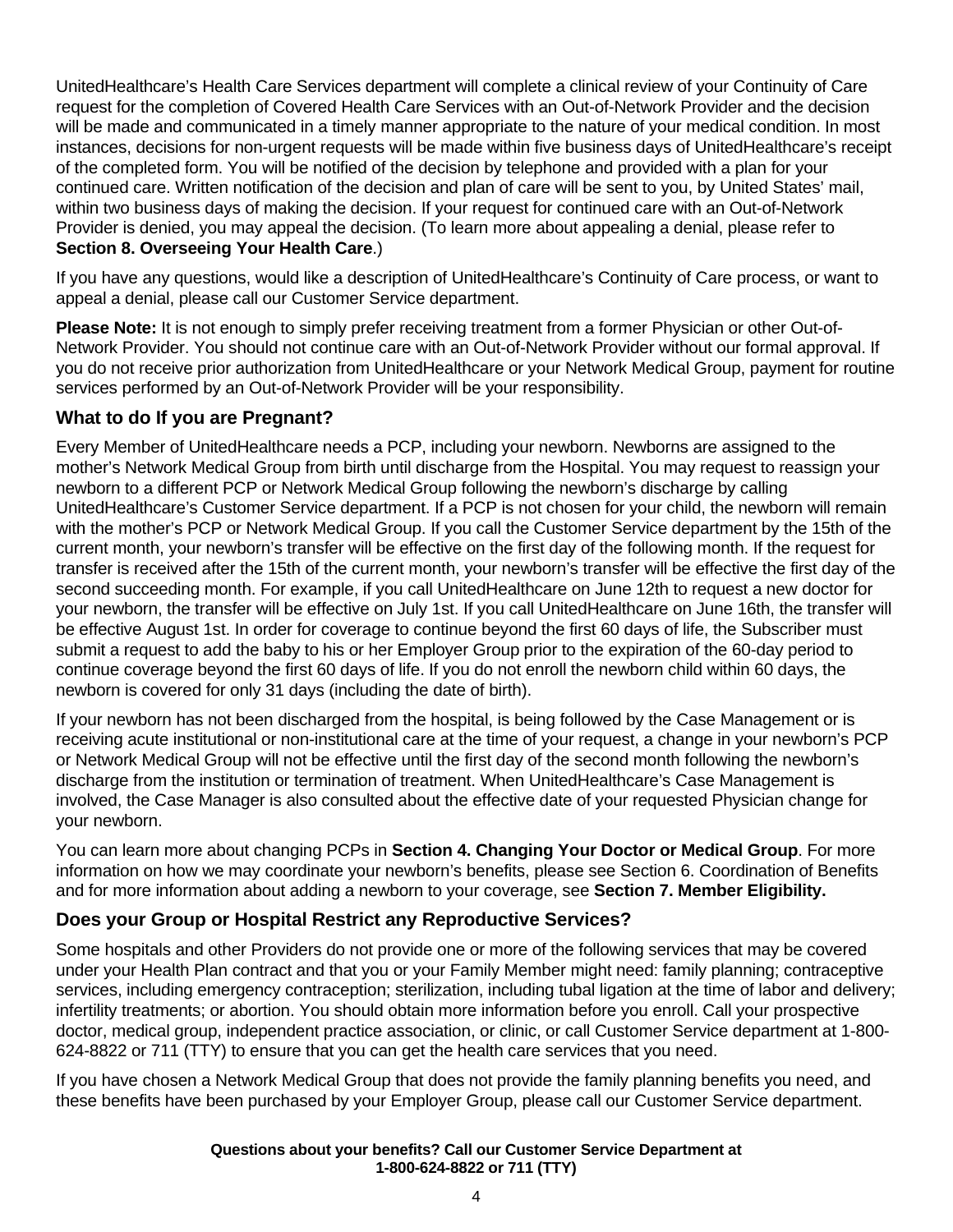UnitedHealthcare's Health Care Services department will complete a clinical review of your Continuity of Care request for the completion of Covered Health Care Services with an Out-of-Network Provider and the decision will be made and communicated in a timely manner appropriate to the nature of your medical condition. In most instances, decisions for non-urgent requests will be made within five business days of UnitedHealthcare's receipt of the completed form. You will be notified of the decision by telephone and provided with a plan for your continued care. Written notification of the decision and plan of care will be sent to you, by United States' mail, within two business days of making the decision. If your request for continued care with an Out-of-Network Provider is denied, you may appeal the decision. (To learn more about appealing a denial, please refer to **Section 8. Overseeing Your Health Care**.)

If you have any questions, would like a description of UnitedHealthcare's Continuity of Care process, or want to appeal a denial, please call our Customer Service department.

**Please Note:** It is not enough to simply prefer receiving treatment from a former Physician or other Out-of-Network Provider. You should not continue care with an Out-of-Network Provider without our formal approval. If you do not receive prior authorization from UnitedHealthcare or your Network Medical Group, payment for routine services performed by an Out-of-Network Provider will be your responsibility.

## What to do If you are Pregnant?

Every Member of UnitedHealthcare needs a PCP, including your newborn. Newborns are assigned to the mother's Network Medical Group from birth until discharge from the Hospital. You may request to reassign your newborn to a different PCP or Network Medical Group following the newborn's discharge by calling UnitedHealthcare's Customer Service department. If a PCP is not chosen for your child, the newborn will remain with the mother's PCP or Network Medical Group. If you call the Customer Service department by the 15th of the current month, your newborn's transfer will be effective on the first day of the following month. If the request for transfer is received after the 15th of the current month, your newborn's transfer will be effective the first day of the second succeeding month. For example, if you call UnitedHealthcare on June 12th to request a new doctor for your newborn, the transfer will be effective on July 1st. If you call UnitedHealthcare on June 16th, the transfer will be effective August 1st. In order for coverage to continue beyond the first 60 days of life, the Subscriber must submit a request to add the baby to his or her Employer Group prior to the expiration of the 60-day period to continue coverage beyond the first 60 days of life. If you do not enroll the newborn child within 60 days, the newborn is covered for only 31 days (including the date of birth).

If your newborn has not been discharged from the hospital, is being followed by the Case Management or is receiving acute institutional or non-institutional care at the time of your request, a change in your newborn's PCP or Network Medical Group will not be effective until the first day of the second month following the newborn's discharge from the institution or termination of treatment. When UnitedHealthcare's Case Management is involved, the Case Manager is also consulted about the effective date of your requested Physician change for your newborn.

You can learn more about changing PCPs in **Section 4. Changing Your Doctor or Medical Group**. For more information on how we may coordinate your newborn's benefits, please see Section 6. Coordination of Benefits and for more information about adding a newborn to your coverage, see **Section 7. Member Eligibility.**

## Does your Group or Hospital Restrict any Reproductive Services?

Some hospitals and other Providers do not provide one or more of the following services that may be covered under your Health Plan contract and that you or your Family Member might need: family planning; contraceptive services, including emergency contraception; sterilization, including tubal ligation at the time of labor and delivery; infertility treatments; or abortion. You should obtain more information before you enroll. Call your prospective doctor, medical group, independent practice association, or clinic, or call Customer Service department at 1-800-624-8822 or 711 (TTY) to ensure that you can get the health care services that you need.

If you have chosen a Network Medical Group that does not provide the family planning benefits you need, and these benefits have been purchased by your Employer Group, please call our Customer Service department.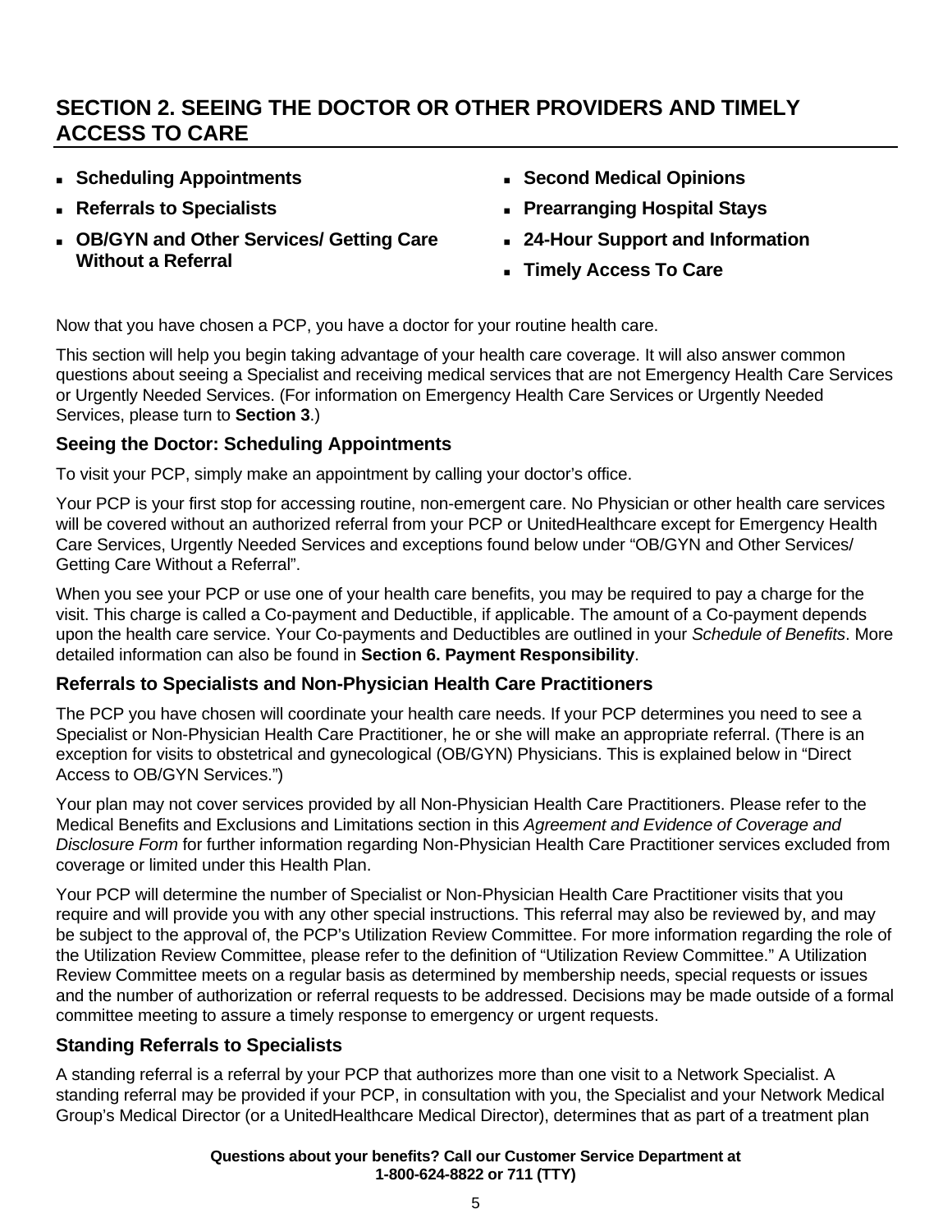# SECTION 2. SEEING THE DOCTOR OR OTHER PROVIDERS AND TIMELY ACCESS TO CARE

- **Scheduling Appointments**
- **Referrals to Specialists**
- **OB/GYN and Other Services/ Getting Care Without a Referral**
- **Second Medical Opinions**
- **Prearranging Hospital Stays**
- **24-Hour Support and Information**
- **Timely Access To Care**

Now that you have chosen a PCP, you have a doctor for your routine health care.

This section will help you begin taking advantage of your health care coverage. It will also answer common questions about seeing a Specialist and receiving medical services that are not Emergency Health Care Services or Urgently Needed Services. (For information on Emergency Health Care Services or Urgently Needed Services, please turn to **Section 3**.)

## Seeing the Doctor: Scheduling Appointments

To visit your PCP, simply make an appointment by calling your doctor's office.

Your PCP is your first stop for accessing routine, non-emergent care. No Physician or other health care services will be covered without an authorized referral from your PCP or UnitedHealthcare except for Emergency Health Care Services, Urgently Needed Services and exceptions found below under "OB/GYN and Other Services/ Getting Care Without a Referral".

When you see your PCP or use one of your health care benefits, you may be required to pay a charge for the visit. This charge is called a Co-payment and Deductible, if applicable. The amount of a Co-payment depends upon the health care service. Your Co-payments and Deductibles are outlined in your *Schedule of Benefits*. More detailed information can also be found in **Section 6. Payment Responsibility**.

## Referrals to Specialists and Non-Physician Health Care Practitioners

The PCP you have chosen will coordinate your health care needs. If your PCP determines you need to see a Specialist or Non-Physician Health Care Practitioner, he or she will make an appropriate referral. (There is an exception for visits to obstetrical and gynecological (OB/GYN) Physicians. This is explained below in "Direct Access to OB/GYN Services.")

Your plan may not cover services provided by all Non-Physician Health Care Practitioners. Please refer to the Medical Benefits and Exclusions and Limitations section in this *Agreement and Evidence of Coverage and Disclosure Form* for further information regarding Non-Physician Health Care Practitioner services excluded from coverage or limited under this Health Plan.

Your PCP will determine the number of Specialist or Non-Physician Health Care Practitioner visits that you require and will provide you with any other special instructions. This referral may also be reviewed by, and may be subject to the approval of, the PCP's Utilization Review Committee. For more information regarding the role of the Utilization Review Committee, please refer to the definition of "Utilization Review Committee." A Utilization Review Committee meets on a regular basis as determined by membership needs, special requests or issues and the number of authorization or referral requests to be addressed. Decisions may be made outside of a formal committee meeting to assure a timely response to emergency or urgent requests.

## Standing Referrals to Specialists

A standing referral is a referral by your PCP that authorizes more than one visit to a Network Specialist. A standing referral may be provided if your PCP, in consultation with you, the Specialist and your Network Medical Group's Medical Director (or a UnitedHealthcare Medical Director), determines that as part of a treatment plan

**Questions about your benefits? Call our Customer Service Department at 1-800-624-8822 or 711 (TTY)**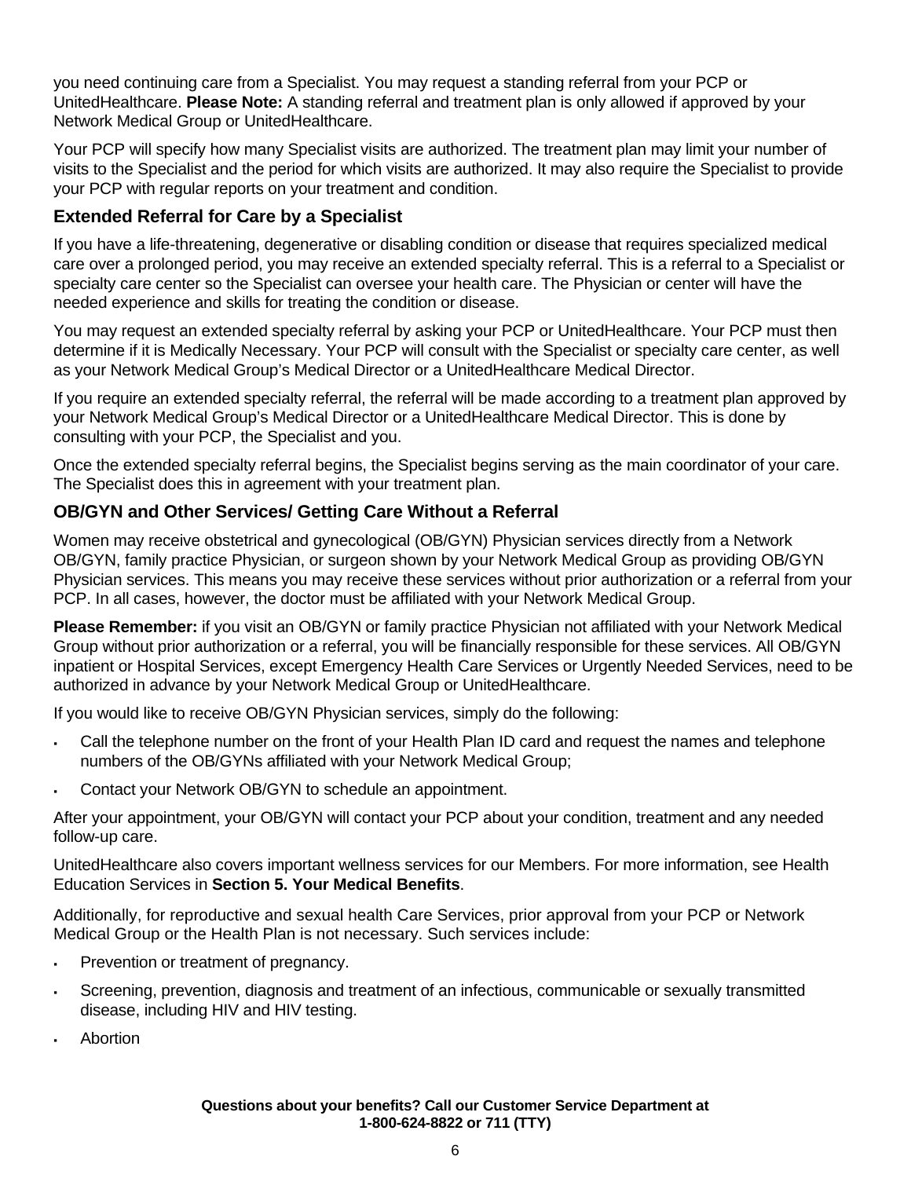you need continuing care from a Specialist. You may request a standing referral from your PCP or UnitedHealthcare. **Please Note:** A standing referral and treatment plan is only allowed if approved by your Network Medical Group or UnitedHealthcare.

Your PCP will specify how many Specialist visits are authorized. The treatment plan may limit your number of visits to the Specialist and the period for which visits are authorized. It may also require the Specialist to provide your PCP with regular reports on your treatment and condition.

### Extended Referral for Care by a Specialist

If you have a life-threatening, degenerative or disabling condition or disease that requires specialized medical care over a prolonged period, you may receive an extended specialty referral. This is a referral to a Specialist or specialty care center so the Specialist can oversee your health care. The Physician or center will have the needed experience and skills for treating the condition or disease.

You may request an extended specialty referral by asking your PCP or UnitedHealthcare. Your PCP must then determine if it is Medically Necessary. Your PCP will consult with the Specialist or specialty care center, as well as your Network Medical Group's Medical Director or a UnitedHealthcare Medical Director.

If you require an extended specialty referral, the referral will be made according to a treatment plan approved by your Network Medical Group's Medical Director or a UnitedHealthcare Medical Director. This is done by consulting with your PCP, the Specialist and you.

Once the extended specialty referral begins, the Specialist begins serving as the main coordinator of your care. The Specialist does this in agreement with your treatment plan.

### OB/GYN and Other Services/ Getting Care Without a Referral

Women may receive obstetrical and gynecological (OB/GYN) Physician services directly from a Network OB/GYN, family practice Physician, or surgeon shown by your Network Medical Group as providing OB/GYN Physician services. This means you may receive these services without prior authorization or a referral from your PCP. In all cases, however, the doctor must be affiliated with your Network Medical Group.

**Please Remember:** if you visit an OB/GYN or family practice Physician not affiliated with your Network Medical Group without prior authorization or a referral, you will be financially responsible for these services. All OB/GYN inpatient or Hospital Services, except Emergency Health Care Services or Urgently Needed Services, need to be authorized in advance by your Network Medical Group or UnitedHealthcare.

If you would like to receive OB/GYN Physician services, simply do the following:

- Call the telephone number on the front of your Health Plan ID card and request the names and telephone numbers of the OB/GYNs affiliated with your Network Medical Group;
- Contact your Network OB/GYN to schedule an appointment.

After your appointment, your OB/GYN will contact your PCP about your condition, treatment and any needed follow-up care.

UnitedHealthcare also covers important wellness services for our Members. For more information, see Health Education Services in **Section 5. Your Medical Benefits**.

Additionally, for reproductive and sexual health Care Services, prior approval from your PCP or Network Medical Group or the Health Plan is not necessary. Such services include:

- Prevention or treatment of pregnancy.
- Screening, prevention, diagnosis and treatment of an infectious, communicable or sexually transmitted disease, including HIV and HIV testing.
- Abortion

**Questions about your benefits? Call our Customer Service Department at 1-800-624-8822 or 711 (TTY)**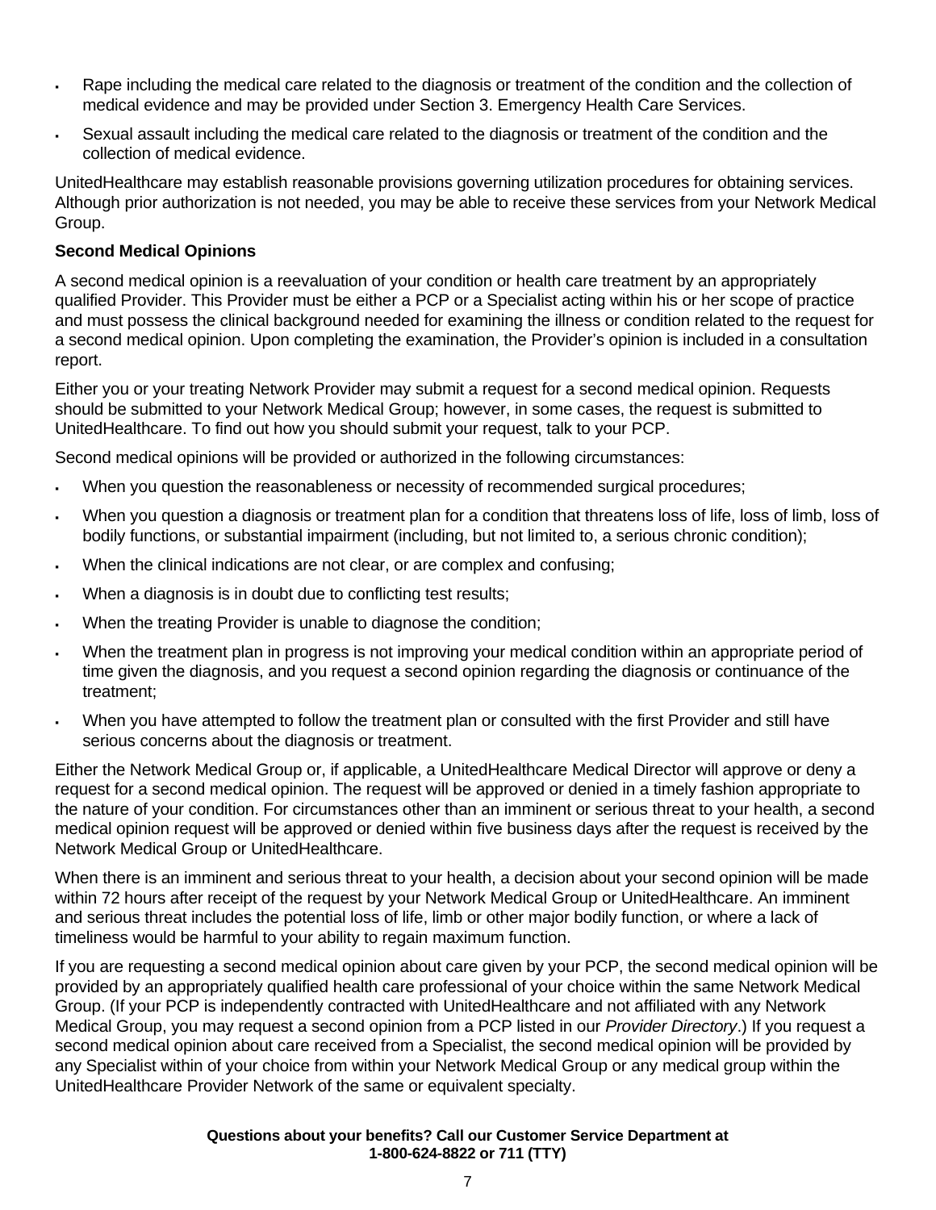- Rape including the medical care related to the diagnosis or treatment of the condition and the collection of medical evidence and may be provided under Section 3. Emergency Health Care Services.
- Sexual assault including the medical care related to the diagnosis or treatment of the condition and the collection of medical evidence.

UnitedHealthcare may establish reasonable provisions governing utilization procedures for obtaining services. Although prior authorization is not needed, you may be able to receive these services from your Network Medical Group.

**Second Medical Opinions**

A second medical opinion is a reevaluation of your condition or health care treatment by an appropriately qualified Provider. This Provider must be either a PCP or a Specialist acting within his or her scope of practice and must possess the clinical background needed for examining the illness or condition related to the request for a second medical opinion. Upon completing the examination, the Provider's opinion is included in a consultation report.

Either you or your treating Network Provider may submit a request for a second medical opinion. Requests should be submitted to your Network Medical Group; however, in some cases, the request is submitted to UnitedHealthcare. To find out how you should submit your request, talk to your PCP.

Second medical opinions will be provided or authorized in the following circumstances:

- When you question the reasonableness or necessity of recommended surgical procedures;
- When you question a diagnosis or treatment plan for a condition that threatens loss of life, loss of limb, loss of bodily functions, or substantial impairment (including, but not limited to, a serious chronic condition);
- When the clinical indications are not clear, or are complex and confusing;
- When a diagnosis is in doubt due to conflicting test results;
- When the treating Provider is unable to diagnose the condition;
- When the treatment plan in progress is not improving your medical condition within an appropriate period of time given the diagnosis, and you request a second opinion regarding the diagnosis or continuance of the treatment;
- When you have attempted to follow the treatment plan or consulted with the first Provider and still have serious concerns about the diagnosis or treatment.

Either the Network Medical Group or, if applicable, a UnitedHealthcare Medical Director will approve or deny a request for a second medical opinion. The request will be approved or denied in a timely fashion appropriate to the nature of your condition. For circumstances other than an imminent or serious threat to your health, a second medical opinion request will be approved or denied within five business days after the request is received by the Network Medical Group or UnitedHealthcare.

When there is an imminent and serious threat to your health, a decision about your second opinion will be made within 72 hours after receipt of the request by your Network Medical Group or UnitedHealthcare. An imminent and serious threat includes the potential loss of life, limb or other major bodily function, or where a lack of timeliness would be harmful to your ability to regain maximum function.

If you are requesting a second medical opinion about care given by your PCP, the second medical opinion will be provided by an appropriately qualified health care professional of your choice within the same Network Medical Group. (If your PCP is independently contracted with UnitedHealthcare and not affiliated with any Network Medical Group, you may request a second opinion from a PCP listed in our *Provider Directory*.) If you request a second medical opinion about care received from a Specialist, the second medical opinion will be provided by any Specialist within of your choice from within your Network Medical Group or any medical group within the UnitedHealthcare Provider Network of the same or equivalent specialty.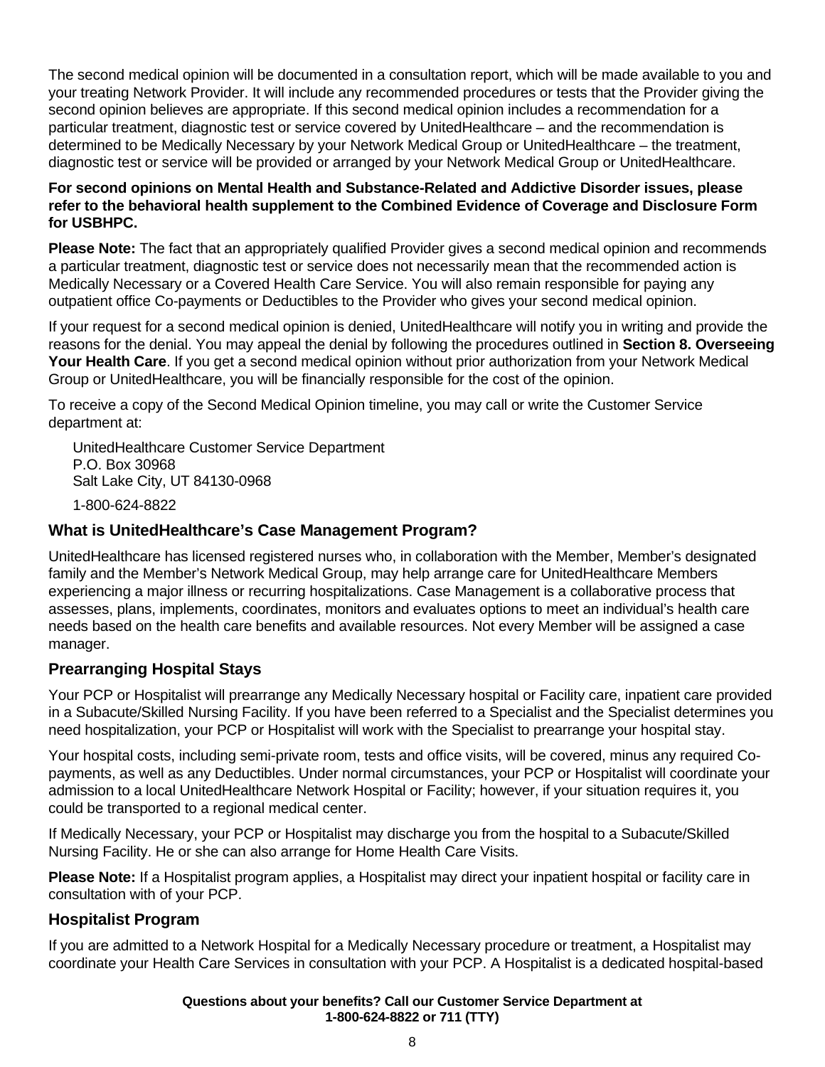The second medical opinion will be documented in a consultation report, which will be made available to you and your treating Network Provider. It will include any recommended procedures or tests that the Provider giving the second opinion believes are appropriate. If this second medical opinion includes a recommendation for a particular treatment, diagnostic test or service covered by UnitedHealthcare – and the recommendation is determined to be Medically Necessary by your Network Medical Group or UnitedHealthcare – the treatment, diagnostic test or service will be provided or arranged by your Network Medical Group or UnitedHealthcare.

**For second opinions on Mental Health and Substance-Related and Addictive Disorder issues, please refer to the behavioral health supplement to the Combined Evidence of Coverage and Disclosure Form for USBHPC.**

**Please Note:** The fact that an appropriately qualified Provider gives a second medical opinion and recommends a particular treatment, diagnostic test or service does not necessarily mean that the recommended action is Medically Necessary or a Covered Health Care Service. You will also remain responsible for paying any outpatient office Co-payments or Deductibles to the Provider who gives your second medical opinion.

If your request for a second medical opinion is denied, UnitedHealthcare will notify you in writing and provide the reasons for the denial. You may appeal the denial by following the procedures outlined in **Section 8. Overseeing Your Health Care**. If you get a second medical opinion without prior authorization from your Network Medical Group or UnitedHealthcare, you will be financially responsible for the cost of the opinion.

To receive a copy of the Second Medical Opinion timeline, you may call or write the Customer Service department at:

UnitedHealthcare Customer Service Department
P.O. Box 30968
Salt Lake City, UT 84130-0968

1-800-624-8822

## What is UnitedHealthcare's Case Management Program?

UnitedHealthcare has licensed registered nurses who, in collaboration with the Member, Member's designated family and the Member's Network Medical Group, may help arrange care for UnitedHealthcare Members experiencing a major illness or recurring hospitalizations. Case Management is a collaborative process that assesses, plans, implements, coordinates, monitors and evaluates options to meet an individual's health care needs based on the health care benefits and available resources. Not every Member will be assigned a case manager.

## Prearranging Hospital Stays

Your PCP or Hospitalist will prearrange any Medically Necessary hospital or Facility care, inpatient care provided in a Subacute/Skilled Nursing Facility. If you have been referred to a Specialist and the Specialist determines you need hospitalization, your PCP or Hospitalist will work with the Specialist to prearrange your hospital stay.

Your hospital costs, including semi-private room, tests and office visits, will be covered, minus any required Co-payments, as well as any Deductibles. Under normal circumstances, your PCP or Hospitalist will coordinate your admission to a local UnitedHealthcare Network Hospital or Facility; however, if your situation requires it, you could be transported to a regional medical center.

If Medically Necessary, your PCP or Hospitalist may discharge you from the hospital to a Subacute/Skilled Nursing Facility. He or she can also arrange for Home Health Care Visits.

**Please Note:** If a Hospitalist program applies, a Hospitalist may direct your inpatient hospital or facility care in consultation with of your PCP.

## Hospitalist Program

If you are admitted to a Network Hospital for a Medically Necessary procedure or treatment, a Hospitalist may coordinate your Health Care Services in consultation with your PCP. A Hospitalist is a dedicated hospital-based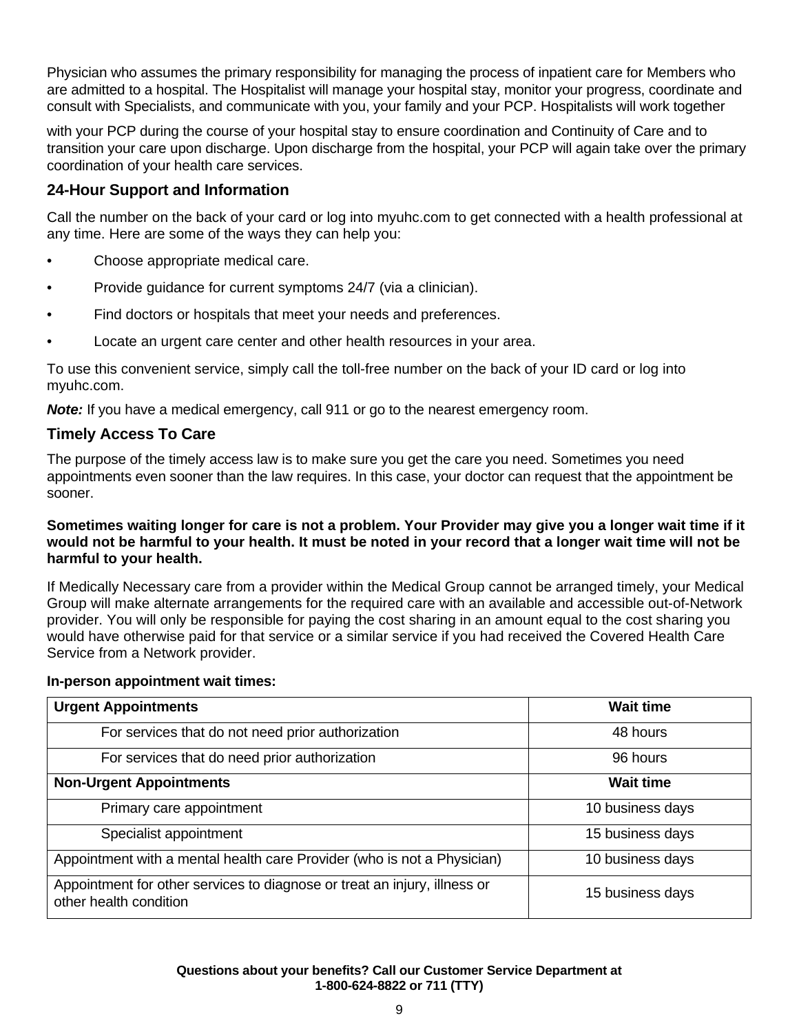Physician who assumes the primary responsibility for managing the process of inpatient care for Members who are admitted to a hospital. The Hospitalist will manage your hospital stay, monitor your progress, coordinate and consult with Specialists, and communicate with you, your family and your PCP. Hospitalists will work together

with your PCP during the course of your hospital stay to ensure coordination and Continuity of Care and to transition your care upon discharge. Upon discharge from the hospital, your PCP will again take over the primary coordination of your health care services.

### 24-Hour Support and Information

Call the number on the back of your card or log into myuhc.com to get connected with a health professional at any time. Here are some of the ways they can help you:

- Choose appropriate medical care.
- Provide guidance for current symptoms 24/7 (via a clinician).
- Find doctors or hospitals that meet your needs and preferences.
- Locate an urgent care center and other health resources in your area.

To use this convenient service, simply call the toll-free number on the back of your ID card or log into myuhc.com.

***Note:*** If you have a medical emergency, call 911 or go to the nearest emergency room.

### Timely Access To Care

The purpose of the timely access law is to make sure you get the care you need. Sometimes you need appointments even sooner than the law requires. In this case, your doctor can request that the appointment be sooner.

**Sometimes waiting longer for care is not a problem. Your Provider may give you a longer wait time if it would not be harmful to your health. It must be noted in your record that a longer wait time will not be harmful to your health.**

If Medically Necessary care from a provider within the Medical Group cannot be arranged timely, your Medical Group will make alternate arrangements for the required care with an available and accessible out-of-Network provider. You will only be responsible for paying the cost sharing in an amount equal to the cost sharing you would have otherwise paid for that service or a similar service if you had received the Covered Health Care Service from a Network provider.

**In-person appointment wait times:**

| **Urgent Appointments** | **Wait time** |
|---|---|
| For services that do not need prior authorization | 48 hours |
| For services that do need prior authorization | 96 hours |
| **Non-Urgent Appointments** | **Wait time** |
| Primary care appointment | 10 business days |
| Specialist appointment | 15 business days |
| Appointment with a mental health care Provider (who is not a Physician) | 10 business days |
| Appointment for other services to diagnose or treat an injury, illness or other health condition | 15 business days |

**Questions about your benefits? Call our Customer Service Department at 1-800-624-8822 or 711 (TTY)**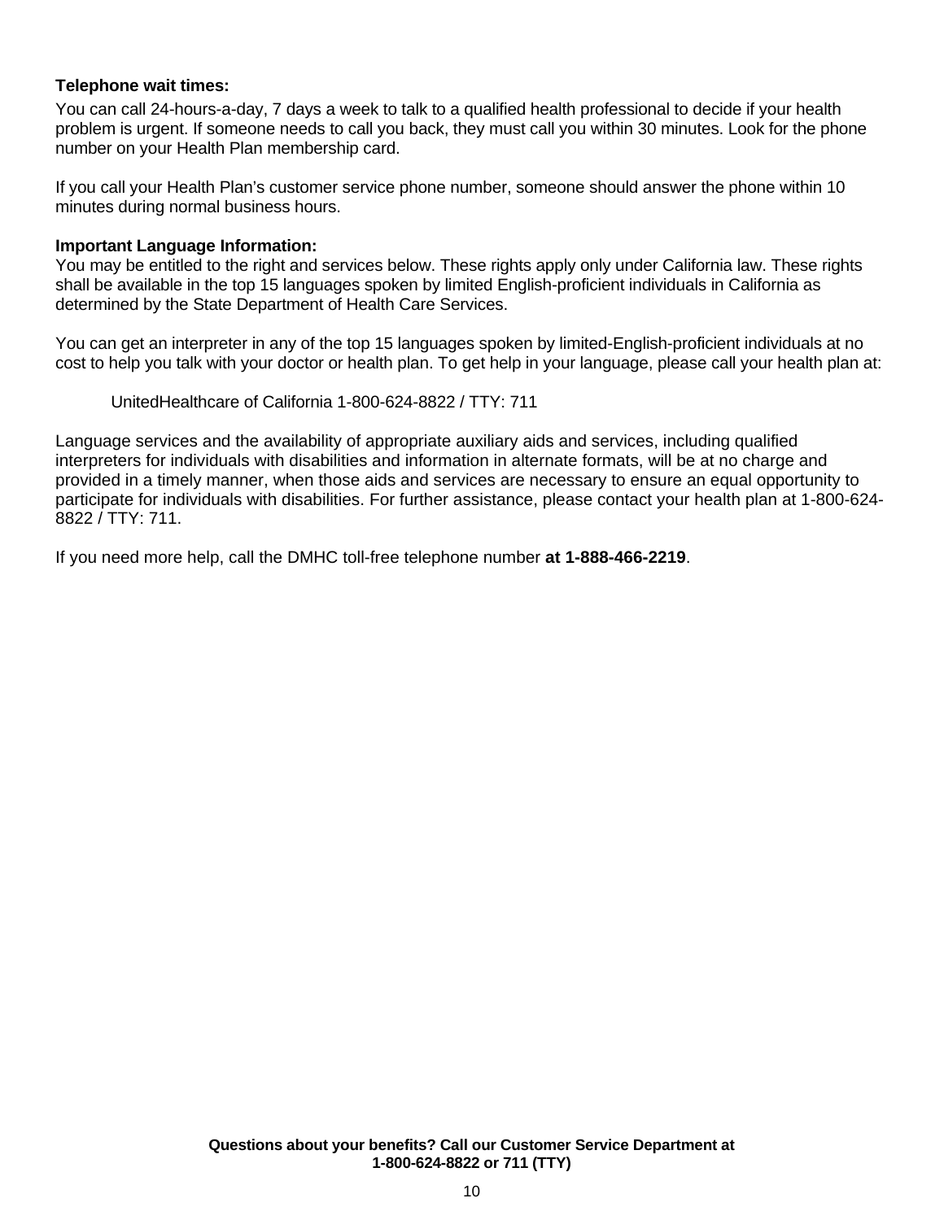**Telephone wait times:**

You can call 24-hours-a-day, 7 days a week to talk to a qualified health professional to decide if your health problem is urgent. If someone needs to call you back, they must call you within 30 minutes. Look for the phone number on your Health Plan membership card.

If you call your Health Plan's customer service phone number, someone should answer the phone within 10 minutes during normal business hours.

**Important Language Information:**

You may be entitled to the right and services below. These rights apply only under California law. These rights shall be available in the top 15 languages spoken by limited English-proficient individuals in California as determined by the State Department of Health Care Services.

You can get an interpreter in any of the top 15 languages spoken by limited-English-proficient individuals at no cost to help you talk with your doctor or health plan. To get help in your language, please call your health plan at:

UnitedHealthcare of California 1-800-624-8822 / TTY: 711

Language services and the availability of appropriate auxiliary aids and services, including qualified interpreters for individuals with disabilities and information in alternate formats, will be at no charge and provided in a timely manner, when those aids and services are necessary to ensure an equal opportunity to participate for individuals with disabilities. For further assistance, please contact your health plan at 1-800-624-8822 / TTY: 711.

If you need more help, call the DMHC toll-free telephone number **at 1-888-466-2219**.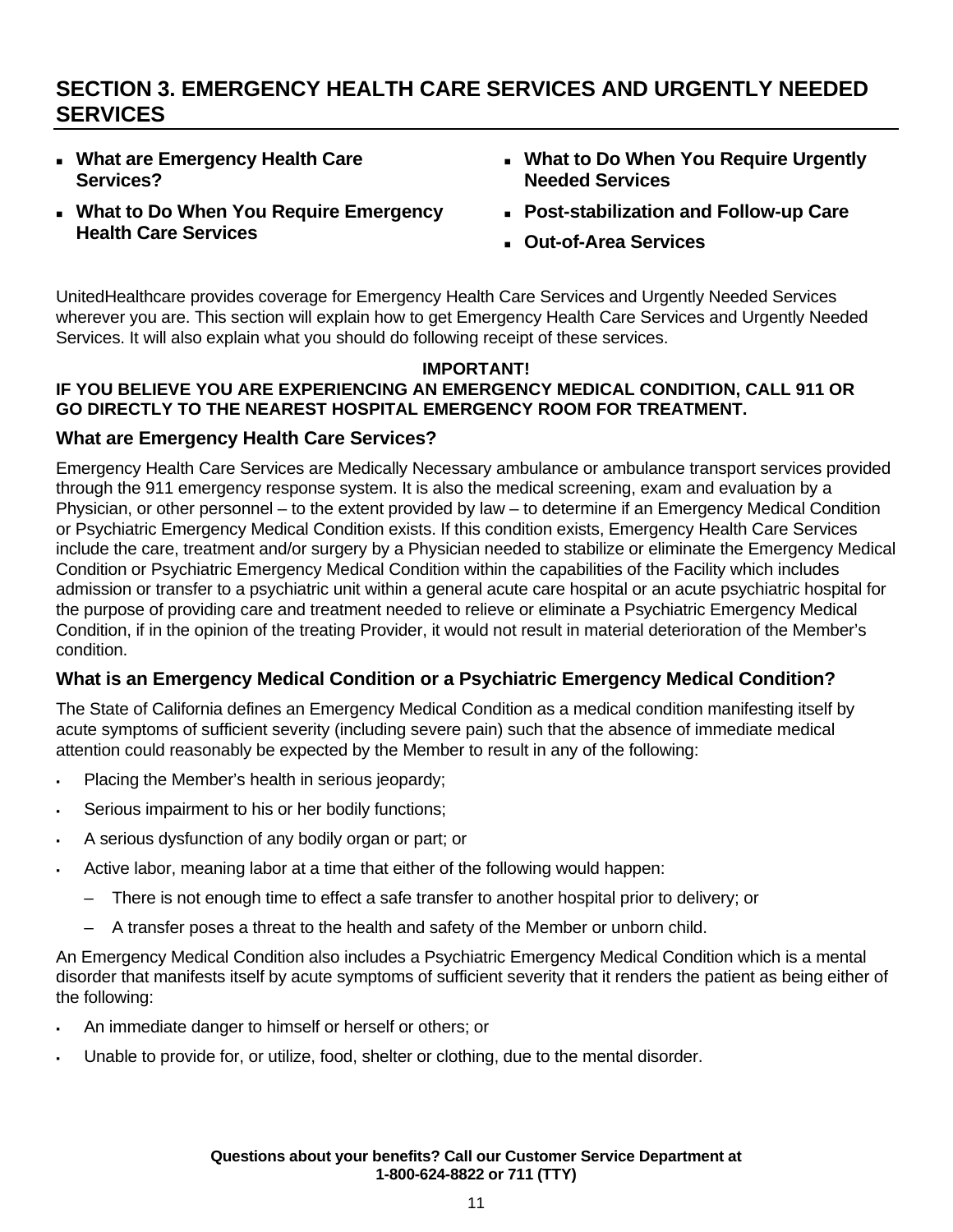## SECTION 3. EMERGENCY HEALTH CARE SERVICES AND URGENTLY NEEDED SERVICES

- **What are Emergency Health Care Services?**
- **What to Do When You Require Emergency Health Care Services**
- **What to Do When You Require Urgently Needed Services**
- **Post-stabilization and Follow-up Care**
- **Out-of-Area Services**

UnitedHealthcare provides coverage for Emergency Health Care Services and Urgently Needed Services wherever you are. This section will explain how to get Emergency Health Care Services and Urgently Needed Services. It will also explain what you should do following receipt of these services.

**IMPORTANT!**

**IF YOU BELIEVE YOU ARE EXPERIENCING AN EMERGENCY MEDICAL CONDITION, CALL 911 OR GO DIRECTLY TO THE NEAREST HOSPITAL EMERGENCY ROOM FOR TREATMENT.**

### What are Emergency Health Care Services?

Emergency Health Care Services are Medically Necessary ambulance or ambulance transport services provided through the 911 emergency response system. It is also the medical screening, exam and evaluation by a Physician, or other personnel – to the extent provided by law – to determine if an Emergency Medical Condition or Psychiatric Emergency Medical Condition exists. If this condition exists, Emergency Health Care Services include the care, treatment and/or surgery by a Physician needed to stabilize or eliminate the Emergency Medical Condition or Psychiatric Emergency Medical Condition within the capabilities of the Facility which includes admission or transfer to a psychiatric unit within a general acute care hospital or an acute psychiatric hospital for the purpose of providing care and treatment needed to relieve or eliminate a Psychiatric Emergency Medical Condition, if in the opinion of the treating Provider, it would not result in material deterioration of the Member's condition.

### What is an Emergency Medical Condition or a Psychiatric Emergency Medical Condition?

The State of California defines an Emergency Medical Condition as a medical condition manifesting itself by acute symptoms of sufficient severity (including severe pain) such that the absence of immediate medical attention could reasonably be expected by the Member to result in any of the following:

- Placing the Member's health in serious jeopardy;
- Serious impairment to his or her bodily functions;
- A serious dysfunction of any bodily organ or part; or
- Active labor, meaning labor at a time that either of the following would happen:
  - There is not enough time to effect a safe transfer to another hospital prior to delivery; or
  - A transfer poses a threat to the health and safety of the Member or unborn child.

An Emergency Medical Condition also includes a Psychiatric Emergency Medical Condition which is a mental disorder that manifests itself by acute symptoms of sufficient severity that it renders the patient as being either of the following:

- An immediate danger to himself or herself or others; or
- Unable to provide for, or utilize, food, shelter or clothing, due to the mental disorder.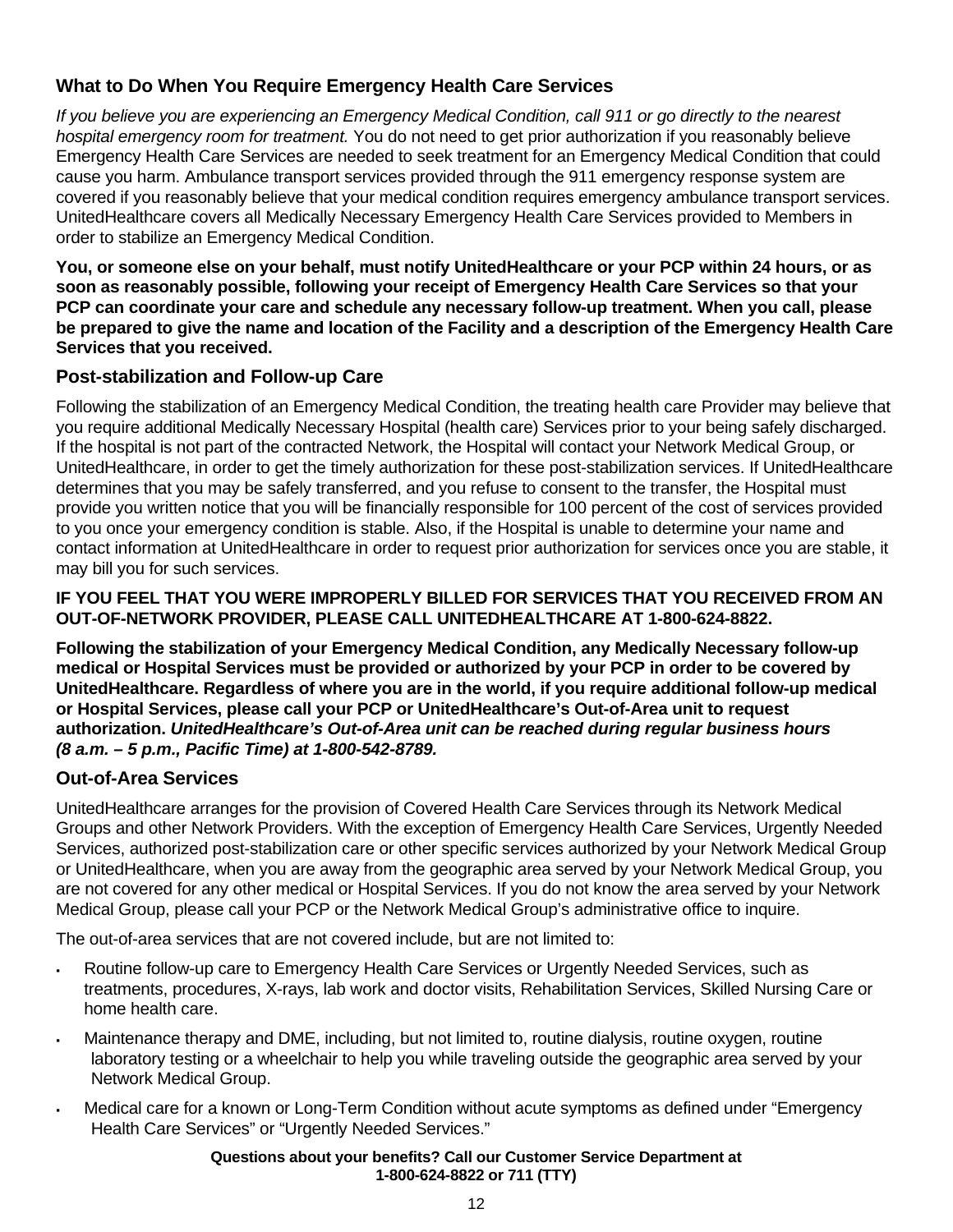### What to Do When You Require Emergency Health Care Services

*If you believe you are experiencing an Emergency Medical Condition, call 911 or go directly to the nearest hospital emergency room for treatment.* You do not need to get prior authorization if you reasonably believe Emergency Health Care Services are needed to seek treatment for an Emergency Medical Condition that could cause you harm. Ambulance transport services provided through the 911 emergency response system are covered if you reasonably believe that your medical condition requires emergency ambulance transport services. UnitedHealthcare covers all Medically Necessary Emergency Health Care Services provided to Members in order to stabilize an Emergency Medical Condition.

**You, or someone else on your behalf, must notify UnitedHealthcare or your PCP within 24 hours, or as soon as reasonably possible, following your receipt of Emergency Health Care Services so that your PCP can coordinate your care and schedule any necessary follow-up treatment. When you call, please be prepared to give the name and location of the Facility and a description of the Emergency Health Care Services that you received.**

### Post-stabilization and Follow-up Care

Following the stabilization of an Emergency Medical Condition, the treating health care Provider may believe that you require additional Medically Necessary Hospital (health care) Services prior to your being safely discharged. If the hospital is not part of the contracted Network, the Hospital will contact your Network Medical Group, or UnitedHealthcare, in order to get the timely authorization for these post-stabilization services. If UnitedHealthcare determines that you may be safely transferred, and you refuse to consent to the transfer, the Hospital must provide you written notice that you will be financially responsible for 100 percent of the cost of services provided to you once your emergency condition is stable. Also, if the Hospital is unable to determine your name and contact information at UnitedHealthcare in order to request prior authorization for services once you are stable, it may bill you for such services.

**IF YOU FEEL THAT YOU WERE IMPROPERLY BILLED FOR SERVICES THAT YOU RECEIVED FROM AN OUT-OF-NETWORK PROVIDER, PLEASE CALL UNITEDHEALTHCARE AT 1-800-624-8822.**

**Following the stabilization of your Emergency Medical Condition, any Medically Necessary follow-up medical or Hospital Services must be provided or authorized by your PCP in order to be covered by UnitedHealthcare. Regardless of where you are in the world, if you require additional follow-up medical or Hospital Services, please call your PCP or UnitedHealthcare's Out-of-Area unit to request authorization.** ***UnitedHealthcare's Out-of-Area unit can be reached during regular business hours (8 a.m. – 5 p.m., Pacific Time) at 1-800-542-8789.***

### Out-of-Area Services

UnitedHealthcare arranges for the provision of Covered Health Care Services through its Network Medical Groups and other Network Providers. With the exception of Emergency Health Care Services, Urgently Needed Services, authorized post-stabilization care or other specific services authorized by your Network Medical Group or UnitedHealthcare, when you are away from the geographic area served by your Network Medical Group, you are not covered for any other medical or Hospital Services. If you do not know the area served by your Network Medical Group, please call your PCP or the Network Medical Group's administrative office to inquire.

The out-of-area services that are not covered include, but are not limited to:

- Routine follow-up care to Emergency Health Care Services or Urgently Needed Services, such as treatments, procedures, X-rays, lab work and doctor visits, Rehabilitation Services, Skilled Nursing Care or home health care.
- Maintenance therapy and DME, including, but not limited to, routine dialysis, routine oxygen, routine laboratory testing or a wheelchair to help you while traveling outside the geographic area served by your Network Medical Group.
- Medical care for a known or Long-Term Condition without acute symptoms as defined under "Emergency Health Care Services" or "Urgently Needed Services."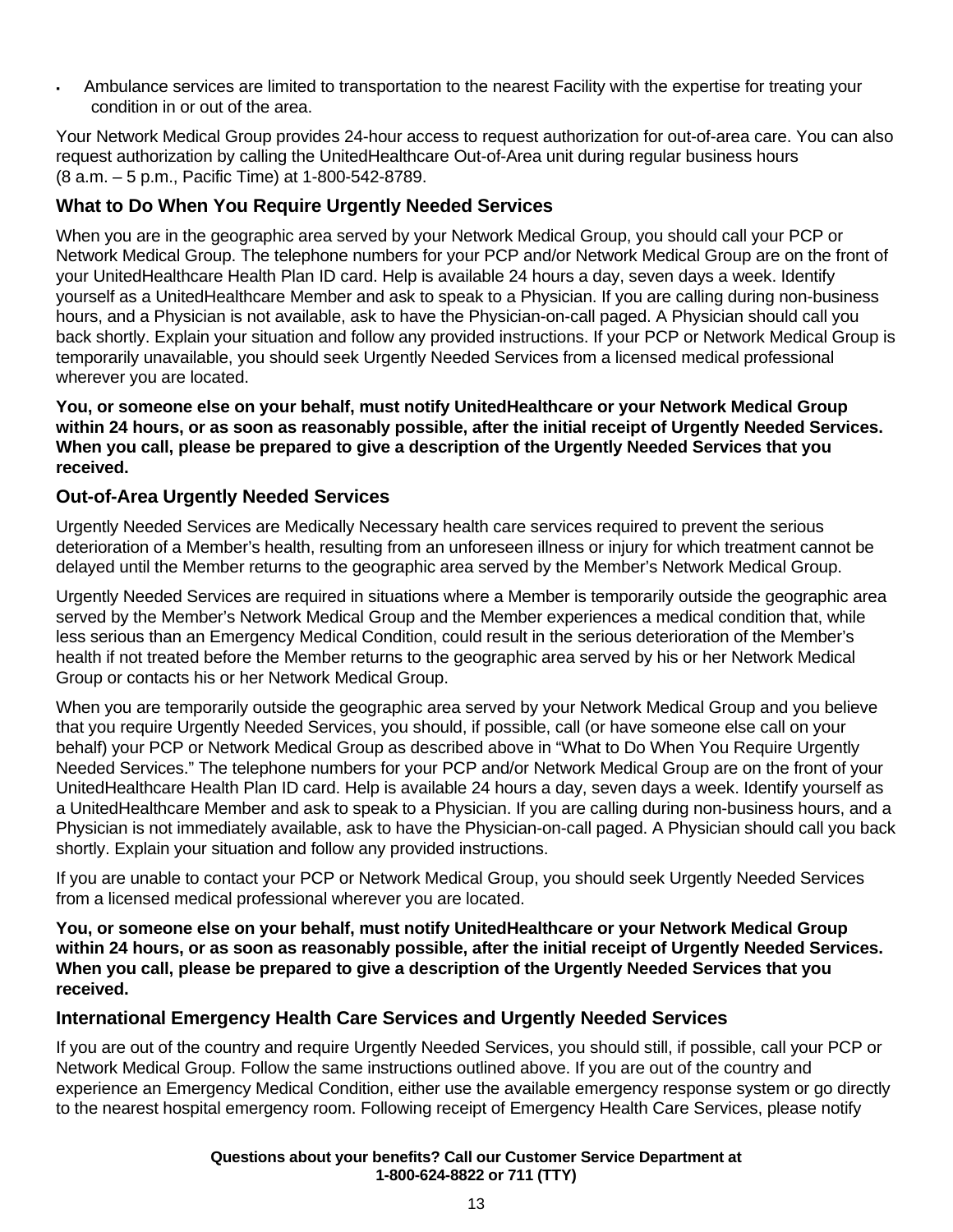- Ambulance services are limited to transportation to the nearest Facility with the expertise for treating your condition in or out of the area.

Your Network Medical Group provides 24-hour access to request authorization for out-of-area care. You can also request authorization by calling the UnitedHealthcare Out-of-Area unit during regular business hours (8 a.m. – 5 p.m., Pacific Time) at 1-800-542-8789.

### What to Do When You Require Urgently Needed Services

When you are in the geographic area served by your Network Medical Group, you should call your PCP or Network Medical Group. The telephone numbers for your PCP and/or Network Medical Group are on the front of your UnitedHealthcare Health Plan ID card. Help is available 24 hours a day, seven days a week. Identify yourself as a UnitedHealthcare Member and ask to speak to a Physician. If you are calling during non-business hours, and a Physician is not available, ask to have the Physician-on-call paged. A Physician should call you back shortly. Explain your situation and follow any provided instructions. If your PCP or Network Medical Group is temporarily unavailable, you should seek Urgently Needed Services from a licensed medical professional wherever you are located.

**You, or someone else on your behalf, must notify UnitedHealthcare or your Network Medical Group within 24 hours, or as soon as reasonably possible, after the initial receipt of Urgently Needed Services. When you call, please be prepared to give a description of the Urgently Needed Services that you received.**

### Out-of-Area Urgently Needed Services

Urgently Needed Services are Medically Necessary health care services required to prevent the serious deterioration of a Member's health, resulting from an unforeseen illness or injury for which treatment cannot be delayed until the Member returns to the geographic area served by the Member's Network Medical Group.

Urgently Needed Services are required in situations where a Member is temporarily outside the geographic area served by the Member's Network Medical Group and the Member experiences a medical condition that, while less serious than an Emergency Medical Condition, could result in the serious deterioration of the Member's health if not treated before the Member returns to the geographic area served by his or her Network Medical Group or contacts his or her Network Medical Group.

When you are temporarily outside the geographic area served by your Network Medical Group and you believe that you require Urgently Needed Services, you should, if possible, call (or have someone else call on your behalf) your PCP or Network Medical Group as described above in "What to Do When You Require Urgently Needed Services." The telephone numbers for your PCP and/or Network Medical Group are on the front of your UnitedHealthcare Health Plan ID card. Help is available 24 hours a day, seven days a week. Identify yourself as a UnitedHealthcare Member and ask to speak to a Physician. If you are calling during non-business hours, and a Physician is not immediately available, ask to have the Physician-on-call paged. A Physician should call you back shortly. Explain your situation and follow any provided instructions.

If you are unable to contact your PCP or Network Medical Group, you should seek Urgently Needed Services from a licensed medical professional wherever you are located.

**You, or someone else on your behalf, must notify UnitedHealthcare or your Network Medical Group within 24 hours, or as soon as reasonably possible, after the initial receipt of Urgently Needed Services. When you call, please be prepared to give a description of the Urgently Needed Services that you received.**

### International Emergency Health Care Services and Urgently Needed Services

If you are out of the country and require Urgently Needed Services, you should still, if possible, call your PCP or Network Medical Group. Follow the same instructions outlined above. If you are out of the country and experience an Emergency Medical Condition, either use the available emergency response system or go directly to the nearest hospital emergency room. Following receipt of Emergency Health Care Services, please notify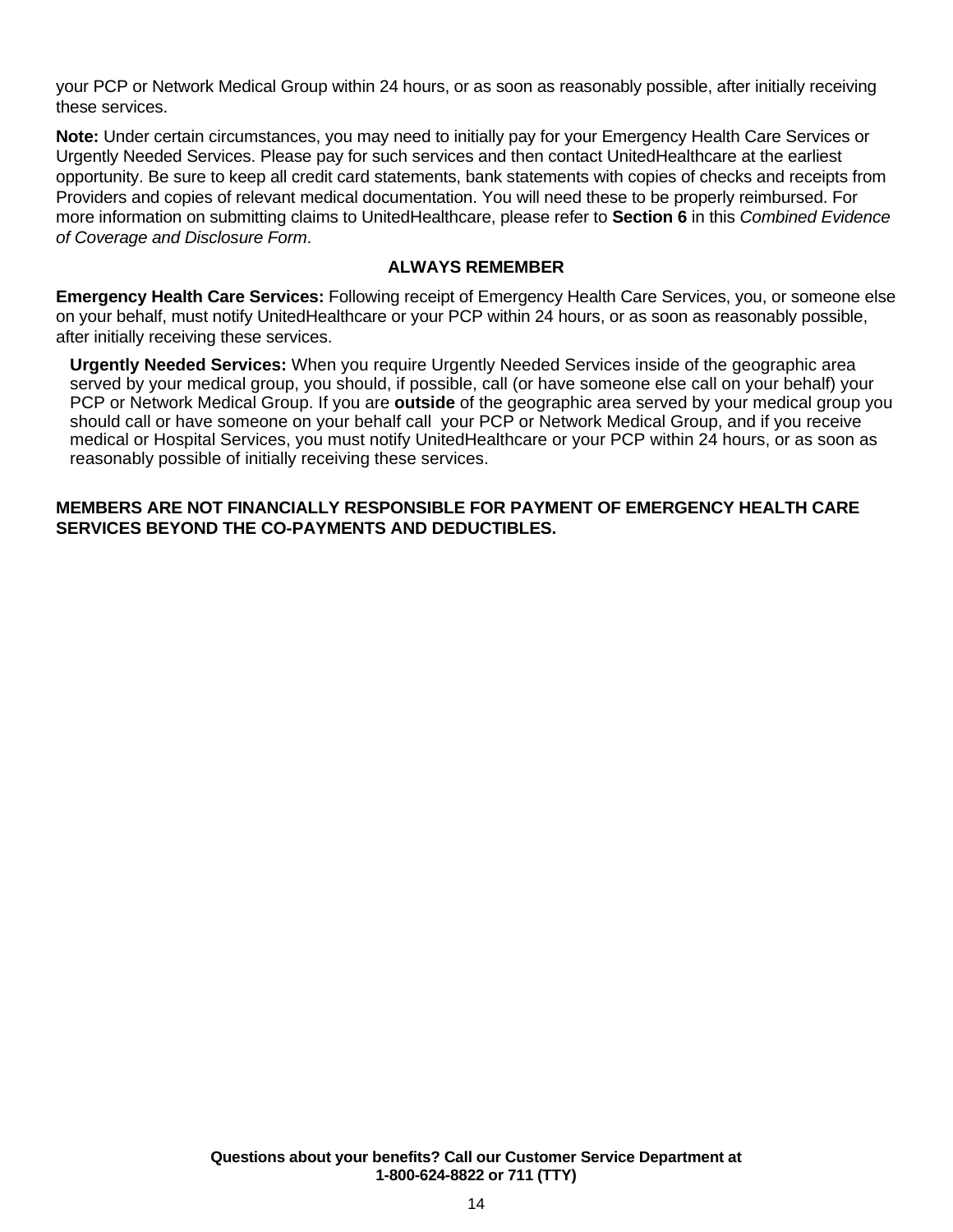your PCP or Network Medical Group within 24 hours, or as soon as reasonably possible, after initially receiving these services.

**Note:** Under certain circumstances, you may need to initially pay for your Emergency Health Care Services or Urgently Needed Services. Please pay for such services and then contact UnitedHealthcare at the earliest opportunity. Be sure to keep all credit card statements, bank statements with copies of checks and receipts from Providers and copies of relevant medical documentation. You will need these to be properly reimbursed. For more information on submitting claims to UnitedHealthcare, please refer to **Section 6** in this *Combined Evidence of Coverage and Disclosure Form*.

**ALWAYS REMEMBER**

**Emergency Health Care Services:** Following receipt of Emergency Health Care Services, you, or someone else on your behalf, must notify UnitedHealthcare or your PCP within 24 hours, or as soon as reasonably possible, after initially receiving these services.

**Urgently Needed Services:** When you require Urgently Needed Services inside of the geographic area served by your medical group, you should, if possible, call (or have someone else call on your behalf) your PCP or Network Medical Group. If you are **outside** of the geographic area served by your medical group you should call or have someone on your behalf call your PCP or Network Medical Group, and if you receive medical or Hospital Services, you must notify UnitedHealthcare or your PCP within 24 hours, or as soon as reasonably possible of initially receiving these services.

**MEMBERS ARE NOT FINANCIALLY RESPONSIBLE FOR PAYMENT OF EMERGENCY HEALTH CARE SERVICES BEYOND THE CO-PAYMENTS AND DEDUCTIBLES.**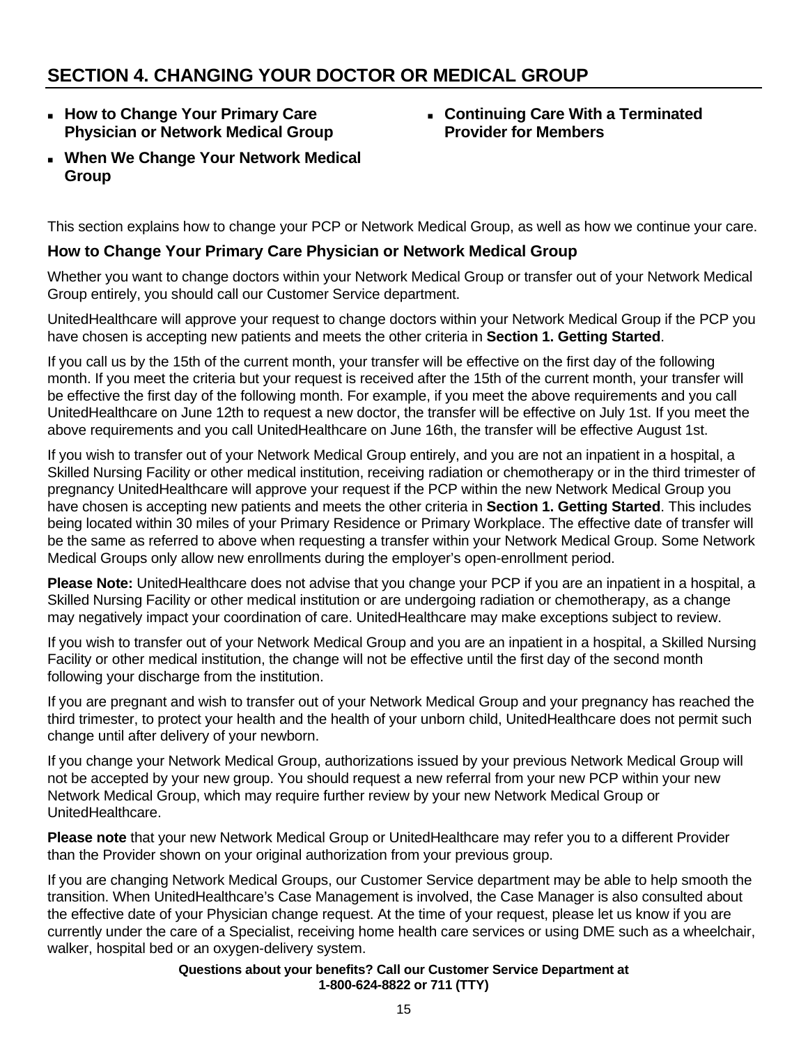# SECTION 4. CHANGING YOUR DOCTOR OR MEDICAL GROUP

- **How to Change Your Primary Care Physician or Network Medical Group**
- **When We Change Your Network Medical Group**
- **Continuing Care With a Terminated Provider for Members**

This section explains how to change your PCP or Network Medical Group, as well as how we continue your care.

### How to Change Your Primary Care Physician or Network Medical Group

Whether you want to change doctors within your Network Medical Group or transfer out of your Network Medical Group entirely, you should call our Customer Service department.

UnitedHealthcare will approve your request to change doctors within your Network Medical Group if the PCP you have chosen is accepting new patients and meets the other criteria in **Section 1. Getting Started**.

If you call us by the 15th of the current month, your transfer will be effective on the first day of the following month. If you meet the criteria but your request is received after the 15th of the current month, your transfer will be effective the first day of the following month. For example, if you meet the above requirements and you call UnitedHealthcare on June 12th to request a new doctor, the transfer will be effective on July 1st. If you meet the above requirements and you call UnitedHealthcare on June 16th, the transfer will be effective August 1st.

If you wish to transfer out of your Network Medical Group entirely, and you are not an inpatient in a hospital, a Skilled Nursing Facility or other medical institution, receiving radiation or chemotherapy or in the third trimester of pregnancy UnitedHealthcare will approve your request if the PCP within the new Network Medical Group you have chosen is accepting new patients and meets the other criteria in **Section 1. Getting Started**. This includes being located within 30 miles of your Primary Residence or Primary Workplace. The effective date of transfer will be the same as referred to above when requesting a transfer within your Network Medical Group. Some Network Medical Groups only allow new enrollments during the employer's open-enrollment period.

**Please Note:** UnitedHealthcare does not advise that you change your PCP if you are an inpatient in a hospital, a Skilled Nursing Facility or other medical institution or are undergoing radiation or chemotherapy, as a change may negatively impact your coordination of care. UnitedHealthcare may make exceptions subject to review.

If you wish to transfer out of your Network Medical Group and you are an inpatient in a hospital, a Skilled Nursing Facility or other medical institution, the change will not be effective until the first day of the second month following your discharge from the institution.

If you are pregnant and wish to transfer out of your Network Medical Group and your pregnancy has reached the third trimester, to protect your health and the health of your unborn child, UnitedHealthcare does not permit such change until after delivery of your newborn.

If you change your Network Medical Group, authorizations issued by your previous Network Medical Group will not be accepted by your new group. You should request a new referral from your new PCP within your new Network Medical Group, which may require further review by your new Network Medical Group or UnitedHealthcare.

**Please note** that your new Network Medical Group or UnitedHealthcare may refer you to a different Provider than the Provider shown on your original authorization from your previous group.

If you are changing Network Medical Groups, our Customer Service department may be able to help smooth the transition. When UnitedHealthcare's Case Management is involved, the Case Manager is also consulted about the effective date of your Physician change request. At the time of your request, please let us know if you are currently under the care of a Specialist, receiving home health care services or using DME such as a wheelchair, walker, hospital bed or an oxygen-delivery system.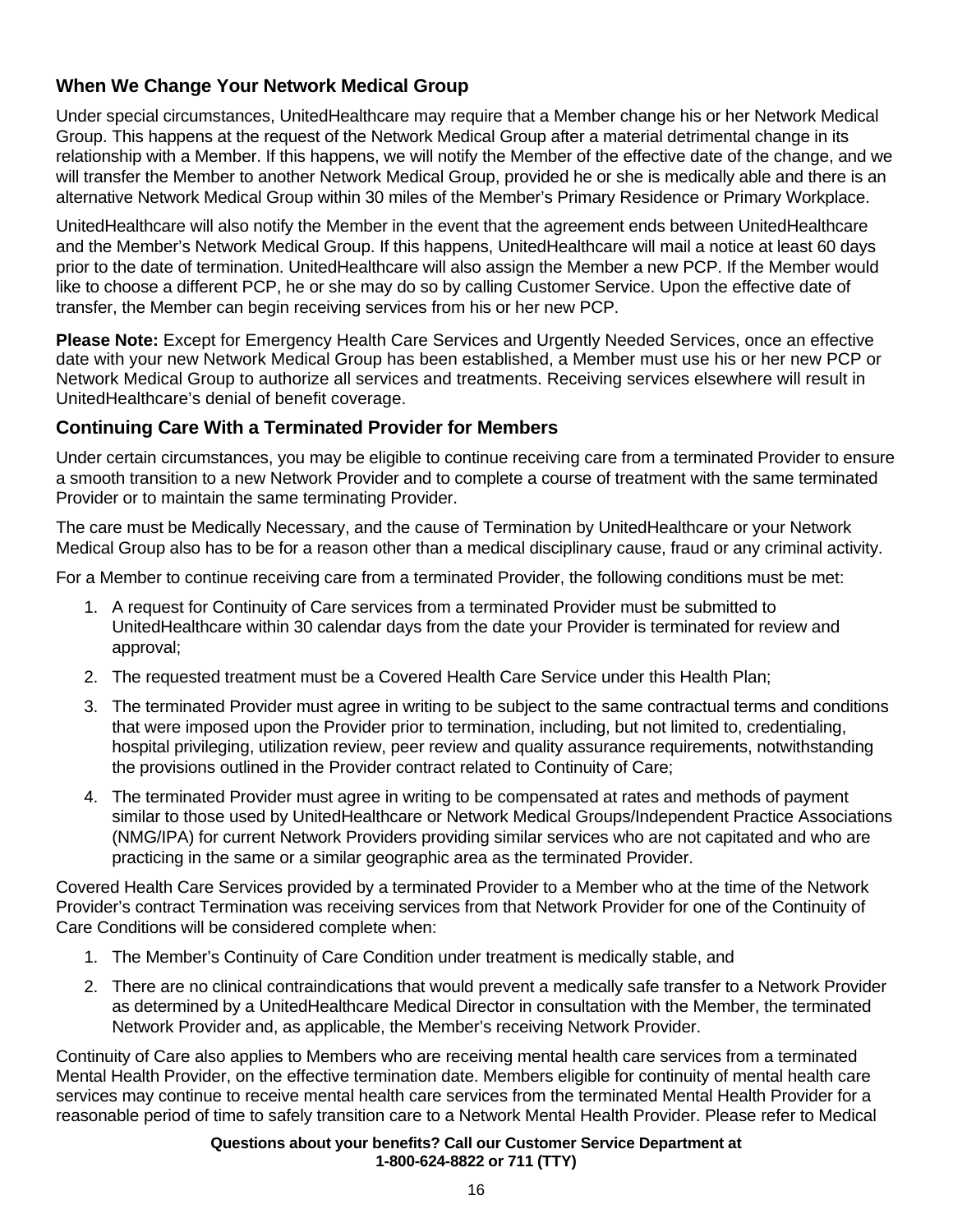### When We Change Your Network Medical Group

Under special circumstances, UnitedHealthcare may require that a Member change his or her Network Medical Group. This happens at the request of the Network Medical Group after a material detrimental change in its relationship with a Member. If this happens, we will notify the Member of the effective date of the change, and we will transfer the Member to another Network Medical Group, provided he or she is medically able and there is an alternative Network Medical Group within 30 miles of the Member's Primary Residence or Primary Workplace.

UnitedHealthcare will also notify the Member in the event that the agreement ends between UnitedHealthcare and the Member's Network Medical Group. If this happens, UnitedHealthcare will mail a notice at least 60 days prior to the date of termination. UnitedHealthcare will also assign the Member a new PCP. If the Member would like to choose a different PCP, he or she may do so by calling Customer Service. Upon the effective date of transfer, the Member can begin receiving services from his or her new PCP.

**Please Note:** Except for Emergency Health Care Services and Urgently Needed Services, once an effective date with your new Network Medical Group has been established, a Member must use his or her new PCP or Network Medical Group to authorize all services and treatments. Receiving services elsewhere will result in UnitedHealthcare's denial of benefit coverage.

### Continuing Care With a Terminated Provider for Members

Under certain circumstances, you may be eligible to continue receiving care from a terminated Provider to ensure a smooth transition to a new Network Provider and to complete a course of treatment with the same terminated Provider or to maintain the same terminating Provider.

The care must be Medically Necessary, and the cause of Termination by UnitedHealthcare or your Network Medical Group also has to be for a reason other than a medical disciplinary cause, fraud or any criminal activity.

For a Member to continue receiving care from a terminated Provider, the following conditions must be met:

1. A request for Continuity of Care services from a terminated Provider must be submitted to UnitedHealthcare within 30 calendar days from the date your Provider is terminated for review and approval;
2. The requested treatment must be a Covered Health Care Service under this Health Plan;
3. The terminated Provider must agree in writing to be subject to the same contractual terms and conditions that were imposed upon the Provider prior to termination, including, but not limited to, credentialing, hospital privileging, utilization review, peer review and quality assurance requirements, notwithstanding the provisions outlined in the Provider contract related to Continuity of Care;
4. The terminated Provider must agree in writing to be compensated at rates and methods of payment similar to those used by UnitedHealthcare or Network Medical Groups/Independent Practice Associations (NMG/IPA) for current Network Providers providing similar services who are not capitated and who are practicing in the same or a similar geographic area as the terminated Provider.

Covered Health Care Services provided by a terminated Provider to a Member who at the time of the Network Provider's contract Termination was receiving services from that Network Provider for one of the Continuity of Care Conditions will be considered complete when:

1. The Member's Continuity of Care Condition under treatment is medically stable, and
2. There are no clinical contraindications that would prevent a medically safe transfer to a Network Provider as determined by a UnitedHealthcare Medical Director in consultation with the Member, the terminated Network Provider and, as applicable, the Member's receiving Network Provider.

Continuity of Care also applies to Members who are receiving mental health care services from a terminated Mental Health Provider, on the effective termination date. Members eligible for continuity of mental health care services may continue to receive mental health care services from the terminated Mental Health Provider for a reasonable period of time to safely transition care to a Network Mental Health Provider. Please refer to Medical

**Questions about your benefits? Call our Customer Service Department at 1-800-624-8822 or 711 (TTY)**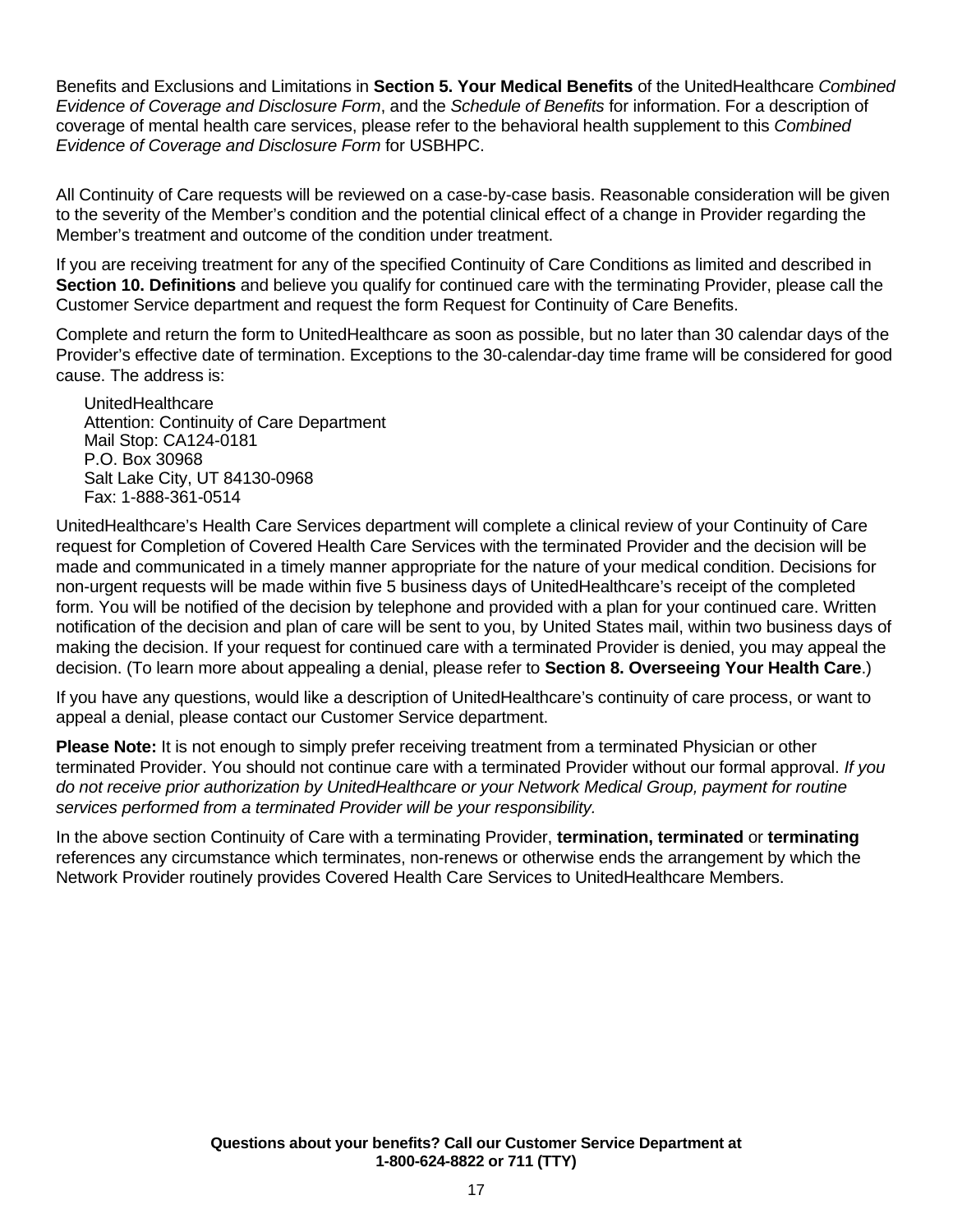Benefits and Exclusions and Limitations in **Section 5. Your Medical Benefits** of the UnitedHealthcare *Combined Evidence of Coverage and Disclosure Form*, and the *Schedule of Benefits* for information. For a description of coverage of mental health care services, please refer to the behavioral health supplement to this *Combined Evidence of Coverage and Disclosure Form* for USBHPC.

All Continuity of Care requests will be reviewed on a case-by-case basis. Reasonable consideration will be given to the severity of the Member's condition and the potential clinical effect of a change in Provider regarding the Member's treatment and outcome of the condition under treatment.

If you are receiving treatment for any of the specified Continuity of Care Conditions as limited and described in **Section 10. Definitions** and believe you qualify for continued care with the terminating Provider, please call the Customer Service department and request the form Request for Continuity of Care Benefits.

Complete and return the form to UnitedHealthcare as soon as possible, but no later than 30 calendar days of the Provider's effective date of termination. Exceptions to the 30-calendar-day time frame will be considered for good cause. The address is:

UnitedHealthcare
Attention: Continuity of Care Department
Mail Stop: CA124-0181
P.O. Box 30968
Salt Lake City, UT 84130-0968
Fax: 1-888-361-0514

UnitedHealthcare's Health Care Services department will complete a clinical review of your Continuity of Care request for Completion of Covered Health Care Services with the terminated Provider and the decision will be made and communicated in a timely manner appropriate for the nature of your medical condition. Decisions for non-urgent requests will be made within five 5 business days of UnitedHealthcare's receipt of the completed form. You will be notified of the decision by telephone and provided with a plan for your continued care. Written notification of the decision and plan of care will be sent to you, by United States mail, within two business days of making the decision. If your request for continued care with a terminated Provider is denied, you may appeal the decision. (To learn more about appealing a denial, please refer to **Section 8. Overseeing Your Health Care**.)

If you have any questions, would like a description of UnitedHealthcare's continuity of care process, or want to appeal a denial, please contact our Customer Service department.

**Please Note:** It is not enough to simply prefer receiving treatment from a terminated Physician or other terminated Provider. You should not continue care with a terminated Provider without our formal approval. *If you do not receive prior authorization by UnitedHealthcare or your Network Medical Group, payment for routine services performed from a terminated Provider will be your responsibility.*

In the above section Continuity of Care with a terminating Provider, **termination, terminated** or **terminating** references any circumstance which terminates, non-renews or otherwise ends the arrangement by which the Network Provider routinely provides Covered Health Care Services to UnitedHealthcare Members.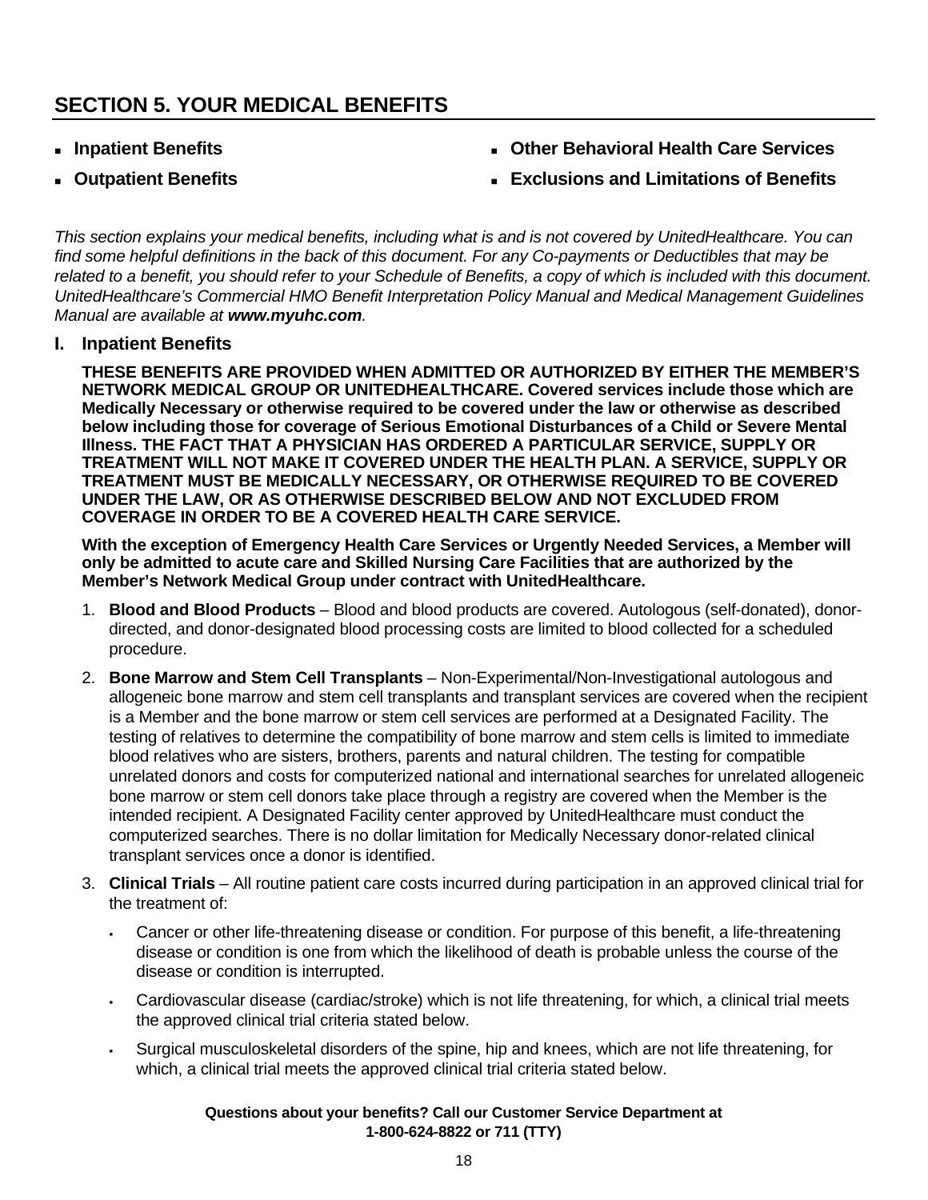## SECTION 5. YOUR MEDICAL BENEFITS

- **Inpatient Benefits**
- **Outpatient Benefits**
- **Other Behavioral Health Care Services**
- **Exclusions and Limitations of Benefits**

*This section explains your medical benefits, including what is and is not covered by UnitedHealthcare. You can find some helpful definitions in the back of this document. For any Co-payments or Deductibles that may be related to a benefit, you should refer to your Schedule of Benefits, a copy of which is included with this document. UnitedHealthcare's Commercial HMO Benefit Interpretation Policy Manual and Medical Management Guidelines Manual are available at **www.myuhc.com**.*

### I. Inpatient Benefits

**THESE BENEFITS ARE PROVIDED WHEN ADMITTED OR AUTHORIZED BY EITHER THE MEMBER'S NETWORK MEDICAL GROUP OR UNITEDHEALTHCARE. Covered services include those which are Medically Necessary or otherwise required to be covered under the law or otherwise as described below including those for coverage of Serious Emotional Disturbances of a Child or Severe Mental Illness. THE FACT THAT A PHYSICIAN HAS ORDERED A PARTICULAR SERVICE, SUPPLY OR TREATMENT WILL NOT MAKE IT COVERED UNDER THE HEALTH PLAN. A SERVICE, SUPPLY OR TREATMENT MUST BE MEDICALLY NECESSARY, OR OTHERWISE REQUIRED TO BE COVERED UNDER THE LAW, OR AS OTHERWISE DESCRIBED BELOW AND NOT EXCLUDED FROM COVERAGE IN ORDER TO BE A COVERED HEALTH CARE SERVICE.**

**With the exception of Emergency Health Care Services or Urgently Needed Services, a Member will only be admitted to acute care and Skilled Nursing Care Facilities that are authorized by the Member's Network Medical Group under contract with UnitedHealthcare.**

1. **Blood and Blood Products** – Blood and blood products are covered. Autologous (self-donated), donor-directed, and donor-designated blood processing costs are limited to blood collected for a scheduled procedure.
2. **Bone Marrow and Stem Cell Transplants** – Non-Experimental/Non-Investigational autologous and allogeneic bone marrow and stem cell transplants and transplant services are covered when the recipient is a Member and the bone marrow or stem cell services are performed at a Designated Facility. The testing of relatives to determine the compatibility of bone marrow and stem cells is limited to immediate blood relatives who are sisters, brothers, parents and natural children. The testing for compatible unrelated donors and costs for computerized national and international searches for unrelated allogeneic bone marrow or stem cell donors take place through a registry are covered when the Member is the intended recipient. A Designated Facility center approved by UnitedHealthcare must conduct the computerized searches. There is no dollar limitation for Medically Necessary donor-related clinical transplant services once a donor is identified.
3. **Clinical Trials** – All routine patient care costs incurred during participation in an approved clinical trial for the treatment of:
   - Cancer or other life-threatening disease or condition. For purpose of this benefit, a life-threatening disease or condition is one from which the likelihood of death is probable unless the course of the disease or condition is interrupted.
   - Cardiovascular disease (cardiac/stroke) which is not life threatening, for which, a clinical trial meets the approved clinical trial criteria stated below.
   - Surgical musculoskeletal disorders of the spine, hip and knees, which are not life threatening, for which, a clinical trial meets the approved clinical trial criteria stated below.

**Questions about your benefits? Call our Customer Service Department at 1-800-624-8822 or 711 (TTY)**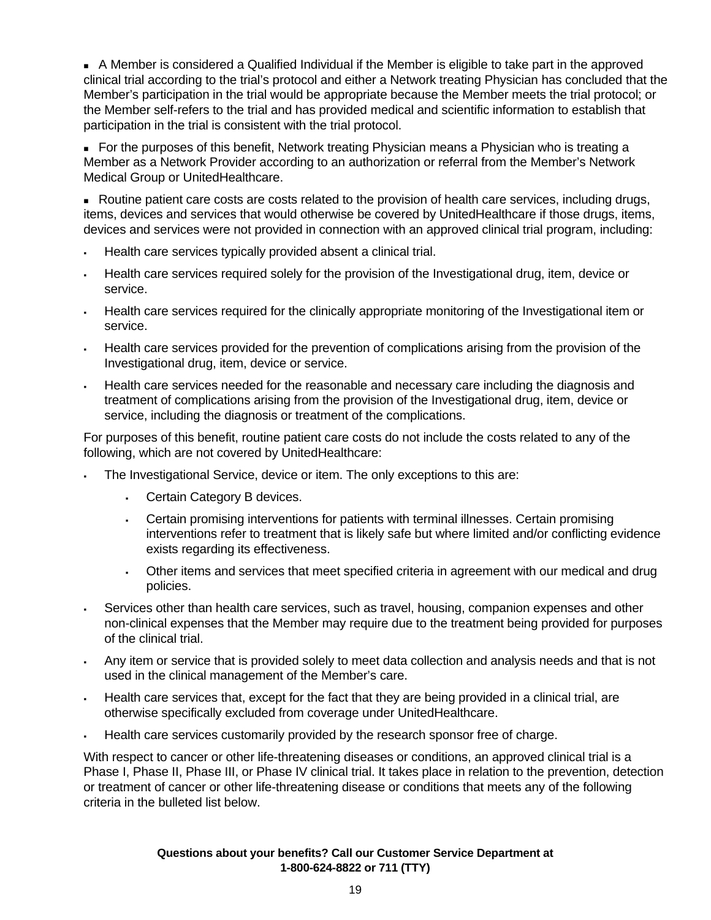- A Member is considered a Qualified Individual if the Member is eligible to take part in the approved clinical trial according to the trial's protocol and either a Network treating Physician has concluded that the Member's participation in the trial would be appropriate because the Member meets the trial protocol; or the Member self-refers to the trial and has provided medical and scientific information to establish that participation in the trial is consistent with the trial protocol.

- For the purposes of this benefit, Network treating Physician means a Physician who is treating a Member as a Network Provider according to an authorization or referral from the Member's Network Medical Group or UnitedHealthcare.

- Routine patient care costs are costs related to the provision of health care services, including drugs, items, devices and services that would otherwise be covered by UnitedHealthcare if those drugs, items, devices and services were not provided in connection with an approved clinical trial program, including:

  - Health care services typically provided absent a clinical trial.
  - Health care services required solely for the provision of the Investigational drug, item, device or service.
  - Health care services required for the clinically appropriate monitoring of the Investigational item or service.
  - Health care services provided for the prevention of complications arising from the provision of the Investigational drug, item, device or service.
  - Health care services needed for the reasonable and necessary care including the diagnosis and treatment of complications arising from the provision of the Investigational drug, item, device or service, including the diagnosis or treatment of the complications.

For purposes of this benefit, routine patient care costs do not include the costs related to any of the following, which are not covered by UnitedHealthcare:

- The Investigational Service, device or item. The only exceptions to this are:
  - Certain Category B devices.
  - Certain promising interventions for patients with terminal illnesses. Certain promising interventions refer to treatment that is likely safe but where limited and/or conflicting evidence exists regarding its effectiveness.
  - Other items and services that meet specified criteria in agreement with our medical and drug policies.
- Services other than health care services, such as travel, housing, companion expenses and other non-clinical expenses that the Member may require due to the treatment being provided for purposes of the clinical trial.
- Any item or service that is provided solely to meet data collection and analysis needs and that is not used in the clinical management of the Member's care.
- Health care services that, except for the fact that they are being provided in a clinical trial, are otherwise specifically excluded from coverage under UnitedHealthcare.
- Health care services customarily provided by the research sponsor free of charge.

With respect to cancer or other life-threatening diseases or conditions, an approved clinical trial is a Phase I, Phase II, Phase III, or Phase IV clinical trial. It takes place in relation to the prevention, detection or treatment of cancer or other life-threatening disease or conditions that meets any of the following criteria in the bulleted list below.

**Questions about your benefits? Call our Customer Service Department at 1-800-624-8822 or 711 (TTY)**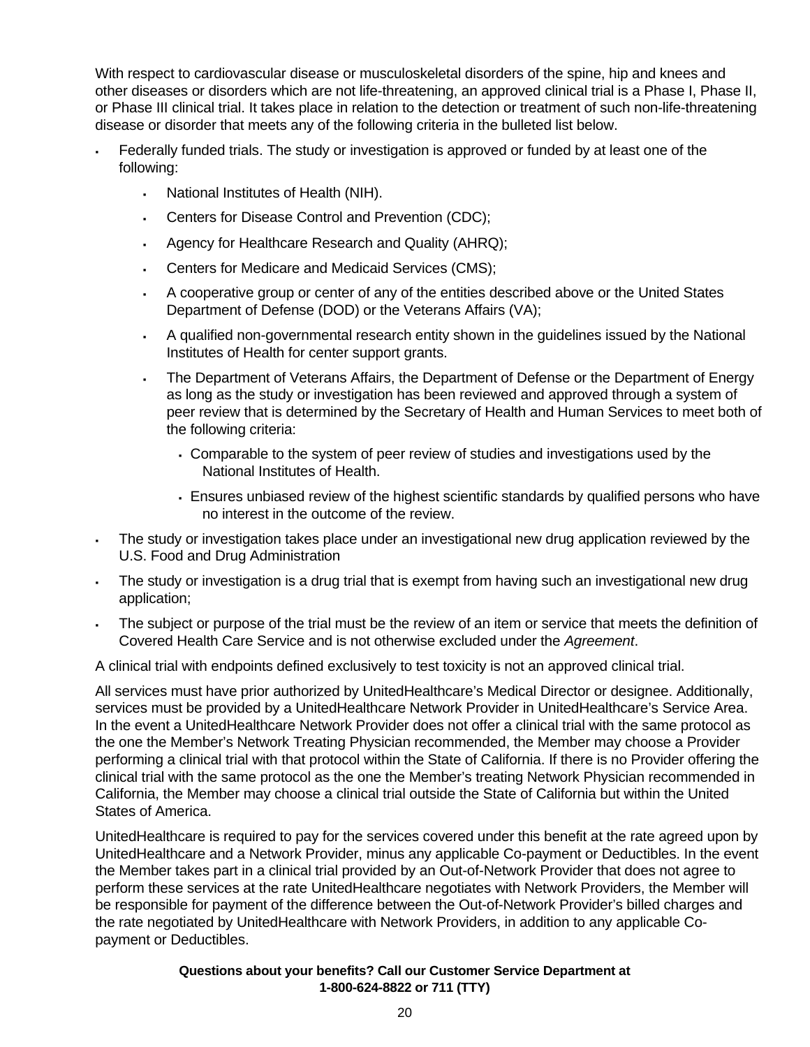With respect to cardiovascular disease or musculoskeletal disorders of the spine, hip and knees and other diseases or disorders which are not life-threatening, an approved clinical trial is a Phase I, Phase II, or Phase III clinical trial. It takes place in relation to the detection or treatment of such non-life-threatening disease or disorder that meets any of the following criteria in the bulleted list below.

- Federally funded trials. The study or investigation is approved or funded by at least one of the following:
  - National Institutes of Health (NIH).
  - Centers for Disease Control and Prevention (CDC);
  - Agency for Healthcare Research and Quality (AHRQ);
  - Centers for Medicare and Medicaid Services (CMS);
  - A cooperative group or center of any of the entities described above or the United States Department of Defense (DOD) or the Veterans Affairs (VA);
  - A qualified non-governmental research entity shown in the guidelines issued by the National Institutes of Health for center support grants.
  - The Department of Veterans Affairs, the Department of Defense or the Department of Energy as long as the study or investigation has been reviewed and approved through a system of peer review that is determined by the Secretary of Health and Human Services to meet both of the following criteria:
    - Comparable to the system of peer review of studies and investigations used by the National Institutes of Health.
    - Ensures unbiased review of the highest scientific standards by qualified persons who have no interest in the outcome of the review.
- The study or investigation takes place under an investigational new drug application reviewed by the U.S. Food and Drug Administration
- The study or investigation is a drug trial that is exempt from having such an investigational new drug application;
- The subject or purpose of the trial must be the review of an item or service that meets the definition of Covered Health Care Service and is not otherwise excluded under the *Agreement*.

A clinical trial with endpoints defined exclusively to test toxicity is not an approved clinical trial.

All services must have prior authorized by UnitedHealthcare's Medical Director or designee. Additionally, services must be provided by a UnitedHealthcare Network Provider in UnitedHealthcare's Service Area. In the event a UnitedHealthcare Network Provider does not offer a clinical trial with the same protocol as the one the Member's Network Treating Physician recommended, the Member may choose a Provider performing a clinical trial with that protocol within the State of California. If there is no Provider offering the clinical trial with the same protocol as the one the Member's treating Network Physician recommended in California, the Member may choose a clinical trial outside the State of California but within the United States of America.

UnitedHealthcare is required to pay for the services covered under this benefit at the rate agreed upon by UnitedHealthcare and a Network Provider, minus any applicable Co-payment or Deductibles. In the event the Member takes part in a clinical trial provided by an Out-of-Network Provider that does not agree to perform these services at the rate UnitedHealthcare negotiates with Network Providers, the Member will be responsible for payment of the difference between the Out-of-Network Provider's billed charges and the rate negotiated by UnitedHealthcare with Network Providers, in addition to any applicable Co-payment or Deductibles.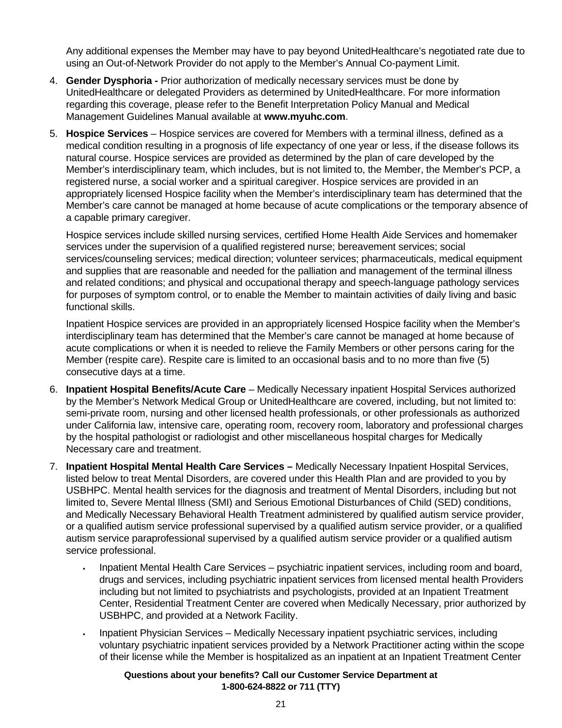Any additional expenses the Member may have to pay beyond UnitedHealthcare's negotiated rate due to using an Out-of-Network Provider do not apply to the Member's Annual Co-payment Limit.

4. **Gender Dysphoria -** Prior authorization of medically necessary services must be done by UnitedHealthcare or delegated Providers as determined by UnitedHealthcare. For more information regarding this coverage, please refer to the Benefit Interpretation Policy Manual and Medical Management Guidelines Manual available at **www.myuhc.com**.

5. **Hospice Services** – Hospice services are covered for Members with a terminal illness, defined as a medical condition resulting in a prognosis of life expectancy of one year or less, if the disease follows its natural course. Hospice services are provided as determined by the plan of care developed by the Member's interdisciplinary team, which includes, but is not limited to, the Member, the Member's PCP, a registered nurse, a social worker and a spiritual caregiver. Hospice services are provided in an appropriately licensed Hospice facility when the Member's interdisciplinary team has determined that the Member's care cannot be managed at home because of acute complications or the temporary absence of a capable primary caregiver.

   Hospice services include skilled nursing services, certified Home Health Aide Services and homemaker services under the supervision of a qualified registered nurse; bereavement services; social services/counseling services; medical direction; volunteer services; pharmaceuticals, medical equipment and supplies that are reasonable and needed for the palliation and management of the terminal illness and related conditions; and physical and occupational therapy and speech-language pathology services for purposes of symptom control, or to enable the Member to maintain activities of daily living and basic functional skills.

   Inpatient Hospice services are provided in an appropriately licensed Hospice facility when the Member's interdisciplinary team has determined that the Member's care cannot be managed at home because of acute complications or when it is needed to relieve the Family Members or other persons caring for the Member (respite care). Respite care is limited to an occasional basis and to no more than five (5) consecutive days at a time.

6. **Inpatient Hospital Benefits/Acute Care** – Medically Necessary inpatient Hospital Services authorized by the Member's Network Medical Group or UnitedHealthcare are covered, including, but not limited to: semi-private room, nursing and other licensed health professionals, or other professionals as authorized under California law, intensive care, operating room, recovery room, laboratory and professional charges by the hospital pathologist or radiologist and other miscellaneous hospital charges for Medically Necessary care and treatment.

7. **Inpatient Hospital Mental Health Care Services –** Medically Necessary Inpatient Hospital Services, listed below to treat Mental Disorders, are covered under this Health Plan and are provided to you by USBHPC. Mental health services for the diagnosis and treatment of Mental Disorders, including but not limited to, Severe Mental Illness (SMI) and Serious Emotional Disturbances of Child (SED) conditions, and Medically Necessary Behavioral Health Treatment administered by qualified autism service provider, or a qualified autism service professional supervised by a qualified autism service provider, or a qualified autism service paraprofessional supervised by a qualified autism service provider or a qualified autism service professional.

   - Inpatient Mental Health Care Services – psychiatric inpatient services, including room and board, drugs and services, including psychiatric inpatient services from licensed mental health Providers including but not limited to psychiatrists and psychologists, provided at an Inpatient Treatment Center, Residential Treatment Center are covered when Medically Necessary, prior authorized by USBHPC, and provided at a Network Facility.

   - Inpatient Physician Services – Medically Necessary inpatient psychiatric services, including voluntary psychiatric inpatient services provided by a Network Practitioner acting within the scope of their license while the Member is hospitalized as an inpatient at an Inpatient Treatment Center

**Questions about your benefits? Call our Customer Service Department at 1-800-624-8822 or 711 (TTY)**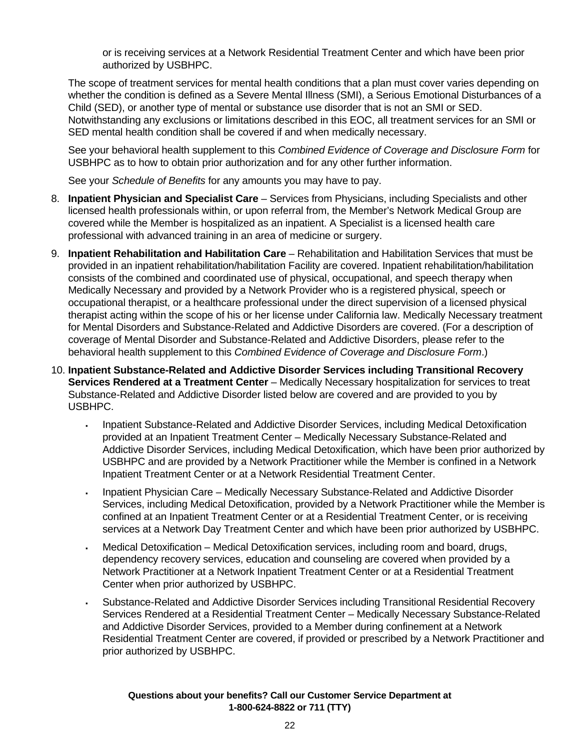or is receiving services at a Network Residential Treatment Center and which have been prior authorized by USBHPC.

The scope of treatment services for mental health conditions that a plan must cover varies depending on whether the condition is defined as a Severe Mental Illness (SMI), a Serious Emotional Disturbances of a Child (SED), or another type of mental or substance use disorder that is not an SMI or SED. Notwithstanding any exclusions or limitations described in this EOC, all treatment services for an SMI or SED mental health condition shall be covered if and when medically necessary.

See your behavioral health supplement to this *Combined Evidence of Coverage and Disclosure Form* for USBHPC as to how to obtain prior authorization and for any other further information.

See your *Schedule of Benefits* for any amounts you may have to pay.

8. **Inpatient Physician and Specialist Care** – Services from Physicians, including Specialists and other licensed health professionals within, or upon referral from, the Member's Network Medical Group are covered while the Member is hospitalized as an inpatient. A Specialist is a licensed health care professional with advanced training in an area of medicine or surgery.

9. **Inpatient Rehabilitation and Habilitation Care** – Rehabilitation and Habilitation Services that must be provided in an inpatient rehabilitation/habilitation Facility are covered. Inpatient rehabilitation/habilitation consists of the combined and coordinated use of physical, occupational, and speech therapy when Medically Necessary and provided by a Network Provider who is a registered physical, speech or occupational therapist, or a healthcare professional under the direct supervision of a licensed physical therapist acting within the scope of his or her license under California law. Medically Necessary treatment for Mental Disorders and Substance-Related and Addictive Disorders are covered. (For a description of coverage of Mental Disorder and Substance-Related and Addictive Disorders, please refer to the behavioral health supplement to this *Combined Evidence of Coverage and Disclosure Form*.)

10. **Inpatient Substance-Related and Addictive Disorder Services including Transitional Recovery Services Rendered at a Treatment Center** – Medically Necessary hospitalization for services to treat Substance-Related and Addictive Disorder listed below are covered and are provided to you by USBHPC.

    - Inpatient Substance-Related and Addictive Disorder Services, including Medical Detoxification provided at an Inpatient Treatment Center – Medically Necessary Substance-Related and Addictive Disorder Services, including Medical Detoxification, which have been prior authorized by USBHPC and are provided by a Network Practitioner while the Member is confined in a Network Inpatient Treatment Center or at a Network Residential Treatment Center.

    - Inpatient Physician Care – Medically Necessary Substance-Related and Addictive Disorder Services, including Medical Detoxification, provided by a Network Practitioner while the Member is confined at an Inpatient Treatment Center or at a Residential Treatment Center, or is receiving services at a Network Day Treatment Center and which have been prior authorized by USBHPC.

    - Medical Detoxification – Medical Detoxification services, including room and board, drugs, dependency recovery services, education and counseling are covered when provided by a Network Practitioner at a Network Inpatient Treatment Center or at a Residential Treatment Center when prior authorized by USBHPC.

    - Substance-Related and Addictive Disorder Services including Transitional Residential Recovery Services Rendered at a Residential Treatment Center – Medically Necessary Substance-Related and Addictive Disorder Services, provided to a Member during confinement at a Network Residential Treatment Center are covered, if provided or prescribed by a Network Practitioner and prior authorized by USBHPC.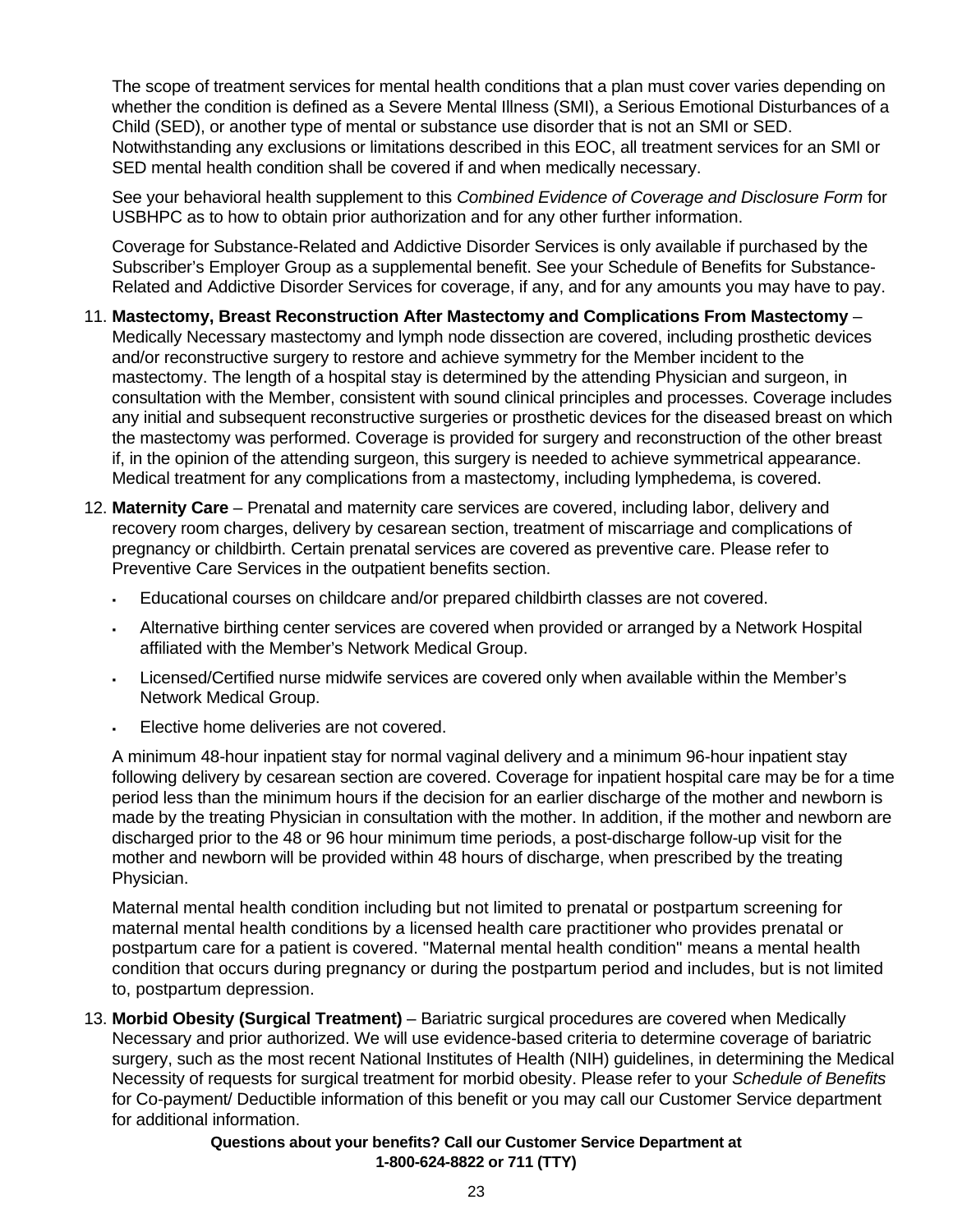The scope of treatment services for mental health conditions that a plan must cover varies depending on whether the condition is defined as a Severe Mental Illness (SMI), a Serious Emotional Disturbances of a Child (SED), or another type of mental or substance use disorder that is not an SMI or SED. Notwithstanding any exclusions or limitations described in this EOC, all treatment services for an SMI or SED mental health condition shall be covered if and when medically necessary.

See your behavioral health supplement to this *Combined Evidence of Coverage and Disclosure Form* for USBHPC as to how to obtain prior authorization and for any other further information.

Coverage for Substance-Related and Addictive Disorder Services is only available if purchased by the Subscriber's Employer Group as a supplemental benefit. See your Schedule of Benefits for Substance-Related and Addictive Disorder Services for coverage, if any, and for any amounts you may have to pay.

11. **Mastectomy, Breast Reconstruction After Mastectomy and Complications From Mastectomy** – Medically Necessary mastectomy and lymph node dissection are covered, including prosthetic devices and/or reconstructive surgery to restore and achieve symmetry for the Member incident to the mastectomy. The length of a hospital stay is determined by the attending Physician and surgeon, in consultation with the Member, consistent with sound clinical principles and processes. Coverage includes any initial and subsequent reconstructive surgeries or prosthetic devices for the diseased breast on which the mastectomy was performed. Coverage is provided for surgery and reconstruction of the other breast if, in the opinion of the attending surgeon, this surgery is needed to achieve symmetrical appearance. Medical treatment for any complications from a mastectomy, including lymphedema, is covered.

12. **Maternity Care** – Prenatal and maternity care services are covered, including labor, delivery and recovery room charges, delivery by cesarean section, treatment of miscarriage and complications of pregnancy or childbirth. Certain prenatal services are covered as preventive care. Please refer to Preventive Care Services in the outpatient benefits section.

    - Educational courses on childcare and/or prepared childbirth classes are not covered.
    - Alternative birthing center services are covered when provided or arranged by a Network Hospital affiliated with the Member's Network Medical Group.
    - Licensed/Certified nurse midwife services are covered only when available within the Member's Network Medical Group.
    - Elective home deliveries are not covered.

    A minimum 48-hour inpatient stay for normal vaginal delivery and a minimum 96-hour inpatient stay following delivery by cesarean section are covered. Coverage for inpatient hospital care may be for a time period less than the minimum hours if the decision for an earlier discharge of the mother and newborn is made by the treating Physician in consultation with the mother. In addition, if the mother and newborn are discharged prior to the 48 or 96 hour minimum time periods, a post-discharge follow-up visit for the mother and newborn will be provided within 48 hours of discharge, when prescribed by the treating Physician.

    Maternal mental health condition including but not limited to prenatal or postpartum screening for maternal mental health conditions by a licensed health care practitioner who provides prenatal or postpartum care for a patient is covered. "Maternal mental health condition" means a mental health condition that occurs during pregnancy or during the postpartum period and includes, but is not limited to, postpartum depression.

13. **Morbid Obesity (Surgical Treatment)** – Bariatric surgical procedures are covered when Medically Necessary and prior authorized. We will use evidence-based criteria to determine coverage of bariatric surgery, such as the most recent National Institutes of Health (NIH) guidelines, in determining the Medical Necessity of requests for surgical treatment for morbid obesity. Please refer to your *Schedule of Benefits* for Co-payment/ Deductible information of this benefit or you may call our Customer Service department for additional information.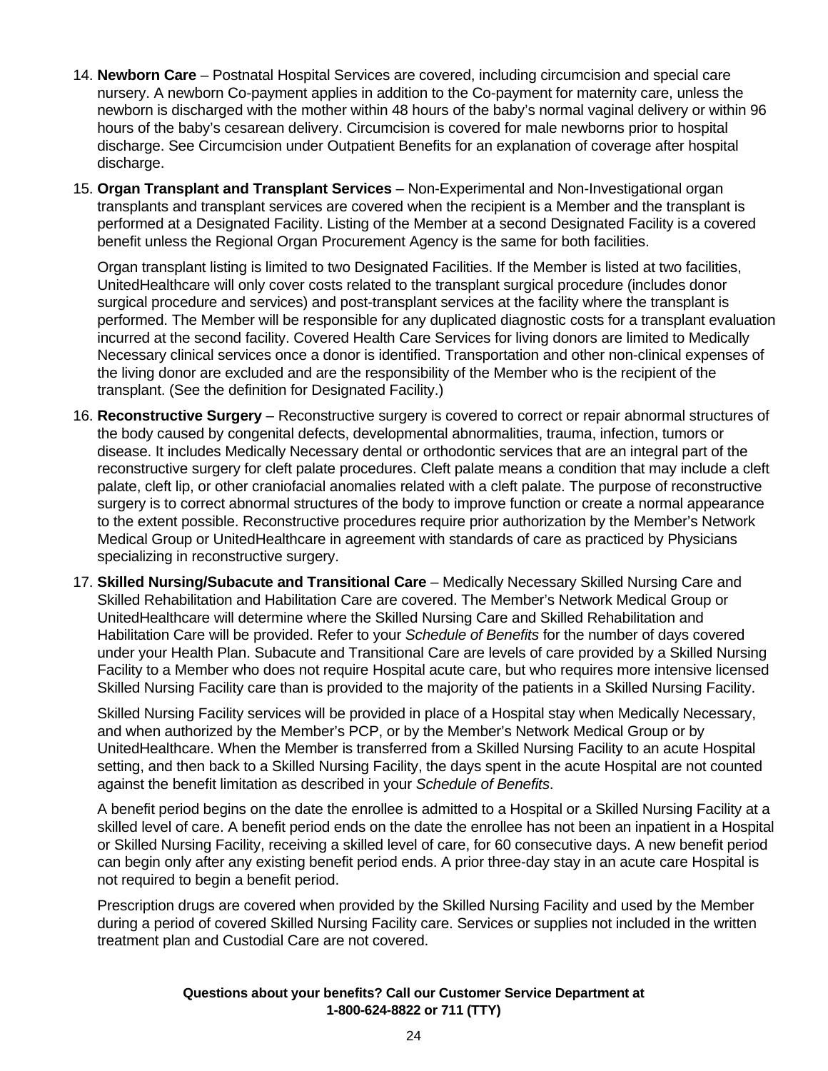14. **Newborn Care** – Postnatal Hospital Services are covered, including circumcision and special care nursery. A newborn Co-payment applies in addition to the Co-payment for maternity care, unless the newborn is discharged with the mother within 48 hours of the baby's normal vaginal delivery or within 96 hours of the baby's cesarean delivery. Circumcision is covered for male newborns prior to hospital discharge. See Circumcision under Outpatient Benefits for an explanation of coverage after hospital discharge.

15. **Organ Transplant and Transplant Services** – Non-Experimental and Non-Investigational organ transplants and transplant services are covered when the recipient is a Member and the transplant is performed at a Designated Facility. Listing of the Member at a second Designated Facility is a covered benefit unless the Regional Organ Procurement Agency is the same for both facilities.

    Organ transplant listing is limited to two Designated Facilities. If the Member is listed at two facilities, UnitedHealthcare will only cover costs related to the transplant surgical procedure (includes donor surgical procedure and services) and post-transplant services at the facility where the transplant is performed. The Member will be responsible for any duplicated diagnostic costs for a transplant evaluation incurred at the second facility. Covered Health Care Services for living donors are limited to Medically Necessary clinical services once a donor is identified. Transportation and other non-clinical expenses of the living donor are excluded and are the responsibility of the Member who is the recipient of the transplant. (See the definition for Designated Facility.)

16. **Reconstructive Surgery** – Reconstructive surgery is covered to correct or repair abnormal structures of the body caused by congenital defects, developmental abnormalities, trauma, infection, tumors or disease. It includes Medically Necessary dental or orthodontic services that are an integral part of the reconstructive surgery for cleft palate procedures. Cleft palate means a condition that may include a cleft palate, cleft lip, or other craniofacial anomalies related with a cleft palate. The purpose of reconstructive surgery is to correct abnormal structures of the body to improve function or create a normal appearance to the extent possible. Reconstructive procedures require prior authorization by the Member's Network Medical Group or UnitedHealthcare in agreement with standards of care as practiced by Physicians specializing in reconstructive surgery.

17. **Skilled Nursing/Subacute and Transitional Care** – Medically Necessary Skilled Nursing Care and Skilled Rehabilitation and Habilitation Care are covered. The Member's Network Medical Group or UnitedHealthcare will determine where the Skilled Nursing Care and Skilled Rehabilitation and Habilitation Care will be provided. Refer to your *Schedule of Benefits* for the number of days covered under your Health Plan. Subacute and Transitional Care are levels of care provided by a Skilled Nursing Facility to a Member who does not require Hospital acute care, but who requires more intensive licensed Skilled Nursing Facility care than is provided to the majority of the patients in a Skilled Nursing Facility.

    Skilled Nursing Facility services will be provided in place of a Hospital stay when Medically Necessary, and when authorized by the Member's PCP, or by the Member's Network Medical Group or by UnitedHealthcare. When the Member is transferred from a Skilled Nursing Facility to an acute Hospital setting, and then back to a Skilled Nursing Facility, the days spent in the acute Hospital are not counted against the benefit limitation as described in your *Schedule of Benefits*.

    A benefit period begins on the date the enrollee is admitted to a Hospital or a Skilled Nursing Facility at a skilled level of care. A benefit period ends on the date the enrollee has not been an inpatient in a Hospital or Skilled Nursing Facility, receiving a skilled level of care, for 60 consecutive days. A new benefit period can begin only after any existing benefit period ends. A prior three-day stay in an acute care Hospital is not required to begin a benefit period.

    Prescription drugs are covered when provided by the Skilled Nursing Facility and used by the Member during a period of covered Skilled Nursing Facility care. Services or supplies not included in the written treatment plan and Custodial Care are not covered.

**Questions about your benefits? Call our Customer Service Department at 1-800-624-8822 or 711 (TTY)**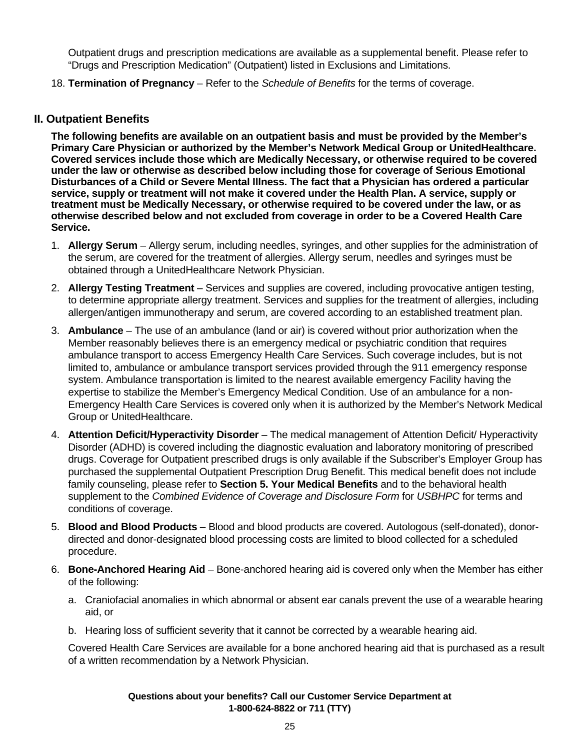Outpatient drugs and prescription medications are available as a supplemental benefit. Please refer to "Drugs and Prescription Medication" (Outpatient) listed in Exclusions and Limitations.

18. **Termination of Pregnancy** – Refer to the *Schedule of Benefits* for the terms of coverage.

## II. Outpatient Benefits

**The following benefits are available on an outpatient basis and must be provided by the Member's Primary Care Physician or authorized by the Member's Network Medical Group or UnitedHealthcare. Covered services include those which are Medically Necessary, or otherwise required to be covered under the law or otherwise as described below including those for coverage of Serious Emotional Disturbances of a Child or Severe Mental Illness. The fact that a Physician has ordered a particular service, supply or treatment will not make it covered under the Health Plan. A service, supply or treatment must be Medically Necessary, or otherwise required to be covered under the law, or as otherwise described below and not excluded from coverage in order to be a Covered Health Care Service.**

1. **Allergy Serum** – Allergy serum, including needles, syringes, and other supplies for the administration of the serum, are covered for the treatment of allergies. Allergy serum, needles and syringes must be obtained through a UnitedHealthcare Network Physician.

2. **Allergy Testing Treatment** – Services and supplies are covered, including provocative antigen testing, to determine appropriate allergy treatment. Services and supplies for the treatment of allergies, including allergen/antigen immunotherapy and serum, are covered according to an established treatment plan.

3. **Ambulance** – The use of an ambulance (land or air) is covered without prior authorization when the Member reasonably believes there is an emergency medical or psychiatric condition that requires ambulance transport to access Emergency Health Care Services. Such coverage includes, but is not limited to, ambulance or ambulance transport services provided through the 911 emergency response system. Ambulance transportation is limited to the nearest available emergency Facility having the expertise to stabilize the Member's Emergency Medical Condition. Use of an ambulance for a non-Emergency Health Care Services is covered only when it is authorized by the Member's Network Medical Group or UnitedHealthcare.

4. **Attention Deficit/Hyperactivity Disorder** – The medical management of Attention Deficit/ Hyperactivity Disorder (ADHD) is covered including the diagnostic evaluation and laboratory monitoring of prescribed drugs. Coverage for Outpatient prescribed drugs is only available if the Subscriber's Employer Group has purchased the supplemental Outpatient Prescription Drug Benefit. This medical benefit does not include family counseling, please refer to **Section 5. Your Medical Benefits** and to the behavioral health supplement to the *Combined Evidence of Coverage and Disclosure Form* for *USBHPC* for terms and conditions of coverage.

5. **Blood and Blood Products** – Blood and blood products are covered. Autologous (self-donated), donor-directed and donor-designated blood processing costs are limited to blood collected for a scheduled procedure.

6. **Bone-Anchored Hearing Aid** – Bone-anchored hearing aid is covered only when the Member has either of the following:

   a. Craniofacial anomalies in which abnormal or absent ear canals prevent the use of a wearable hearing aid, or

   b. Hearing loss of sufficient severity that it cannot be corrected by a wearable hearing aid.

   Covered Health Care Services are available for a bone anchored hearing aid that is purchased as a result of a written recommendation by a Network Physician.

**Questions about your benefits? Call our Customer Service Department at 1-800-624-8822 or 711 (TTY)**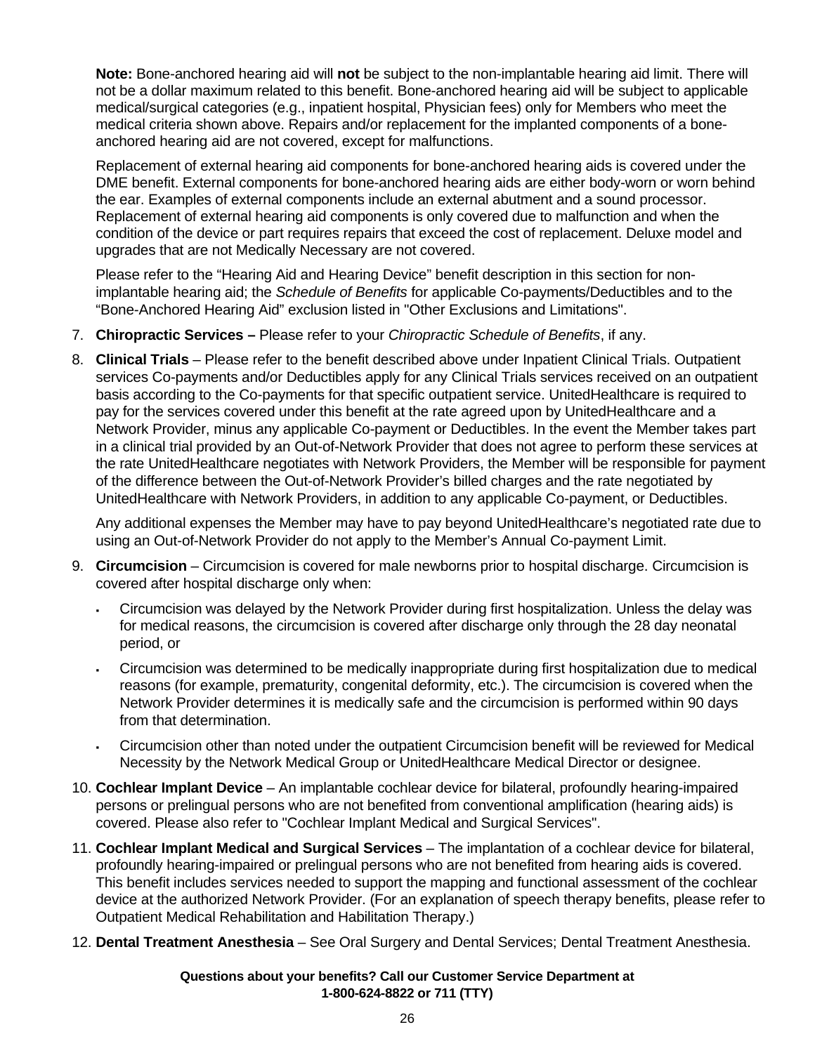**Note:** Bone-anchored hearing aid will **not** be subject to the non-implantable hearing aid limit. There will not be a dollar maximum related to this benefit. Bone-anchored hearing aid will be subject to applicable medical/surgical categories (e.g., inpatient hospital, Physician fees) only for Members who meet the medical criteria shown above. Repairs and/or replacement for the implanted components of a bone-anchored hearing aid are not covered, except for malfunctions.

Replacement of external hearing aid components for bone-anchored hearing aids is covered under the DME benefit. External components for bone-anchored hearing aids are either body-worn or worn behind the ear. Examples of external components include an external abutment and a sound processor. Replacement of external hearing aid components is only covered due to malfunction and when the condition of the device or part requires repairs that exceed the cost of replacement. Deluxe model and upgrades that are not Medically Necessary are not covered.

Please refer to the "Hearing Aid and Hearing Device" benefit description in this section for non-implantable hearing aid; the *Schedule of Benefits* for applicable Co-payments/Deductibles and to the "Bone-Anchored Hearing Aid" exclusion listed in "Other Exclusions and Limitations".

7. **Chiropractic Services –** Please refer to your *Chiropractic Schedule of Benefits*, if any.
8. **Clinical Trials** – Please refer to the benefit described above under Inpatient Clinical Trials. Outpatient services Co-payments and/or Deductibles apply for any Clinical Trials services received on an outpatient basis according to the Co-payments for that specific outpatient service. UnitedHealthcare is required to pay for the services covered under this benefit at the rate agreed upon by UnitedHealthcare and a Network Provider, minus any applicable Co-payment or Deductibles. In the event the Member takes part in a clinical trial provided by an Out-of-Network Provider that does not agree to perform these services at the rate UnitedHealthcare negotiates with Network Providers, the Member will be responsible for payment of the difference between the Out-of-Network Provider's billed charges and the rate negotiated by UnitedHealthcare with Network Providers, in addition to any applicable Co-payment, or Deductibles.

   Any additional expenses the Member may have to pay beyond UnitedHealthcare's negotiated rate due to using an Out-of-Network Provider do not apply to the Member's Annual Co-payment Limit.
9. **Circumcision** – Circumcision is covered for male newborns prior to hospital discharge. Circumcision is covered after hospital discharge only when:
   - Circumcision was delayed by the Network Provider during first hospitalization. Unless the delay was for medical reasons, the circumcision is covered after discharge only through the 28 day neonatal period, or
   - Circumcision was determined to be medically inappropriate during first hospitalization due to medical reasons (for example, prematurity, congenital deformity, etc.). The circumcision is covered when the Network Provider determines it is medically safe and the circumcision is performed within 90 days from that determination.
   - Circumcision other than noted under the outpatient Circumcision benefit will be reviewed for Medical Necessity by the Network Medical Group or UnitedHealthcare Medical Director or designee.
10. **Cochlear Implant Device** – An implantable cochlear device for bilateral, profoundly hearing-impaired persons or prelingual persons who are not benefited from conventional amplification (hearing aids) is covered. Please also refer to "Cochlear Implant Medical and Surgical Services".
11. **Cochlear Implant Medical and Surgical Services** – The implantation of a cochlear device for bilateral, profoundly hearing-impaired or prelingual persons who are not benefited from hearing aids is covered. This benefit includes services needed to support the mapping and functional assessment of the cochlear device at the authorized Network Provider. (For an explanation of speech therapy benefits, please refer to Outpatient Medical Rehabilitation and Habilitation Therapy.)
12. **Dental Treatment Anesthesia** – See Oral Surgery and Dental Services; Dental Treatment Anesthesia.

**Questions about your benefits? Call our Customer Service Department at 1-800-624-8822 or 711 (TTY)**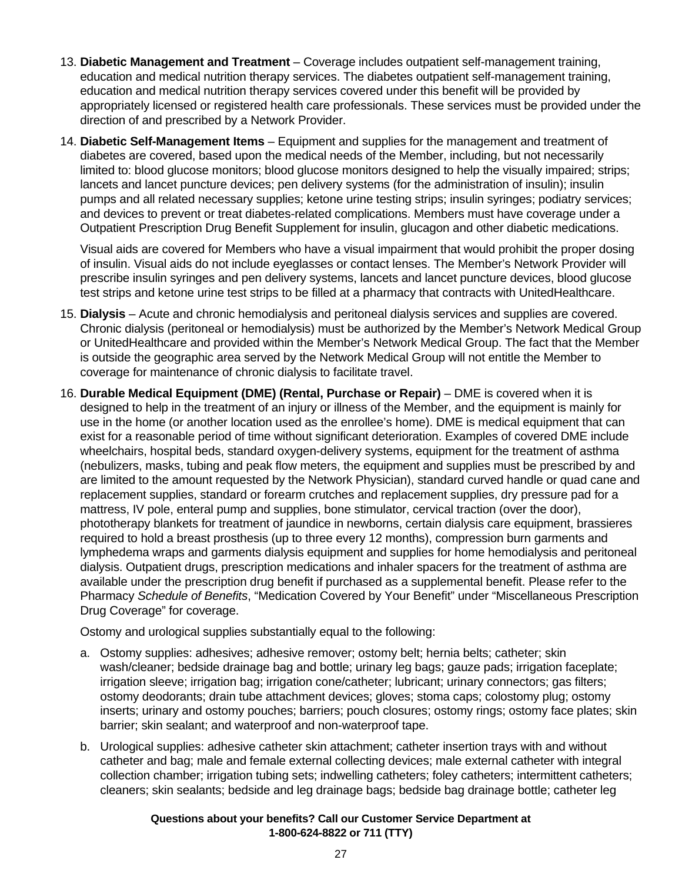13. **Diabetic Management and Treatment** – Coverage includes outpatient self-management training, education and medical nutrition therapy services. The diabetes outpatient self-management training, education and medical nutrition therapy services covered under this benefit will be provided by appropriately licensed or registered health care professionals. These services must be provided under the direction of and prescribed by a Network Provider.

14. **Diabetic Self-Management Items** – Equipment and supplies for the management and treatment of diabetes are covered, based upon the medical needs of the Member, including, but not necessarily limited to: blood glucose monitors; blood glucose monitors designed to help the visually impaired; strips; lancets and lancet puncture devices; pen delivery systems (for the administration of insulin); insulin pumps and all related necessary supplies; ketone urine testing strips; insulin syringes; podiatry services; and devices to prevent or treat diabetes-related complications. Members must have coverage under a Outpatient Prescription Drug Benefit Supplement for insulin, glucagon and other diabetic medications.

    Visual aids are covered for Members who have a visual impairment that would prohibit the proper dosing of insulin. Visual aids do not include eyeglasses or contact lenses. The Member's Network Provider will prescribe insulin syringes and pen delivery systems, lancets and lancet puncture devices, blood glucose test strips and ketone urine test strips to be filled at a pharmacy that contracts with UnitedHealthcare.

15. **Dialysis** – Acute and chronic hemodialysis and peritoneal dialysis services and supplies are covered. Chronic dialysis (peritoneal or hemodialysis) must be authorized by the Member's Network Medical Group or UnitedHealthcare and provided within the Member's Network Medical Group. The fact that the Member is outside the geographic area served by the Network Medical Group will not entitle the Member to coverage for maintenance of chronic dialysis to facilitate travel.

16. **Durable Medical Equipment (DME) (Rental, Purchase or Repair)** – DME is covered when it is designed to help in the treatment of an injury or illness of the Member, and the equipment is mainly for use in the home (or another location used as the enrollee's home). DME is medical equipment that can exist for a reasonable period of time without significant deterioration. Examples of covered DME include wheelchairs, hospital beds, standard oxygen-delivery systems, equipment for the treatment of asthma (nebulizers, masks, tubing and peak flow meters, the equipment and supplies must be prescribed by and are limited to the amount requested by the Network Physician), standard curved handle or quad cane and replacement supplies, standard or forearm crutches and replacement supplies, dry pressure pad for a mattress, IV pole, enteral pump and supplies, bone stimulator, cervical traction (over the door), phototherapy blankets for treatment of jaundice in newborns, certain dialysis care equipment, brassieres required to hold a breast prosthesis (up to three every 12 months), compression burn garments and lymphedema wraps and garments dialysis equipment and supplies for home hemodialysis and peritoneal dialysis. Outpatient drugs, prescription medications and inhaler spacers for the treatment of asthma are available under the prescription drug benefit if purchased as a supplemental benefit. Please refer to the Pharmacy *Schedule of Benefits*, "Medication Covered by Your Benefit" under "Miscellaneous Prescription Drug Coverage" for coverage.

    Ostomy and urological supplies substantially equal to the following:

    a. Ostomy supplies: adhesives; adhesive remover; ostomy belt; hernia belts; catheter; skin wash/cleaner; bedside drainage bag and bottle; urinary leg bags; gauze pads; irrigation faceplate; irrigation sleeve; irrigation bag; irrigation cone/catheter; lubricant; urinary connectors; gas filters; ostomy deodorants; drain tube attachment devices; gloves; stoma caps; colostomy plug; ostomy inserts; urinary and ostomy pouches; barriers; pouch closures; ostomy rings; ostomy face plates; skin barrier; skin sealant; and waterproof and non-waterproof tape.

    b. Urological supplies: adhesive catheter skin attachment; catheter insertion trays with and without catheter and bag; male and female external collecting devices; male external catheter with integral collection chamber; irrigation tubing sets; indwelling catheters; foley catheters; intermittent catheters; cleaners; skin sealants; bedside and leg drainage bags; bedside bag drainage bottle; catheter leg

**Questions about your benefits? Call our Customer Service Department at 1-800-624-8822 or 711 (TTY)**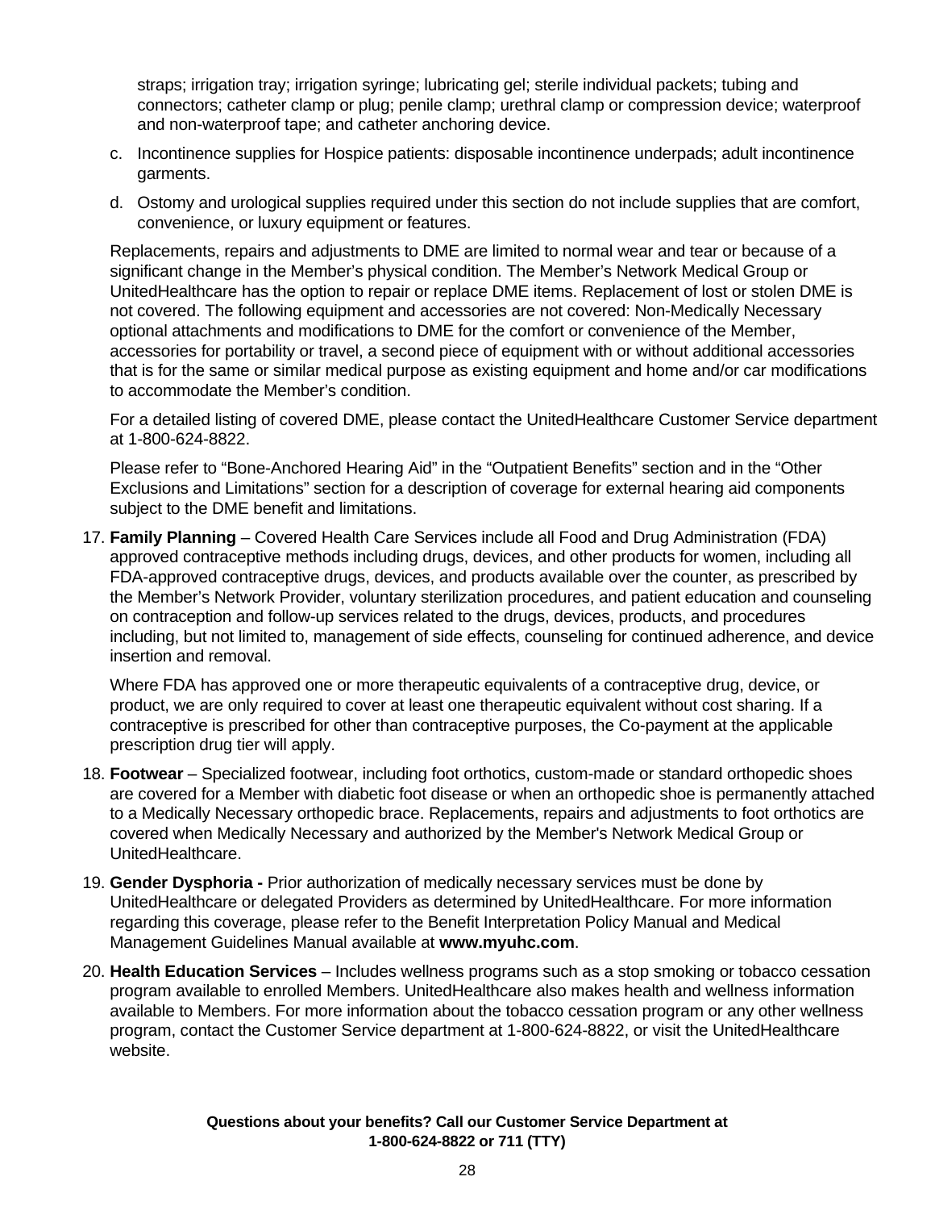straps; irrigation tray; irrigation syringe; lubricating gel; sterile individual packets; tubing and connectors; catheter clamp or plug; penile clamp; urethral clamp or compression device; waterproof and non-waterproof tape; and catheter anchoring device.

c. Incontinence supplies for Hospice patients: disposable incontinence underpads; adult incontinence garments.

d. Ostomy and urological supplies required under this section do not include supplies that are comfort, convenience, or luxury equipment or features.

Replacements, repairs and adjustments to DME are limited to normal wear and tear or because of a significant change in the Member's physical condition. The Member's Network Medical Group or UnitedHealthcare has the option to repair or replace DME items. Replacement of lost or stolen DME is not covered. The following equipment and accessories are not covered: Non-Medically Necessary optional attachments and modifications to DME for the comfort or convenience of the Member, accessories for portability or travel, a second piece of equipment with or without additional accessories that is for the same or similar medical purpose as existing equipment and home and/or car modifications to accommodate the Member's condition.

For a detailed listing of covered DME, please contact the UnitedHealthcare Customer Service department at 1-800-624-8822.

Please refer to "Bone-Anchored Hearing Aid" in the "Outpatient Benefits" section and in the "Other Exclusions and Limitations" section for a description of coverage for external hearing aid components subject to the DME benefit and limitations.

17. **Family Planning** – Covered Health Care Services include all Food and Drug Administration (FDA) approved contraceptive methods including drugs, devices, and other products for women, including all FDA-approved contraceptive drugs, devices, and products available over the counter, as prescribed by the Member's Network Provider, voluntary sterilization procedures, and patient education and counseling on contraception and follow-up services related to the drugs, devices, products, and procedures including, but not limited to, management of side effects, counseling for continued adherence, and device insertion and removal.

    Where FDA has approved one or more therapeutic equivalents of a contraceptive drug, device, or product, we are only required to cover at least one therapeutic equivalent without cost sharing. If a contraceptive is prescribed for other than contraceptive purposes, the Co-payment at the applicable prescription drug tier will apply.

18. **Footwear** – Specialized footwear, including foot orthotics, custom-made or standard orthopedic shoes are covered for a Member with diabetic foot disease or when an orthopedic shoe is permanently attached to a Medically Necessary orthopedic brace. Replacements, repairs and adjustments to foot orthotics are covered when Medically Necessary and authorized by the Member's Network Medical Group or UnitedHealthcare.

19. **Gender Dysphoria -** Prior authorization of medically necessary services must be done by UnitedHealthcare or delegated Providers as determined by UnitedHealthcare. For more information regarding this coverage, please refer to the Benefit Interpretation Policy Manual and Medical Management Guidelines Manual available at **www.myuhc.com**.

20. **Health Education Services** – Includes wellness programs such as a stop smoking or tobacco cessation program available to enrolled Members. UnitedHealthcare also makes health and wellness information available to Members. For more information about the tobacco cessation program or any other wellness program, contact the Customer Service department at 1-800-624-8822, or visit the UnitedHealthcare website.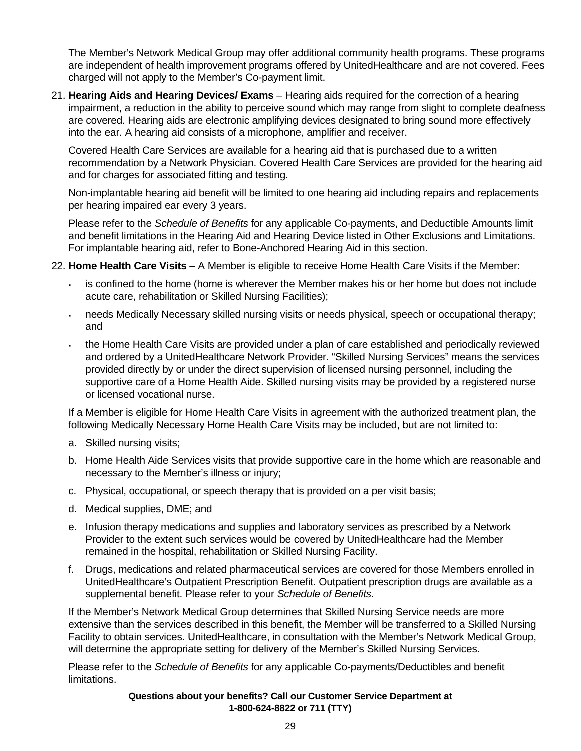The Member's Network Medical Group may offer additional community health programs. These programs are independent of health improvement programs offered by UnitedHealthcare and are not covered. Fees charged will not apply to the Member's Co-payment limit.

21. **Hearing Aids and Hearing Devices/ Exams** – Hearing aids required for the correction of a hearing impairment, a reduction in the ability to perceive sound which may range from slight to complete deafness are covered. Hearing aids are electronic amplifying devices designated to bring sound more effectively into the ear. A hearing aid consists of a microphone, amplifier and receiver.

    Covered Health Care Services are available for a hearing aid that is purchased due to a written recommendation by a Network Physician. Covered Health Care Services are provided for the hearing aid and for charges for associated fitting and testing.

    Non-implantable hearing aid benefit will be limited to one hearing aid including repairs and replacements per hearing impaired ear every 3 years.

    Please refer to the *Schedule of Benefits* for any applicable Co-payments, and Deductible Amounts limit and benefit limitations in the Hearing Aid and Hearing Device listed in Other Exclusions and Limitations. For implantable hearing aid, refer to Bone-Anchored Hearing Aid in this section.

22. **Home Health Care Visits** – A Member is eligible to receive Home Health Care Visits if the Member:

    - is confined to the home (home is wherever the Member makes his or her home but does not include acute care, rehabilitation or Skilled Nursing Facilities);
    - needs Medically Necessary skilled nursing visits or needs physical, speech or occupational therapy; and
    - the Home Health Care Visits are provided under a plan of care established and periodically reviewed and ordered by a UnitedHealthcare Network Provider. "Skilled Nursing Services" means the services provided directly by or under the direct supervision of licensed nursing personnel, including the supportive care of a Home Health Aide. Skilled nursing visits may be provided by a registered nurse or licensed vocational nurse.

    If a Member is eligible for Home Health Care Visits in agreement with the authorized treatment plan, the following Medically Necessary Home Health Care Visits may be included, but are not limited to:

    a. Skilled nursing visits;

    b. Home Health Aide Services visits that provide supportive care in the home which are reasonable and necessary to the Member's illness or injury;

    c. Physical, occupational, or speech therapy that is provided on a per visit basis;

    d. Medical supplies, DME; and

    e. Infusion therapy medications and supplies and laboratory services as prescribed by a Network Provider to the extent such services would be covered by UnitedHealthcare had the Member remained in the hospital, rehabilitation or Skilled Nursing Facility.

    f. Drugs, medications and related pharmaceutical services are covered for those Members enrolled in UnitedHealthcare's Outpatient Prescription Benefit. Outpatient prescription drugs are available as a supplemental benefit. Please refer to your *Schedule of Benefits*.

    If the Member's Network Medical Group determines that Skilled Nursing Service needs are more extensive than the services described in this benefit, the Member will be transferred to a Skilled Nursing Facility to obtain services. UnitedHealthcare, in consultation with the Member's Network Medical Group, will determine the appropriate setting for delivery of the Member's Skilled Nursing Services.

    Please refer to the *Schedule of Benefits* for any applicable Co-payments/Deductibles and benefit limitations.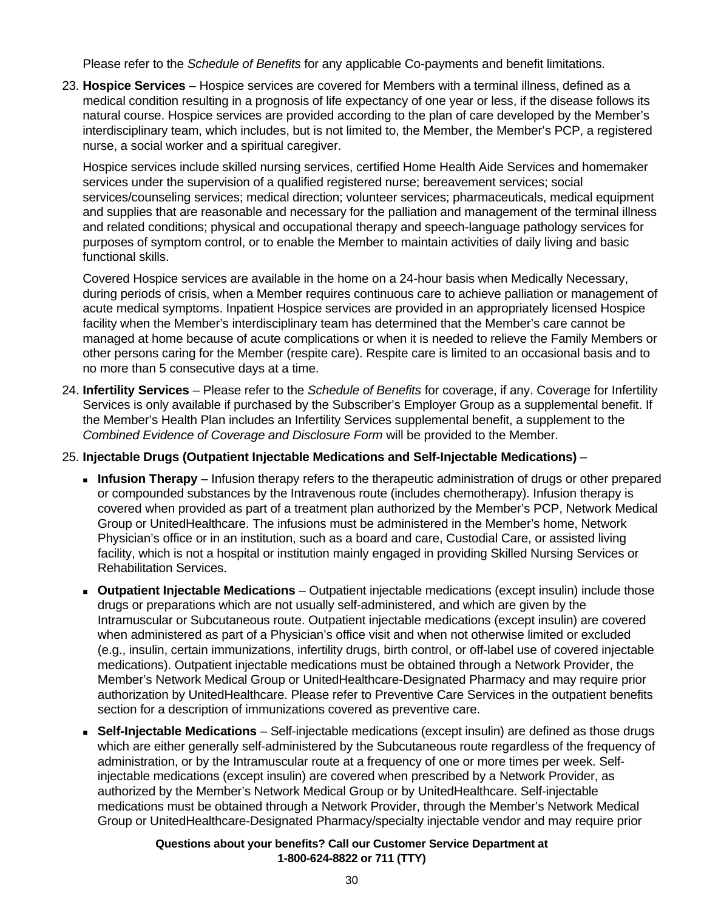Please refer to the *Schedule of Benefits* for any applicable Co-payments and benefit limitations.

23. **Hospice Services** – Hospice services are covered for Members with a terminal illness, defined as a medical condition resulting in a prognosis of life expectancy of one year or less, if the disease follows its natural course. Hospice services are provided according to the plan of care developed by the Member's interdisciplinary team, which includes, but is not limited to, the Member, the Member's PCP, a registered nurse, a social worker and a spiritual caregiver.

    Hospice services include skilled nursing services, certified Home Health Aide Services and homemaker services under the supervision of a qualified registered nurse; bereavement services; social services/counseling services; medical direction; volunteer services; pharmaceuticals, medical equipment and supplies that are reasonable and necessary for the palliation and management of the terminal illness and related conditions; physical and occupational therapy and speech-language pathology services for purposes of symptom control, or to enable the Member to maintain activities of daily living and basic functional skills.

    Covered Hospice services are available in the home on a 24-hour basis when Medically Necessary, during periods of crisis, when a Member requires continuous care to achieve palliation or management of acute medical symptoms. Inpatient Hospice services are provided in an appropriately licensed Hospice facility when the Member's interdisciplinary team has determined that the Member's care cannot be managed at home because of acute complications or when it is needed to relieve the Family Members or other persons caring for the Member (respite care). Respite care is limited to an occasional basis and to no more than 5 consecutive days at a time.

24. **Infertility Services** – Please refer to the *Schedule of Benefits* for coverage, if any. Coverage for Infertility Services is only available if purchased by the Subscriber's Employer Group as a supplemental benefit. If the Member's Health Plan includes an Infertility Services supplemental benefit, a supplement to the *Combined Evidence of Coverage and Disclosure Form* will be provided to the Member.

25. **Injectable Drugs (Outpatient Injectable Medications and Self-Injectable Medications)** –

    - **Infusion Therapy** – Infusion therapy refers to the therapeutic administration of drugs or other prepared or compounded substances by the Intravenous route (includes chemotherapy). Infusion therapy is covered when provided as part of a treatment plan authorized by the Member's PCP, Network Medical Group or UnitedHealthcare. The infusions must be administered in the Member's home, Network Physician's office or in an institution, such as a board and care, Custodial Care, or assisted living facility, which is not a hospital or institution mainly engaged in providing Skilled Nursing Services or Rehabilitation Services.

    - **Outpatient Injectable Medications** – Outpatient injectable medications (except insulin) include those drugs or preparations which are not usually self-administered, and which are given by the Intramuscular or Subcutaneous route. Outpatient injectable medications (except insulin) are covered when administered as part of a Physician's office visit and when not otherwise limited or excluded (e.g., insulin, certain immunizations, infertility drugs, birth control, or off-label use of covered injectable medications). Outpatient injectable medications must be obtained through a Network Provider, the Member's Network Medical Group or UnitedHealthcare-Designated Pharmacy and may require prior authorization by UnitedHealthcare. Please refer to Preventive Care Services in the outpatient benefits section for a description of immunizations covered as preventive care.

    - **Self-Injectable Medications** – Self-injectable medications (except insulin) are defined as those drugs which are either generally self-administered by the Subcutaneous route regardless of the frequency of administration, or by the Intramuscular route at a frequency of one or more times per week. Self-injectable medications (except insulin) are covered when prescribed by a Network Provider, as authorized by the Member's Network Medical Group or by UnitedHealthcare. Self-injectable medications must be obtained through a Network Provider, through the Member's Network Medical Group or UnitedHealthcare-Designated Pharmacy/specialty injectable vendor and may require prior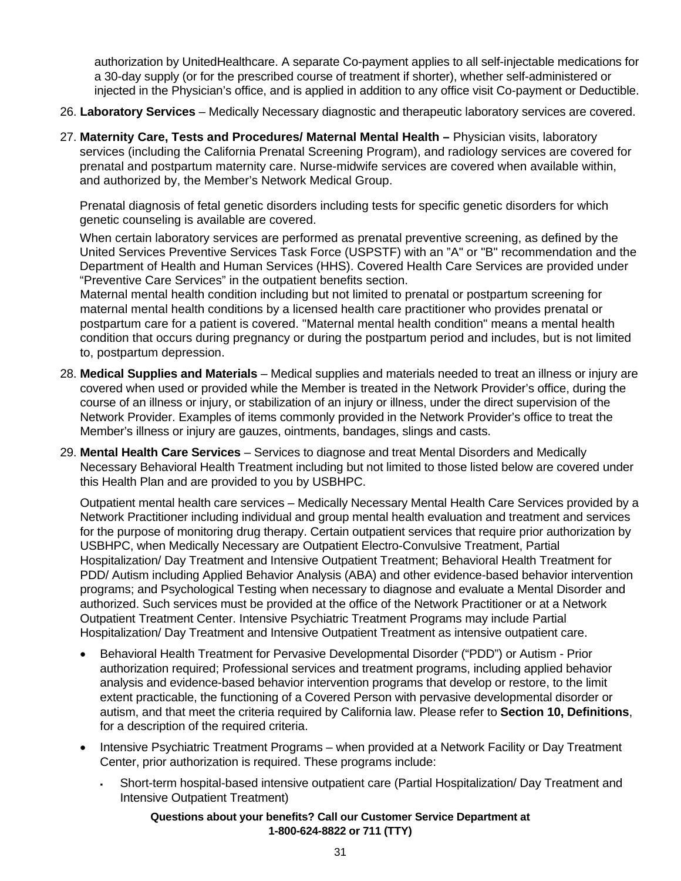authorization by UnitedHealthcare. A separate Co-payment applies to all self-injectable medications for a 30-day supply (or for the prescribed course of treatment if shorter), whether self-administered or injected in the Physician's office, and is applied in addition to any office visit Co-payment or Deductible.

26. **Laboratory Services** – Medically Necessary diagnostic and therapeutic laboratory services are covered.

27. **Maternity Care, Tests and Procedures/ Maternal Mental Health –** Physician visits, laboratory services (including the California Prenatal Screening Program), and radiology services are covered for prenatal and postpartum maternity care. Nurse-midwife services are covered when available within, and authorized by, the Member's Network Medical Group.

    Prenatal diagnosis of fetal genetic disorders including tests for specific genetic disorders for which genetic counseling is available are covered.

    When certain laboratory services are performed as prenatal preventive screening, as defined by the United Services Preventive Services Task Force (USPSTF) with an "A" or "B" recommendation and the Department of Health and Human Services (HHS). Covered Health Care Services are provided under "Preventive Care Services" in the outpatient benefits section.
    Maternal mental health condition including but not limited to prenatal or postpartum screening for maternal mental health conditions by a licensed health care practitioner who provides prenatal or postpartum care for a patient is covered. "Maternal mental health condition" means a mental health condition that occurs during pregnancy or during the postpartum period and includes, but is not limited to, postpartum depression.

28. **Medical Supplies and Materials** – Medical supplies and materials needed to treat an illness or injury are covered when used or provided while the Member is treated in the Network Provider's office, during the course of an illness or injury, or stabilization of an injury or illness, under the direct supervision of the Network Provider. Examples of items commonly provided in the Network Provider's office to treat the Member's illness or injury are gauzes, ointments, bandages, slings and casts.

29. **Mental Health Care Services** – Services to diagnose and treat Mental Disorders and Medically Necessary Behavioral Health Treatment including but not limited to those listed below are covered under this Health Plan and are provided to you by USBHPC.

    Outpatient mental health care services – Medically Necessary Mental Health Care Services provided by a Network Practitioner including individual and group mental health evaluation and treatment and services for the purpose of monitoring drug therapy. Certain outpatient services that require prior authorization by USBHPC, when Medically Necessary are Outpatient Electro-Convulsive Treatment, Partial Hospitalization/ Day Treatment and Intensive Outpatient Treatment; Behavioral Health Treatment for PDD/ Autism including Applied Behavior Analysis (ABA) and other evidence-based behavior intervention programs; and Psychological Testing when necessary to diagnose and evaluate a Mental Disorder and authorized. Such services must be provided at the office of the Network Practitioner or at a Network Outpatient Treatment Center. Intensive Psychiatric Treatment Programs may include Partial Hospitalization/ Day Treatment and Intensive Outpatient Treatment as intensive outpatient care.

    - Behavioral Health Treatment for Pervasive Developmental Disorder ("PDD") or Autism - Prior authorization required; Professional services and treatment programs, including applied behavior analysis and evidence-based behavior intervention programs that develop or restore, to the limit extent practicable, the functioning of a Covered Person with pervasive developmental disorder or autism, and that meet the criteria required by California law. Please refer to **Section 10, Definitions**, for a description of the required criteria.
    - Intensive Psychiatric Treatment Programs – when provided at a Network Facility or Day Treatment Center, prior authorization is required. These programs include:
        - Short-term hospital-based intensive outpatient care (Partial Hospitalization/ Day Treatment and Intensive Outpatient Treatment)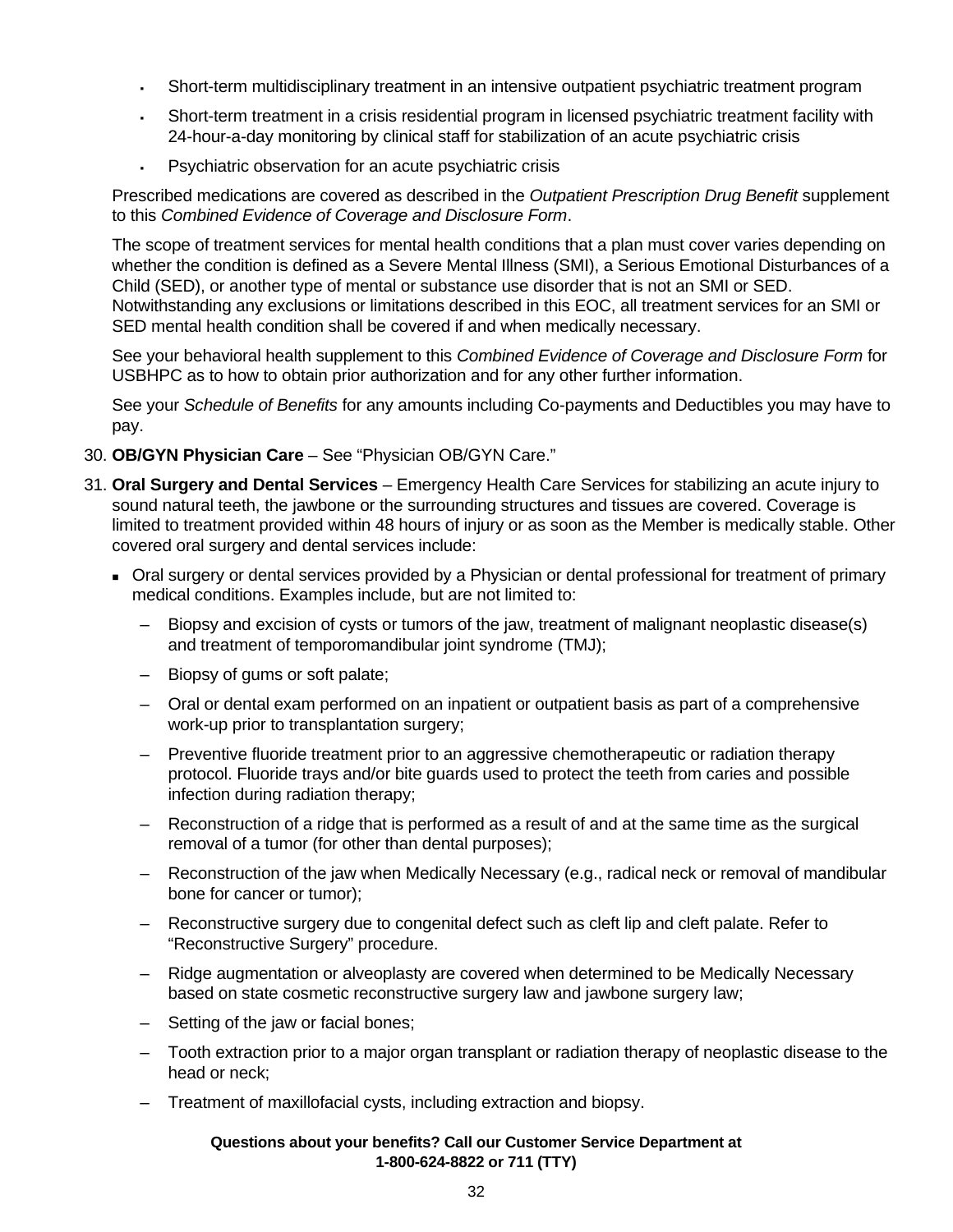- Short-term multidisciplinary treatment in an intensive outpatient psychiatric treatment program
- Short-term treatment in a crisis residential program in licensed psychiatric treatment facility with 24-hour-a-day monitoring by clinical staff for stabilization of an acute psychiatric crisis
- Psychiatric observation for an acute psychiatric crisis

Prescribed medications are covered as described in the *Outpatient Prescription Drug Benefit* supplement to this *Combined Evidence of Coverage and Disclosure Form*.

The scope of treatment services for mental health conditions that a plan must cover varies depending on whether the condition is defined as a Severe Mental Illness (SMI), a Serious Emotional Disturbances of a Child (SED), or another type of mental or substance use disorder that is not an SMI or SED. Notwithstanding any exclusions or limitations described in this EOC, all treatment services for an SMI or SED mental health condition shall be covered if and when medically necessary.

See your behavioral health supplement to this *Combined Evidence of Coverage and Disclosure Form* for USBHPC as to how to obtain prior authorization and for any other further information.

See your *Schedule of Benefits* for any amounts including Co-payments and Deductibles you may have to pay.

30. **OB/GYN Physician Care** – See "Physician OB/GYN Care."

31. **Oral Surgery and Dental Services** – Emergency Health Care Services for stabilizing an acute injury to sound natural teeth, the jawbone or the surrounding structures and tissues are covered. Coverage is limited to treatment provided within 48 hours of injury or as soon as the Member is medically stable. Other covered oral surgery and dental services include:

    - Oral surgery or dental services provided by a Physician or dental professional for treatment of primary medical conditions. Examples include, but are not limited to:
        - Biopsy and excision of cysts or tumors of the jaw, treatment of malignant neoplastic disease(s) and treatment of temporomandibular joint syndrome (TMJ);
        - Biopsy of gums or soft palate;
        - Oral or dental exam performed on an inpatient or outpatient basis as part of a comprehensive work-up prior to transplantation surgery;
        - Preventive fluoride treatment prior to an aggressive chemotherapeutic or radiation therapy protocol. Fluoride trays and/or bite guards used to protect the teeth from caries and possible infection during radiation therapy;
        - Reconstruction of a ridge that is performed as a result of and at the same time as the surgical removal of a tumor (for other than dental purposes);
        - Reconstruction of the jaw when Medically Necessary (e.g., radical neck or removal of mandibular bone for cancer or tumor);
        - Reconstructive surgery due to congenital defect such as cleft lip and cleft palate. Refer to "Reconstructive Surgery" procedure.
        - Ridge augmentation or alveoplasty are covered when determined to be Medically Necessary based on state cosmetic reconstructive surgery law and jawbone surgery law;
        - Setting of the jaw or facial bones;
        - Tooth extraction prior to a major organ transplant or radiation therapy of neoplastic disease to the head or neck;
        - Treatment of maxillofacial cysts, including extraction and biopsy.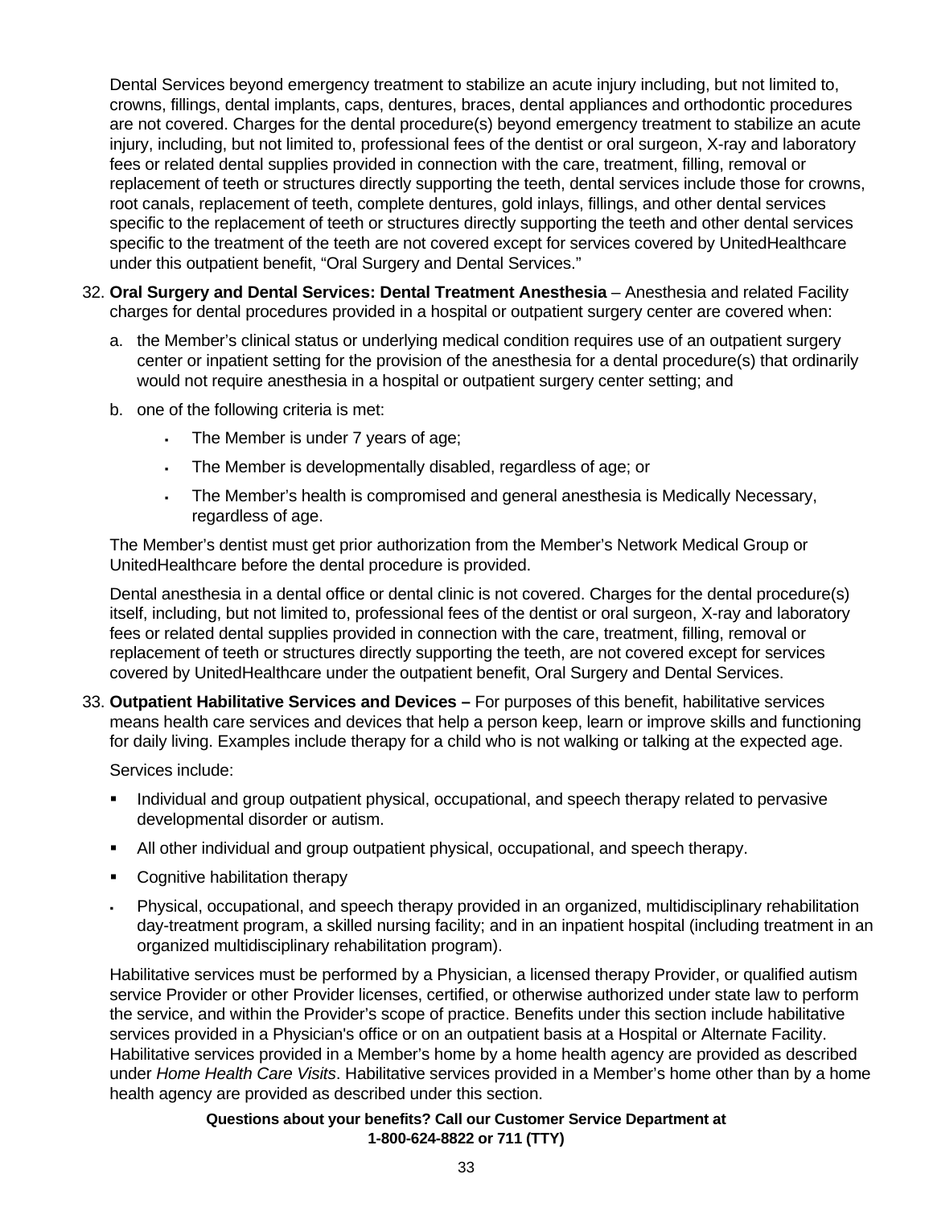Dental Services beyond emergency treatment to stabilize an acute injury including, but not limited to, crowns, fillings, dental implants, caps, dentures, braces, dental appliances and orthodontic procedures are not covered. Charges for the dental procedure(s) beyond emergency treatment to stabilize an acute injury, including, but not limited to, professional fees of the dentist or oral surgeon, X-ray and laboratory fees or related dental supplies provided in connection with the care, treatment, filling, removal or replacement of teeth or structures directly supporting the teeth, dental services include those for crowns, root canals, replacement of teeth, complete dentures, gold inlays, fillings, and other dental services specific to the replacement of teeth or structures directly supporting the teeth and other dental services specific to the treatment of the teeth are not covered except for services covered by UnitedHealthcare under this outpatient benefit, "Oral Surgery and Dental Services."

32. **Oral Surgery and Dental Services: Dental Treatment Anesthesia** – Anesthesia and related Facility charges for dental procedures provided in a hospital or outpatient surgery center are covered when:

    a. the Member's clinical status or underlying medical condition requires use of an outpatient surgery center or inpatient setting for the provision of the anesthesia for a dental procedure(s) that ordinarily would not require anesthesia in a hospital or outpatient surgery center setting; and

    b. one of the following criteria is met:

        - The Member is under 7 years of age;
        - The Member is developmentally disabled, regardless of age; or
        - The Member's health is compromised and general anesthesia is Medically Necessary, regardless of age.

    The Member's dentist must get prior authorization from the Member's Network Medical Group or UnitedHealthcare before the dental procedure is provided.

    Dental anesthesia in a dental office or dental clinic is not covered. Charges for the dental procedure(s) itself, including, but not limited to, professional fees of the dentist or oral surgeon, X-ray and laboratory fees or related dental supplies provided in connection with the care, treatment, filling, removal or replacement of teeth or structures directly supporting the teeth, are not covered except for services covered by UnitedHealthcare under the outpatient benefit, Oral Surgery and Dental Services.

33. **Outpatient Habilitative Services and Devices –** For purposes of this benefit, habilitative services means health care services and devices that help a person keep, learn or improve skills and functioning for daily living. Examples include therapy for a child who is not walking or talking at the expected age.

    Services include:

    - Individual and group outpatient physical, occupational, and speech therapy related to pervasive developmental disorder or autism.
    - All other individual and group outpatient physical, occupational, and speech therapy.
    - Cognitive habilitation therapy
    - Physical, occupational, and speech therapy provided in an organized, multidisciplinary rehabilitation day-treatment program, a skilled nursing facility; and in an inpatient hospital (including treatment in an organized multidisciplinary rehabilitation program).

    Habilitative services must be performed by a Physician, a licensed therapy Provider, or qualified autism service Provider or other Provider licenses, certified, or otherwise authorized under state law to perform the service, and within the Provider's scope of practice. Benefits under this section include habilitative services provided in a Physician's office or on an outpatient basis at a Hospital or Alternate Facility. Habilitative services provided in a Member's home by a home health agency are provided as described under *Home Health Care Visits*. Habilitative services provided in a Member's home other than by a home health agency are provided as described under this section.

**Questions about your benefits? Call our Customer Service Department at 1-800-624-8822 or 711 (TTY)**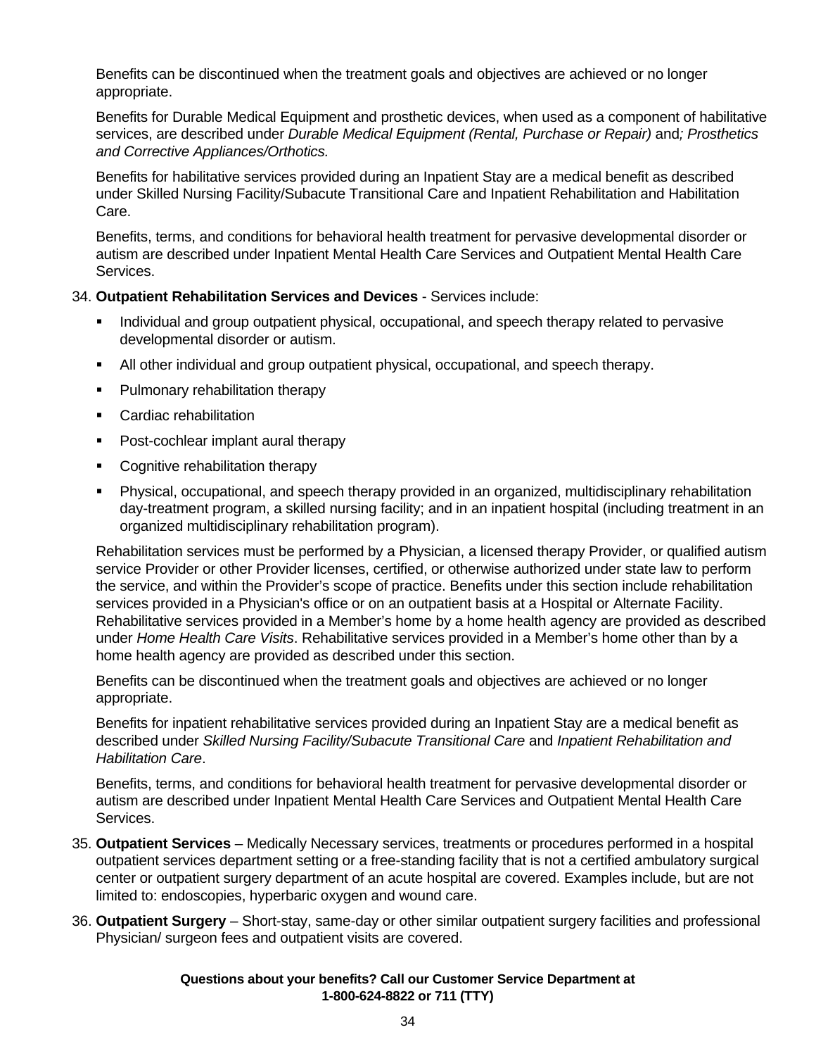Benefits can be discontinued when the treatment goals and objectives are achieved or no longer appropriate.

Benefits for Durable Medical Equipment and prosthetic devices, when used as a component of habilitative services, are described under *Durable Medical Equipment (Rental, Purchase or Repair)* and*; Prosthetics and Corrective Appliances/Orthotics.*

Benefits for habilitative services provided during an Inpatient Stay are a medical benefit as described under Skilled Nursing Facility/Subacute Transitional Care and Inpatient Rehabilitation and Habilitation Care.

Benefits, terms, and conditions for behavioral health treatment for pervasive developmental disorder or autism are described under Inpatient Mental Health Care Services and Outpatient Mental Health Care Services.

34. **Outpatient Rehabilitation Services and Devices** - Services include:

    - Individual and group outpatient physical, occupational, and speech therapy related to pervasive developmental disorder or autism.
    - All other individual and group outpatient physical, occupational, and speech therapy.
    - Pulmonary rehabilitation therapy
    - Cardiac rehabilitation
    - Post-cochlear implant aural therapy
    - Cognitive rehabilitation therapy
    - Physical, occupational, and speech therapy provided in an organized, multidisciplinary rehabilitation day-treatment program, a skilled nursing facility; and in an inpatient hospital (including treatment in an organized multidisciplinary rehabilitation program).

    Rehabilitation services must be performed by a Physician, a licensed therapy Provider, or qualified autism service Provider or other Provider licenses, certified, or otherwise authorized under state law to perform the service, and within the Provider's scope of practice. Benefits under this section include rehabilitation services provided in a Physician's office or on an outpatient basis at a Hospital or Alternate Facility. Rehabilitative services provided in a Member's home by a home health agency are provided as described under *Home Health Care Visits*. Rehabilitative services provided in a Member's home other than by a home health agency are provided as described under this section.

    Benefits can be discontinued when the treatment goals and objectives are achieved or no longer appropriate.

    Benefits for inpatient rehabilitative services provided during an Inpatient Stay are a medical benefit as described under *Skilled Nursing Facility/Subacute Transitional Care* and *Inpatient Rehabilitation and Habilitation Care*.

    Benefits, terms, and conditions for behavioral health treatment for pervasive developmental disorder or autism are described under Inpatient Mental Health Care Services and Outpatient Mental Health Care Services.

35. **Outpatient Services** – Medically Necessary services, treatments or procedures performed in a hospital outpatient services department setting or a free-standing facility that is not a certified ambulatory surgical center or outpatient surgery department of an acute hospital are covered. Examples include, but are not limited to: endoscopies, hyperbaric oxygen and wound care.

36. **Outpatient Surgery** – Short-stay, same-day or other similar outpatient surgery facilities and professional Physician/ surgeon fees and outpatient visits are covered.

**Questions about your benefits? Call our Customer Service Department at 1-800-624-8822 or 711 (TTY)**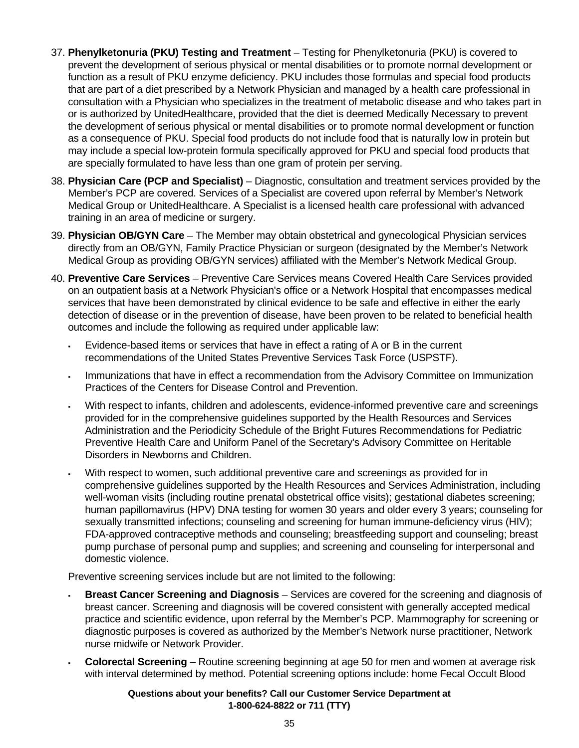37. **Phenylketonuria (PKU) Testing and Treatment** – Testing for Phenylketonuria (PKU) is covered to prevent the development of serious physical or mental disabilities or to promote normal development or function as a result of PKU enzyme deficiency. PKU includes those formulas and special food products that are part of a diet prescribed by a Network Physician and managed by a health care professional in consultation with a Physician who specializes in the treatment of metabolic disease and who takes part in or is authorized by UnitedHealthcare, provided that the diet is deemed Medically Necessary to prevent the development of serious physical or mental disabilities or to promote normal development or function as a consequence of PKU. Special food products do not include food that is naturally low in protein but may include a special low-protein formula specifically approved for PKU and special food products that are specially formulated to have less than one gram of protein per serving.

38. **Physician Care (PCP and Specialist)** – Diagnostic, consultation and treatment services provided by the Member's PCP are covered. Services of a Specialist are covered upon referral by Member's Network Medical Group or UnitedHealthcare. A Specialist is a licensed health care professional with advanced training in an area of medicine or surgery.

39. **Physician OB/GYN Care** – The Member may obtain obstetrical and gynecological Physician services directly from an OB/GYN, Family Practice Physician or surgeon (designated by the Member's Network Medical Group as providing OB/GYN services) affiliated with the Member's Network Medical Group.

40. **Preventive Care Services** – Preventive Care Services means Covered Health Care Services provided on an outpatient basis at a Network Physician's office or a Network Hospital that encompasses medical services that have been demonstrated by clinical evidence to be safe and effective in either the early detection of disease or in the prevention of disease, have been proven to be related to beneficial health outcomes and include the following as required under applicable law:

    - Evidence-based items or services that have in effect a rating of A or B in the current recommendations of the United States Preventive Services Task Force (USPSTF).
    - Immunizations that have in effect a recommendation from the Advisory Committee on Immunization Practices of the Centers for Disease Control and Prevention.
    - With respect to infants, children and adolescents, evidence-informed preventive care and screenings provided for in the comprehensive guidelines supported by the Health Resources and Services Administration and the Periodicity Schedule of the Bright Futures Recommendations for Pediatric Preventive Health Care and Uniform Panel of the Secretary's Advisory Committee on Heritable Disorders in Newborns and Children.
    - With respect to women, such additional preventive care and screenings as provided for in comprehensive guidelines supported by the Health Resources and Services Administration, including well-woman visits (including routine prenatal obstetrical office visits); gestational diabetes screening; human papillomavirus (HPV) DNA testing for women 30 years and older every 3 years; counseling for sexually transmitted infections; counseling and screening for human immune-deficiency virus (HIV); FDA-approved contraceptive methods and counseling; breastfeeding support and counseling; breast pump purchase of personal pump and supplies; and screening and counseling for interpersonal and domestic violence.

    Preventive screening services include but are not limited to the following:

    - **Breast Cancer Screening and Diagnosis** – Services are covered for the screening and diagnosis of breast cancer. Screening and diagnosis will be covered consistent with generally accepted medical practice and scientific evidence, upon referral by the Member's PCP. Mammography for screening or diagnostic purposes is covered as authorized by the Member's Network nurse practitioner, Network nurse midwife or Network Provider.
    - **Colorectal Screening** – Routine screening beginning at age 50 for men and women at average risk with interval determined by method. Potential screening options include: home Fecal Occult Blood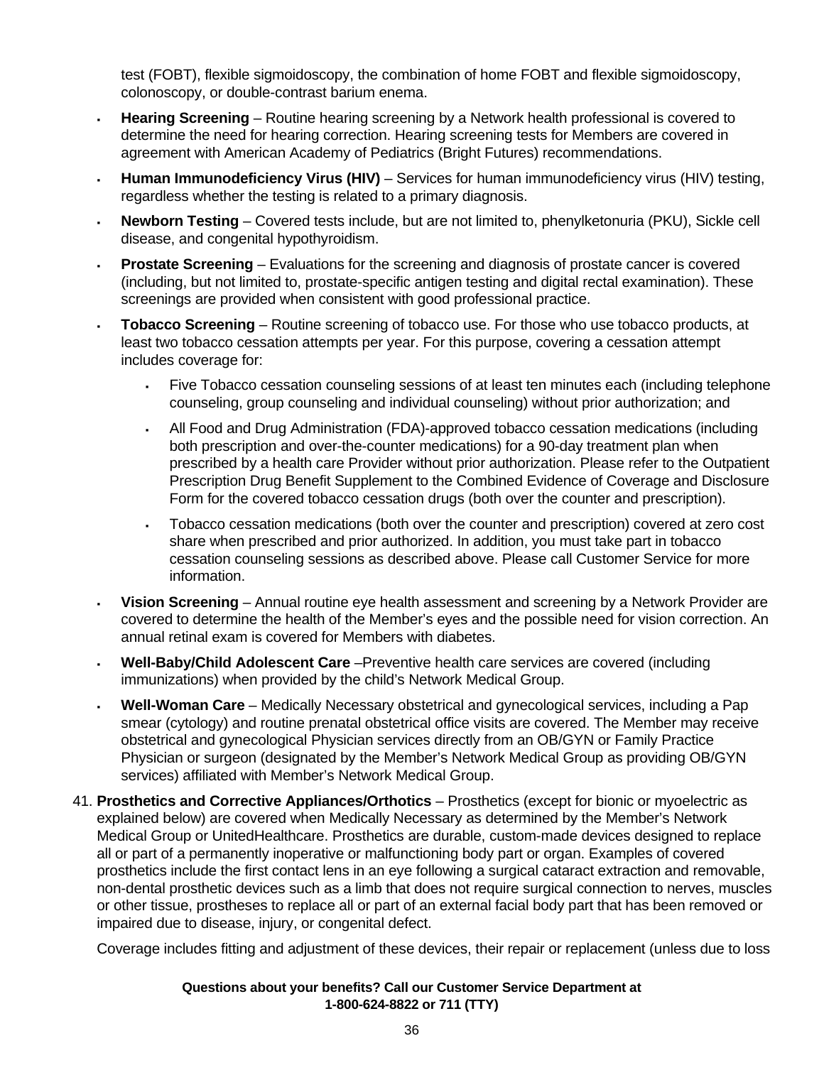test (FOBT), flexible sigmoidoscopy, the combination of home FOBT and flexible sigmoidoscopy, colonoscopy, or double-contrast barium enema.

- **Hearing Screening** – Routine hearing screening by a Network health professional is covered to determine the need for hearing correction. Hearing screening tests for Members are covered in agreement with American Academy of Pediatrics (Bright Futures) recommendations.
- **Human Immunodeficiency Virus (HIV)** – Services for human immunodeficiency virus (HIV) testing, regardless whether the testing is related to a primary diagnosis.
- **Newborn Testing** – Covered tests include, but are not limited to, phenylketonuria (PKU), Sickle cell disease, and congenital hypothyroidism.
- **Prostate Screening** – Evaluations for the screening and diagnosis of prostate cancer is covered (including, but not limited to, prostate-specific antigen testing and digital rectal examination). These screenings are provided when consistent with good professional practice.
- **Tobacco Screening** – Routine screening of tobacco use. For those who use tobacco products, at least two tobacco cessation attempts per year. For this purpose, covering a cessation attempt includes coverage for:
  - Five Tobacco cessation counseling sessions of at least ten minutes each (including telephone counseling, group counseling and individual counseling) without prior authorization; and
  - All Food and Drug Administration (FDA)-approved tobacco cessation medications (including both prescription and over-the-counter medications) for a 90-day treatment plan when prescribed by a health care Provider without prior authorization. Please refer to the Outpatient Prescription Drug Benefit Supplement to the Combined Evidence of Coverage and Disclosure Form for the covered tobacco cessation drugs (both over the counter and prescription).
  - Tobacco cessation medications (both over the counter and prescription) covered at zero cost share when prescribed and prior authorized. In addition, you must take part in tobacco cessation counseling sessions as described above. Please call Customer Service for more information.
- **Vision Screening** – Annual routine eye health assessment and screening by a Network Provider are covered to determine the health of the Member's eyes and the possible need for vision correction. An annual retinal exam is covered for Members with diabetes.
- **Well-Baby/Child Adolescent Care** –Preventive health care services are covered (including immunizations) when provided by the child's Network Medical Group.
- **Well-Woman Care** – Medically Necessary obstetrical and gynecological services, including a Pap smear (cytology) and routine prenatal obstetrical office visits are covered. The Member may receive obstetrical and gynecological Physician services directly from an OB/GYN or Family Practice Physician or surgeon (designated by the Member's Network Medical Group as providing OB/GYN services) affiliated with Member's Network Medical Group.

41. **Prosthetics and Corrective Appliances/Orthotics** – Prosthetics (except for bionic or myoelectric as explained below) are covered when Medically Necessary as determined by the Member's Network Medical Group or UnitedHealthcare. Prosthetics are durable, custom-made devices designed to replace all or part of a permanently inoperative or malfunctioning body part or organ. Examples of covered prosthetics include the first contact lens in an eye following a surgical cataract extraction and removable, non-dental prosthetic devices such as a limb that does not require surgical connection to nerves, muscles or other tissue, prostheses to replace all or part of an external facial body part that has been removed or impaired due to disease, injury, or congenital defect.

    Coverage includes fitting and adjustment of these devices, their repair or replacement (unless due to loss

**Questions about your benefits? Call our Customer Service Department at 1-800-624-8822 or 711 (TTY)**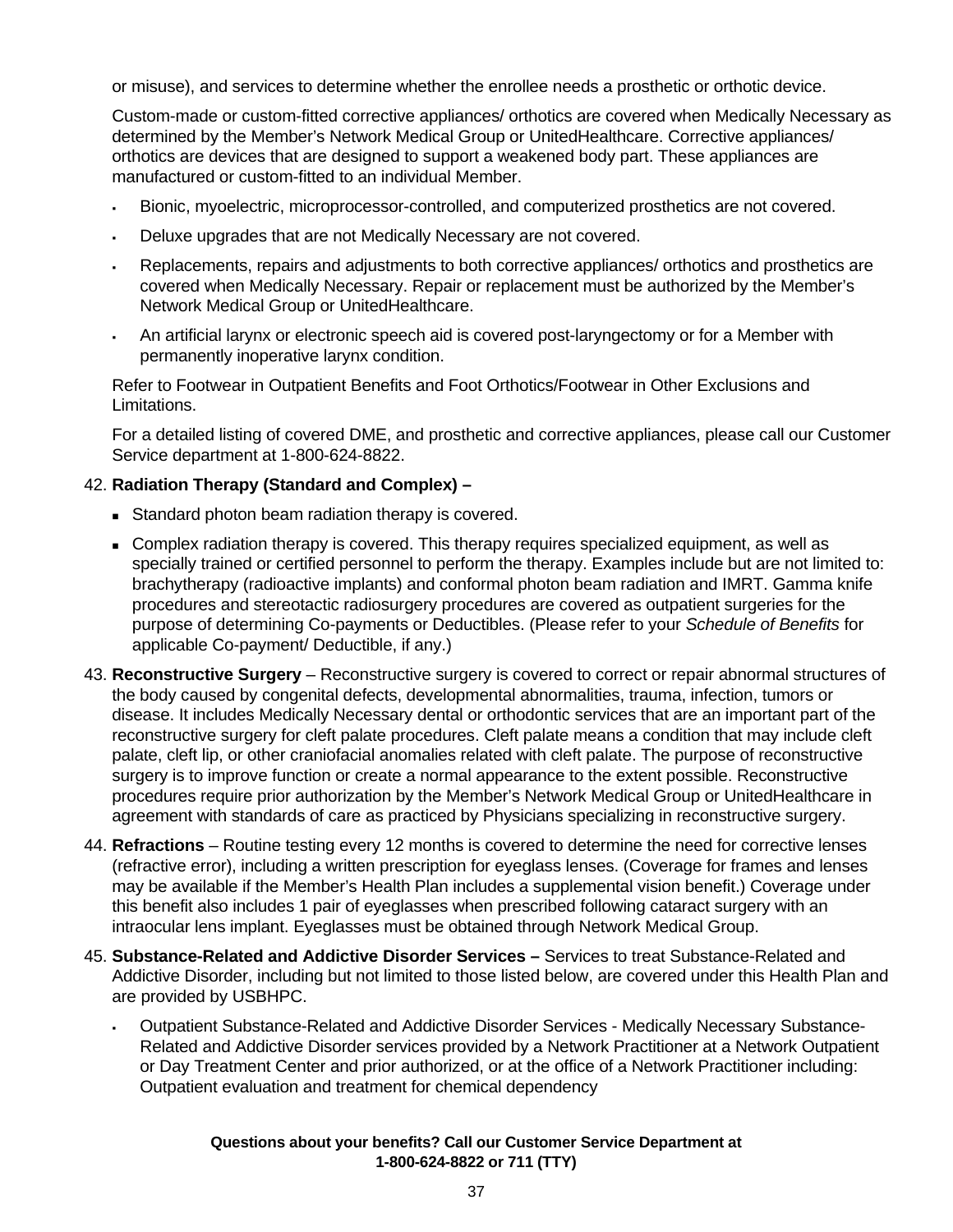or misuse), and services to determine whether the enrollee needs a prosthetic or orthotic device.

Custom-made or custom-fitted corrective appliances/ orthotics are covered when Medically Necessary as determined by the Member's Network Medical Group or UnitedHealthcare. Corrective appliances/ orthotics are devices that are designed to support a weakened body part. These appliances are manufactured or custom-fitted to an individual Member.

- Bionic, myoelectric, microprocessor-controlled, and computerized prosthetics are not covered.
- Deluxe upgrades that are not Medically Necessary are not covered.
- Replacements, repairs and adjustments to both corrective appliances/ orthotics and prosthetics are covered when Medically Necessary. Repair or replacement must be authorized by the Member's Network Medical Group or UnitedHealthcare.
- An artificial larynx or electronic speech aid is covered post-laryngectomy or for a Member with permanently inoperative larynx condition.

Refer to Footwear in Outpatient Benefits and Foot Orthotics/Footwear in Other Exclusions and Limitations.

For a detailed listing of covered DME, and prosthetic and corrective appliances, please call our Customer Service department at 1-800-624-8822.

42. **Radiation Therapy (Standard and Complex) –**
    - Standard photon beam radiation therapy is covered.
    - Complex radiation therapy is covered. This therapy requires specialized equipment, as well as specially trained or certified personnel to perform the therapy. Examples include but are not limited to: brachytherapy (radioactive implants) and conformal photon beam radiation and IMRT. Gamma knife procedures and stereotactic radiosurgery procedures are covered as outpatient surgeries for the purpose of determining Co-payments or Deductibles. (Please refer to your *Schedule of Benefits* for applicable Co-payment/ Deductible, if any.)
43. **Reconstructive Surgery** – Reconstructive surgery is covered to correct or repair abnormal structures of the body caused by congenital defects, developmental abnormalities, trauma, infection, tumors or disease. It includes Medically Necessary dental or orthodontic services that are an important part of the reconstructive surgery for cleft palate procedures. Cleft palate means a condition that may include cleft palate, cleft lip, or other craniofacial anomalies related with cleft palate. The purpose of reconstructive surgery is to improve function or create a normal appearance to the extent possible. Reconstructive procedures require prior authorization by the Member's Network Medical Group or UnitedHealthcare in agreement with standards of care as practiced by Physicians specializing in reconstructive surgery.
44. **Refractions** – Routine testing every 12 months is covered to determine the need for corrective lenses (refractive error), including a written prescription for eyeglass lenses. (Coverage for frames and lenses may be available if the Member's Health Plan includes a supplemental vision benefit.) Coverage under this benefit also includes 1 pair of eyeglasses when prescribed following cataract surgery with an intraocular lens implant. Eyeglasses must be obtained through Network Medical Group.
45. **Substance-Related and Addictive Disorder Services –** Services to treat Substance-Related and Addictive Disorder, including but not limited to those listed below, are covered under this Health Plan and are provided by USBHPC.
    - Outpatient Substance-Related and Addictive Disorder Services - Medically Necessary Substance-Related and Addictive Disorder services provided by a Network Practitioner at a Network Outpatient or Day Treatment Center and prior authorized, or at the office of a Network Practitioner including: Outpatient evaluation and treatment for chemical dependency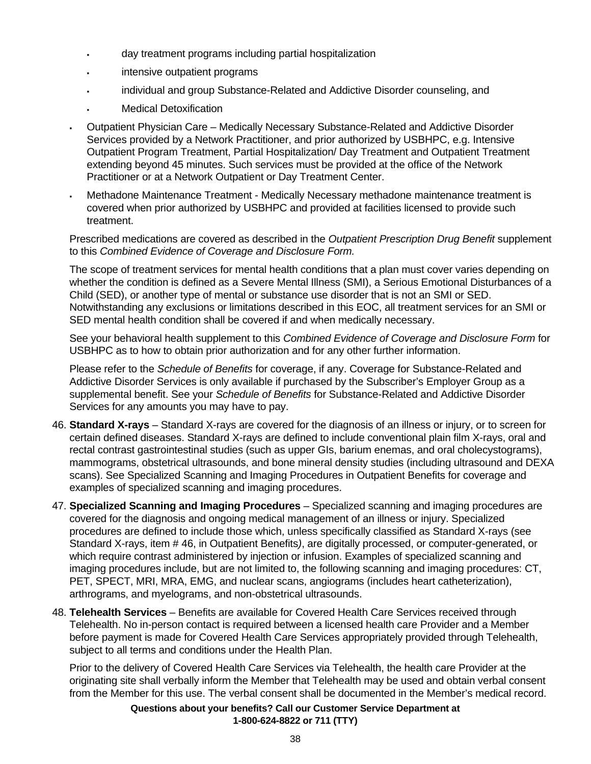- day treatment programs including partial hospitalization
    - intensive outpatient programs
    - individual and group Substance-Related and Addictive Disorder counseling, and
    - Medical Detoxification
  - Outpatient Physician Care – Medically Necessary Substance-Related and Addictive Disorder Services provided by a Network Practitioner, and prior authorized by USBHPC, e.g. Intensive Outpatient Program Treatment, Partial Hospitalization/ Day Treatment and Outpatient Treatment extending beyond 45 minutes. Such services must be provided at the office of the Network Practitioner or at a Network Outpatient or Day Treatment Center.
  - Methadone Maintenance Treatment - Medically Necessary methadone maintenance treatment is covered when prior authorized by USBHPC and provided at facilities licensed to provide such treatment.

  Prescribed medications are covered as described in the *Outpatient Prescription Drug Benefit* supplement to this *Combined Evidence of Coverage and Disclosure Form.*

  The scope of treatment services for mental health conditions that a plan must cover varies depending on whether the condition is defined as a Severe Mental Illness (SMI), a Serious Emotional Disturbances of a Child (SED), or another type of mental or substance use disorder that is not an SMI or SED. Notwithstanding any exclusions or limitations described in this EOC, all treatment services for an SMI or SED mental health condition shall be covered if and when medically necessary.

  See your behavioral health supplement to this *Combined Evidence of Coverage and Disclosure Form* for USBHPC as to how to obtain prior authorization and for any other further information.

  Please refer to the *Schedule of Benefits* for coverage, if any. Coverage for Substance-Related and Addictive Disorder Services is only available if purchased by the Subscriber's Employer Group as a supplemental benefit. See your *Schedule of Benefits* for Substance-Related and Addictive Disorder Services for any amounts you may have to pay.

46. **Standard X-rays** – Standard X-rays are covered for the diagnosis of an illness or injury, or to screen for certain defined diseases. Standard X-rays are defined to include conventional plain film X-rays, oral and rectal contrast gastrointestinal studies (such as upper GIs, barium enemas, and oral cholecystograms), mammograms, obstetrical ultrasounds, and bone mineral density studies (including ultrasound and DEXA scans). See Specialized Scanning and Imaging Procedures in Outpatient Benefits for coverage and examples of specialized scanning and imaging procedures.

47. **Specialized Scanning and Imaging Procedures** – Specialized scanning and imaging procedures are covered for the diagnosis and ongoing medical management of an illness or injury. Specialized procedures are defined to include those which, unless specifically classified as Standard X-rays (see Standard X-rays, item # 46, in Outpatient Benefits*)*, are digitally processed, or computer-generated, or which require contrast administered by injection or infusion. Examples of specialized scanning and imaging procedures include, but are not limited to, the following scanning and imaging procedures: CT, PET, SPECT, MRI, MRA, EMG, and nuclear scans, angiograms (includes heart catheterization), arthrograms, and myelograms, and non-obstetrical ultrasounds.

48. **Telehealth Services** – Benefits are available for Covered Health Care Services received through Telehealth. No in-person contact is required between a licensed health care Provider and a Member before payment is made for Covered Health Care Services appropriately provided through Telehealth, subject to all terms and conditions under the Health Plan.

    Prior to the delivery of Covered Health Care Services via Telehealth, the health care Provider at the originating site shall verbally inform the Member that Telehealth may be used and obtain verbal consent from the Member for this use. The verbal consent shall be documented in the Member's medical record.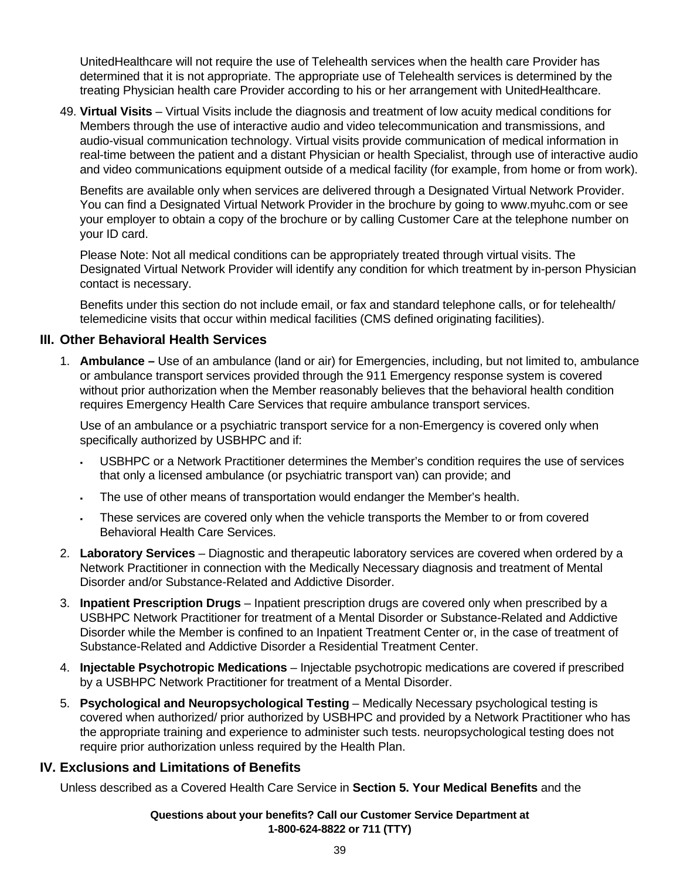UnitedHealthcare will not require the use of Telehealth services when the health care Provider has determined that it is not appropriate. The appropriate use of Telehealth services is determined by the treating Physician health care Provider according to his or her arrangement with UnitedHealthcare.

49. **Virtual Visits** – Virtual Visits include the diagnosis and treatment of low acuity medical conditions for Members through the use of interactive audio and video telecommunication and transmissions, and audio-visual communication technology. Virtual visits provide communication of medical information in real-time between the patient and a distant Physician or health Specialist, through use of interactive audio and video communications equipment outside of a medical facility (for example, from home or from work).

   Benefits are available only when services are delivered through a Designated Virtual Network Provider. You can find a Designated Virtual Network Provider in the brochure by going to www.myuhc.com or see your employer to obtain a copy of the brochure or by calling Customer Care at the telephone number on your ID card.

   Please Note: Not all medical conditions can be appropriately treated through virtual visits. The Designated Virtual Network Provider will identify any condition for which treatment by in-person Physician contact is necessary.

   Benefits under this section do not include email, or fax and standard telephone calls, or for telehealth/ telemedicine visits that occur within medical facilities (CMS defined originating facilities).

## III. Other Behavioral Health Services

1. **Ambulance –** Use of an ambulance (land or air) for Emergencies, including, but not limited to, ambulance or ambulance transport services provided through the 911 Emergency response system is covered without prior authorization when the Member reasonably believes that the behavioral health condition requires Emergency Health Care Services that require ambulance transport services.

   Use of an ambulance or a psychiatric transport service for a non-Emergency is covered only when specifically authorized by USBHPC and if:

   - USBHPC or a Network Practitioner determines the Member's condition requires the use of services that only a licensed ambulance (or psychiatric transport van) can provide; and
   - The use of other means of transportation would endanger the Member's health.
   - These services are covered only when the vehicle transports the Member to or from covered Behavioral Health Care Services.

2. **Laboratory Services** – Diagnostic and therapeutic laboratory services are covered when ordered by a Network Practitioner in connection with the Medically Necessary diagnosis and treatment of Mental Disorder and/or Substance-Related and Addictive Disorder.

3. **Inpatient Prescription Drugs** – Inpatient prescription drugs are covered only when prescribed by a USBHPC Network Practitioner for treatment of a Mental Disorder or Substance-Related and Addictive Disorder while the Member is confined to an Inpatient Treatment Center or, in the case of treatment of Substance-Related and Addictive Disorder a Residential Treatment Center.

4. **Injectable Psychotropic Medications** – Injectable psychotropic medications are covered if prescribed by a USBHPC Network Practitioner for treatment of a Mental Disorder.

5. **Psychological and Neuropsychological Testing** – Medically Necessary psychological testing is covered when authorized/ prior authorized by USBHPC and provided by a Network Practitioner who has the appropriate training and experience to administer such tests. neuropsychological testing does not require prior authorization unless required by the Health Plan.

## IV. Exclusions and Limitations of Benefits

Unless described as a Covered Health Care Service in **Section 5. Your Medical Benefits** and the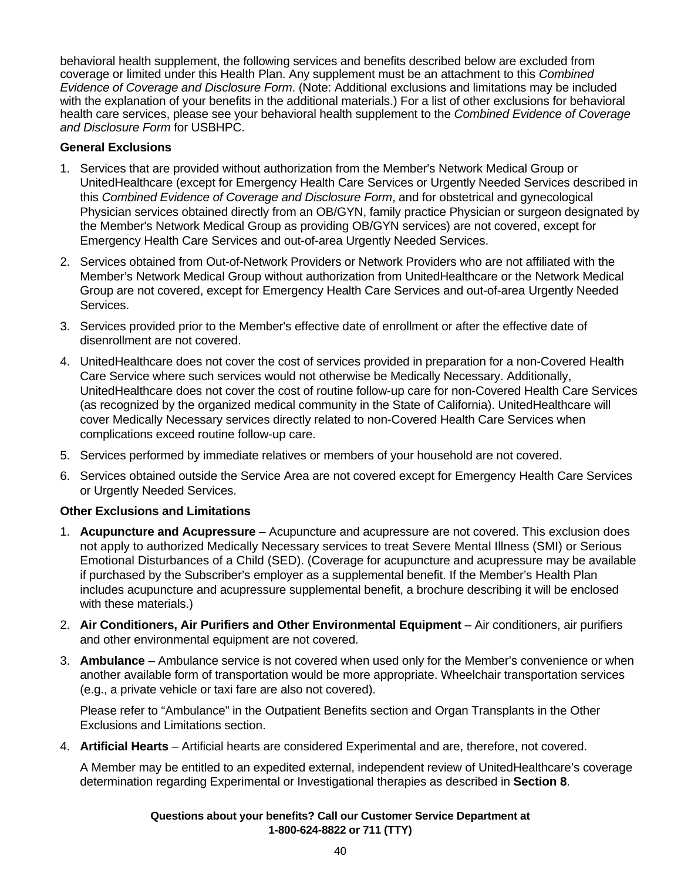behavioral health supplement, the following services and benefits described below are excluded from coverage or limited under this Health Plan. Any supplement must be an attachment to this *Combined Evidence of Coverage and Disclosure Form*. (Note: Additional exclusions and limitations may be included with the explanation of your benefits in the additional materials.) For a list of other exclusions for behavioral health care services, please see your behavioral health supplement to the *Combined Evidence of Coverage and Disclosure Form* for USBHPC.

**General Exclusions**

1. Services that are provided without authorization from the Member's Network Medical Group or UnitedHealthcare (except for Emergency Health Care Services or Urgently Needed Services described in this *Combined Evidence of Coverage and Disclosure Form*, and for obstetrical and gynecological Physician services obtained directly from an OB/GYN, family practice Physician or surgeon designated by the Member's Network Medical Group as providing OB/GYN services) are not covered, except for Emergency Health Care Services and out-of-area Urgently Needed Services.
2. Services obtained from Out-of-Network Providers or Network Providers who are not affiliated with the Member's Network Medical Group without authorization from UnitedHealthcare or the Network Medical Group are not covered, except for Emergency Health Care Services and out-of-area Urgently Needed Services.
3. Services provided prior to the Member's effective date of enrollment or after the effective date of disenrollment are not covered.
4. UnitedHealthcare does not cover the cost of services provided in preparation for a non-Covered Health Care Service where such services would not otherwise be Medically Necessary. Additionally, UnitedHealthcare does not cover the cost of routine follow-up care for non-Covered Health Care Services (as recognized by the organized medical community in the State of California). UnitedHealthcare will cover Medically Necessary services directly related to non-Covered Health Care Services when complications exceed routine follow-up care.
5. Services performed by immediate relatives or members of your household are not covered.
6. Services obtained outside the Service Area are not covered except for Emergency Health Care Services or Urgently Needed Services.

**Other Exclusions and Limitations**

1. **Acupuncture and Acupressure** – Acupuncture and acupressure are not covered. This exclusion does not apply to authorized Medically Necessary services to treat Severe Mental Illness (SMI) or Serious Emotional Disturbances of a Child (SED). (Coverage for acupuncture and acupressure may be available if purchased by the Subscriber's employer as a supplemental benefit. If the Member's Health Plan includes acupuncture and acupressure supplemental benefit, a brochure describing it will be enclosed with these materials.)
2. **Air Conditioners, Air Purifiers and Other Environmental Equipment** – Air conditioners, air purifiers and other environmental equipment are not covered.
3. **Ambulance** – Ambulance service is not covered when used only for the Member's convenience or when another available form of transportation would be more appropriate. Wheelchair transportation services (e.g., a private vehicle or taxi fare are also not covered).

   Please refer to "Ambulance" in the Outpatient Benefits section and Organ Transplants in the Other Exclusions and Limitations section.
4. **Artificial Hearts** – Artificial hearts are considered Experimental and are, therefore, not covered.

   A Member may be entitled to an expedited external, independent review of UnitedHealthcare's coverage determination regarding Experimental or Investigational therapies as described in **Section 8**.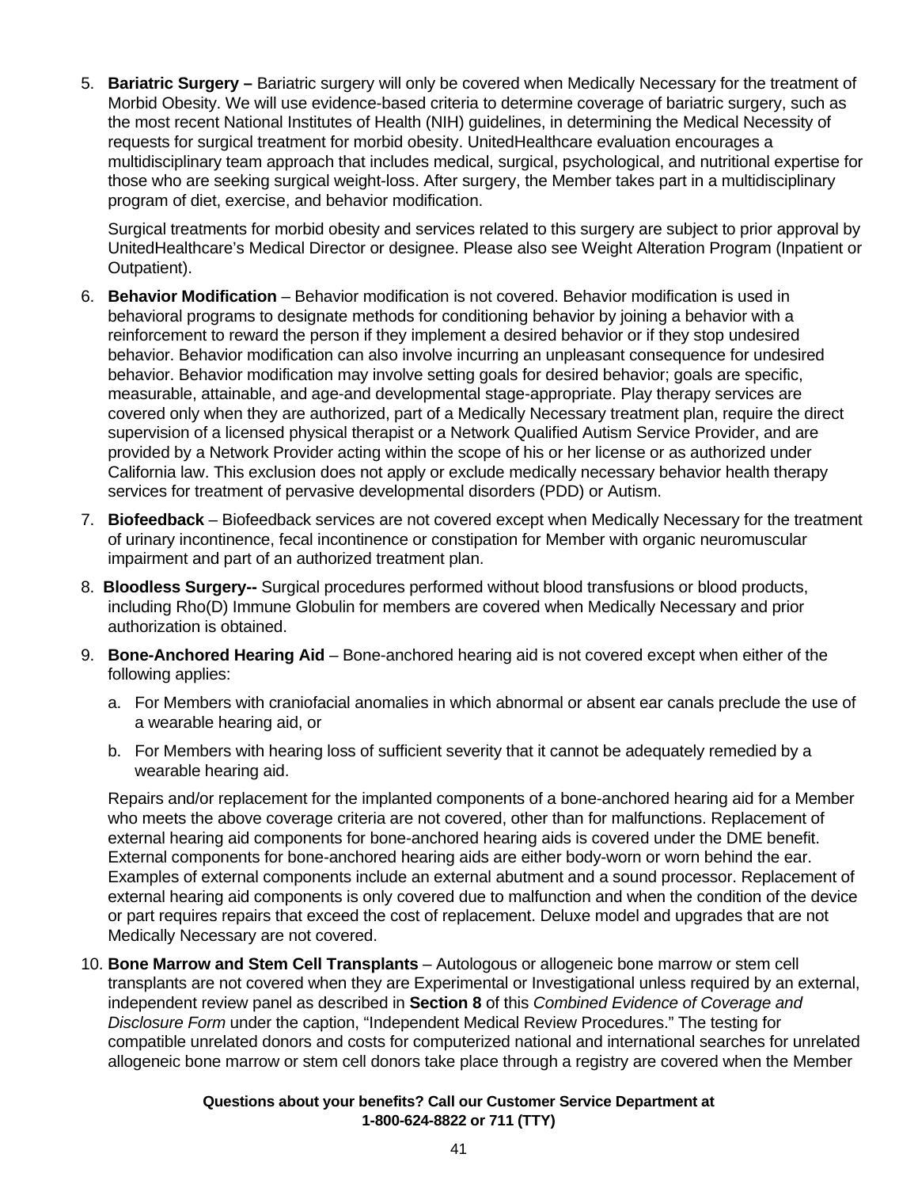5. **Bariatric Surgery –** Bariatric surgery will only be covered when Medically Necessary for the treatment of Morbid Obesity. We will use evidence-based criteria to determine coverage of bariatric surgery, such as the most recent National Institutes of Health (NIH) guidelines, in determining the Medical Necessity of requests for surgical treatment for morbid obesity. UnitedHealthcare evaluation encourages a multidisciplinary team approach that includes medical, surgical, psychological, and nutritional expertise for those who are seeking surgical weight-loss. After surgery, the Member takes part in a multidisciplinary program of diet, exercise, and behavior modification.

   Surgical treatments for morbid obesity and services related to this surgery are subject to prior approval by UnitedHealthcare's Medical Director or designee. Please also see Weight Alteration Program (Inpatient or Outpatient).

6. **Behavior Modification** – Behavior modification is not covered. Behavior modification is used in behavioral programs to designate methods for conditioning behavior by joining a behavior with a reinforcement to reward the person if they implement a desired behavior or if they stop undesired behavior. Behavior modification can also involve incurring an unpleasant consequence for undesired behavior. Behavior modification may involve setting goals for desired behavior; goals are specific, measurable, attainable, and age-and developmental stage-appropriate. Play therapy services are covered only when they are authorized, part of a Medically Necessary treatment plan, require the direct supervision of a licensed physical therapist or a Network Qualified Autism Service Provider, and are provided by a Network Provider acting within the scope of his or her license or as authorized under California law. This exclusion does not apply or exclude medically necessary behavior health therapy services for treatment of pervasive developmental disorders (PDD) or Autism.

7. **Biofeedback** – Biofeedback services are not covered except when Medically Necessary for the treatment of urinary incontinence, fecal incontinence or constipation for Member with organic neuromuscular impairment and part of an authorized treatment plan.

8. **Bloodless Surgery--** Surgical procedures performed without blood transfusions or blood products, including Rho(D) Immune Globulin for members are covered when Medically Necessary and prior authorization is obtained.

9. **Bone-Anchored Hearing Aid** – Bone-anchored hearing aid is not covered except when either of the following applies:

   a. For Members with craniofacial anomalies in which abnormal or absent ear canals preclude the use of a wearable hearing aid, or

   b. For Members with hearing loss of sufficient severity that it cannot be adequately remedied by a wearable hearing aid.

   Repairs and/or replacement for the implanted components of a bone-anchored hearing aid for a Member who meets the above coverage criteria are not covered, other than for malfunctions. Replacement of external hearing aid components for bone-anchored hearing aids is covered under the DME benefit. External components for bone-anchored hearing aids are either body-worn or worn behind the ear. Examples of external components include an external abutment and a sound processor. Replacement of external hearing aid components is only covered due to malfunction and when the condition of the device or part requires repairs that exceed the cost of replacement. Deluxe model and upgrades that are not Medically Necessary are not covered.

10. **Bone Marrow and Stem Cell Transplants** – Autologous or allogeneic bone marrow or stem cell transplants are not covered when they are Experimental or Investigational unless required by an external, independent review panel as described in **Section 8** of this *Combined Evidence of Coverage and Disclosure Form* under the caption, "Independent Medical Review Procedures." The testing for compatible unrelated donors and costs for computerized national and international searches for unrelated allogeneic bone marrow or stem cell donors take place through a registry are covered when the Member

**Questions about your benefits? Call our Customer Service Department at 1-800-624-8822 or 711 (TTY)**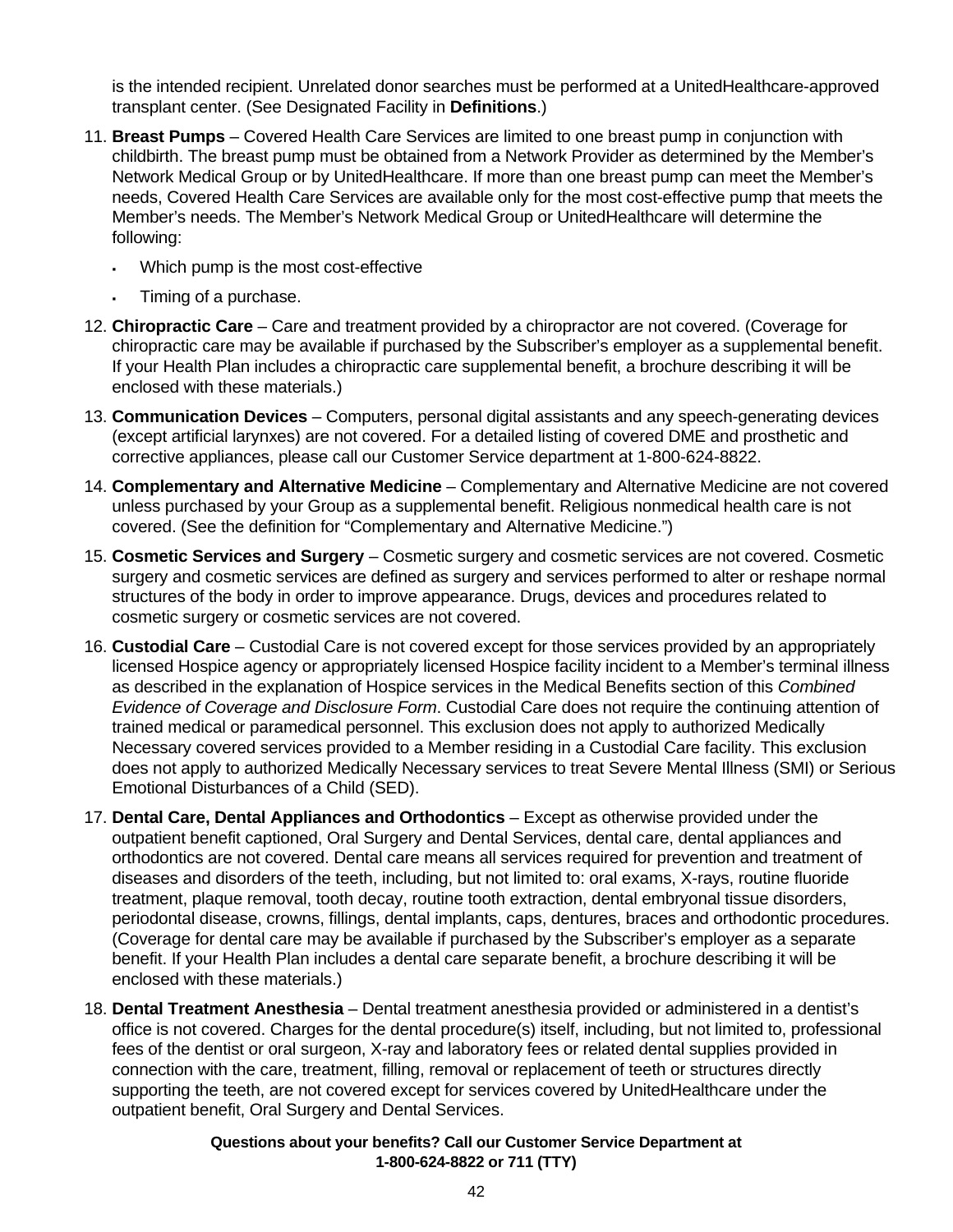is the intended recipient. Unrelated donor searches must be performed at a UnitedHealthcare-approved transplant center. (See Designated Facility in **Definitions**.)

11. **Breast Pumps** – Covered Health Care Services are limited to one breast pump in conjunction with childbirth. The breast pump must be obtained from a Network Provider as determined by the Member's Network Medical Group or by UnitedHealthcare. If more than one breast pump can meet the Member's needs, Covered Health Care Services are available only for the most cost-effective pump that meets the Member's needs. The Member's Network Medical Group or UnitedHealthcare will determine the following:
    - Which pump is the most cost-effective
    - Timing of a purchase.
12. **Chiropractic Care** – Care and treatment provided by a chiropractor are not covered. (Coverage for chiropractic care may be available if purchased by the Subscriber's employer as a supplemental benefit. If your Health Plan includes a chiropractic care supplemental benefit, a brochure describing it will be enclosed with these materials.)
13. **Communication Devices** – Computers, personal digital assistants and any speech-generating devices (except artificial larynxes) are not covered. For a detailed listing of covered DME and prosthetic and corrective appliances, please call our Customer Service department at 1-800-624-8822.
14. **Complementary and Alternative Medicine** – Complementary and Alternative Medicine are not covered unless purchased by your Group as a supplemental benefit. Religious nonmedical health care is not covered. (See the definition for "Complementary and Alternative Medicine.")
15. **Cosmetic Services and Surgery** – Cosmetic surgery and cosmetic services are not covered. Cosmetic surgery and cosmetic services are defined as surgery and services performed to alter or reshape normal structures of the body in order to improve appearance. Drugs, devices and procedures related to cosmetic surgery or cosmetic services are not covered.
16. **Custodial Care** – Custodial Care is not covered except for those services provided by an appropriately licensed Hospice agency or appropriately licensed Hospice facility incident to a Member's terminal illness as described in the explanation of Hospice services in the Medical Benefits section of this *Combined Evidence of Coverage and Disclosure Form*. Custodial Care does not require the continuing attention of trained medical or paramedical personnel. This exclusion does not apply to authorized Medically Necessary covered services provided to a Member residing in a Custodial Care facility. This exclusion does not apply to authorized Medically Necessary services to treat Severe Mental Illness (SMI) or Serious Emotional Disturbances of a Child (SED).
17. **Dental Care, Dental Appliances and Orthodontics** – Except as otherwise provided under the outpatient benefit captioned, Oral Surgery and Dental Services, dental care, dental appliances and orthodontics are not covered. Dental care means all services required for prevention and treatment of diseases and disorders of the teeth, including, but not limited to: oral exams, X-rays, routine fluoride treatment, plaque removal, tooth decay, routine tooth extraction, dental embryonal tissue disorders, periodontal disease, crowns, fillings, dental implants, caps, dentures, braces and orthodontic procedures. (Coverage for dental care may be available if purchased by the Subscriber's employer as a separate benefit. If your Health Plan includes a dental care separate benefit, a brochure describing it will be enclosed with these materials.)
18. **Dental Treatment Anesthesia** – Dental treatment anesthesia provided or administered in a dentist's office is not covered. Charges for the dental procedure(s) itself, including, but not limited to, professional fees of the dentist or oral surgeon, X-ray and laboratory fees or related dental supplies provided in connection with the care, treatment, filling, removal or replacement of teeth or structures directly supporting the teeth, are not covered except for services covered by UnitedHealthcare under the outpatient benefit, Oral Surgery and Dental Services.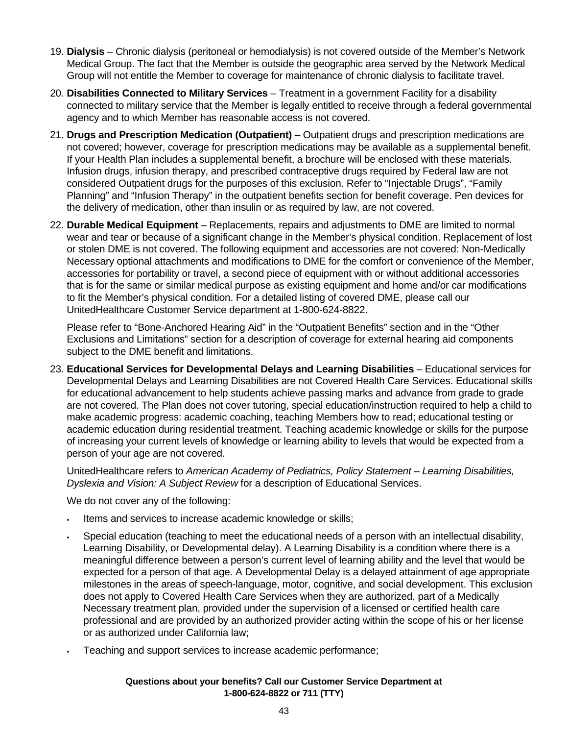19. **Dialysis** – Chronic dialysis (peritoneal or hemodialysis) is not covered outside of the Member's Network Medical Group. The fact that the Member is outside the geographic area served by the Network Medical Group will not entitle the Member to coverage for maintenance of chronic dialysis to facilitate travel.

20. **Disabilities Connected to Military Services** – Treatment in a government Facility for a disability connected to military service that the Member is legally entitled to receive through a federal governmental agency and to which Member has reasonable access is not covered.

21. **Drugs and Prescription Medication (Outpatient)** – Outpatient drugs and prescription medications are not covered; however, coverage for prescription medications may be available as a supplemental benefit. If your Health Plan includes a supplemental benefit, a brochure will be enclosed with these materials. Infusion drugs, infusion therapy, and prescribed contraceptive drugs required by Federal law are not considered Outpatient drugs for the purposes of this exclusion. Refer to "Injectable Drugs", "Family Planning" and "Infusion Therapy" in the outpatient benefits section for benefit coverage. Pen devices for the delivery of medication, other than insulin or as required by law, are not covered.

22. **Durable Medical Equipment** – Replacements, repairs and adjustments to DME are limited to normal wear and tear or because of a significant change in the Member's physical condition. Replacement of lost or stolen DME is not covered. The following equipment and accessories are not covered: Non-Medically Necessary optional attachments and modifications to DME for the comfort or convenience of the Member, accessories for portability or travel, a second piece of equipment with or without additional accessories that is for the same or similar medical purpose as existing equipment and home and/or car modifications to fit the Member's physical condition. For a detailed listing of covered DME, please call our UnitedHealthcare Customer Service department at 1-800-624-8822.

    Please refer to "Bone-Anchored Hearing Aid" in the "Outpatient Benefits" section and in the "Other Exclusions and Limitations" section for a description of coverage for external hearing aid components subject to the DME benefit and limitations.

23. **Educational Services for Developmental Delays and Learning Disabilities** – Educational services for Developmental Delays and Learning Disabilities are not Covered Health Care Services. Educational skills for educational advancement to help students achieve passing marks and advance from grade to grade are not covered. The Plan does not cover tutoring, special education/instruction required to help a child to make academic progress: academic coaching, teaching Members how to read; educational testing or academic education during residential treatment. Teaching academic knowledge or skills for the purpose of increasing your current levels of knowledge or learning ability to levels that would be expected from a person of your age are not covered.

    UnitedHealthcare refers to *American Academy of Pediatrics, Policy Statement – Learning Disabilities, Dyslexia and Vision: A Subject Review* for a description of Educational Services.

    We do not cover any of the following:

    - Items and services to increase academic knowledge or skills;
    - Special education (teaching to meet the educational needs of a person with an intellectual disability, Learning Disability, or Developmental delay). A Learning Disability is a condition where there is a meaningful difference between a person's current level of learning ability and the level that would be expected for a person of that age. A Developmental Delay is a delayed attainment of age appropriate milestones in the areas of speech-language, motor, cognitive, and social development. This exclusion does not apply to Covered Health Care Services when they are authorized, part of a Medically Necessary treatment plan, provided under the supervision of a licensed or certified health care professional and are provided by an authorized provider acting within the scope of his or her license or as authorized under California law;
    - Teaching and support services to increase academic performance;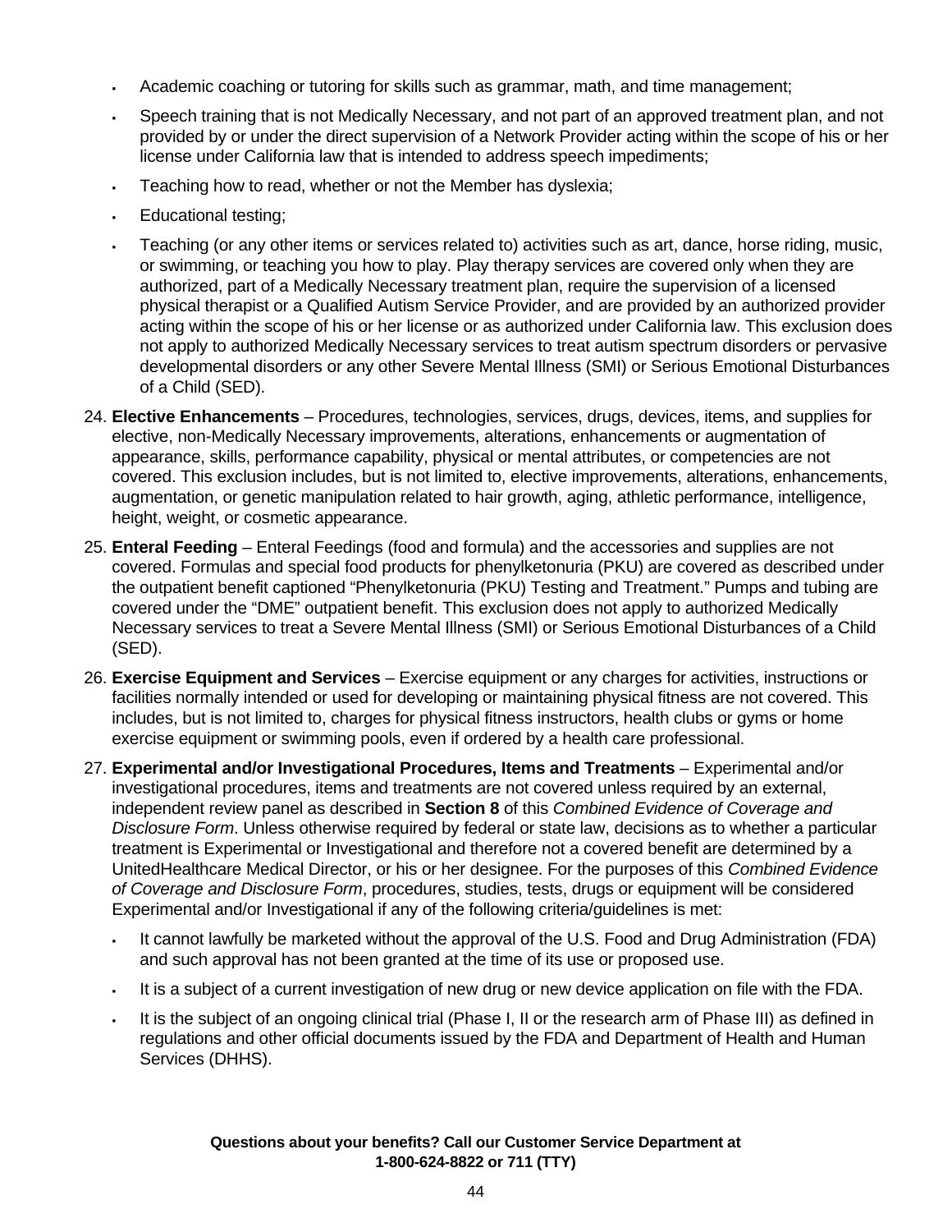- Academic coaching or tutoring for skills such as grammar, math, and time management;
- Speech training that is not Medically Necessary, and not part of an approved treatment plan, and not provided by or under the direct supervision of a Network Provider acting within the scope of his or her license under California law that is intended to address speech impediments;
- Teaching how to read, whether or not the Member has dyslexia;
- Educational testing;
- Teaching (or any other items or services related to) activities such as art, dance, horse riding, music, or swimming, or teaching you how to play. Play therapy services are covered only when they are authorized, part of a Medically Necessary treatment plan, require the supervision of a licensed physical therapist or a Qualified Autism Service Provider, and are provided by an authorized provider acting within the scope of his or her license or as authorized under California law. This exclusion does not apply to authorized Medically Necessary services to treat autism spectrum disorders or pervasive developmental disorders or any other Severe Mental Illness (SMI) or Serious Emotional Disturbances of a Child (SED).

24. **Elective Enhancements** – Procedures, technologies, services, drugs, devices, items, and supplies for elective, non-Medically Necessary improvements, alterations, enhancements or augmentation of appearance, skills, performance capability, physical or mental attributes, or competencies are not covered. This exclusion includes, but is not limited to, elective improvements, alterations, enhancements, augmentation, or genetic manipulation related to hair growth, aging, athletic performance, intelligence, height, weight, or cosmetic appearance.
25. **Enteral Feeding** – Enteral Feedings (food and formula) and the accessories and supplies are not covered. Formulas and special food products for phenylketonuria (PKU) are covered as described under the outpatient benefit captioned "Phenylketonuria (PKU) Testing and Treatment." Pumps and tubing are covered under the "DME" outpatient benefit. This exclusion does not apply to authorized Medically Necessary services to treat a Severe Mental Illness (SMI) or Serious Emotional Disturbances of a Child (SED).
26. **Exercise Equipment and Services** – Exercise equipment or any charges for activities, instructions or facilities normally intended or used for developing or maintaining physical fitness are not covered. This includes, but is not limited to, charges for physical fitness instructors, health clubs or gyms or home exercise equipment or swimming pools, even if ordered by a health care professional.
27. **Experimental and/or Investigational Procedures, Items and Treatments** – Experimental and/or investigational procedures, items and treatments are not covered unless required by an external, independent review panel as described in **Section 8** of this *Combined Evidence of Coverage and Disclosure Form*. Unless otherwise required by federal or state law, decisions as to whether a particular treatment is Experimental or Investigational and therefore not a covered benefit are determined by a UnitedHealthcare Medical Director, or his or her designee. For the purposes of this *Combined Evidence of Coverage and Disclosure Form*, procedures, studies, tests, drugs or equipment will be considered Experimental and/or Investigational if any of the following criteria/guidelines is met:
   - It cannot lawfully be marketed without the approval of the U.S. Food and Drug Administration (FDA) and such approval has not been granted at the time of its use or proposed use.
   - It is a subject of a current investigation of new drug or new device application on file with the FDA.
   - It is the subject of an ongoing clinical trial (Phase I, II or the research arm of Phase III) as defined in regulations and other official documents issued by the FDA and Department of Health and Human Services (DHHS).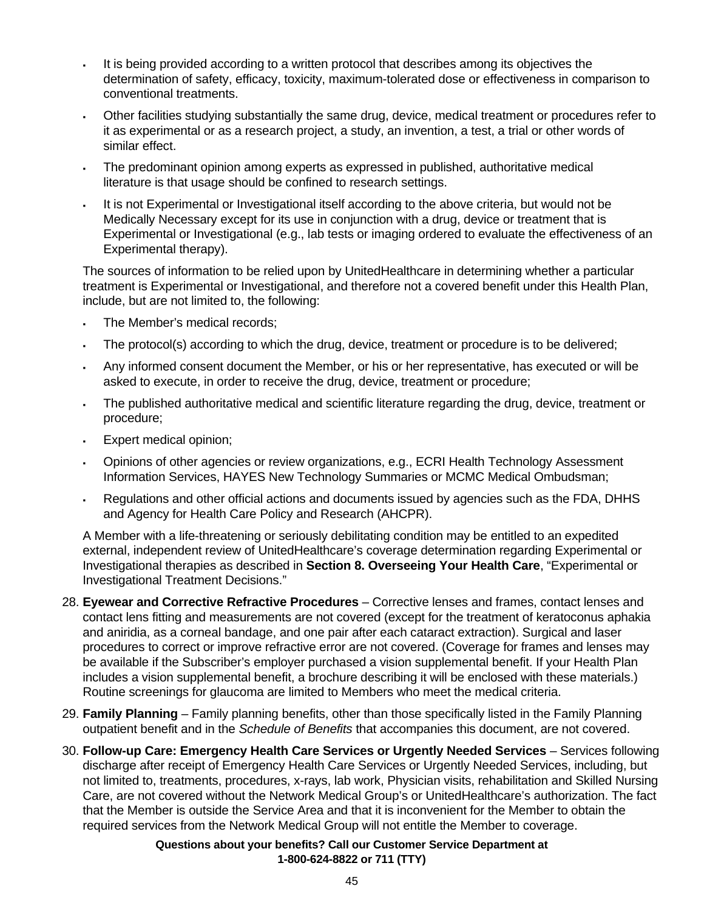- It is being provided according to a written protocol that describes among its objectives the determination of safety, efficacy, toxicity, maximum-tolerated dose or effectiveness in comparison to conventional treatments.
- Other facilities studying substantially the same drug, device, medical treatment or procedures refer to it as experimental or as a research project, a study, an invention, a test, a trial or other words of similar effect.
- The predominant opinion among experts as expressed in published, authoritative medical literature is that usage should be confined to research settings.
- It is not Experimental or Investigational itself according to the above criteria, but would not be Medically Necessary except for its use in conjunction with a drug, device or treatment that is Experimental or Investigational (e.g., lab tests or imaging ordered to evaluate the effectiveness of an Experimental therapy).

The sources of information to be relied upon by UnitedHealthcare in determining whether a particular treatment is Experimental or Investigational, and therefore not a covered benefit under this Health Plan, include, but are not limited to, the following:

- The Member's medical records;
- The protocol(s) according to which the drug, device, treatment or procedure is to be delivered;
- Any informed consent document the Member, or his or her representative, has executed or will be asked to execute, in order to receive the drug, device, treatment or procedure;
- The published authoritative medical and scientific literature regarding the drug, device, treatment or procedure;
- Expert medical opinion;
- Opinions of other agencies or review organizations, e.g., ECRI Health Technology Assessment Information Services, HAYES New Technology Summaries or MCMC Medical Ombudsman;
- Regulations and other official actions and documents issued by agencies such as the FDA, DHHS and Agency for Health Care Policy and Research (AHCPR).

A Member with a life-threatening or seriously debilitating condition may be entitled to an expedited external, independent review of UnitedHealthcare's coverage determination regarding Experimental or Investigational therapies as described in **Section 8. Overseeing Your Health Care**, "Experimental or Investigational Treatment Decisions."

28. **Eyewear and Corrective Refractive Procedures** – Corrective lenses and frames, contact lenses and contact lens fitting and measurements are not covered (except for the treatment of keratoconus aphakia and aniridia, as a corneal bandage, and one pair after each cataract extraction). Surgical and laser procedures to correct or improve refractive error are not covered. (Coverage for frames and lenses may be available if the Subscriber's employer purchased a vision supplemental benefit. If your Health Plan includes a vision supplemental benefit, a brochure describing it will be enclosed with these materials.) Routine screenings for glaucoma are limited to Members who meet the medical criteria.
29. **Family Planning** – Family planning benefits, other than those specifically listed in the Family Planning outpatient benefit and in the *Schedule of Benefits* that accompanies this document, are not covered.
30. **Follow-up Care: Emergency Health Care Services or Urgently Needed Services** – Services following discharge after receipt of Emergency Health Care Services or Urgently Needed Services, including, but not limited to, treatments, procedures, x-rays, lab work, Physician visits, rehabilitation and Skilled Nursing Care, are not covered without the Network Medical Group's or UnitedHealthcare's authorization. The fact that the Member is outside the Service Area and that it is inconvenient for the Member to obtain the required services from the Network Medical Group will not entitle the Member to coverage.

**Questions about your benefits? Call our Customer Service Department at 1-800-624-8822 or 711 (TTY)**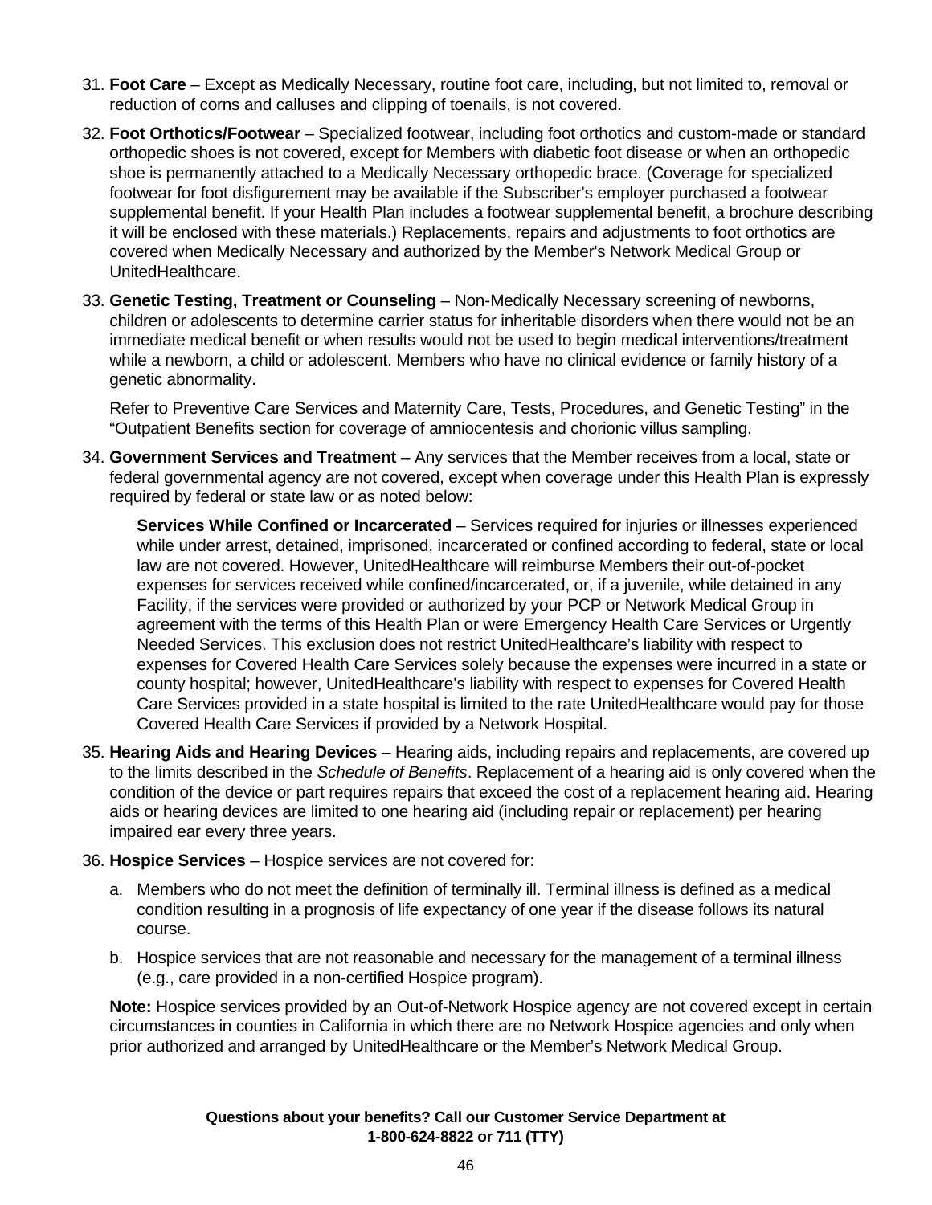31. **Foot Care** – Except as Medically Necessary, routine foot care, including, but not limited to, removal or reduction of corns and calluses and clipping of toenails, is not covered.

32. **Foot Orthotics/Footwear** – Specialized footwear, including foot orthotics and custom-made or standard orthopedic shoes is not covered, except for Members with diabetic foot disease or when an orthopedic shoe is permanently attached to a Medically Necessary orthopedic brace. (Coverage for specialized footwear for foot disfigurement may be available if the Subscriber's employer purchased a footwear supplemental benefit. If your Health Plan includes a footwear supplemental benefit, a brochure describing it will be enclosed with these materials.) Replacements, repairs and adjustments to foot orthotics are covered when Medically Necessary and authorized by the Member's Network Medical Group or UnitedHealthcare.

33. **Genetic Testing, Treatment or Counseling** – Non-Medically Necessary screening of newborns, children or adolescents to determine carrier status for inheritable disorders when there would not be an immediate medical benefit or when results would not be used to begin medical interventions/treatment while a newborn, a child or adolescent. Members who have no clinical evidence or family history of a genetic abnormality.

    Refer to Preventive Care Services and Maternity Care, Tests, Procedures, and Genetic Testing" in the "Outpatient Benefits section for coverage of amniocentesis and chorionic villus sampling.

34. **Government Services and Treatment** – Any services that the Member receives from a local, state or federal governmental agency are not covered, except when coverage under this Health Plan is expressly required by federal or state law or as noted below:

    **Services While Confined or Incarcerated** – Services required for injuries or illnesses experienced while under arrest, detained, imprisoned, incarcerated or confined according to federal, state or local law are not covered. However, UnitedHealthcare will reimburse Members their out-of-pocket expenses for services received while confined/incarcerated, or, if a juvenile, while detained in any Facility, if the services were provided or authorized by your PCP or Network Medical Group in agreement with the terms of this Health Plan or were Emergency Health Care Services or Urgently Needed Services. This exclusion does not restrict UnitedHealthcare's liability with respect to expenses for Covered Health Care Services solely because the expenses were incurred in a state or county hospital; however, UnitedHealthcare's liability with respect to expenses for Covered Health Care Services provided in a state hospital is limited to the rate UnitedHealthcare would pay for those Covered Health Care Services if provided by a Network Hospital.

35. **Hearing Aids and Hearing Devices** – Hearing aids, including repairs and replacements, are covered up to the limits described in the *Schedule of Benefits*. Replacement of a hearing aid is only covered when the condition of the device or part requires repairs that exceed the cost of a replacement hearing aid. Hearing aids or hearing devices are limited to one hearing aid (including repair or replacement) per hearing impaired ear every three years.

36. **Hospice Services** – Hospice services are not covered for:

    a. Members who do not meet the definition of terminally ill. Terminal illness is defined as a medical condition resulting in a prognosis of life expectancy of one year if the disease follows its natural course.

    b. Hospice services that are not reasonable and necessary for the management of a terminal illness (e.g., care provided in a non-certified Hospice program).

    **Note:** Hospice services provided by an Out-of-Network Hospice agency are not covered except in certain circumstances in counties in California in which there are no Network Hospice agencies and only when prior authorized and arranged by UnitedHealthcare or the Member's Network Medical Group.

**Questions about your benefits? Call our Customer Service Department at 1-800-624-8822 or 711 (TTY)**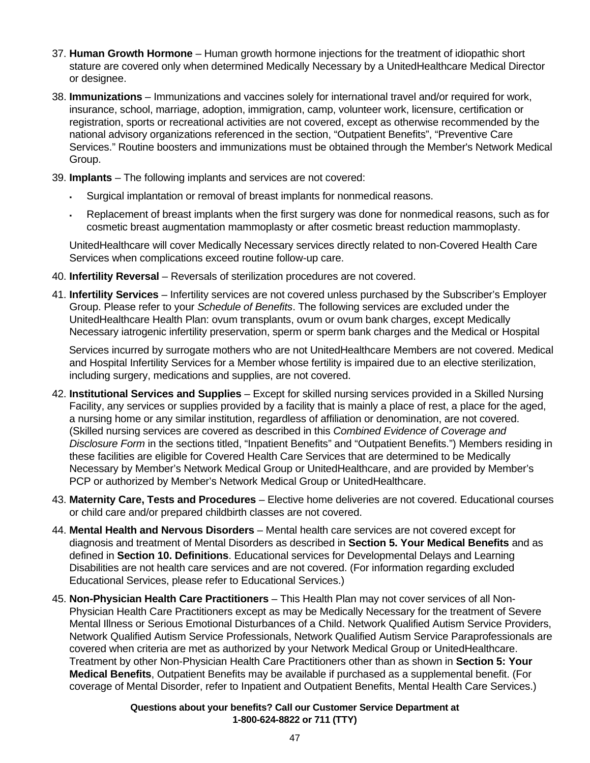37. **Human Growth Hormone** – Human growth hormone injections for the treatment of idiopathic short stature are covered only when determined Medically Necessary by a UnitedHealthcare Medical Director or designee.

38. **Immunizations** – Immunizations and vaccines solely for international travel and/or required for work, insurance, school, marriage, adoption, immigration, camp, volunteer work, licensure, certification or registration, sports or recreational activities are not covered, except as otherwise recommended by the national advisory organizations referenced in the section, "Outpatient Benefits", "Preventive Care Services." Routine boosters and immunizations must be obtained through the Member's Network Medical Group.

39. **Implants** – The following implants and services are not covered:

    - Surgical implantation or removal of breast implants for nonmedical reasons.
    - Replacement of breast implants when the first surgery was done for nonmedical reasons, such as for cosmetic breast augmentation mammoplasty or after cosmetic breast reduction mammoplasty.

    UnitedHealthcare will cover Medically Necessary services directly related to non-Covered Health Care Services when complications exceed routine follow-up care.

40. **Infertility Reversal** – Reversals of sterilization procedures are not covered.

41. **Infertility Services** – Infertility services are not covered unless purchased by the Subscriber's Employer Group. Please refer to your *Schedule of Benefits*. The following services are excluded under the UnitedHealthcare Health Plan: ovum transplants, ovum or ovum bank charges, except Medically Necessary iatrogenic infertility preservation, sperm or sperm bank charges and the Medical or Hospital

    Services incurred by surrogate mothers who are not UnitedHealthcare Members are not covered. Medical and Hospital Infertility Services for a Member whose fertility is impaired due to an elective sterilization, including surgery, medications and supplies, are not covered.

42. **Institutional Services and Supplies** – Except for skilled nursing services provided in a Skilled Nursing Facility, any services or supplies provided by a facility that is mainly a place of rest, a place for the aged, a nursing home or any similar institution, regardless of affiliation or denomination, are not covered. (Skilled nursing services are covered as described in this *Combined Evidence of Coverage and Disclosure Form* in the sections titled, "Inpatient Benefits" and "Outpatient Benefits.") Members residing in these facilities are eligible for Covered Health Care Services that are determined to be Medically Necessary by Member's Network Medical Group or UnitedHealthcare, and are provided by Member's PCP or authorized by Member's Network Medical Group or UnitedHealthcare.

43. **Maternity Care, Tests and Procedures** – Elective home deliveries are not covered. Educational courses or child care and/or prepared childbirth classes are not covered.

44. **Mental Health and Nervous Disorders** – Mental health care services are not covered except for diagnosis and treatment of Mental Disorders as described in **Section 5. Your Medical Benefits** and as defined in **Section 10. Definitions**. Educational services for Developmental Delays and Learning Disabilities are not health care services and are not covered. (For information regarding excluded Educational Services, please refer to Educational Services.)

45. **Non-Physician Health Care Practitioners** – This Health Plan may not cover services of all Non-Physician Health Care Practitioners except as may be Medically Necessary for the treatment of Severe Mental Illness or Serious Emotional Disturbances of a Child. Network Qualified Autism Service Providers, Network Qualified Autism Service Professionals, Network Qualified Autism Service Paraprofessionals are covered when criteria are met as authorized by your Network Medical Group or UnitedHealthcare. Treatment by other Non-Physician Health Care Practitioners other than as shown in **Section 5: Your Medical Benefits**, Outpatient Benefits may be available if purchased as a supplemental benefit. (For coverage of Mental Disorder, refer to Inpatient and Outpatient Benefits, Mental Health Care Services.)

**Questions about your benefits? Call our Customer Service Department at 1-800-624-8822 or 711 (TTY)**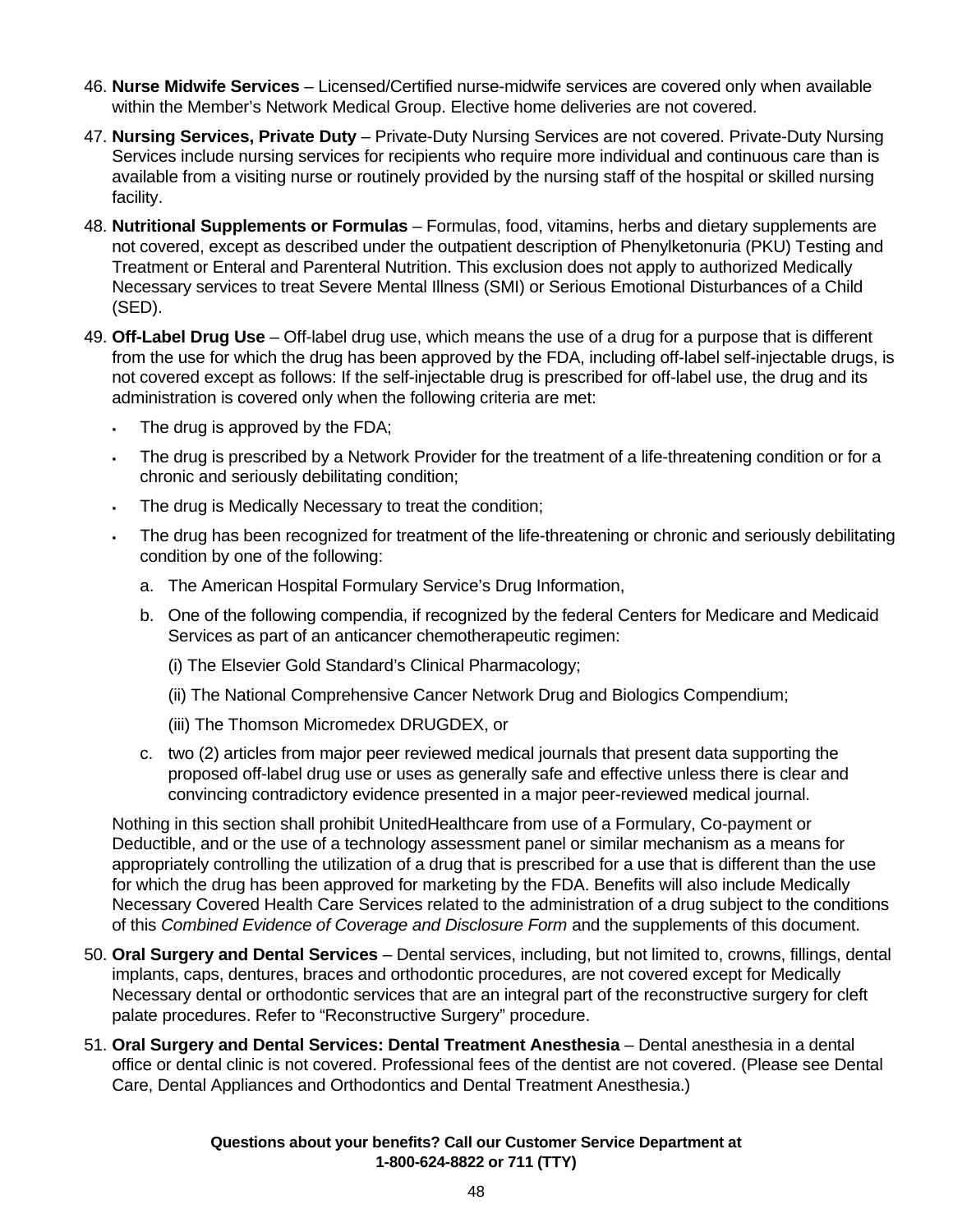46. **Nurse Midwife Services** – Licensed/Certified nurse-midwife services are covered only when available within the Member's Network Medical Group. Elective home deliveries are not covered.

47. **Nursing Services, Private Duty** – Private-Duty Nursing Services are not covered. Private-Duty Nursing Services include nursing services for recipients who require more individual and continuous care than is available from a visiting nurse or routinely provided by the nursing staff of the hospital or skilled nursing facility.

48. **Nutritional Supplements or Formulas** – Formulas, food, vitamins, herbs and dietary supplements are not covered, except as described under the outpatient description of Phenylketonuria (PKU) Testing and Treatment or Enteral and Parenteral Nutrition. This exclusion does not apply to authorized Medically Necessary services to treat Severe Mental Illness (SMI) or Serious Emotional Disturbances of a Child (SED).

49. **Off-Label Drug Use** – Off-label drug use, which means the use of a drug for a purpose that is different from the use for which the drug has been approved by the FDA, including off-label self-injectable drugs, is not covered except as follows: If the self-injectable drug is prescribed for off-label use, the drug and its administration is covered only when the following criteria are met:

    - The drug is approved by the FDA;
    - The drug is prescribed by a Network Provider for the treatment of a life-threatening condition or for a chronic and seriously debilitating condition;
    - The drug is Medically Necessary to treat the condition;
    - The drug has been recognized for treatment of the life-threatening or chronic and seriously debilitating condition by one of the following:

        a. The American Hospital Formulary Service's Drug Information,

        b. One of the following compendia, if recognized by the federal Centers for Medicare and Medicaid Services as part of an anticancer chemotherapeutic regimen:

        (i) The Elsevier Gold Standard's Clinical Pharmacology;

        (ii) The National Comprehensive Cancer Network Drug and Biologics Compendium;

        (iii) The Thomson Micromedex DRUGDEX, or

        c. two (2) articles from major peer reviewed medical journals that present data supporting the proposed off-label drug use or uses as generally safe and effective unless there is clear and convincing contradictory evidence presented in a major peer-reviewed medical journal.

    Nothing in this section shall prohibit UnitedHealthcare from use of a Formulary, Co-payment or Deductible, and or the use of a technology assessment panel or similar mechanism as a means for appropriately controlling the utilization of a drug that is prescribed for a use that is different than the use for which the drug has been approved for marketing by the FDA. Benefits will also include Medically Necessary Covered Health Care Services related to the administration of a drug subject to the conditions of this *Combined Evidence of Coverage and Disclosure Form* and the supplements of this document.

50. **Oral Surgery and Dental Services** – Dental services, including, but not limited to, crowns, fillings, dental implants, caps, dentures, braces and orthodontic procedures, are not covered except for Medically Necessary dental or orthodontic services that are an integral part of the reconstructive surgery for cleft palate procedures. Refer to "Reconstructive Surgery" procedure.

51. **Oral Surgery and Dental Services: Dental Treatment Anesthesia** – Dental anesthesia in a dental office or dental clinic is not covered. Professional fees of the dentist are not covered. (Please see Dental Care, Dental Appliances and Orthodontics and Dental Treatment Anesthesia.)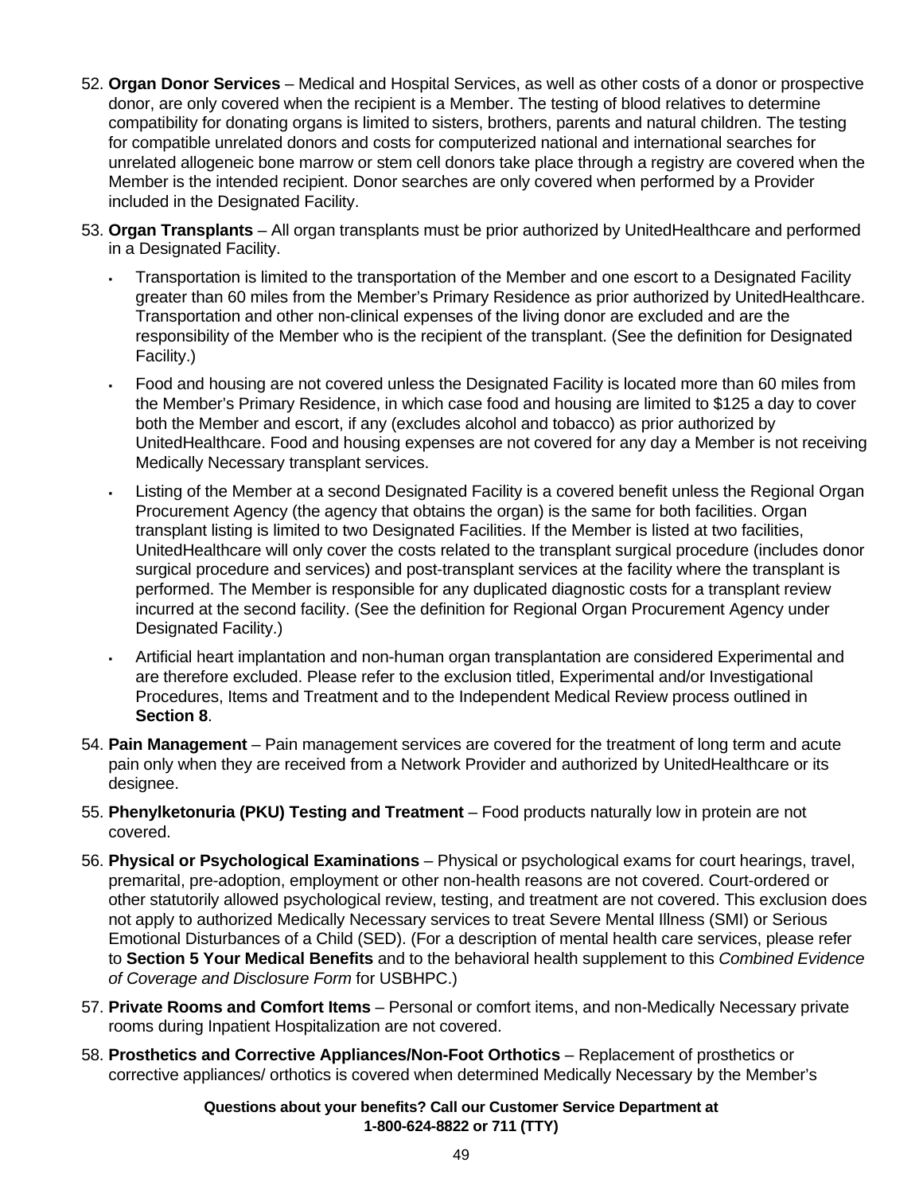52. **Organ Donor Services** – Medical and Hospital Services, as well as other costs of a donor or prospective donor, are only covered when the recipient is a Member. The testing of blood relatives to determine compatibility for donating organs is limited to sisters, brothers, parents and natural children. The testing for compatible unrelated donors and costs for computerized national and international searches for unrelated allogeneic bone marrow or stem cell donors take place through a registry are covered when the Member is the intended recipient. Donor searches are only covered when performed by a Provider included in the Designated Facility.

53. **Organ Transplants** – All organ transplants must be prior authorized by UnitedHealthcare and performed in a Designated Facility.
    - Transportation is limited to the transportation of the Member and one escort to a Designated Facility greater than 60 miles from the Member's Primary Residence as prior authorized by UnitedHealthcare. Transportation and other non-clinical expenses of the living donor are excluded and are the responsibility of the Member who is the recipient of the transplant. (See the definition for Designated Facility.)
    - Food and housing are not covered unless the Designated Facility is located more than 60 miles from the Member's Primary Residence, in which case food and housing are limited to $125 a day to cover both the Member and escort, if any (excludes alcohol and tobacco) as prior authorized by UnitedHealthcare. Food and housing expenses are not covered for any day a Member is not receiving Medically Necessary transplant services.
    - Listing of the Member at a second Designated Facility is a covered benefit unless the Regional Organ Procurement Agency (the agency that obtains the organ) is the same for both facilities. Organ transplant listing is limited to two Designated Facilities. If the Member is listed at two facilities, UnitedHealthcare will only cover the costs related to the transplant surgical procedure (includes donor surgical procedure and services) and post-transplant services at the facility where the transplant is performed. The Member is responsible for any duplicated diagnostic costs for a transplant review incurred at the second facility. (See the definition for Regional Organ Procurement Agency under Designated Facility.)
    - Artificial heart implantation and non-human organ transplantation are considered Experimental and are therefore excluded. Please refer to the exclusion titled, Experimental and/or Investigational Procedures, Items and Treatment and to the Independent Medical Review process outlined in **Section 8**.

54. **Pain Management** – Pain management services are covered for the treatment of long term and acute pain only when they are received from a Network Provider and authorized by UnitedHealthcare or its designee.

55. **Phenylketonuria (PKU) Testing and Treatment** – Food products naturally low in protein are not covered.

56. **Physical or Psychological Examinations** – Physical or psychological exams for court hearings, travel, premarital, pre-adoption, employment or other non-health reasons are not covered. Court-ordered or other statutorily allowed psychological review, testing, and treatment are not covered. This exclusion does not apply to authorized Medically Necessary services to treat Severe Mental Illness (SMI) or Serious Emotional Disturbances of a Child (SED). (For a description of mental health care services, please refer to **Section 5 Your Medical Benefits** and to the behavioral health supplement to this *Combined Evidence of Coverage and Disclosure Form* for USBHPC.)

57. **Private Rooms and Comfort Items** – Personal or comfort items, and non-Medically Necessary private rooms during Inpatient Hospitalization are not covered.

58. **Prosthetics and Corrective Appliances/Non-Foot Orthotics** – Replacement of prosthetics or corrective appliances/ orthotics is covered when determined Medically Necessary by the Member's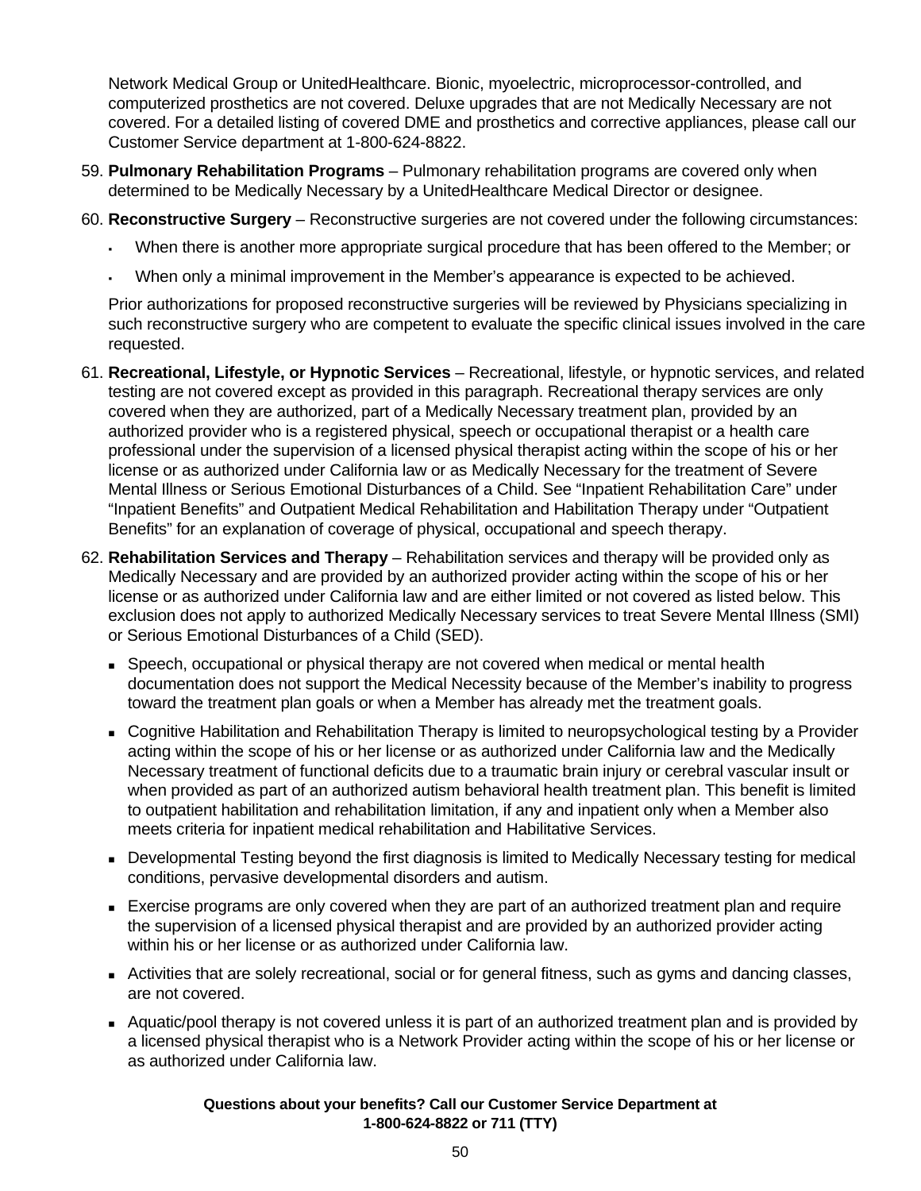Network Medical Group or UnitedHealthcare. Bionic, myoelectric, microprocessor-controlled, and computerized prosthetics are not covered. Deluxe upgrades that are not Medically Necessary are not covered. For a detailed listing of covered DME and prosthetics and corrective appliances, please call our Customer Service department at 1-800-624-8822.

59. **Pulmonary Rehabilitation Programs** – Pulmonary rehabilitation programs are covered only when determined to be Medically Necessary by a UnitedHealthcare Medical Director or designee.

60. **Reconstructive Surgery** – Reconstructive surgeries are not covered under the following circumstances:

    - When there is another more appropriate surgical procedure that has been offered to the Member; or
    - When only a minimal improvement in the Member's appearance is expected to be achieved.

    Prior authorizations for proposed reconstructive surgeries will be reviewed by Physicians specializing in such reconstructive surgery who are competent to evaluate the specific clinical issues involved in the care requested.

61. **Recreational, Lifestyle, or Hypnotic Services** – Recreational, lifestyle, or hypnotic services, and related testing are not covered except as provided in this paragraph. Recreational therapy services are only covered when they are authorized, part of a Medically Necessary treatment plan, provided by an authorized provider who is a registered physical, speech or occupational therapist or a health care professional under the supervision of a licensed physical therapist acting within the scope of his or her license or as authorized under California law or as Medically Necessary for the treatment of Severe Mental Illness or Serious Emotional Disturbances of a Child. See "Inpatient Rehabilitation Care" under "Inpatient Benefits" and Outpatient Medical Rehabilitation and Habilitation Therapy under "Outpatient Benefits" for an explanation of coverage of physical, occupational and speech therapy.

62. **Rehabilitation Services and Therapy** – Rehabilitation services and therapy will be provided only as Medically Necessary and are provided by an authorized provider acting within the scope of his or her license or as authorized under California law and are either limited or not covered as listed below. This exclusion does not apply to authorized Medically Necessary services to treat Severe Mental Illness (SMI) or Serious Emotional Disturbances of a Child (SED).

    - Speech, occupational or physical therapy are not covered when medical or mental health documentation does not support the Medical Necessity because of the Member's inability to progress toward the treatment plan goals or when a Member has already met the treatment goals.
    - Cognitive Habilitation and Rehabilitation Therapy is limited to neuropsychological testing by a Provider acting within the scope of his or her license or as authorized under California law and the Medically Necessary treatment of functional deficits due to a traumatic brain injury or cerebral vascular insult or when provided as part of an authorized autism behavioral health treatment plan. This benefit is limited to outpatient habilitation and rehabilitation limitation, if any and inpatient only when a Member also meets criteria for inpatient medical rehabilitation and Habilitative Services.
    - Developmental Testing beyond the first diagnosis is limited to Medically Necessary testing for medical conditions, pervasive developmental disorders and autism.
    - Exercise programs are only covered when they are part of an authorized treatment plan and require the supervision of a licensed physical therapist and are provided by an authorized provider acting within his or her license or as authorized under California law.
    - Activities that are solely recreational, social or for general fitness, such as gyms and dancing classes, are not covered.
    - Aquatic/pool therapy is not covered unless it is part of an authorized treatment plan and is provided by a licensed physical therapist who is a Network Provider acting within the scope of his or her license or as authorized under California law.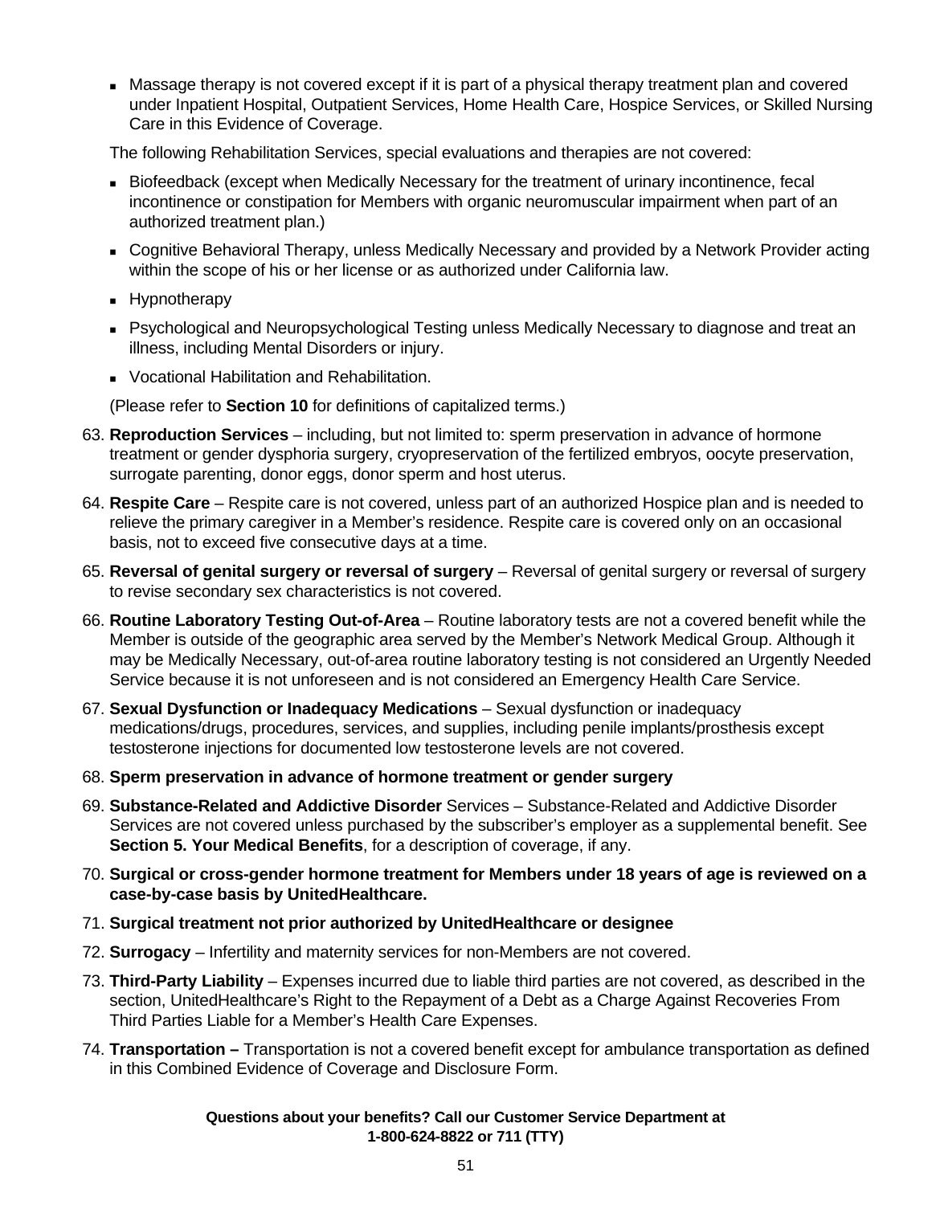- Massage therapy is not covered except if it is part of a physical therapy treatment plan and covered under Inpatient Hospital, Outpatient Services, Home Health Care, Hospice Services, or Skilled Nursing Care in this Evidence of Coverage.

The following Rehabilitation Services, special evaluations and therapies are not covered:

- Biofeedback (except when Medically Necessary for the treatment of urinary incontinence, fecal incontinence or constipation for Members with organic neuromuscular impairment when part of an authorized treatment plan.)
- Cognitive Behavioral Therapy, unless Medically Necessary and provided by a Network Provider acting within the scope of his or her license or as authorized under California law.
- Hypnotherapy
- Psychological and Neuropsychological Testing unless Medically Necessary to diagnose and treat an illness, including Mental Disorders or injury.
- Vocational Habilitation and Rehabilitation.

(Please refer to **Section 10** for definitions of capitalized terms.)

63. **Reproduction Services** – including, but not limited to: sperm preservation in advance of hormone treatment or gender dysphoria surgery, cryopreservation of the fertilized embryos, oocyte preservation, surrogate parenting, donor eggs, donor sperm and host uterus.
64. **Respite Care** – Respite care is not covered, unless part of an authorized Hospice plan and is needed to relieve the primary caregiver in a Member's residence. Respite care is covered only on an occasional basis, not to exceed five consecutive days at a time.
65. **Reversal of genital surgery or reversal of surgery** – Reversal of genital surgery or reversal of surgery to revise secondary sex characteristics is not covered.
66. **Routine Laboratory Testing Out-of-Area** – Routine laboratory tests are not a covered benefit while the Member is outside of the geographic area served by the Member's Network Medical Group. Although it may be Medically Necessary, out-of-area routine laboratory testing is not considered an Urgently Needed Service because it is not unforeseen and is not considered an Emergency Health Care Service.
67. **Sexual Dysfunction or Inadequacy Medications** – Sexual dysfunction or inadequacy medications/drugs, procedures, services, and supplies, including penile implants/prosthesis except testosterone injections for documented low testosterone levels are not covered.
68. **Sperm preservation in advance of hormone treatment or gender surgery**
69. **Substance-Related and Addictive Disorder** Services – Substance-Related and Addictive Disorder Services are not covered unless purchased by the subscriber's employer as a supplemental benefit. See **Section 5. Your Medical Benefits**, for a description of coverage, if any.
70. **Surgical or cross-gender hormone treatment for Members under 18 years of age is reviewed on a case-by-case basis by UnitedHealthcare.**
71. **Surgical treatment not prior authorized by UnitedHealthcare or designee**
72. **Surrogacy** – Infertility and maternity services for non-Members are not covered.
73. **Third-Party Liability** – Expenses incurred due to liable third parties are not covered, as described in the section, UnitedHealthcare's Right to the Repayment of a Debt as a Charge Against Recoveries From Third Parties Liable for a Member's Health Care Expenses.
74. **Transportation –** Transportation is not a covered benefit except for ambulance transportation as defined in this Combined Evidence of Coverage and Disclosure Form.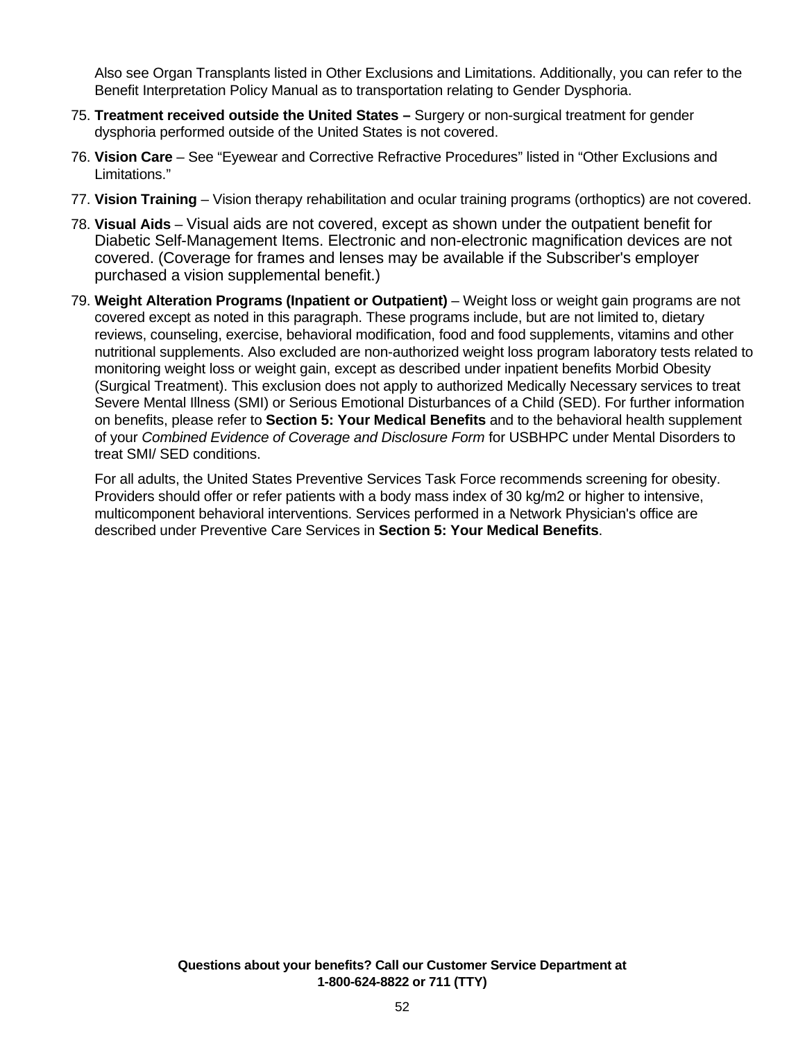Also see Organ Transplants listed in Other Exclusions and Limitations. Additionally, you can refer to the Benefit Interpretation Policy Manual as to transportation relating to Gender Dysphoria.

75. **Treatment received outside the United States –** Surgery or non-surgical treatment for gender dysphoria performed outside of the United States is not covered.
76. **Vision Care** – See "Eyewear and Corrective Refractive Procedures" listed in "Other Exclusions and Limitations."
77. **Vision Training** – Vision therapy rehabilitation and ocular training programs (orthoptics) are not covered.
78. **Visual Aids** – Visual aids are not covered, except as shown under the outpatient benefit for Diabetic Self-Management Items. Electronic and non-electronic magnification devices are not covered. (Coverage for frames and lenses may be available if the Subscriber's employer purchased a vision supplemental benefit.)
79. **Weight Alteration Programs (Inpatient or Outpatient)** – Weight loss or weight gain programs are not covered except as noted in this paragraph. These programs include, but are not limited to, dietary reviews, counseling, exercise, behavioral modification, food and food supplements, vitamins and other nutritional supplements. Also excluded are non-authorized weight loss program laboratory tests related to monitoring weight loss or weight gain, except as described under inpatient benefits Morbid Obesity (Surgical Treatment). This exclusion does not apply to authorized Medically Necessary services to treat Severe Mental Illness (SMI) or Serious Emotional Disturbances of a Child (SED). For further information on benefits, please refer to **Section 5: Your Medical Benefits** and to the behavioral health supplement of your *Combined Evidence of Coverage and Disclosure Form* for USBHPC under Mental Disorders to treat SMI/ SED conditions.

   For all adults, the United States Preventive Services Task Force recommends screening for obesity. Providers should offer or refer patients with a body mass index of 30 kg/m2 or higher to intensive, multicomponent behavioral interventions. Services performed in a Network Physician's office are described under Preventive Care Services in **Section 5: Your Medical Benefits**.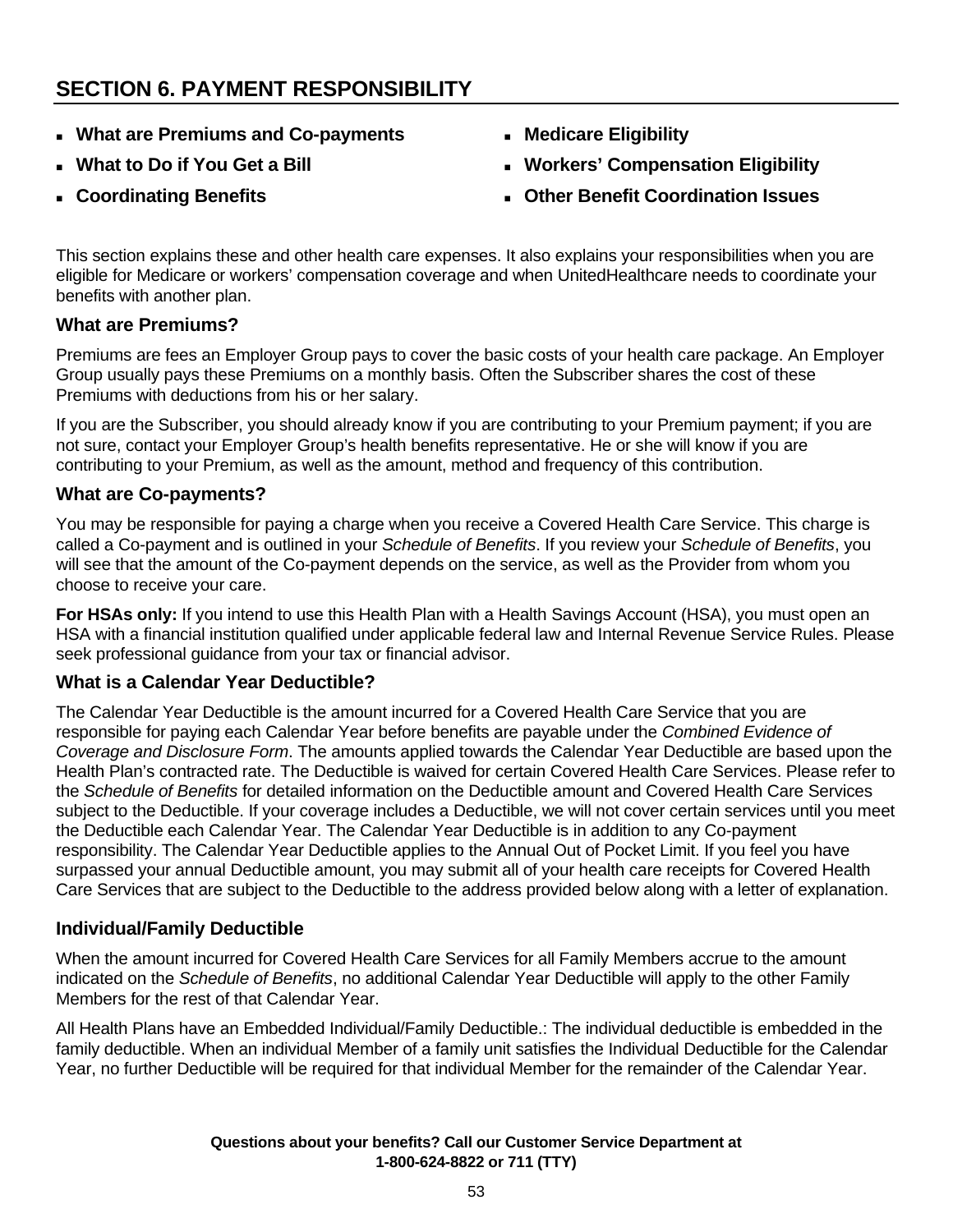## SECTION 6. PAYMENT RESPONSIBILITY

- **What are Premiums and Co-payments**
- **What to Do if You Get a Bill**
- **Coordinating Benefits**
- **Medicare Eligibility**
- **Workers' Compensation Eligibility**
- **Other Benefit Coordination Issues**

This section explains these and other health care expenses. It also explains your responsibilities when you are eligible for Medicare or workers' compensation coverage and when UnitedHealthcare needs to coordinate your benefits with another plan.

### What are Premiums?

Premiums are fees an Employer Group pays to cover the basic costs of your health care package. An Employer Group usually pays these Premiums on a monthly basis. Often the Subscriber shares the cost of these Premiums with deductions from his or her salary.

If you are the Subscriber, you should already know if you are contributing to your Premium payment; if you are not sure, contact your Employer Group's health benefits representative. He or she will know if you are contributing to your Premium, as well as the amount, method and frequency of this contribution.

### What are Co-payments?

You may be responsible for paying a charge when you receive a Covered Health Care Service. This charge is called a Co-payment and is outlined in your *Schedule of Benefits*. If you review your *Schedule of Benefits*, you will see that the amount of the Co-payment depends on the service, as well as the Provider from whom you choose to receive your care.

**For HSAs only:** If you intend to use this Health Plan with a Health Savings Account (HSA), you must open an HSA with a financial institution qualified under applicable federal law and Internal Revenue Service Rules. Please seek professional guidance from your tax or financial advisor.

### What is a Calendar Year Deductible?

The Calendar Year Deductible is the amount incurred for a Covered Health Care Service that you are responsible for paying each Calendar Year before benefits are payable under the *Combined Evidence of Coverage and Disclosure Form*. The amounts applied towards the Calendar Year Deductible are based upon the Health Plan's contracted rate. The Deductible is waived for certain Covered Health Care Services. Please refer to the *Schedule of Benefits* for detailed information on the Deductible amount and Covered Health Care Services subject to the Deductible. If your coverage includes a Deductible, we will not cover certain services until you meet the Deductible each Calendar Year. The Calendar Year Deductible is in addition to any Co-payment responsibility. The Calendar Year Deductible applies to the Annual Out of Pocket Limit. If you feel you have surpassed your annual Deductible amount, you may submit all of your health care receipts for Covered Health Care Services that are subject to the Deductible to the address provided below along with a letter of explanation.

### Individual/Family Deductible

When the amount incurred for Covered Health Care Services for all Family Members accrue to the amount indicated on the *Schedule of Benefits*, no additional Calendar Year Deductible will apply to the other Family Members for the rest of that Calendar Year.

All Health Plans have an Embedded Individual/Family Deductible.: The individual deductible is embedded in the family deductible. When an individual Member of a family unit satisfies the Individual Deductible for the Calendar Year, no further Deductible will be required for that individual Member for the remainder of the Calendar Year.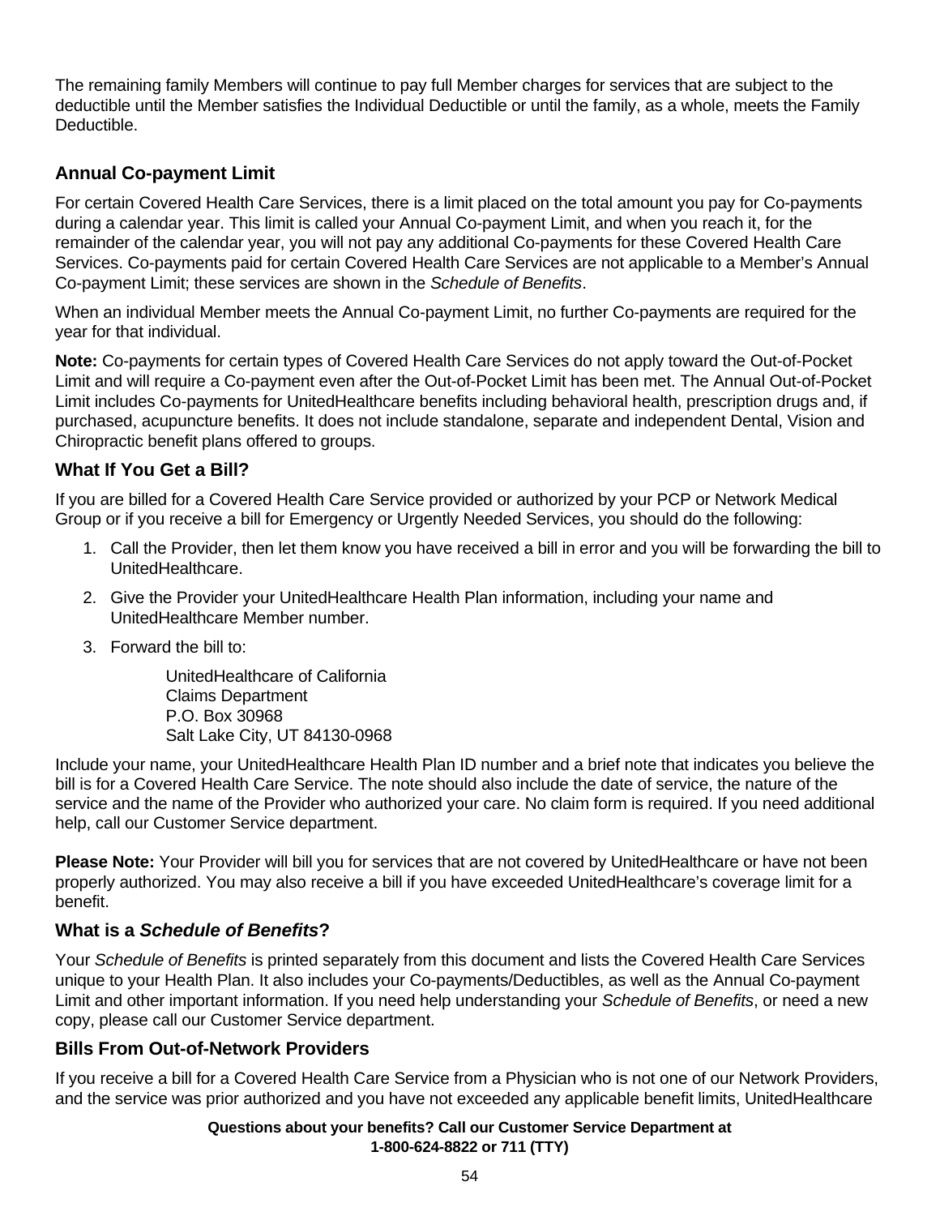The remaining family Members will continue to pay full Member charges for services that are subject to the deductible until the Member satisfies the Individual Deductible or until the family, as a whole, meets the Family Deductible.

### Annual Co-payment Limit

For certain Covered Health Care Services, there is a limit placed on the total amount you pay for Co-payments during a calendar year. This limit is called your Annual Co-payment Limit, and when you reach it, for the remainder of the calendar year, you will not pay any additional Co-payments for these Covered Health Care Services. Co-payments paid for certain Covered Health Care Services are not applicable to a Member's Annual Co-payment Limit; these services are shown in the *Schedule of Benefits*.

When an individual Member meets the Annual Co-payment Limit, no further Co-payments are required for the year for that individual.

**Note:** Co-payments for certain types of Covered Health Care Services do not apply toward the Out-of-Pocket Limit and will require a Co-payment even after the Out-of-Pocket Limit has been met. The Annual Out-of-Pocket Limit includes Co-payments for UnitedHealthcare benefits including behavioral health, prescription drugs and, if purchased, acupuncture benefits. It does not include standalone, separate and independent Dental, Vision and Chiropractic benefit plans offered to groups.

### What If You Get a Bill?

If you are billed for a Covered Health Care Service provided or authorized by your PCP or Network Medical Group or if you receive a bill for Emergency or Urgently Needed Services, you should do the following:

1. Call the Provider, then let them know you have received a bill in error and you will be forwarding the bill to UnitedHealthcare.
2. Give the Provider your UnitedHealthcare Health Plan information, including your name and UnitedHealthcare Member number.
3. Forward the bill to:

   UnitedHealthcare of California
   Claims Department
   P.O. Box 30968
   Salt Lake City, UT 84130-0968

Include your name, your UnitedHealthcare Health Plan ID number and a brief note that indicates you believe the bill is for a Covered Health Care Service. The note should also include the date of service, the nature of the service and the name of the Provider who authorized your care. No claim form is required. If you need additional help, call our Customer Service department.

**Please Note:** Your Provider will bill you for services that are not covered by UnitedHealthcare or have not been properly authorized. You may also receive a bill if you have exceeded UnitedHealthcare's coverage limit for a benefit.

### What is a *Schedule of Benefits*?

Your *Schedule of Benefits* is printed separately from this document and lists the Covered Health Care Services unique to your Health Plan. It also includes your Co-payments/Deductibles, as well as the Annual Co-payment Limit and other important information. If you need help understanding your *Schedule of Benefits*, or need a new copy, please call our Customer Service department.

### Bills From Out-of-Network Providers

If you receive a bill for a Covered Health Care Service from a Physician who is not one of our Network Providers, and the service was prior authorized and you have not exceeded any applicable benefit limits, UnitedHealthcare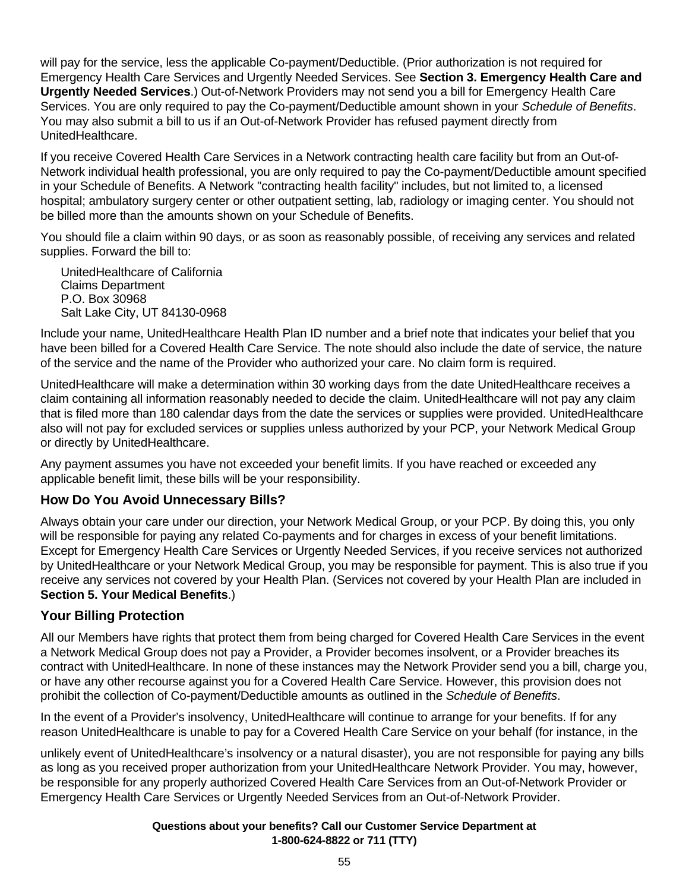will pay for the service, less the applicable Co-payment/Deductible. (Prior authorization is not required for Emergency Health Care Services and Urgently Needed Services. See **Section 3. Emergency Health Care and Urgently Needed Services**.) Out-of-Network Providers may not send you a bill for Emergency Health Care Services. You are only required to pay the Co-payment/Deductible amount shown in your *Schedule of Benefits*. You may also submit a bill to us if an Out-of-Network Provider has refused payment directly from UnitedHealthcare.

If you receive Covered Health Care Services in a Network contracting health care facility but from an Out-of-Network individual health professional, you are only required to pay the Co-payment/Deductible amount specified in your Schedule of Benefits. A Network "contracting health facility" includes, but not limited to, a licensed hospital; ambulatory surgery center or other outpatient setting, lab, radiology or imaging center. You should not be billed more than the amounts shown on your Schedule of Benefits.

You should file a claim within 90 days, or as soon as reasonably possible, of receiving any services and related supplies. Forward the bill to:

UnitedHealthcare of California
Claims Department
P.O. Box 30968
Salt Lake City, UT 84130-0968

Include your name, UnitedHealthcare Health Plan ID number and a brief note that indicates your belief that you have been billed for a Covered Health Care Service. The note should also include the date of service, the nature of the service and the name of the Provider who authorized your care. No claim form is required.

UnitedHealthcare will make a determination within 30 working days from the date UnitedHealthcare receives a claim containing all information reasonably needed to decide the claim. UnitedHealthcare will not pay any claim that is filed more than 180 calendar days from the date the services or supplies were provided. UnitedHealthcare also will not pay for excluded services or supplies unless authorized by your PCP, your Network Medical Group or directly by UnitedHealthcare.

Any payment assumes you have not exceeded your benefit limits. If you have reached or exceeded any applicable benefit limit, these bills will be your responsibility.

## How Do You Avoid Unnecessary Bills?

Always obtain your care under our direction, your Network Medical Group, or your PCP. By doing this, you only will be responsible for paying any related Co-payments and for charges in excess of your benefit limitations. Except for Emergency Health Care Services or Urgently Needed Services, if you receive services not authorized by UnitedHealthcare or your Network Medical Group, you may be responsible for payment. This is also true if you receive any services not covered by your Health Plan. (Services not covered by your Health Plan are included in **Section 5. Your Medical Benefits**.)

## Your Billing Protection

All our Members have rights that protect them from being charged for Covered Health Care Services in the event a Network Medical Group does not pay a Provider, a Provider becomes insolvent, or a Provider breaches its contract with UnitedHealthcare. In none of these instances may the Network Provider send you a bill, charge you, or have any other recourse against you for a Covered Health Care Service. However, this provision does not prohibit the collection of Co-payment/Deductible amounts as outlined in the *Schedule of Benefits*.

In the event of a Provider's insolvency, UnitedHealthcare will continue to arrange for your benefits. If for any reason UnitedHealthcare is unable to pay for a Covered Health Care Service on your behalf (for instance, in the unlikely event of UnitedHealthcare's insolvency or a natural disaster), you are not responsible for paying any bills as long as you received proper authorization from your UnitedHealthcare Network Provider. You may, however, be responsible for any properly authorized Covered Health Care Services from an Out-of-Network Provider or Emergency Health Care Services or Urgently Needed Services from an Out-of-Network Provider.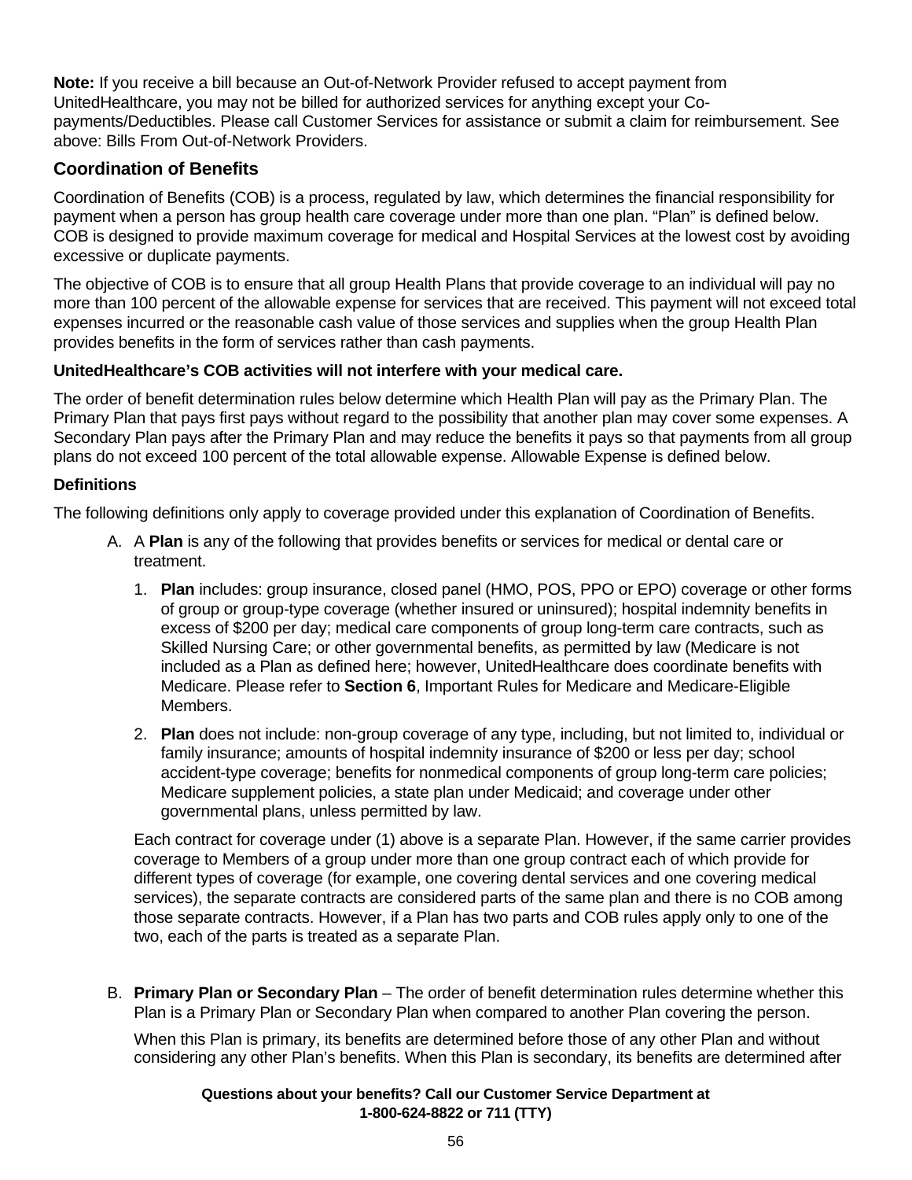**Note:** If you receive a bill because an Out-of-Network Provider refused to accept payment from UnitedHealthcare, you may not be billed for authorized services for anything except your Co-payments/Deductibles. Please call Customer Services for assistance or submit a claim for reimbursement. See above: Bills From Out-of-Network Providers.

## Coordination of Benefits

Coordination of Benefits (COB) is a process, regulated by law, which determines the financial responsibility for payment when a person has group health care coverage under more than one plan. "Plan" is defined below. COB is designed to provide maximum coverage for medical and Hospital Services at the lowest cost by avoiding excessive or duplicate payments.

The objective of COB is to ensure that all group Health Plans that provide coverage to an individual will pay no more than 100 percent of the allowable expense for services that are received. This payment will not exceed total expenses incurred or the reasonable cash value of those services and supplies when the group Health Plan provides benefits in the form of services rather than cash payments.

**UnitedHealthcare's COB activities will not interfere with your medical care.**

The order of benefit determination rules below determine which Health Plan will pay as the Primary Plan. The Primary Plan that pays first pays without regard to the possibility that another plan may cover some expenses. A Secondary Plan pays after the Primary Plan and may reduce the benefits it pays so that payments from all group plans do not exceed 100 percent of the total allowable expense. Allowable Expense is defined below.

### Definitions

The following definitions only apply to coverage provided under this explanation of Coordination of Benefits.

A. A **Plan** is any of the following that provides benefits or services for medical or dental care or treatment.

   1. **Plan** includes: group insurance, closed panel (HMO, POS, PPO or EPO) coverage or other forms of group or group-type coverage (whether insured or uninsured); hospital indemnity benefits in excess of $200 per day; medical care components of group long-term care contracts, such as Skilled Nursing Care; or other governmental benefits, as permitted by law (Medicare is not included as a Plan as defined here; however, UnitedHealthcare does coordinate benefits with Medicare. Please refer to **Section 6**, Important Rules for Medicare and Medicare-Eligible Members.

   2. **Plan** does not include: non-group coverage of any type, including, but not limited to, individual or family insurance; amounts of hospital indemnity insurance of $200 or less per day; school accident-type coverage; benefits for nonmedical components of group long-term care policies; Medicare supplement policies, a state plan under Medicaid; and coverage under other governmental plans, unless permitted by law.

   Each contract for coverage under (1) above is a separate Plan. However, if the same carrier provides coverage to Members of a group under more than one group contract each of which provide for different types of coverage (for example, one covering dental services and one covering medical services), the separate contracts are considered parts of the same plan and there is no COB among those separate contracts. However, if a Plan has two parts and COB rules apply only to one of the two, each of the parts is treated as a separate Plan.

B. **Primary Plan or Secondary Plan** – The order of benefit determination rules determine whether this Plan is a Primary Plan or Secondary Plan when compared to another Plan covering the person.

   When this Plan is primary, its benefits are determined before those of any other Plan and without considering any other Plan's benefits. When this Plan is secondary, its benefits are determined after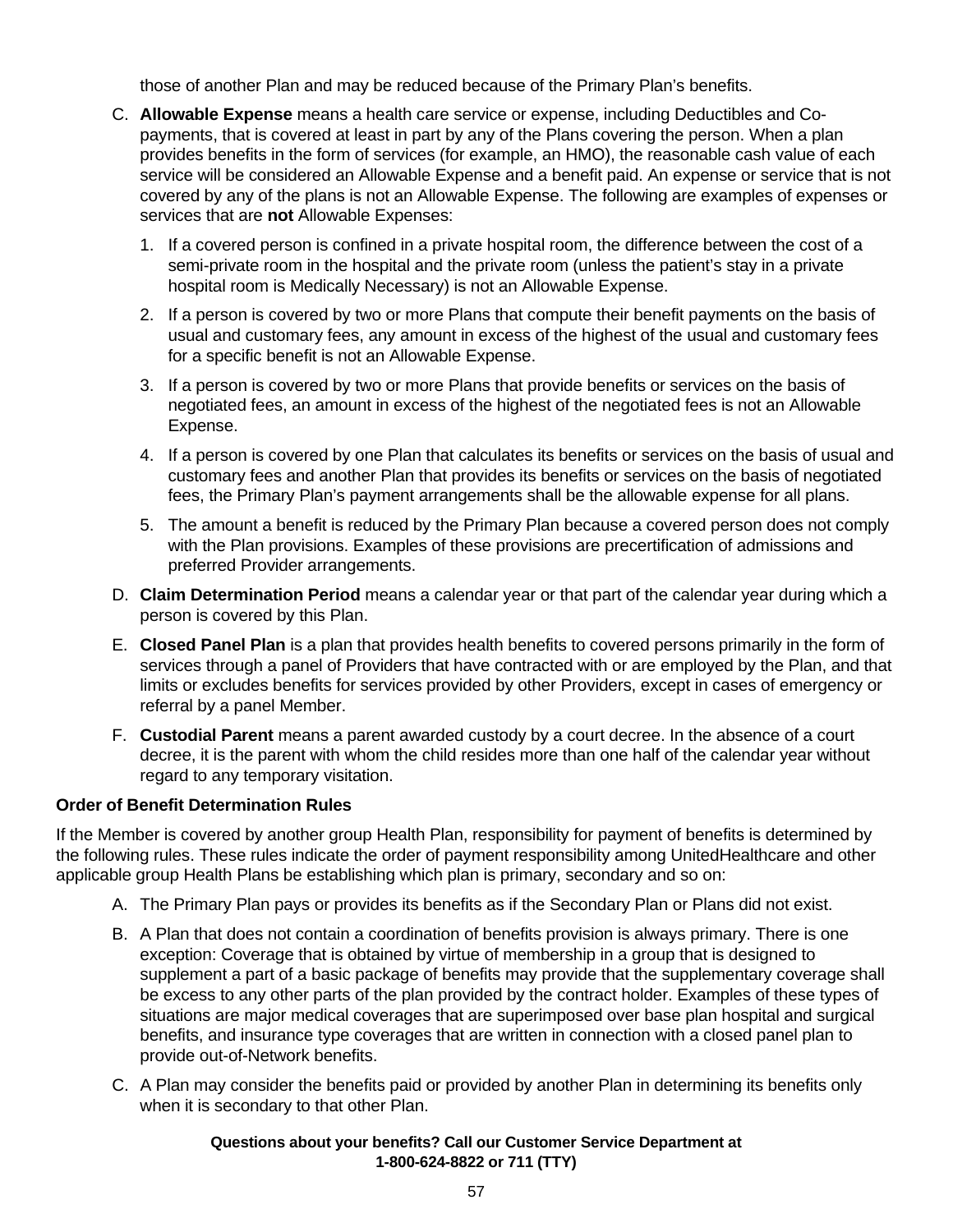those of another Plan and may be reduced because of the Primary Plan's benefits.

C. **Allowable Expense** means a health care service or expense, including Deductibles and Co-payments, that is covered at least in part by any of the Plans covering the person. When a plan provides benefits in the form of services (for example, an HMO), the reasonable cash value of each service will be considered an Allowable Expense and a benefit paid. An expense or service that is not covered by any of the plans is not an Allowable Expense. The following are examples of expenses or services that are **not** Allowable Expenses:

   1. If a covered person is confined in a private hospital room, the difference between the cost of a semi-private room in the hospital and the private room (unless the patient's stay in a private hospital room is Medically Necessary) is not an Allowable Expense.

   2. If a person is covered by two or more Plans that compute their benefit payments on the basis of usual and customary fees, any amount in excess of the highest of the usual and customary fees for a specific benefit is not an Allowable Expense.

   3. If a person is covered by two or more Plans that provide benefits or services on the basis of negotiated fees, an amount in excess of the highest of the negotiated fees is not an Allowable Expense.

   4. If a person is covered by one Plan that calculates its benefits or services on the basis of usual and customary fees and another Plan that provides its benefits or services on the basis of negotiated fees, the Primary Plan's payment arrangements shall be the allowable expense for all plans.

   5. The amount a benefit is reduced by the Primary Plan because a covered person does not comply with the Plan provisions. Examples of these provisions are precertification of admissions and preferred Provider arrangements.

D. **Claim Determination Period** means a calendar year or that part of the calendar year during which a person is covered by this Plan.

E. **Closed Panel Plan** is a plan that provides health benefits to covered persons primarily in the form of services through a panel of Providers that have contracted with or are employed by the Plan, and that limits or excludes benefits for services provided by other Providers, except in cases of emergency or referral by a panel Member.

F. **Custodial Parent** means a parent awarded custody by a court decree. In the absence of a court decree, it is the parent with whom the child resides more than one half of the calendar year without regard to any temporary visitation.

**Order of Benefit Determination Rules**

If the Member is covered by another group Health Plan, responsibility for payment of benefits is determined by the following rules. These rules indicate the order of payment responsibility among UnitedHealthcare and other applicable group Health Plans be establishing which plan is primary, secondary and so on:

A. The Primary Plan pays or provides its benefits as if the Secondary Plan or Plans did not exist.

B. A Plan that does not contain a coordination of benefits provision is always primary. There is one exception: Coverage that is obtained by virtue of membership in a group that is designed to supplement a part of a basic package of benefits may provide that the supplementary coverage shall be excess to any other parts of the plan provided by the contract holder. Examples of these types of situations are major medical coverages that are superimposed over base plan hospital and surgical benefits, and insurance type coverages that are written in connection with a closed panel plan to provide out-of-Network benefits.

C. A Plan may consider the benefits paid or provided by another Plan in determining its benefits only when it is secondary to that other Plan.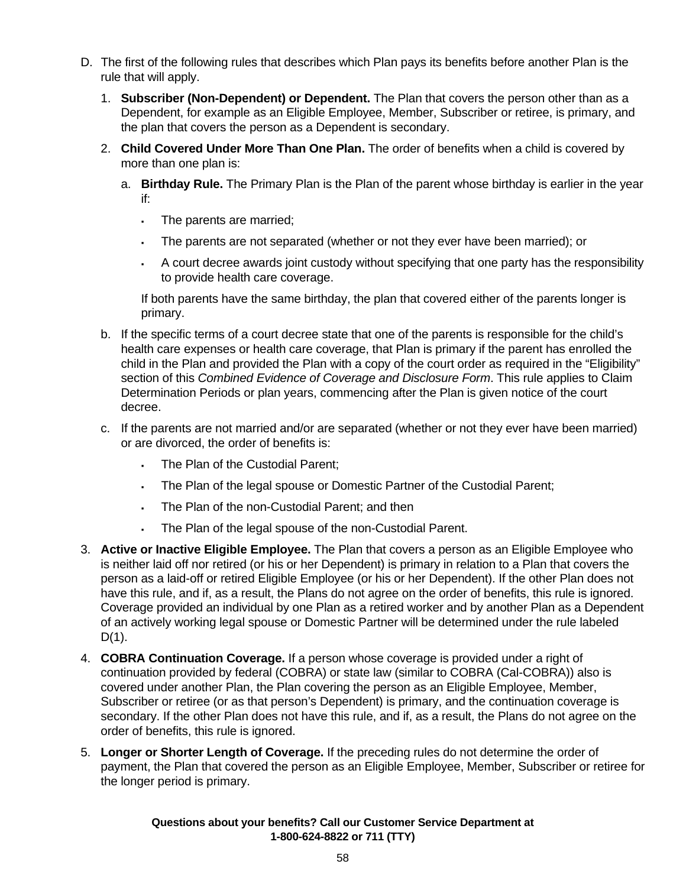D. The first of the following rules that describes which Plan pays its benefits before another Plan is the rule that will apply.

   1. **Subscriber (Non-Dependent) or Dependent.** The Plan that covers the person other than as a Dependent, for example as an Eligible Employee, Member, Subscriber or retiree, is primary, and the plan that covers the person as a Dependent is secondary.

   2. **Child Covered Under More Than One Plan.** The order of benefits when a child is covered by more than one plan is:

      a. **Birthday Rule.** The Primary Plan is the Plan of the parent whose birthday is earlier in the year if:

         - The parents are married;
         - The parents are not separated (whether or not they ever have been married); or
         - A court decree awards joint custody without specifying that one party has the responsibility to provide health care coverage.

         If both parents have the same birthday, the plan that covered either of the parents longer is primary.

      b. If the specific terms of a court decree state that one of the parents is responsible for the child's health care expenses or health care coverage, that Plan is primary if the parent has enrolled the child in the Plan and provided the Plan with a copy of the court order as required in the "Eligibility" section of this *Combined Evidence of Coverage and Disclosure Form*. This rule applies to Claim Determination Periods or plan years, commencing after the Plan is given notice of the court decree.

      c. If the parents are not married and/or are separated (whether or not they ever have been married) or are divorced, the order of benefits is:

         - The Plan of the Custodial Parent;
         - The Plan of the legal spouse or Domestic Partner of the Custodial Parent;
         - The Plan of the non-Custodial Parent; and then
         - The Plan of the legal spouse of the non-Custodial Parent.

   3. **Active or Inactive Eligible Employee.** The Plan that covers a person as an Eligible Employee who is neither laid off nor retired (or his or her Dependent) is primary in relation to a Plan that covers the person as a laid-off or retired Eligible Employee (or his or her Dependent). If the other Plan does not have this rule, and if, as a result, the Plans do not agree on the order of benefits, this rule is ignored. Coverage provided an individual by one Plan as a retired worker and by another Plan as a Dependent of an actively working legal spouse or Domestic Partner will be determined under the rule labeled D(1).

   4. **COBRA Continuation Coverage.** If a person whose coverage is provided under a right of continuation provided by federal (COBRA) or state law (similar to COBRA (Cal-COBRA)) also is covered under another Plan, the Plan covering the person as an Eligible Employee, Member, Subscriber or retiree (or as that person's Dependent) is primary, and the continuation coverage is secondary. If the other Plan does not have this rule, and if, as a result, the Plans do not agree on the order of benefits, this rule is ignored.

   5. **Longer or Shorter Length of Coverage.** If the preceding rules do not determine the order of payment, the Plan that covered the person as an Eligible Employee, Member, Subscriber or retiree for the longer period is primary.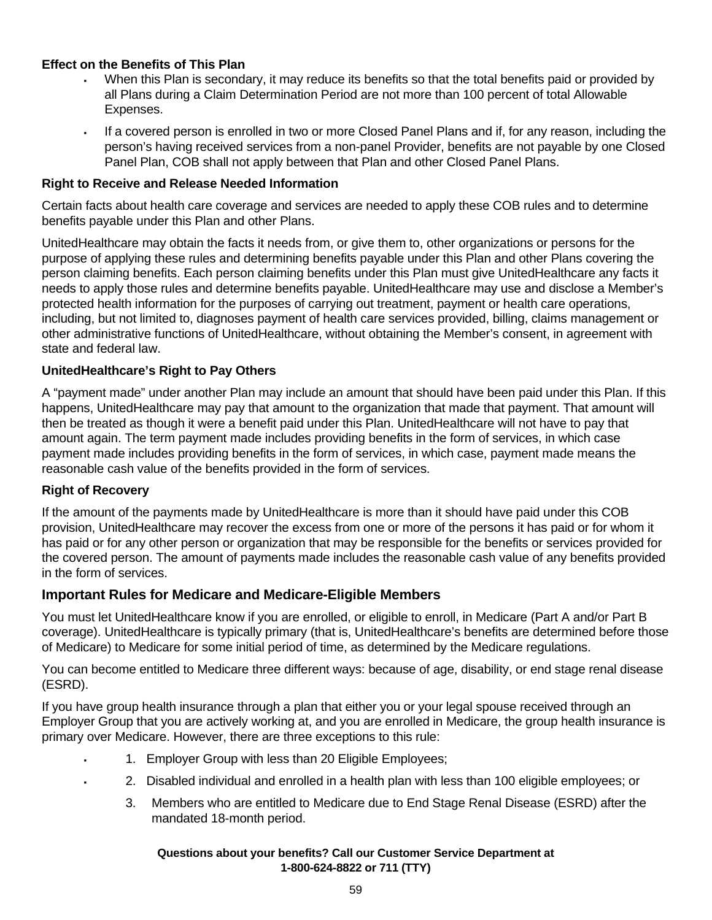**Effect on the Benefits of This Plan**

- When this Plan is secondary, it may reduce its benefits so that the total benefits paid or provided by all Plans during a Claim Determination Period are not more than 100 percent of total Allowable Expenses.
- If a covered person is enrolled in two or more Closed Panel Plans and if, for any reason, including the person's having received services from a non-panel Provider, benefits are not payable by one Closed Panel Plan, COB shall not apply between that Plan and other Closed Panel Plans.

**Right to Receive and Release Needed Information**

Certain facts about health care coverage and services are needed to apply these COB rules and to determine benefits payable under this Plan and other Plans.

UnitedHealthcare may obtain the facts it needs from, or give them to, other organizations or persons for the purpose of applying these rules and determining benefits payable under this Plan and other Plans covering the person claiming benefits. Each person claiming benefits under this Plan must give UnitedHealthcare any facts it needs to apply those rules and determine benefits payable. UnitedHealthcare may use and disclose a Member's protected health information for the purposes of carrying out treatment, payment or health care operations, including, but not limited to, diagnoses payment of health care services provided, billing, claims management or other administrative functions of UnitedHealthcare, without obtaining the Member's consent, in agreement with state and federal law.

**UnitedHealthcare's Right to Pay Others**

A "payment made" under another Plan may include an amount that should have been paid under this Plan. If this happens, UnitedHealthcare may pay that amount to the organization that made that payment. That amount will then be treated as though it were a benefit paid under this Plan. UnitedHealthcare will not have to pay that amount again. The term payment made includes providing benefits in the form of services, in which case payment made includes providing benefits in the form of services, in which case, payment made means the reasonable cash value of the benefits provided in the form of services.

**Right of Recovery**

If the amount of the payments made by UnitedHealthcare is more than it should have paid under this COB provision, UnitedHealthcare may recover the excess from one or more of the persons it has paid or for whom it has paid or for any other person or organization that may be responsible for the benefits or services provided for the covered person. The amount of payments made includes the reasonable cash value of any benefits provided in the form of services.

## Important Rules for Medicare and Medicare-Eligible Members

You must let UnitedHealthcare know if you are enrolled, or eligible to enroll, in Medicare (Part A and/or Part B coverage). UnitedHealthcare is typically primary (that is, UnitedHealthcare's benefits are determined before those of Medicare) to Medicare for some initial period of time, as determined by the Medicare regulations.

You can become entitled to Medicare three different ways: because of age, disability, or end stage renal disease (ESRD).

If you have group health insurance through a plan that either you or your legal spouse received through an Employer Group that you are actively working at, and you are enrolled in Medicare, the group health insurance is primary over Medicare. However, there are three exceptions to this rule:

1. Employer Group with less than 20 Eligible Employees;
2. Disabled individual and enrolled in a health plan with less than 100 eligible employees; or
3. Members who are entitled to Medicare due to End Stage Renal Disease (ESRD) after the mandated 18-month period.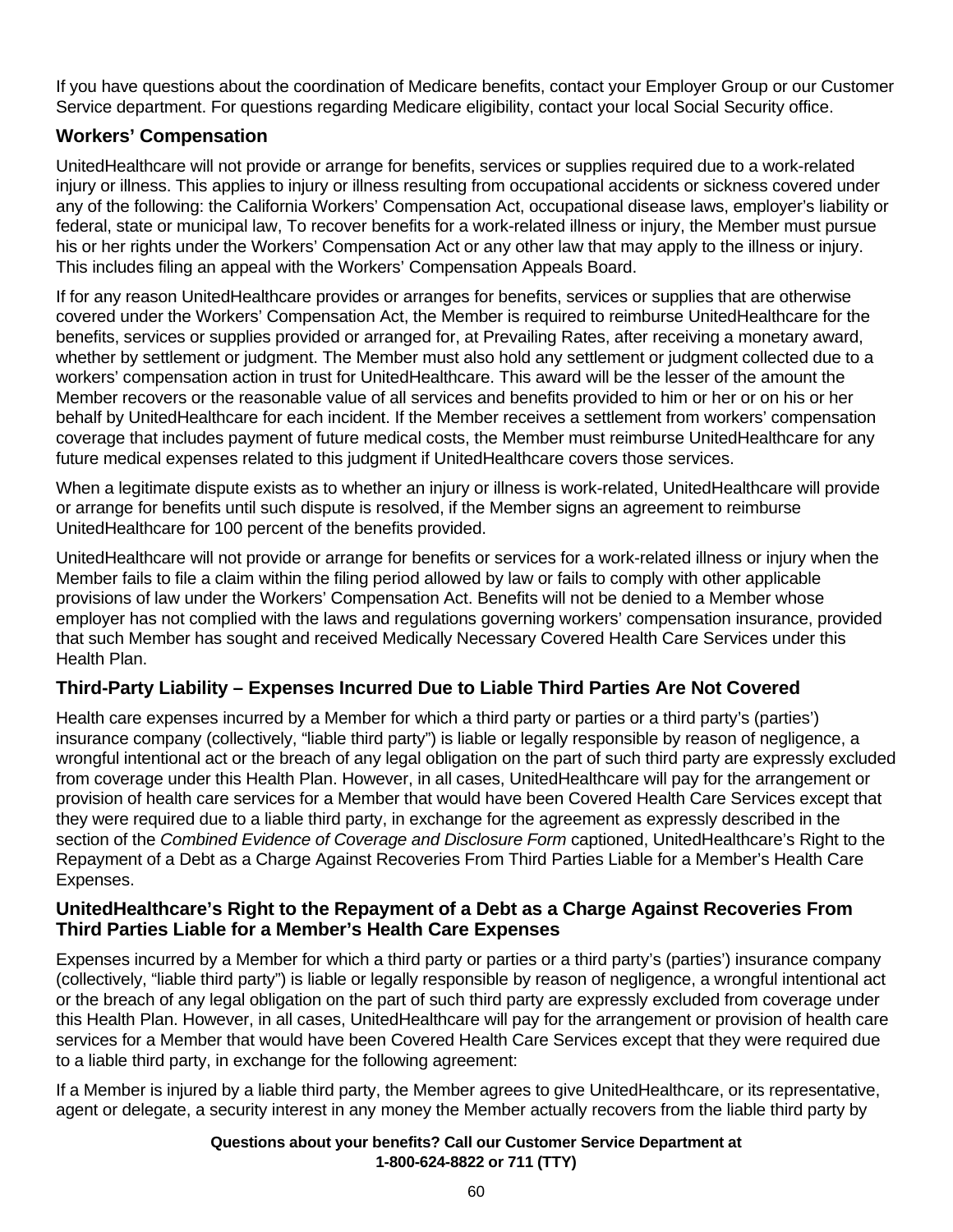If you have questions about the coordination of Medicare benefits, contact your Employer Group or our Customer Service department. For questions regarding Medicare eligibility, contact your local Social Security office.

### Workers' Compensation

UnitedHealthcare will not provide or arrange for benefits, services or supplies required due to a work-related injury or illness. This applies to injury or illness resulting from occupational accidents or sickness covered under any of the following: the California Workers' Compensation Act, occupational disease laws, employer's liability or federal, state or municipal law, To recover benefits for a work-related illness or injury, the Member must pursue his or her rights under the Workers' Compensation Act or any other law that may apply to the illness or injury. This includes filing an appeal with the Workers' Compensation Appeals Board.

If for any reason UnitedHealthcare provides or arranges for benefits, services or supplies that are otherwise covered under the Workers' Compensation Act, the Member is required to reimburse UnitedHealthcare for the benefits, services or supplies provided or arranged for, at Prevailing Rates, after receiving a monetary award, whether by settlement or judgment. The Member must also hold any settlement or judgment collected due to a workers' compensation action in trust for UnitedHealthcare. This award will be the lesser of the amount the Member recovers or the reasonable value of all services and benefits provided to him or her or on his or her behalf by UnitedHealthcare for each incident. If the Member receives a settlement from workers' compensation coverage that includes payment of future medical costs, the Member must reimburse UnitedHealthcare for any future medical expenses related to this judgment if UnitedHealthcare covers those services.

When a legitimate dispute exists as to whether an injury or illness is work-related, UnitedHealthcare will provide or arrange for benefits until such dispute is resolved, if the Member signs an agreement to reimburse UnitedHealthcare for 100 percent of the benefits provided.

UnitedHealthcare will not provide or arrange for benefits or services for a work-related illness or injury when the Member fails to file a claim within the filing period allowed by law or fails to comply with other applicable provisions of law under the Workers' Compensation Act. Benefits will not be denied to a Member whose employer has not complied with the laws and regulations governing workers' compensation insurance, provided that such Member has sought and received Medically Necessary Covered Health Care Services under this Health Plan.

### Third-Party Liability – Expenses Incurred Due to Liable Third Parties Are Not Covered

Health care expenses incurred by a Member for which a third party or parties or a third party's (parties') insurance company (collectively, "liable third party") is liable or legally responsible by reason of negligence, a wrongful intentional act or the breach of any legal obligation on the part of such third party are expressly excluded from coverage under this Health Plan. However, in all cases, UnitedHealthcare will pay for the arrangement or provision of health care services for a Member that would have been Covered Health Care Services except that they were required due to a liable third party, in exchange for the agreement as expressly described in the section of the *Combined Evidence of Coverage and Disclosure Form* captioned, UnitedHealthcare's Right to the Repayment of a Debt as a Charge Against Recoveries From Third Parties Liable for a Member's Health Care Expenses.

### UnitedHealthcare's Right to the Repayment of a Debt as a Charge Against Recoveries From Third Parties Liable for a Member's Health Care Expenses

Expenses incurred by a Member for which a third party or parties or a third party's (parties') insurance company (collectively, "liable third party") is liable or legally responsible by reason of negligence, a wrongful intentional act or the breach of any legal obligation on the part of such third party are expressly excluded from coverage under this Health Plan. However, in all cases, UnitedHealthcare will pay for the arrangement or provision of health care services for a Member that would have been Covered Health Care Services except that they were required due to a liable third party, in exchange for the following agreement:

If a Member is injured by a liable third party, the Member agrees to give UnitedHealthcare, or its representative, agent or delegate, a security interest in any money the Member actually recovers from the liable third party by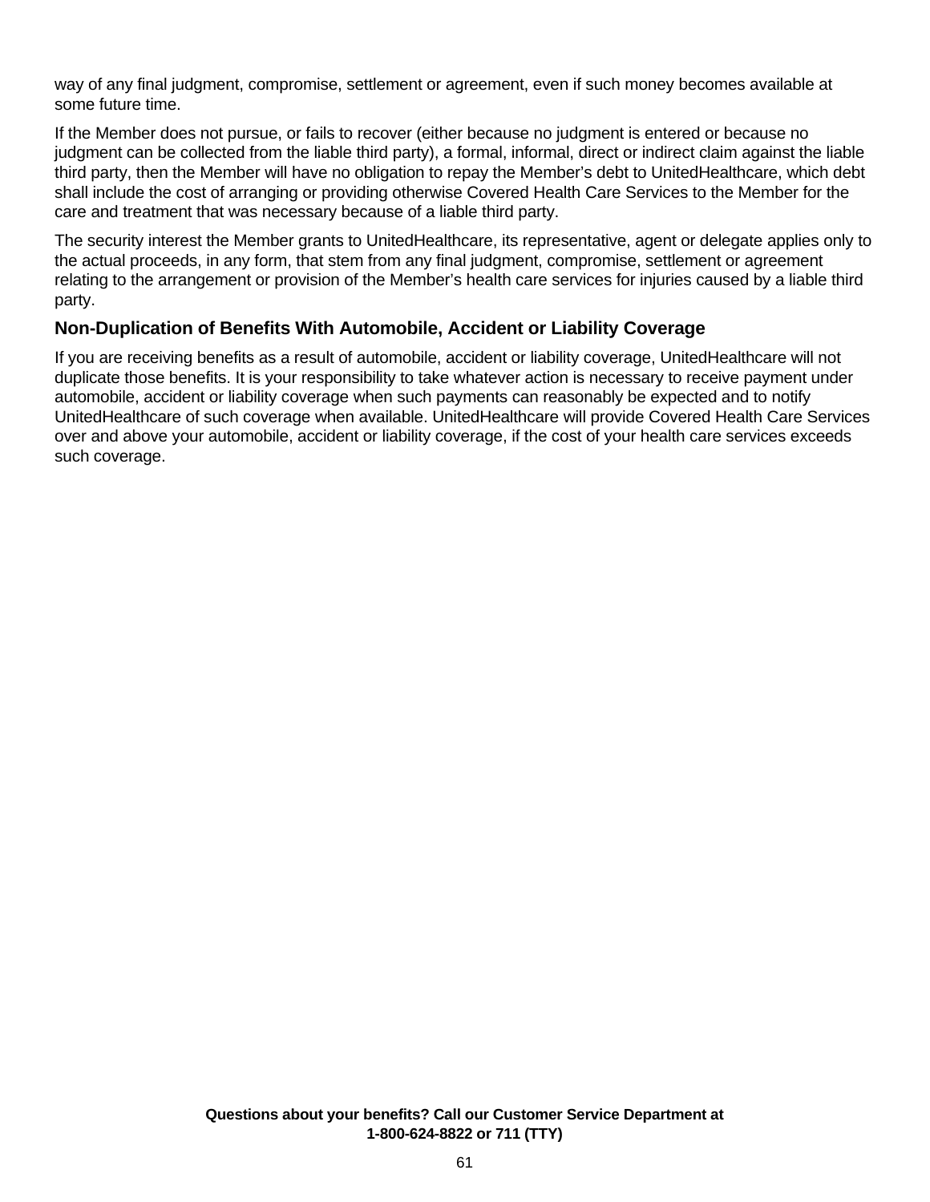way of any final judgment, compromise, settlement or agreement, even if such money becomes available at some future time.

If the Member does not pursue, or fails to recover (either because no judgment is entered or because no judgment can be collected from the liable third party), a formal, informal, direct or indirect claim against the liable third party, then the Member will have no obligation to repay the Member's debt to UnitedHealthcare, which debt shall include the cost of arranging or providing otherwise Covered Health Care Services to the Member for the care and treatment that was necessary because of a liable third party.

The security interest the Member grants to UnitedHealthcare, its representative, agent or delegate applies only to the actual proceeds, in any form, that stem from any final judgment, compromise, settlement or agreement relating to the arrangement or provision of the Member's health care services for injuries caused by a liable third party.

### Non-Duplication of Benefits With Automobile, Accident or Liability Coverage

If you are receiving benefits as a result of automobile, accident or liability coverage, UnitedHealthcare will not duplicate those benefits. It is your responsibility to take whatever action is necessary to receive payment under automobile, accident or liability coverage when such payments can reasonably be expected and to notify UnitedHealthcare of such coverage when available. UnitedHealthcare will provide Covered Health Care Services over and above your automobile, accident or liability coverage, if the cost of your health care services exceeds such coverage.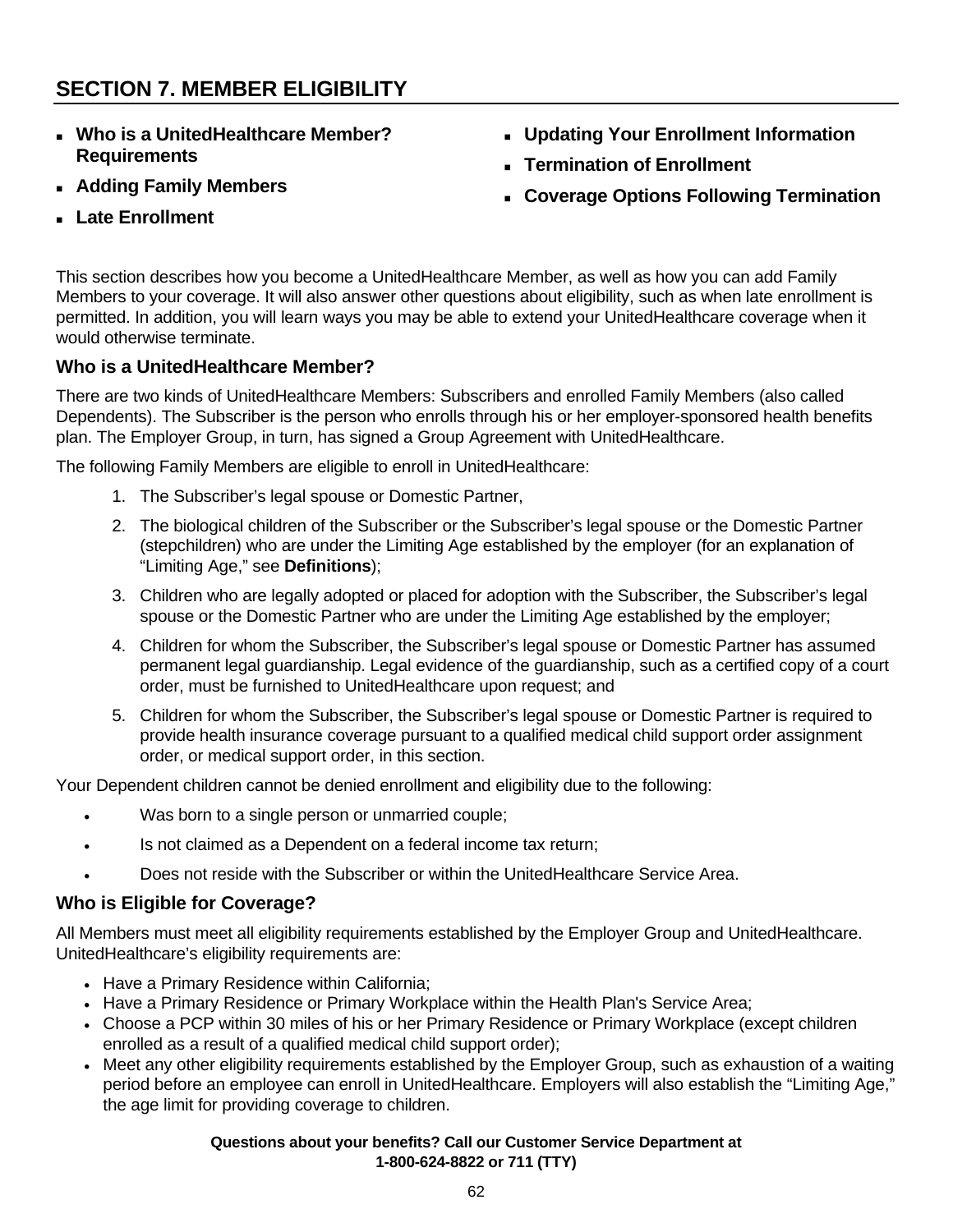## SECTION 7. MEMBER ELIGIBILITY

- **Who is a UnitedHealthcare Member? Requirements**
- **Adding Family Members**
- **Late Enrollment**
- **Updating Your Enrollment Information**
- **Termination of Enrollment**
- **Coverage Options Following Termination**

This section describes how you become a UnitedHealthcare Member, as well as how you can add Family Members to your coverage. It will also answer other questions about eligibility, such as when late enrollment is permitted. In addition, you will learn ways you may be able to extend your UnitedHealthcare coverage when it would otherwise terminate.

### Who is a UnitedHealthcare Member?

There are two kinds of UnitedHealthcare Members: Subscribers and enrolled Family Members (also called Dependents). The Subscriber is the person who enrolls through his or her employer-sponsored health benefits plan. The Employer Group, in turn, has signed a Group Agreement with UnitedHealthcare.

The following Family Members are eligible to enroll in UnitedHealthcare:

1. The Subscriber's legal spouse or Domestic Partner,
2. The biological children of the Subscriber or the Subscriber's legal spouse or the Domestic Partner (stepchildren) who are under the Limiting Age established by the employer (for an explanation of "Limiting Age," see **Definitions**);
3. Children who are legally adopted or placed for adoption with the Subscriber, the Subscriber's legal spouse or the Domestic Partner who are under the Limiting Age established by the employer;
4. Children for whom the Subscriber, the Subscriber's legal spouse or Domestic Partner has assumed permanent legal guardianship. Legal evidence of the guardianship, such as a certified copy of a court order, must be furnished to UnitedHealthcare upon request; and
5. Children for whom the Subscriber, the Subscriber's legal spouse or Domestic Partner is required to provide health insurance coverage pursuant to a qualified medical child support order assignment order, or medical support order, in this section.

Your Dependent children cannot be denied enrollment and eligibility due to the following:

- Was born to a single person or unmarried couple;
- Is not claimed as a Dependent on a federal income tax return;
- Does not reside with the Subscriber or within the UnitedHealthcare Service Area.

### Who is Eligible for Coverage?

All Members must meet all eligibility requirements established by the Employer Group and UnitedHealthcare. UnitedHealthcare's eligibility requirements are:

- Have a Primary Residence within California;
- Have a Primary Residence or Primary Workplace within the Health Plan's Service Area;
- Choose a PCP within 30 miles of his or her Primary Residence or Primary Workplace (except children enrolled as a result of a qualified medical child support order);
- Meet any other eligibility requirements established by the Employer Group, such as exhaustion of a waiting period before an employee can enroll in UnitedHealthcare. Employers will also establish the "Limiting Age," the age limit for providing coverage to children.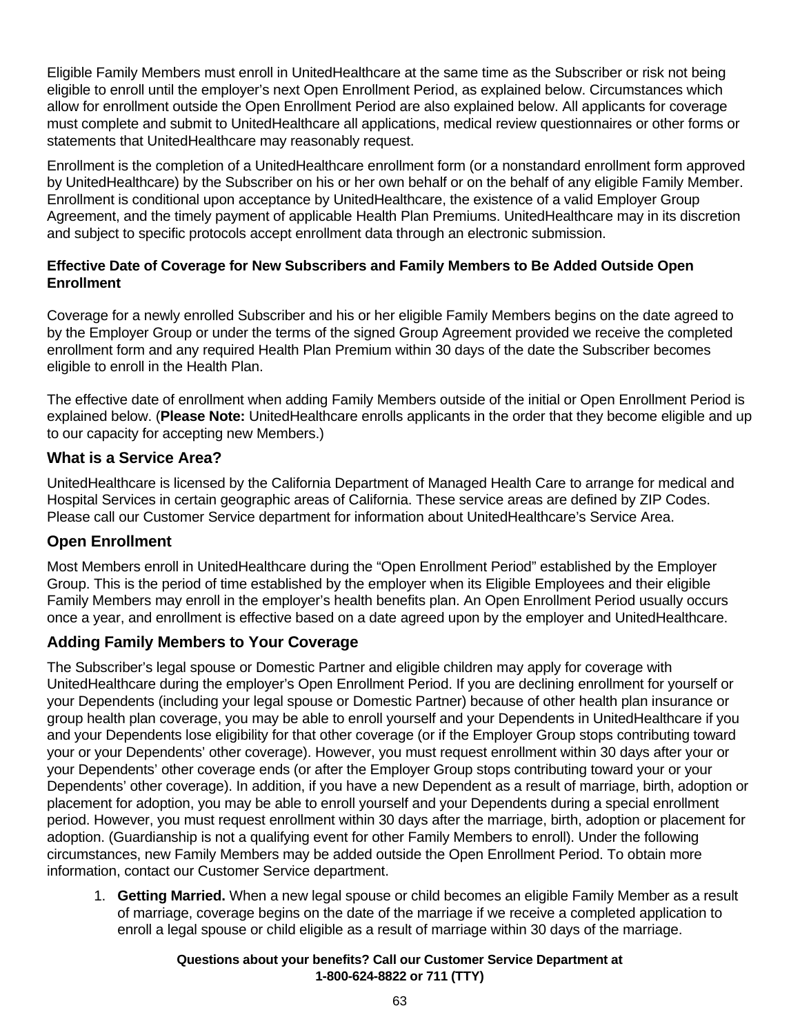Eligible Family Members must enroll in UnitedHealthcare at the same time as the Subscriber or risk not being eligible to enroll until the employer's next Open Enrollment Period, as explained below. Circumstances which allow for enrollment outside the Open Enrollment Period are also explained below. All applicants for coverage must complete and submit to UnitedHealthcare all applications, medical review questionnaires or other forms or statements that UnitedHealthcare may reasonably request.

Enrollment is the completion of a UnitedHealthcare enrollment form (or a nonstandard enrollment form approved by UnitedHealthcare) by the Subscriber on his or her own behalf or on the behalf of any eligible Family Member. Enrollment is conditional upon acceptance by UnitedHealthcare, the existence of a valid Employer Group Agreement, and the timely payment of applicable Health Plan Premiums. UnitedHealthcare may in its discretion and subject to specific protocols accept enrollment data through an electronic submission.

#### Effective Date of Coverage for New Subscribers and Family Members to Be Added Outside Open Enrollment

Coverage for a newly enrolled Subscriber and his or her eligible Family Members begins on the date agreed to by the Employer Group or under the terms of the signed Group Agreement provided we receive the completed enrollment form and any required Health Plan Premium within 30 days of the date the Subscriber becomes eligible to enroll in the Health Plan.

The effective date of enrollment when adding Family Members outside of the initial or Open Enrollment Period is explained below. (**Please Note:** UnitedHealthcare enrolls applicants in the order that they become eligible and up to our capacity for accepting new Members.)

### What is a Service Area?

UnitedHealthcare is licensed by the California Department of Managed Health Care to arrange for medical and Hospital Services in certain geographic areas of California. These service areas are defined by ZIP Codes. Please call our Customer Service department for information about UnitedHealthcare's Service Area.

### Open Enrollment

Most Members enroll in UnitedHealthcare during the "Open Enrollment Period" established by the Employer Group. This is the period of time established by the employer when its Eligible Employees and their eligible Family Members may enroll in the employer's health benefits plan. An Open Enrollment Period usually occurs once a year, and enrollment is effective based on a date agreed upon by the employer and UnitedHealthcare.

### Adding Family Members to Your Coverage

The Subscriber's legal spouse or Domestic Partner and eligible children may apply for coverage with UnitedHealthcare during the employer's Open Enrollment Period. If you are declining enrollment for yourself or your Dependents (including your legal spouse or Domestic Partner) because of other health plan insurance or group health plan coverage, you may be able to enroll yourself and your Dependents in UnitedHealthcare if you and your Dependents lose eligibility for that other coverage (or if the Employer Group stops contributing toward your or your Dependents' other coverage). However, you must request enrollment within 30 days after your or your Dependents' other coverage ends (or after the Employer Group stops contributing toward your or your Dependents' other coverage). In addition, if you have a new Dependent as a result of marriage, birth, adoption or placement for adoption, you may be able to enroll yourself and your Dependents during a special enrollment period. However, you must request enrollment within 30 days after the marriage, birth, adoption or placement for adoption. (Guardianship is not a qualifying event for other Family Members to enroll). Under the following circumstances, new Family Members may be added outside the Open Enrollment Period. To obtain more information, contact our Customer Service department.

1. **Getting Married.** When a new legal spouse or child becomes an eligible Family Member as a result of marriage, coverage begins on the date of the marriage if we receive a completed application to enroll a legal spouse or child eligible as a result of marriage within 30 days of the marriage.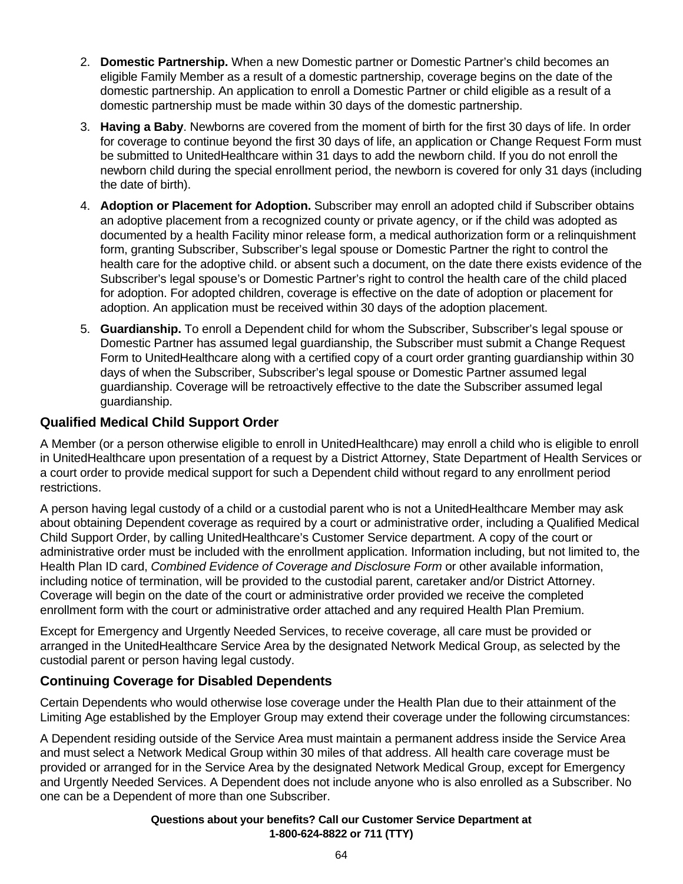2. **Domestic Partnership.** When a new Domestic partner or Domestic Partner's child becomes an eligible Family Member as a result of a domestic partnership, coverage begins on the date of the domestic partnership. An application to enroll a Domestic Partner or child eligible as a result of a domestic partnership must be made within 30 days of the domestic partnership.

3. **Having a Baby**. Newborns are covered from the moment of birth for the first 30 days of life. In order for coverage to continue beyond the first 30 days of life, an application or Change Request Form must be submitted to UnitedHealthcare within 31 days to add the newborn child. If you do not enroll the newborn child during the special enrollment period, the newborn is covered for only 31 days (including the date of birth).

4. **Adoption or Placement for Adoption.** Subscriber may enroll an adopted child if Subscriber obtains an adoptive placement from a recognized county or private agency, or if the child was adopted as documented by a health Facility minor release form, a medical authorization form or a relinquishment form, granting Subscriber, Subscriber's legal spouse or Domestic Partner the right to control the health care for the adoptive child. or absent such a document, on the date there exists evidence of the Subscriber's legal spouse's or Domestic Partner's right to control the health care of the child placed for adoption. For adopted children, coverage is effective on the date of adoption or placement for adoption. An application must be received within 30 days of the adoption placement.

5. **Guardianship.** To enroll a Dependent child for whom the Subscriber, Subscriber's legal spouse or Domestic Partner has assumed legal guardianship, the Subscriber must submit a Change Request Form to UnitedHealthcare along with a certified copy of a court order granting guardianship within 30 days of when the Subscriber, Subscriber's legal spouse or Domestic Partner assumed legal guardianship. Coverage will be retroactively effective to the date the Subscriber assumed legal guardianship.

## Qualified Medical Child Support Order

A Member (or a person otherwise eligible to enroll in UnitedHealthcare) may enroll a child who is eligible to enroll in UnitedHealthcare upon presentation of a request by a District Attorney, State Department of Health Services or a court order to provide medical support for such a Dependent child without regard to any enrollment period restrictions.

A person having legal custody of a child or a custodial parent who is not a UnitedHealthcare Member may ask about obtaining Dependent coverage as required by a court or administrative order, including a Qualified Medical Child Support Order, by calling UnitedHealthcare's Customer Service department. A copy of the court or administrative order must be included with the enrollment application. Information including, but not limited to, the Health Plan ID card, *Combined Evidence of Coverage and Disclosure Form* or other available information, including notice of termination, will be provided to the custodial parent, caretaker and/or District Attorney. Coverage will begin on the date of the court or administrative order provided we receive the completed enrollment form with the court or administrative order attached and any required Health Plan Premium.

Except for Emergency and Urgently Needed Services, to receive coverage, all care must be provided or arranged in the UnitedHealthcare Service Area by the designated Network Medical Group, as selected by the custodial parent or person having legal custody.

## Continuing Coverage for Disabled Dependents

Certain Dependents who would otherwise lose coverage under the Health Plan due to their attainment of the Limiting Age established by the Employer Group may extend their coverage under the following circumstances:

A Dependent residing outside of the Service Area must maintain a permanent address inside the Service Area and must select a Network Medical Group within 30 miles of that address. All health care coverage must be provided or arranged for in the Service Area by the designated Network Medical Group, except for Emergency and Urgently Needed Services. A Dependent does not include anyone who is also enrolled as a Subscriber. No one can be a Dependent of more than one Subscriber.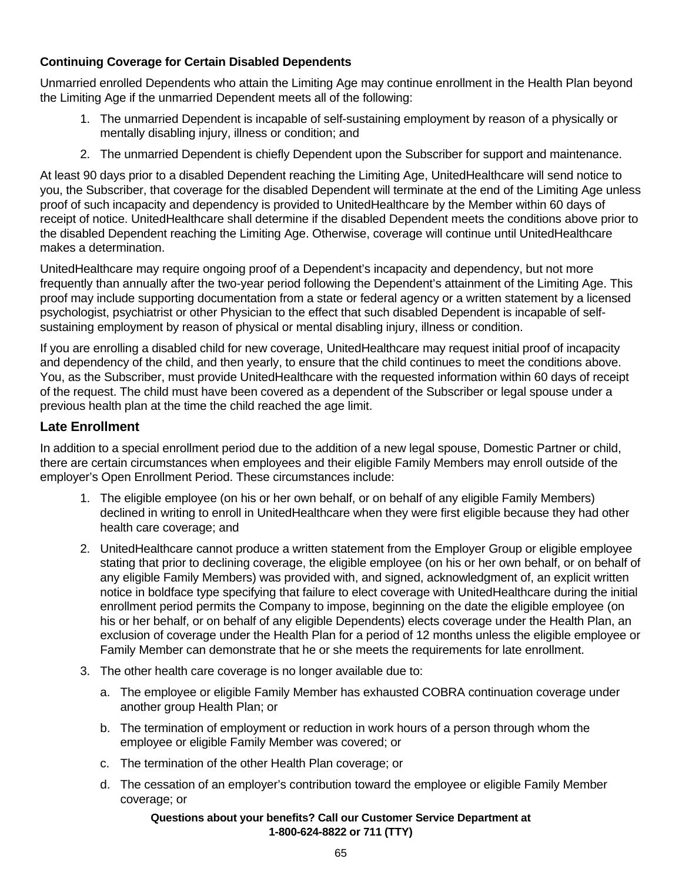**Continuing Coverage for Certain Disabled Dependents**

Unmarried enrolled Dependents who attain the Limiting Age may continue enrollment in the Health Plan beyond the Limiting Age if the unmarried Dependent meets all of the following:

1. The unmarried Dependent is incapable of self-sustaining employment by reason of a physically or mentally disabling injury, illness or condition; and
2. The unmarried Dependent is chiefly Dependent upon the Subscriber for support and maintenance.

At least 90 days prior to a disabled Dependent reaching the Limiting Age, UnitedHealthcare will send notice to you, the Subscriber, that coverage for the disabled Dependent will terminate at the end of the Limiting Age unless proof of such incapacity and dependency is provided to UnitedHealthcare by the Member within 60 days of receipt of notice. UnitedHealthcare shall determine if the disabled Dependent meets the conditions above prior to the disabled Dependent reaching the Limiting Age. Otherwise, coverage will continue until UnitedHealthcare makes a determination.

UnitedHealthcare may require ongoing proof of a Dependent's incapacity and dependency, but not more frequently than annually after the two-year period following the Dependent's attainment of the Limiting Age. This proof may include supporting documentation from a state or federal agency or a written statement by a licensed psychologist, psychiatrist or other Physician to the effect that such disabled Dependent is incapable of self-sustaining employment by reason of physical or mental disabling injury, illness or condition.

If you are enrolling a disabled child for new coverage, UnitedHealthcare may request initial proof of incapacity and dependency of the child, and then yearly, to ensure that the child continues to meet the conditions above. You, as the Subscriber, must provide UnitedHealthcare with the requested information within 60 days of receipt of the request. The child must have been covered as a dependent of the Subscriber or legal spouse under a previous health plan at the time the child reached the age limit.

## Late Enrollment

In addition to a special enrollment period due to the addition of a new legal spouse, Domestic Partner or child, there are certain circumstances when employees and their eligible Family Members may enroll outside of the employer's Open Enrollment Period. These circumstances include:

1. The eligible employee (on his or her own behalf, or on behalf of any eligible Family Members) declined in writing to enroll in UnitedHealthcare when they were first eligible because they had other health care coverage; and
2. UnitedHealthcare cannot produce a written statement from the Employer Group or eligible employee stating that prior to declining coverage, the eligible employee (on his or her own behalf, or on behalf of any eligible Family Members) was provided with, and signed, acknowledgment of, an explicit written notice in boldface type specifying that failure to elect coverage with UnitedHealthcare during the initial enrollment period permits the Company to impose, beginning on the date the eligible employee (on his or her behalf, or on behalf of any eligible Dependents) elects coverage under the Health Plan, an exclusion of coverage under the Health Plan for a period of 12 months unless the eligible employee or Family Member can demonstrate that he or she meets the requirements for late enrollment.
3. The other health care coverage is no longer available due to:
   a. The employee or eligible Family Member has exhausted COBRA continuation coverage under another group Health Plan; or
   b. The termination of employment or reduction in work hours of a person through whom the employee or eligible Family Member was covered; or
   c. The termination of the other Health Plan coverage; or
   d. The cessation of an employer's contribution toward the employee or eligible Family Member coverage; or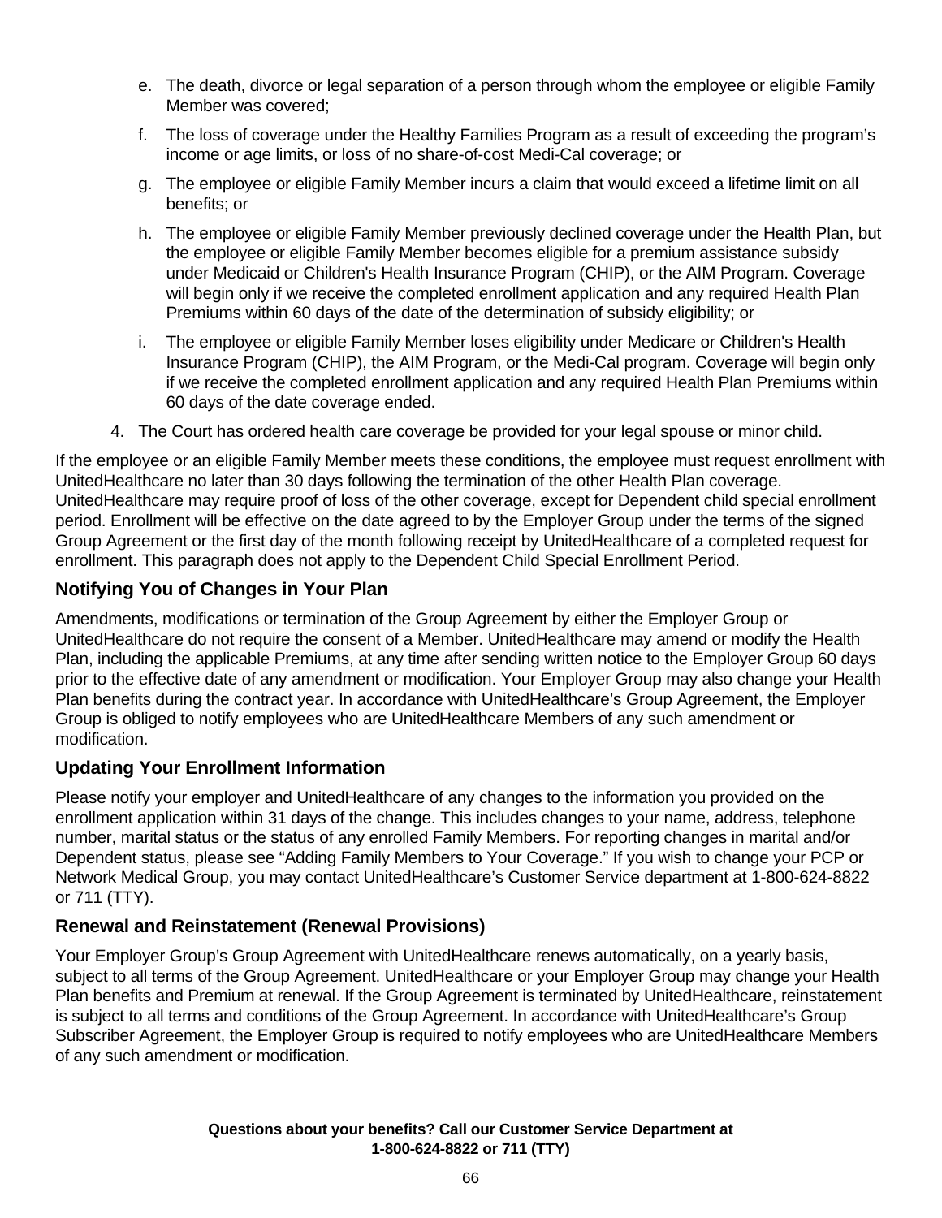e. The death, divorce or legal separation of a person through whom the employee or eligible Family Member was covered;

f. The loss of coverage under the Healthy Families Program as a result of exceeding the program's income or age limits, or loss of no share-of-cost Medi-Cal coverage; or

g. The employee or eligible Family Member incurs a claim that would exceed a lifetime limit on all benefits; or

h. The employee or eligible Family Member previously declined coverage under the Health Plan, but the employee or eligible Family Member becomes eligible for a premium assistance subsidy under Medicaid or Children's Health Insurance Program (CHIP), or the AIM Program. Coverage will begin only if we receive the completed enrollment application and any required Health Plan Premiums within 60 days of the date of the determination of subsidy eligibility; or

i. The employee or eligible Family Member loses eligibility under Medicare or Children's Health Insurance Program (CHIP), the AIM Program, or the Medi-Cal program. Coverage will begin only if we receive the completed enrollment application and any required Health Plan Premiums within 60 days of the date coverage ended.

4. The Court has ordered health care coverage be provided for your legal spouse or minor child.

If the employee or an eligible Family Member meets these conditions, the employee must request enrollment with UnitedHealthcare no later than 30 days following the termination of the other Health Plan coverage. UnitedHealthcare may require proof of loss of the other coverage, except for Dependent child special enrollment period. Enrollment will be effective on the date agreed to by the Employer Group under the terms of the signed Group Agreement or the first day of the month following receipt by UnitedHealthcare of a completed request for enrollment. This paragraph does not apply to the Dependent Child Special Enrollment Period.

### Notifying You of Changes in Your Plan

Amendments, modifications or termination of the Group Agreement by either the Employer Group or UnitedHealthcare do not require the consent of a Member. UnitedHealthcare may amend or modify the Health Plan, including the applicable Premiums, at any time after sending written notice to the Employer Group 60 days prior to the effective date of any amendment or modification. Your Employer Group may also change your Health Plan benefits during the contract year. In accordance with UnitedHealthcare's Group Agreement, the Employer Group is obliged to notify employees who are UnitedHealthcare Members of any such amendment or modification.

### Updating Your Enrollment Information

Please notify your employer and UnitedHealthcare of any changes to the information you provided on the enrollment application within 31 days of the change. This includes changes to your name, address, telephone number, marital status or the status of any enrolled Family Members. For reporting changes in marital and/or Dependent status, please see "Adding Family Members to Your Coverage." If you wish to change your PCP or Network Medical Group, you may contact UnitedHealthcare's Customer Service department at 1-800-624-8822 or 711 (TTY).

### Renewal and Reinstatement (Renewal Provisions)

Your Employer Group's Group Agreement with UnitedHealthcare renews automatically, on a yearly basis, subject to all terms of the Group Agreement. UnitedHealthcare or your Employer Group may change your Health Plan benefits and Premium at renewal. If the Group Agreement is terminated by UnitedHealthcare, reinstatement is subject to all terms and conditions of the Group Agreement. In accordance with UnitedHealthcare's Group Subscriber Agreement, the Employer Group is required to notify employees who are UnitedHealthcare Members of any such amendment or modification.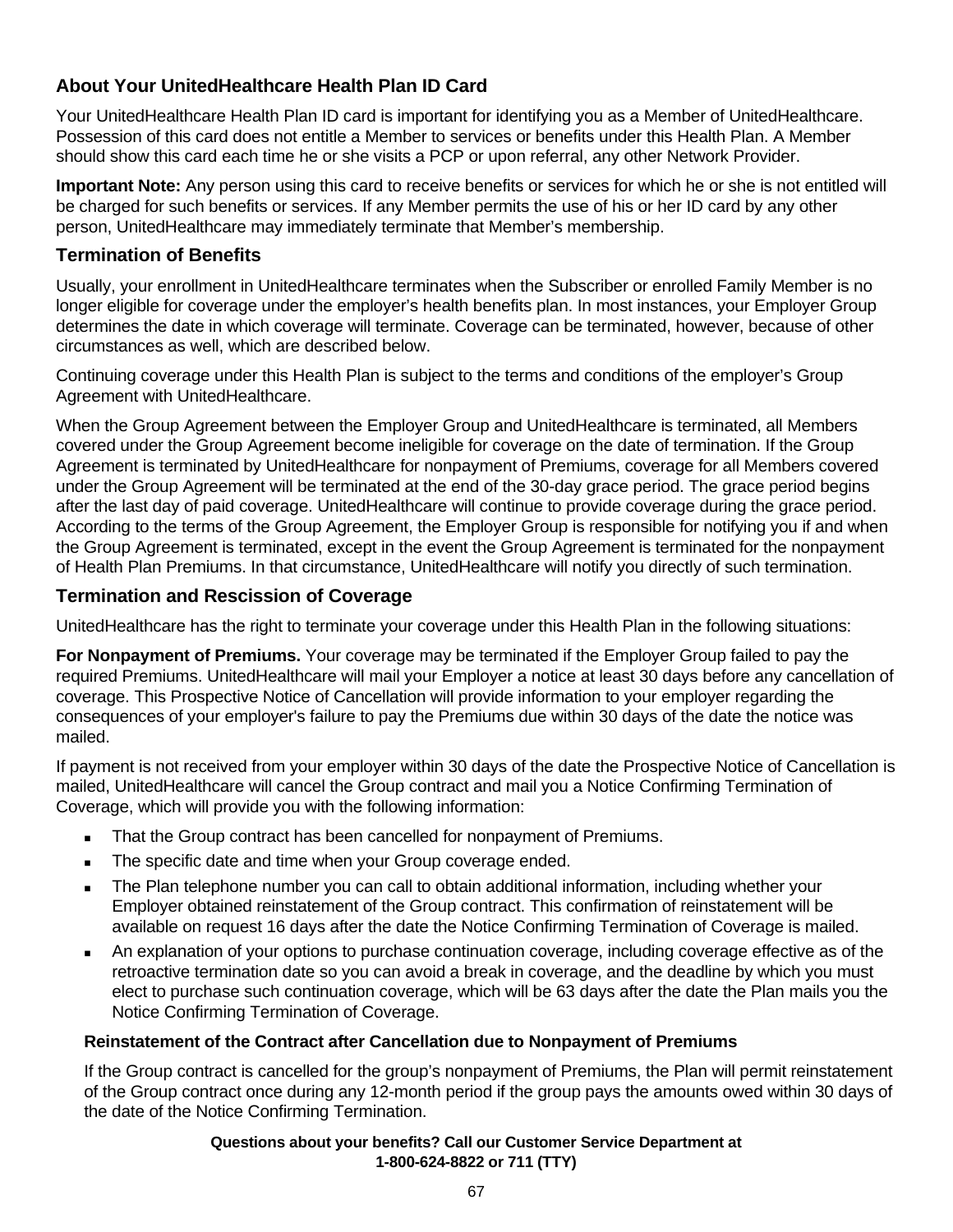## About Your UnitedHealthcare Health Plan ID Card

Your UnitedHealthcare Health Plan ID card is important for identifying you as a Member of UnitedHealthcare. Possession of this card does not entitle a Member to services or benefits under this Health Plan. A Member should show this card each time he or she visits a PCP or upon referral, any other Network Provider.

**Important Note:** Any person using this card to receive benefits or services for which he or she is not entitled will be charged for such benefits or services. If any Member permits the use of his or her ID card by any other person, UnitedHealthcare may immediately terminate that Member's membership.

## Termination of Benefits

Usually, your enrollment in UnitedHealthcare terminates when the Subscriber or enrolled Family Member is no longer eligible for coverage under the employer's health benefits plan. In most instances, your Employer Group determines the date in which coverage will terminate. Coverage can be terminated, however, because of other circumstances as well, which are described below.

Continuing coverage under this Health Plan is subject to the terms and conditions of the employer's Group Agreement with UnitedHealthcare.

When the Group Agreement between the Employer Group and UnitedHealthcare is terminated, all Members covered under the Group Agreement become ineligible for coverage on the date of termination. If the Group Agreement is terminated by UnitedHealthcare for nonpayment of Premiums, coverage for all Members covered under the Group Agreement will be terminated at the end of the 30-day grace period. The grace period begins after the last day of paid coverage. UnitedHealthcare will continue to provide coverage during the grace period. According to the terms of the Group Agreement, the Employer Group is responsible for notifying you if and when the Group Agreement is terminated, except in the event the Group Agreement is terminated for the nonpayment of Health Plan Premiums. In that circumstance, UnitedHealthcare will notify you directly of such termination.

## Termination and Rescission of Coverage

UnitedHealthcare has the right to terminate your coverage under this Health Plan in the following situations:

**For Nonpayment of Premiums.** Your coverage may be terminated if the Employer Group failed to pay the required Premiums. UnitedHealthcare will mail your Employer a notice at least 30 days before any cancellation of coverage. This Prospective Notice of Cancellation will provide information to your employer regarding the consequences of your employer's failure to pay the Premiums due within 30 days of the date the notice was mailed.

If payment is not received from your employer within 30 days of the date the Prospective Notice of Cancellation is mailed, UnitedHealthcare will cancel the Group contract and mail you a Notice Confirming Termination of Coverage, which will provide you with the following information:

- That the Group contract has been cancelled for nonpayment of Premiums.
- The specific date and time when your Group coverage ended.
- The Plan telephone number you can call to obtain additional information, including whether your Employer obtained reinstatement of the Group contract. This confirmation of reinstatement will be available on request 16 days after the date the Notice Confirming Termination of Coverage is mailed.
- An explanation of your options to purchase continuation coverage, including coverage effective as of the retroactive termination date so you can avoid a break in coverage, and the deadline by which you must elect to purchase such continuation coverage, which will be 63 days after the date the Plan mails you the Notice Confirming Termination of Coverage.

### Reinstatement of the Contract after Cancellation due to Nonpayment of Premiums

If the Group contract is cancelled for the group's nonpayment of Premiums, the Plan will permit reinstatement of the Group contract once during any 12-month period if the group pays the amounts owed within 30 days of the date of the Notice Confirming Termination.

**Questions about your benefits? Call our Customer Service Department at 1-800-624-8822 or 711 (TTY)**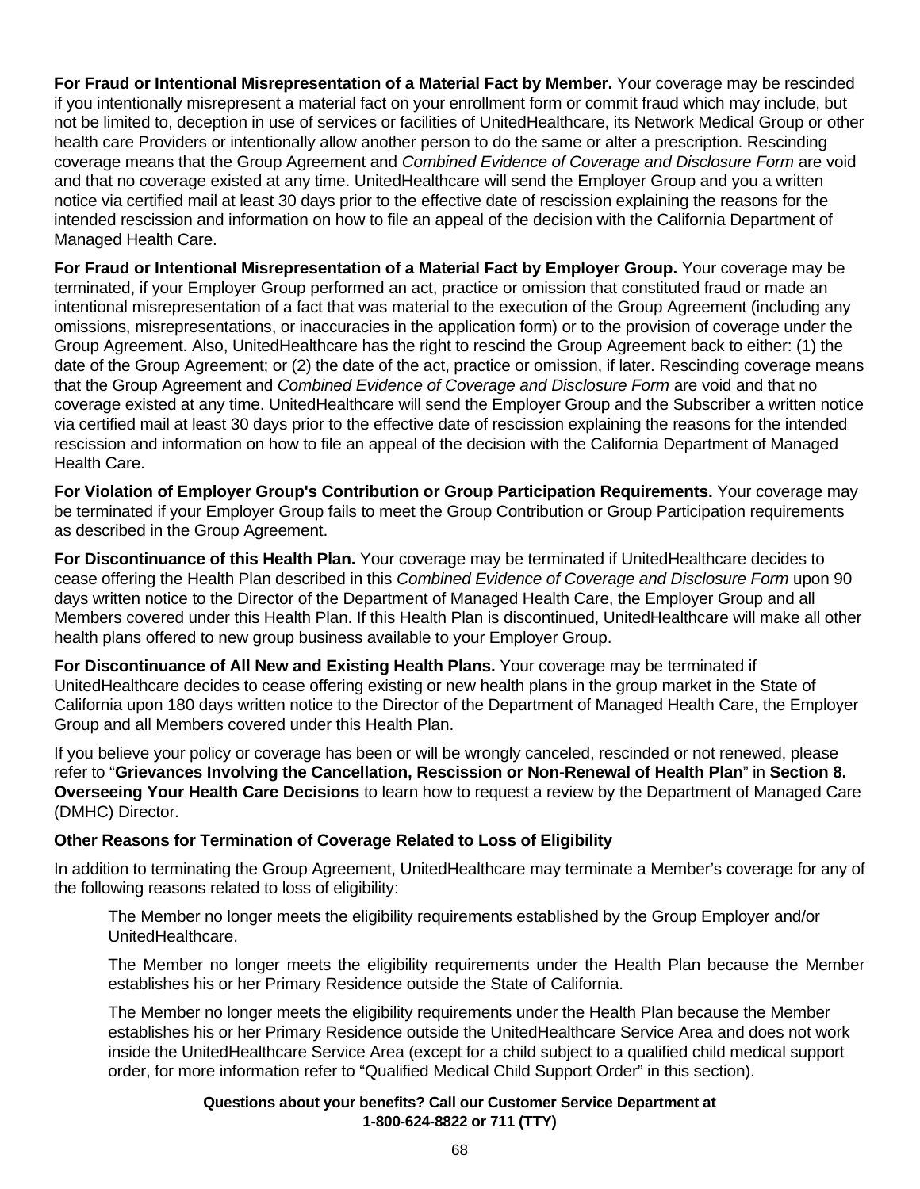**For Fraud or Intentional Misrepresentation of a Material Fact by Member.** Your coverage may be rescinded if you intentionally misrepresent a material fact on your enrollment form or commit fraud which may include, but not be limited to, deception in use of services or facilities of UnitedHealthcare, its Network Medical Group or other health care Providers or intentionally allow another person to do the same or alter a prescription. Rescinding coverage means that the Group Agreement and *Combined Evidence of Coverage and Disclosure Form* are void and that no coverage existed at any time. UnitedHealthcare will send the Employer Group and you a written notice via certified mail at least 30 days prior to the effective date of rescission explaining the reasons for the intended rescission and information on how to file an appeal of the decision with the California Department of Managed Health Care.

**For Fraud or Intentional Misrepresentation of a Material Fact by Employer Group.** Your coverage may be terminated, if your Employer Group performed an act, practice or omission that constituted fraud or made an intentional misrepresentation of a fact that was material to the execution of the Group Agreement (including any omissions, misrepresentations, or inaccuracies in the application form) or to the provision of coverage under the Group Agreement. Also, UnitedHealthcare has the right to rescind the Group Agreement back to either: (1) the date of the Group Agreement; or (2) the date of the act, practice or omission, if later. Rescinding coverage means that the Group Agreement and *Combined Evidence of Coverage and Disclosure Form* are void and that no coverage existed at any time. UnitedHealthcare will send the Employer Group and the Subscriber a written notice via certified mail at least 30 days prior to the effective date of rescission explaining the reasons for the intended rescission and information on how to file an appeal of the decision with the California Department of Managed Health Care.

**For Violation of Employer Group's Contribution or Group Participation Requirements.** Your coverage may be terminated if your Employer Group fails to meet the Group Contribution or Group Participation requirements as described in the Group Agreement.

**For Discontinuance of this Health Plan.** Your coverage may be terminated if UnitedHealthcare decides to cease offering the Health Plan described in this *Combined Evidence of Coverage and Disclosure Form* upon 90 days written notice to the Director of the Department of Managed Health Care, the Employer Group and all Members covered under this Health Plan. If this Health Plan is discontinued, UnitedHealthcare will make all other health plans offered to new group business available to your Employer Group.

**For Discontinuance of All New and Existing Health Plans.** Your coverage may be terminated if UnitedHealthcare decides to cease offering existing or new health plans in the group market in the State of California upon 180 days written notice to the Director of the Department of Managed Health Care, the Employer Group and all Members covered under this Health Plan.

If you believe your policy or coverage has been or will be wrongly canceled, rescinded or not renewed, please refer to "**Grievances Involving the Cancellation, Rescission or Non-Renewal of Health Plan**" in **Section 8. Overseeing Your Health Care Decisions** to learn how to request a review by the Department of Managed Care (DMHC) Director.

**Other Reasons for Termination of Coverage Related to Loss of Eligibility**

In addition to terminating the Group Agreement, UnitedHealthcare may terminate a Member's coverage for any of the following reasons related to loss of eligibility:

The Member no longer meets the eligibility requirements established by the Group Employer and/or UnitedHealthcare.

The Member no longer meets the eligibility requirements under the Health Plan because the Member establishes his or her Primary Residence outside the State of California.

The Member no longer meets the eligibility requirements under the Health Plan because the Member establishes his or her Primary Residence outside the UnitedHealthcare Service Area and does not work inside the UnitedHealthcare Service Area (except for a child subject to a qualified child medical support order, for more information refer to "Qualified Medical Child Support Order" in this section).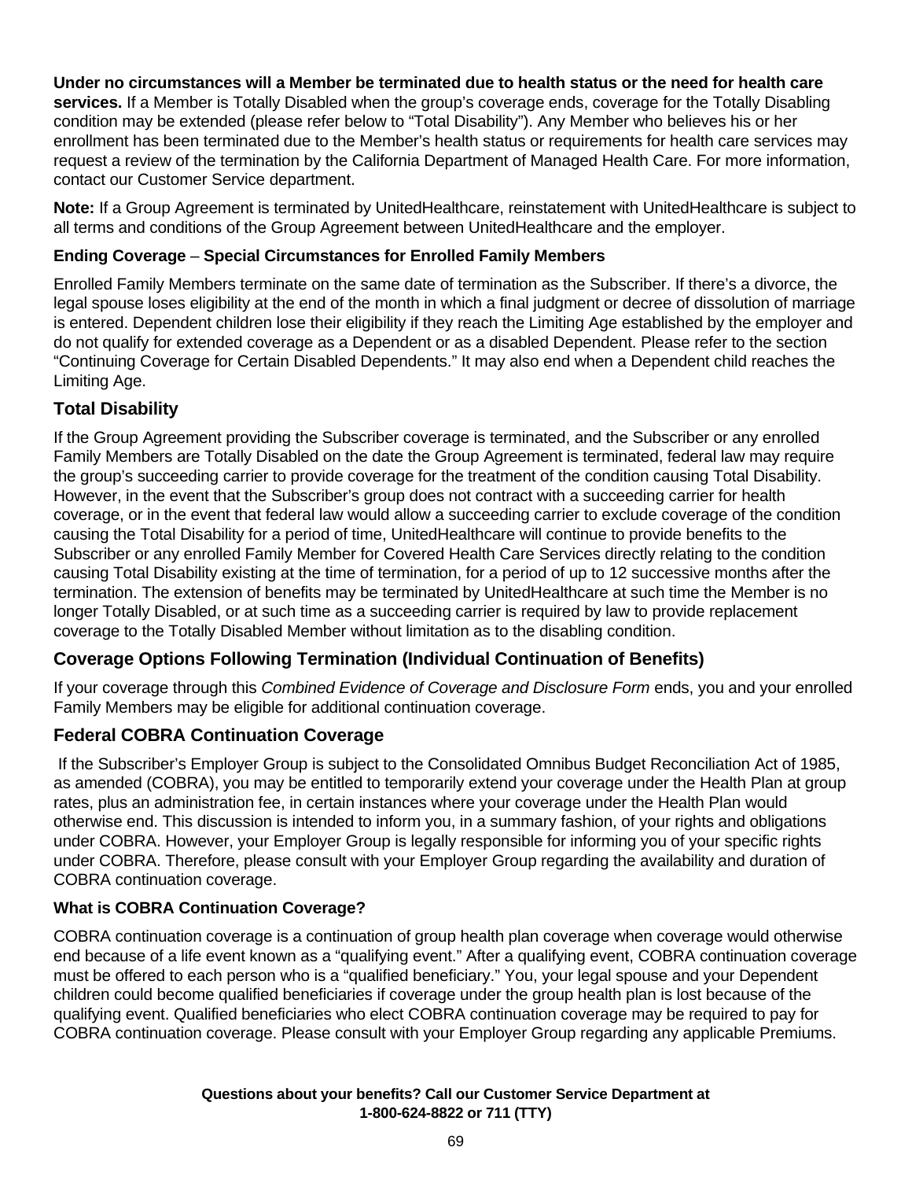**Under no circumstances will a Member be terminated due to health status or the need for health care services.** If a Member is Totally Disabled when the group's coverage ends, coverage for the Totally Disabling condition may be extended (please refer below to "Total Disability"). Any Member who believes his or her enrollment has been terminated due to the Member's health status or requirements for health care services may request a review of the termination by the California Department of Managed Health Care. For more information, contact our Customer Service department.

**Note:** If a Group Agreement is terminated by UnitedHealthcare, reinstatement with UnitedHealthcare is subject to all terms and conditions of the Group Agreement between UnitedHealthcare and the employer.

**Ending Coverage – Special Circumstances for Enrolled Family Members**

Enrolled Family Members terminate on the same date of termination as the Subscriber. If there's a divorce, the legal spouse loses eligibility at the end of the month in which a final judgment or decree of dissolution of marriage is entered. Dependent children lose their eligibility if they reach the Limiting Age established by the employer and do not qualify for extended coverage as a Dependent or as a disabled Dependent. Please refer to the section "Continuing Coverage for Certain Disabled Dependents." It may also end when a Dependent child reaches the Limiting Age.

## Total Disability

If the Group Agreement providing the Subscriber coverage is terminated, and the Subscriber or any enrolled Family Members are Totally Disabled on the date the Group Agreement is terminated, federal law may require the group's succeeding carrier to provide coverage for the treatment of the condition causing Total Disability. However, in the event that the Subscriber's group does not contract with a succeeding carrier for health coverage, or in the event that federal law would allow a succeeding carrier to exclude coverage of the condition causing the Total Disability for a period of time, UnitedHealthcare will continue to provide benefits to the Subscriber or any enrolled Family Member for Covered Health Care Services directly relating to the condition causing Total Disability existing at the time of termination, for a period of up to 12 successive months after the termination. The extension of benefits may be terminated by UnitedHealthcare at such time the Member is no longer Totally Disabled, or at such time as a succeeding carrier is required by law to provide replacement coverage to the Totally Disabled Member without limitation as to the disabling condition.

## Coverage Options Following Termination (Individual Continuation of Benefits)

If your coverage through this *Combined Evidence of Coverage and Disclosure Form* ends, you and your enrolled Family Members may be eligible for additional continuation coverage.

## Federal COBRA Continuation Coverage

If the Subscriber's Employer Group is subject to the Consolidated Omnibus Budget Reconciliation Act of 1985, as amended (COBRA), you may be entitled to temporarily extend your coverage under the Health Plan at group rates, plus an administration fee, in certain instances where your coverage under the Health Plan would otherwise end. This discussion is intended to inform you, in a summary fashion, of your rights and obligations under COBRA. However, your Employer Group is legally responsible for informing you of your specific rights under COBRA. Therefore, please consult with your Employer Group regarding the availability and duration of COBRA continuation coverage.

**What is COBRA Continuation Coverage?**

COBRA continuation coverage is a continuation of group health plan coverage when coverage would otherwise end because of a life event known as a "qualifying event." After a qualifying event, COBRA continuation coverage must be offered to each person who is a "qualified beneficiary." You, your legal spouse and your Dependent children could become qualified beneficiaries if coverage under the group health plan is lost because of the qualifying event. Qualified beneficiaries who elect COBRA continuation coverage may be required to pay for COBRA continuation coverage. Please consult with your Employer Group regarding any applicable Premiums.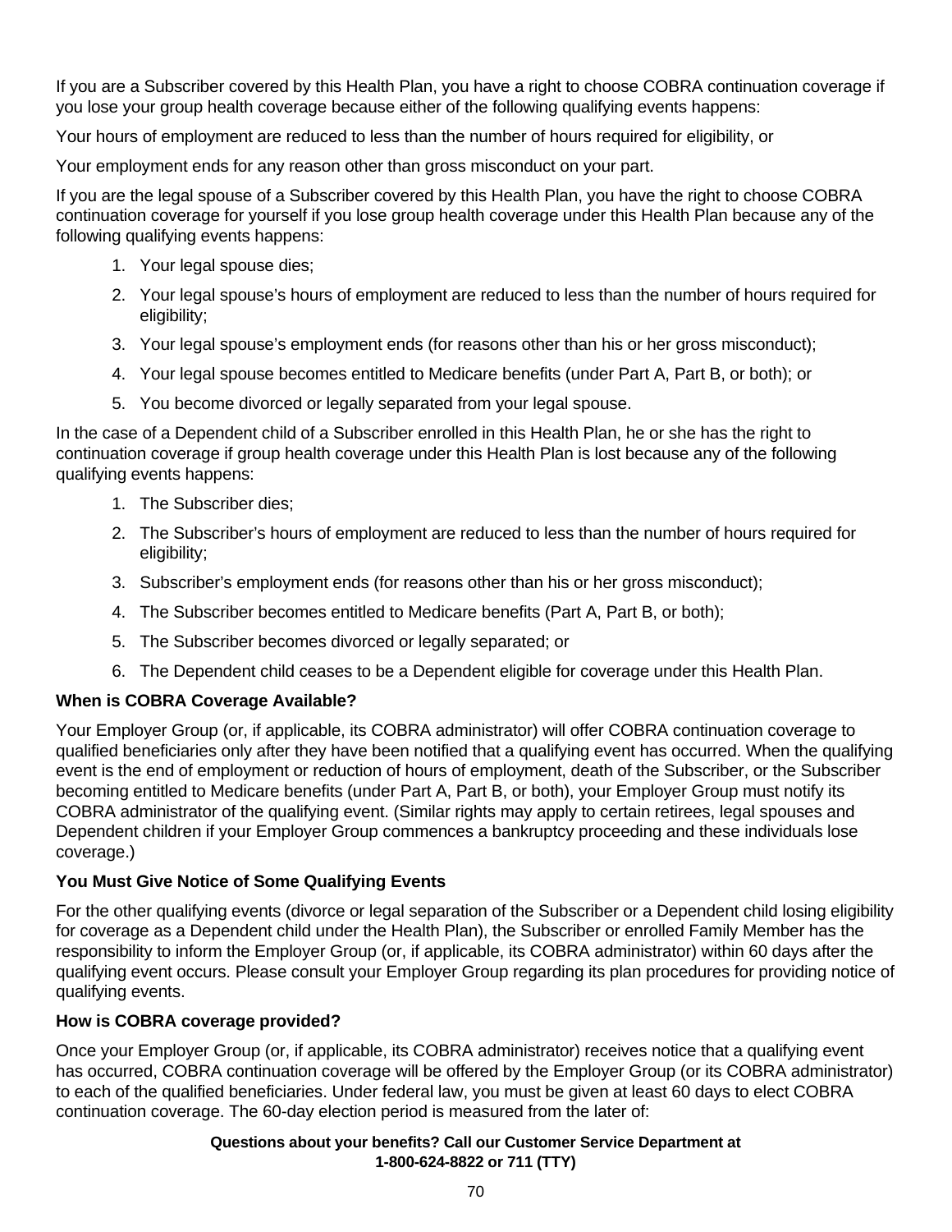If you are a Subscriber covered by this Health Plan, you have a right to choose COBRA continuation coverage if you lose your group health coverage because either of the following qualifying events happens:

Your hours of employment are reduced to less than the number of hours required for eligibility, or

Your employment ends for any reason other than gross misconduct on your part.

If you are the legal spouse of a Subscriber covered by this Health Plan, you have the right to choose COBRA continuation coverage for yourself if you lose group health coverage under this Health Plan because any of the following qualifying events happens:

1. Your legal spouse dies;
2. Your legal spouse's hours of employment are reduced to less than the number of hours required for eligibility;
3. Your legal spouse's employment ends (for reasons other than his or her gross misconduct);
4. Your legal spouse becomes entitled to Medicare benefits (under Part A, Part B, or both); or
5. You become divorced or legally separated from your legal spouse.

In the case of a Dependent child of a Subscriber enrolled in this Health Plan, he or she has the right to continuation coverage if group health coverage under this Health Plan is lost because any of the following qualifying events happens:

1. The Subscriber dies;
2. The Subscriber's hours of employment are reduced to less than the number of hours required for eligibility;
3. Subscriber's employment ends (for reasons other than his or her gross misconduct);
4. The Subscriber becomes entitled to Medicare benefits (Part A, Part B, or both);
5. The Subscriber becomes divorced or legally separated; or
6. The Dependent child ceases to be a Dependent eligible for coverage under this Health Plan.

**When is COBRA Coverage Available?**

Your Employer Group (or, if applicable, its COBRA administrator) will offer COBRA continuation coverage to qualified beneficiaries only after they have been notified that a qualifying event has occurred. When the qualifying event is the end of employment or reduction of hours of employment, death of the Subscriber, or the Subscriber becoming entitled to Medicare benefits (under Part A, Part B, or both), your Employer Group must notify its COBRA administrator of the qualifying event. (Similar rights may apply to certain retirees, legal spouses and Dependent children if your Employer Group commences a bankruptcy proceeding and these individuals lose coverage.)

**You Must Give Notice of Some Qualifying Events**

For the other qualifying events (divorce or legal separation of the Subscriber or a Dependent child losing eligibility for coverage as a Dependent child under the Health Plan), the Subscriber or enrolled Family Member has the responsibility to inform the Employer Group (or, if applicable, its COBRA administrator) within 60 days after the qualifying event occurs. Please consult your Employer Group regarding its plan procedures for providing notice of qualifying events.

**How is COBRA coverage provided?**

Once your Employer Group (or, if applicable, its COBRA administrator) receives notice that a qualifying event has occurred, COBRA continuation coverage will be offered by the Employer Group (or its COBRA administrator) to each of the qualified beneficiaries. Under federal law, you must be given at least 60 days to elect COBRA continuation coverage. The 60-day election period is measured from the later of: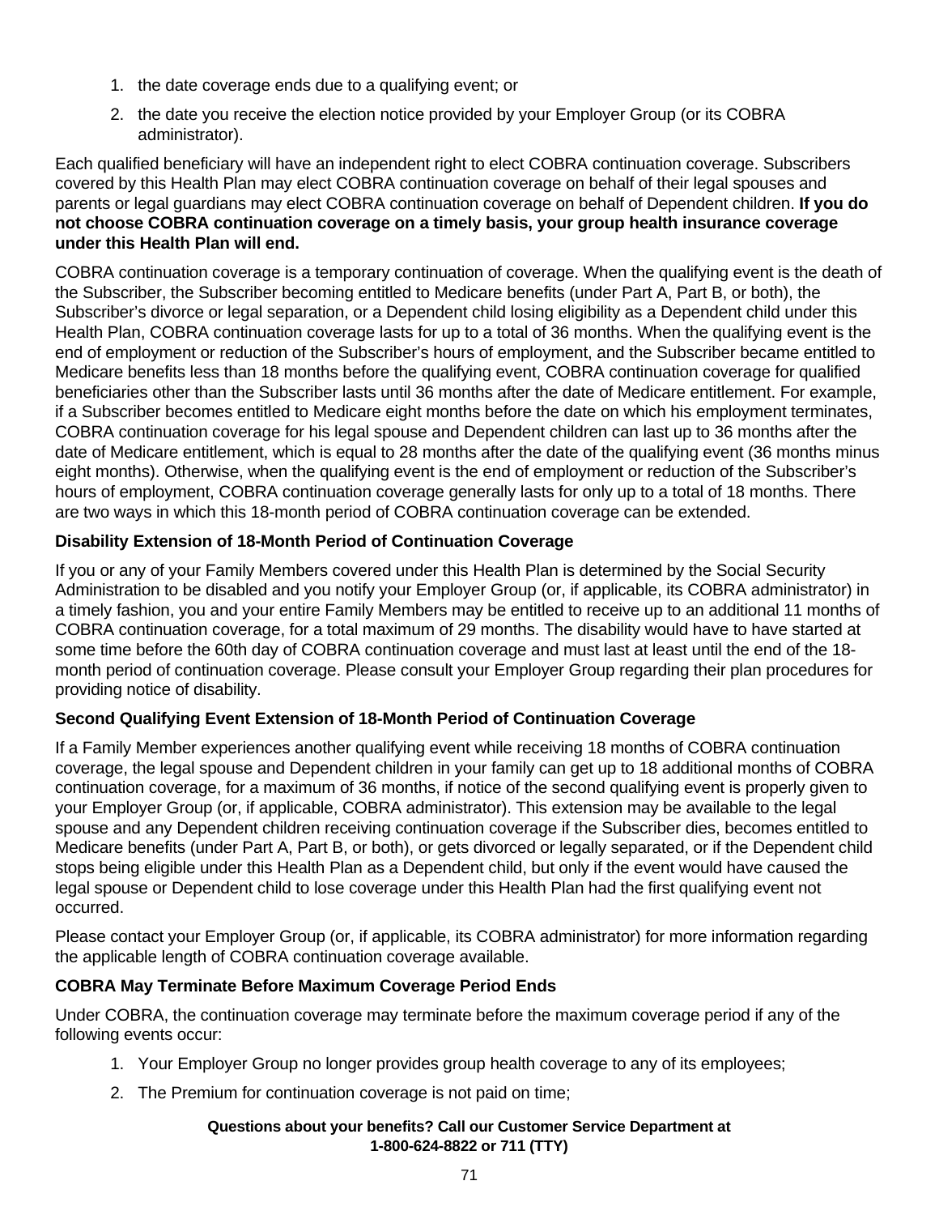1. the date coverage ends due to a qualifying event; or
2. the date you receive the election notice provided by your Employer Group (or its COBRA administrator).

Each qualified beneficiary will have an independent right to elect COBRA continuation coverage. Subscribers covered by this Health Plan may elect COBRA continuation coverage on behalf of their legal spouses and parents or legal guardians may elect COBRA continuation coverage on behalf of Dependent children. **If you do not choose COBRA continuation coverage on a timely basis, your group health insurance coverage under this Health Plan will end.**

COBRA continuation coverage is a temporary continuation of coverage. When the qualifying event is the death of the Subscriber, the Subscriber becoming entitled to Medicare benefits (under Part A, Part B, or both), the Subscriber's divorce or legal separation, or a Dependent child losing eligibility as a Dependent child under this Health Plan, COBRA continuation coverage lasts for up to a total of 36 months. When the qualifying event is the end of employment or reduction of the Subscriber's hours of employment, and the Subscriber became entitled to Medicare benefits less than 18 months before the qualifying event, COBRA continuation coverage for qualified beneficiaries other than the Subscriber lasts until 36 months after the date of Medicare entitlement. For example, if a Subscriber becomes entitled to Medicare eight months before the date on which his employment terminates, COBRA continuation coverage for his legal spouse and Dependent children can last up to 36 months after the date of Medicare entitlement, which is equal to 28 months after the date of the qualifying event (36 months minus eight months). Otherwise, when the qualifying event is the end of employment or reduction of the Subscriber's hours of employment, COBRA continuation coverage generally lasts for only up to a total of 18 months. There are two ways in which this 18-month period of COBRA continuation coverage can be extended.

**Disability Extension of 18-Month Period of Continuation Coverage**

If you or any of your Family Members covered under this Health Plan is determined by the Social Security Administration to be disabled and you notify your Employer Group (or, if applicable, its COBRA administrator) in a timely fashion, you and your entire Family Members may be entitled to receive up to an additional 11 months of COBRA continuation coverage, for a total maximum of 29 months. The disability would have to have started at some time before the 60th day of COBRA continuation coverage and must last at least until the end of the 18-month period of continuation coverage. Please consult your Employer Group regarding their plan procedures for providing notice of disability.

**Second Qualifying Event Extension of 18-Month Period of Continuation Coverage**

If a Family Member experiences another qualifying event while receiving 18 months of COBRA continuation coverage, the legal spouse and Dependent children in your family can get up to 18 additional months of COBRA continuation coverage, for a maximum of 36 months, if notice of the second qualifying event is properly given to your Employer Group (or, if applicable, COBRA administrator). This extension may be available to the legal spouse and any Dependent children receiving continuation coverage if the Subscriber dies, becomes entitled to Medicare benefits (under Part A, Part B, or both), or gets divorced or legally separated, or if the Dependent child stops being eligible under this Health Plan as a Dependent child, but only if the event would have caused the legal spouse or Dependent child to lose coverage under this Health Plan had the first qualifying event not occurred.

Please contact your Employer Group (or, if applicable, its COBRA administrator) for more information regarding the applicable length of COBRA continuation coverage available.

**COBRA May Terminate Before Maximum Coverage Period Ends**

Under COBRA, the continuation coverage may terminate before the maximum coverage period if any of the following events occur:

1. Your Employer Group no longer provides group health coverage to any of its employees;
2. The Premium for continuation coverage is not paid on time;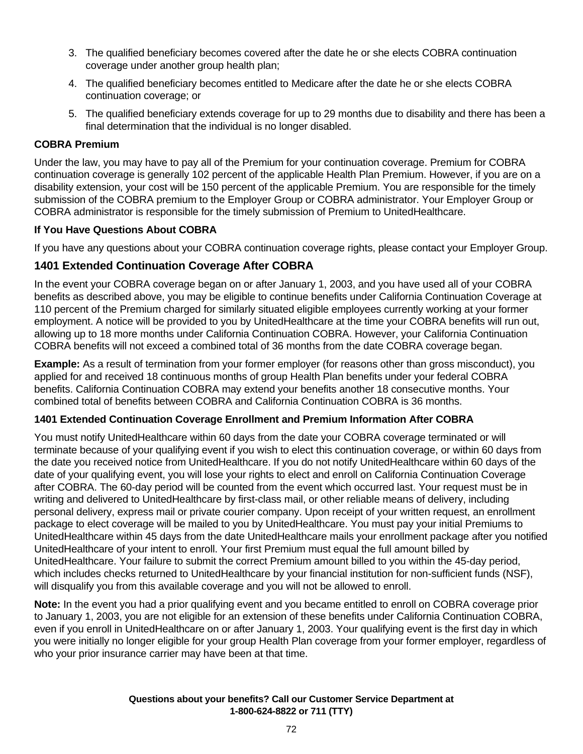3. The qualified beneficiary becomes covered after the date he or she elects COBRA continuation coverage under another group health plan;
4. The qualified beneficiary becomes entitled to Medicare after the date he or she elects COBRA continuation coverage; or
5. The qualified beneficiary extends coverage for up to 29 months due to disability and there has been a final determination that the individual is no longer disabled.

**COBRA Premium**

Under the law, you may have to pay all of the Premium for your continuation coverage. Premium for COBRA continuation coverage is generally 102 percent of the applicable Health Plan Premium. However, if you are on a disability extension, your cost will be 150 percent of the applicable Premium. You are responsible for the timely submission of the COBRA premium to the Employer Group or COBRA administrator. Your Employer Group or COBRA administrator is responsible for the timely submission of Premium to UnitedHealthcare.

**If You Have Questions About COBRA**

If you have any questions about your COBRA continuation coverage rights, please contact your Employer Group.

## 1401 Extended Continuation Coverage After COBRA

In the event your COBRA coverage began on or after January 1, 2003, and you have used all of your COBRA benefits as described above, you may be eligible to continue benefits under California Continuation Coverage at 110 percent of the Premium charged for similarly situated eligible employees currently working at your former employment. A notice will be provided to you by UnitedHealthcare at the time your COBRA benefits will run out, allowing up to 18 more months under California Continuation COBRA. However, your California Continuation COBRA benefits will not exceed a combined total of 36 months from the date COBRA coverage began.

**Example:** As a result of termination from your former employer (for reasons other than gross misconduct), you applied for and received 18 continuous months of group Health Plan benefits under your federal COBRA benefits. California Continuation COBRA may extend your benefits another 18 consecutive months. Your combined total of benefits between COBRA and California Continuation COBRA is 36 months.

**1401 Extended Continuation Coverage Enrollment and Premium Information After COBRA**

You must notify UnitedHealthcare within 60 days from the date your COBRA coverage terminated or will terminate because of your qualifying event if you wish to elect this continuation coverage, or within 60 days from the date you received notice from UnitedHealthcare. If you do not notify UnitedHealthcare within 60 days of the date of your qualifying event, you will lose your rights to elect and enroll on California Continuation Coverage after COBRA. The 60-day period will be counted from the event which occurred last. Your request must be in writing and delivered to UnitedHealthcare by first-class mail, or other reliable means of delivery, including personal delivery, express mail or private courier company. Upon receipt of your written request, an enrollment package to elect coverage will be mailed to you by UnitedHealthcare. You must pay your initial Premiums to UnitedHealthcare within 45 days from the date UnitedHealthcare mails your enrollment package after you notified UnitedHealthcare of your intent to enroll. Your first Premium must equal the full amount billed by UnitedHealthcare. Your failure to submit the correct Premium amount billed to you within the 45-day period, which includes checks returned to UnitedHealthcare by your financial institution for non-sufficient funds (NSF), will disqualify you from this available coverage and you will not be allowed to enroll.

**Note:** In the event you had a prior qualifying event and you became entitled to enroll on COBRA coverage prior to January 1, 2003, you are not eligible for an extension of these benefits under California Continuation COBRA, even if you enroll in UnitedHealthcare on or after January 1, 2003. Your qualifying event is the first day in which you were initially no longer eligible for your group Health Plan coverage from your former employer, regardless of who your prior insurance carrier may have been at that time.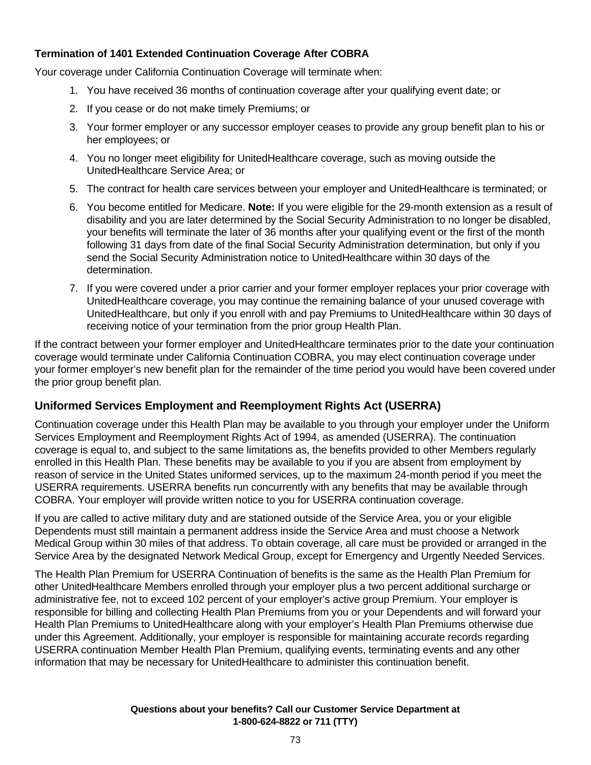**Termination of 1401 Extended Continuation Coverage After COBRA**

Your coverage under California Continuation Coverage will terminate when:

1. You have received 36 months of continuation coverage after your qualifying event date; or
2. If you cease or do not make timely Premiums; or
3. Your former employer or any successor employer ceases to provide any group benefit plan to his or her employees; or
4. You no longer meet eligibility for UnitedHealthcare coverage, such as moving outside the UnitedHealthcare Service Area; or
5. The contract for health care services between your employer and UnitedHealthcare is terminated; or
6. You become entitled for Medicare. **Note:** If you were eligible for the 29-month extension as a result of disability and you are later determined by the Social Security Administration to no longer be disabled, your benefits will terminate the later of 36 months after your qualifying event or the first of the month following 31 days from date of the final Social Security Administration determination, but only if you send the Social Security Administration notice to UnitedHealthcare within 30 days of the determination.
7. If you were covered under a prior carrier and your former employer replaces your prior coverage with UnitedHealthcare coverage, you may continue the remaining balance of your unused coverage with UnitedHealthcare, but only if you enroll with and pay Premiums to UnitedHealthcare within 30 days of receiving notice of your termination from the prior group Health Plan.

If the contract between your former employer and UnitedHealthcare terminates prior to the date your continuation coverage would terminate under California Continuation COBRA, you may elect continuation coverage under your former employer's new benefit plan for the remainder of the time period you would have been covered under the prior group benefit plan.

## Uniformed Services Employment and Reemployment Rights Act (USERRA)

Continuation coverage under this Health Plan may be available to you through your employer under the Uniform Services Employment and Reemployment Rights Act of 1994, as amended (USERRA). The continuation coverage is equal to, and subject to the same limitations as, the benefits provided to other Members regularly enrolled in this Health Plan. These benefits may be available to you if you are absent from employment by reason of service in the United States uniformed services, up to the maximum 24-month period if you meet the USERRA requirements. USERRA benefits run concurrently with any benefits that may be available through COBRA. Your employer will provide written notice to you for USERRA continuation coverage.

If you are called to active military duty and are stationed outside of the Service Area, you or your eligible Dependents must still maintain a permanent address inside the Service Area and must choose a Network Medical Group within 30 miles of that address. To obtain coverage, all care must be provided or arranged in the Service Area by the designated Network Medical Group, except for Emergency and Urgently Needed Services.

The Health Plan Premium for USERRA Continuation of benefits is the same as the Health Plan Premium for other UnitedHealthcare Members enrolled through your employer plus a two percent additional surcharge or administrative fee, not to exceed 102 percent of your employer's active group Premium. Your employer is responsible for billing and collecting Health Plan Premiums from you or your Dependents and will forward your Health Plan Premiums to UnitedHealthcare along with your employer's Health Plan Premiums otherwise due under this Agreement. Additionally, your employer is responsible for maintaining accurate records regarding USERRA continuation Member Health Plan Premium, qualifying events, terminating events and any other information that may be necessary for UnitedHealthcare to administer this continuation benefit.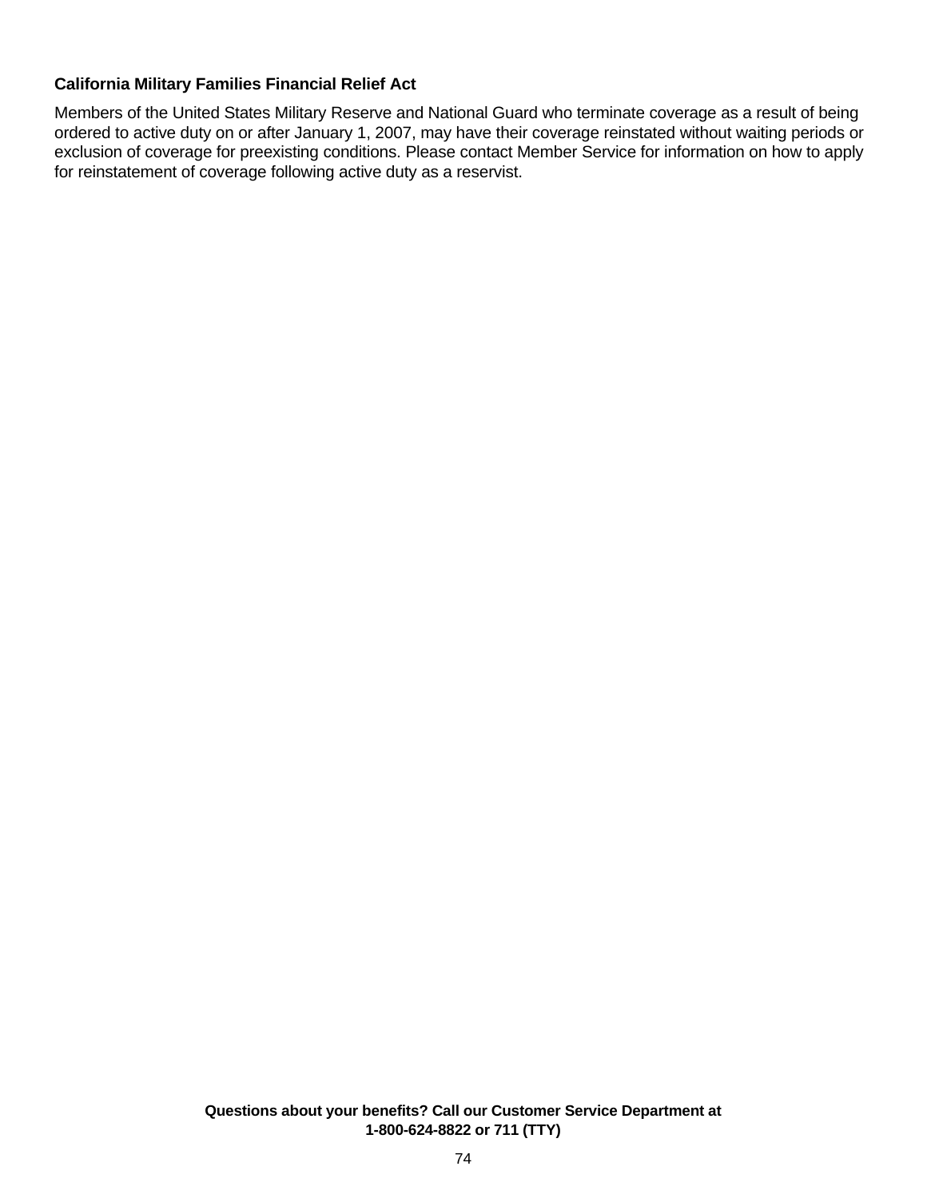**California Military Families Financial Relief Act**

Members of the United States Military Reserve and National Guard who terminate coverage as a result of being ordered to active duty on or after January 1, 2007, may have their coverage reinstated without waiting periods or exclusion of coverage for preexisting conditions. Please contact Member Service for information on how to apply for reinstatement of coverage following active duty as a reservist.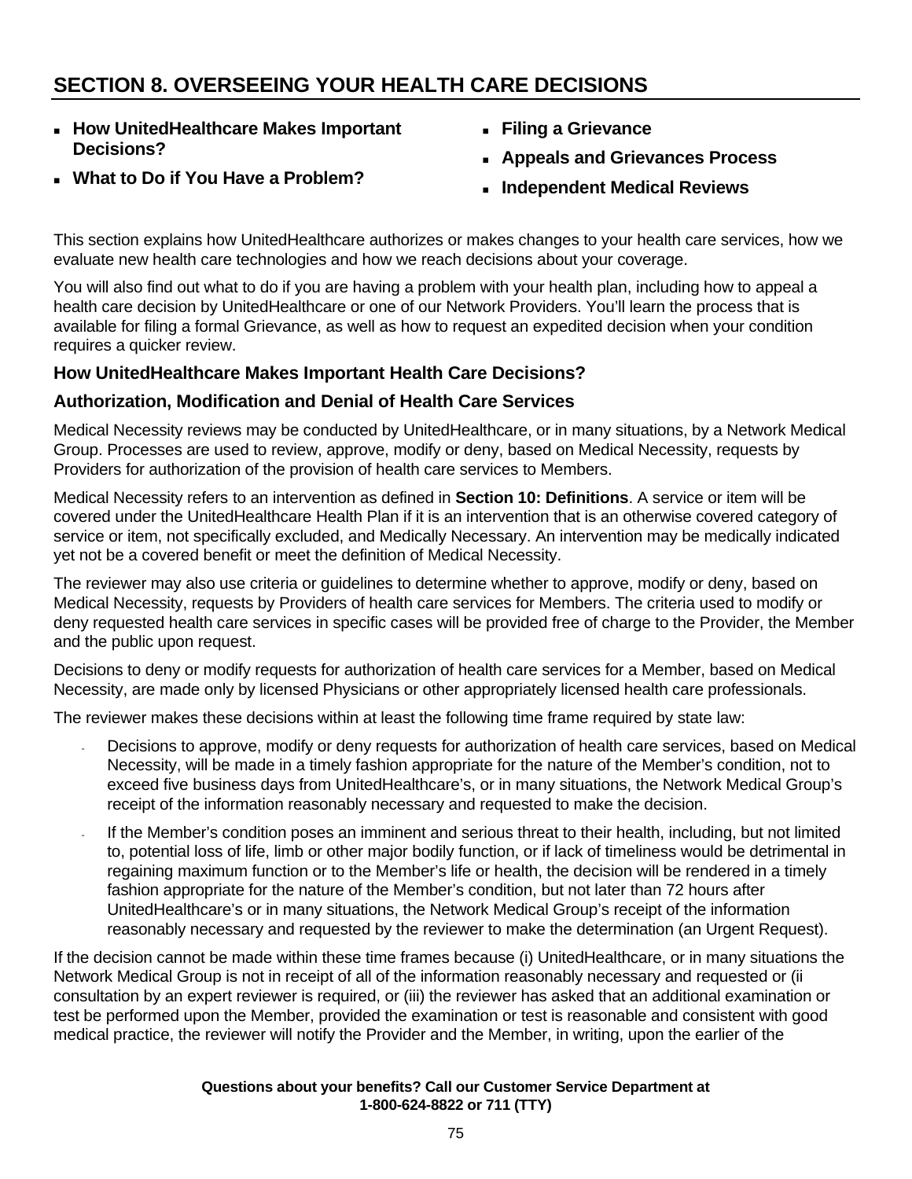# SECTION 8. OVERSEEING YOUR HEALTH CARE DECISIONS

- **How UnitedHealthcare Makes Important Decisions?**
- **What to Do if You Have a Problem?**
- **Filing a Grievance**
- **Appeals and Grievances Process**
- **Independent Medical Reviews**

This section explains how UnitedHealthcare authorizes or makes changes to your health care services, how we evaluate new health care technologies and how we reach decisions about your coverage.

You will also find out what to do if you are having a problem with your health plan, including how to appeal a health care decision by UnitedHealthcare or one of our Network Providers. You'll learn the process that is available for filing a formal Grievance, as well as how to request an expedited decision when your condition requires a quicker review.

### How UnitedHealthcare Makes Important Health Care Decisions?

### Authorization, Modification and Denial of Health Care Services

Medical Necessity reviews may be conducted by UnitedHealthcare, or in many situations, by a Network Medical Group. Processes are used to review, approve, modify or deny, based on Medical Necessity, requests by Providers for authorization of the provision of health care services to Members.

Medical Necessity refers to an intervention as defined in **Section 10: Definitions**. A service or item will be covered under the UnitedHealthcare Health Plan if it is an intervention that is an otherwise covered category of service or item, not specifically excluded, and Medically Necessary. An intervention may be medically indicated yet not be a covered benefit or meet the definition of Medical Necessity.

The reviewer may also use criteria or guidelines to determine whether to approve, modify or deny, based on Medical Necessity, requests by Providers of health care services for Members. The criteria used to modify or deny requested health care services in specific cases will be provided free of charge to the Provider, the Member and the public upon request.

Decisions to deny or modify requests for authorization of health care services for a Member, based on Medical Necessity, are made only by licensed Physicians or other appropriately licensed health care professionals.

The reviewer makes these decisions within at least the following time frame required by state law:

- Decisions to approve, modify or deny requests for authorization of health care services, based on Medical Necessity, will be made in a timely fashion appropriate for the nature of the Member's condition, not to exceed five business days from UnitedHealthcare's, or in many situations, the Network Medical Group's receipt of the information reasonably necessary and requested to make the decision.
- If the Member's condition poses an imminent and serious threat to their health, including, but not limited to, potential loss of life, limb or other major bodily function, or if lack of timeliness would be detrimental in regaining maximum function or to the Member's life or health, the decision will be rendered in a timely fashion appropriate for the nature of the Member's condition, but not later than 72 hours after UnitedHealthcare's or in many situations, the Network Medical Group's receipt of the information reasonably necessary and requested by the reviewer to make the determination (an Urgent Request).

If the decision cannot be made within these time frames because (i) UnitedHealthcare, or in many situations the Network Medical Group is not in receipt of all of the information reasonably necessary and requested or (ii consultation by an expert reviewer is required, or (iii) the reviewer has asked that an additional examination or test be performed upon the Member, provided the examination or test is reasonable and consistent with good medical practice, the reviewer will notify the Provider and the Member, in writing, upon the earlier of the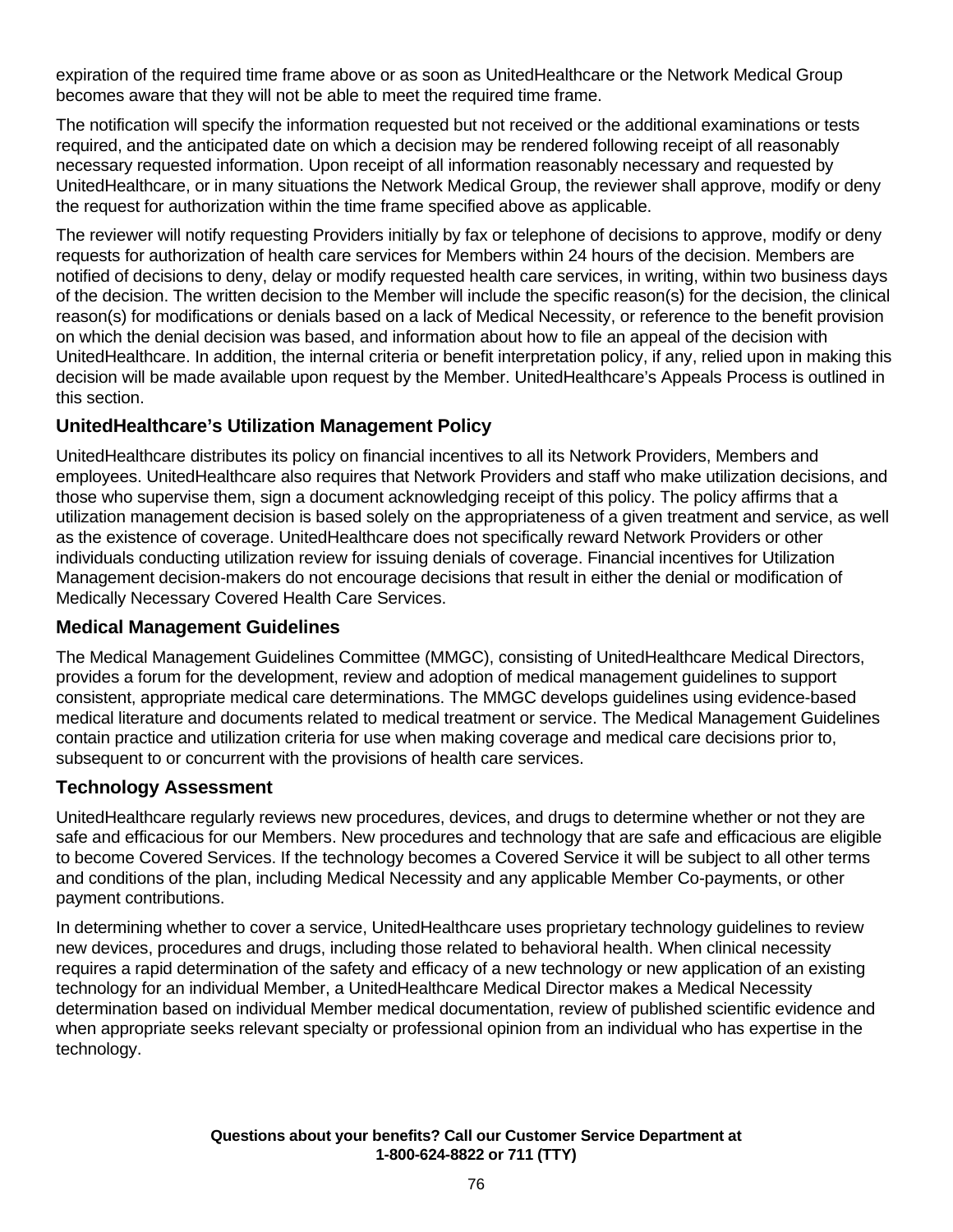expiration of the required time frame above or as soon as UnitedHealthcare or the Network Medical Group becomes aware that they will not be able to meet the required time frame.

The notification will specify the information requested but not received or the additional examinations or tests required, and the anticipated date on which a decision may be rendered following receipt of all reasonably necessary requested information. Upon receipt of all information reasonably necessary and requested by UnitedHealthcare, or in many situations the Network Medical Group, the reviewer shall approve, modify or deny the request for authorization within the time frame specified above as applicable.

The reviewer will notify requesting Providers initially by fax or telephone of decisions to approve, modify or deny requests for authorization of health care services for Members within 24 hours of the decision. Members are notified of decisions to deny, delay or modify requested health care services, in writing, within two business days of the decision. The written decision to the Member will include the specific reason(s) for the decision, the clinical reason(s) for modifications or denials based on a lack of Medical Necessity, or reference to the benefit provision on which the denial decision was based, and information about how to file an appeal of the decision with UnitedHealthcare. In addition, the internal criteria or benefit interpretation policy, if any, relied upon in making this decision will be made available upon request by the Member. UnitedHealthcare's Appeals Process is outlined in this section.

### UnitedHealthcare's Utilization Management Policy

UnitedHealthcare distributes its policy on financial incentives to all its Network Providers, Members and employees. UnitedHealthcare also requires that Network Providers and staff who make utilization decisions, and those who supervise them, sign a document acknowledging receipt of this policy. The policy affirms that a utilization management decision is based solely on the appropriateness of a given treatment and service, as well as the existence of coverage. UnitedHealthcare does not specifically reward Network Providers or other individuals conducting utilization review for issuing denials of coverage. Financial incentives for Utilization Management decision-makers do not encourage decisions that result in either the denial or modification of Medically Necessary Covered Health Care Services.

### Medical Management Guidelines

The Medical Management Guidelines Committee (MMGC), consisting of UnitedHealthcare Medical Directors, provides a forum for the development, review and adoption of medical management guidelines to support consistent, appropriate medical care determinations. The MMGC develops guidelines using evidence-based medical literature and documents related to medical treatment or service. The Medical Management Guidelines contain practice and utilization criteria for use when making coverage and medical care decisions prior to, subsequent to or concurrent with the provisions of health care services.

### Technology Assessment

UnitedHealthcare regularly reviews new procedures, devices, and drugs to determine whether or not they are safe and efficacious for our Members. New procedures and technology that are safe and efficacious are eligible to become Covered Services. If the technology becomes a Covered Service it will be subject to all other terms and conditions of the plan, including Medical Necessity and any applicable Member Co-payments, or other payment contributions.

In determining whether to cover a service, UnitedHealthcare uses proprietary technology guidelines to review new devices, procedures and drugs, including those related to behavioral health. When clinical necessity requires a rapid determination of the safety and efficacy of a new technology or new application of an existing technology for an individual Member, a UnitedHealthcare Medical Director makes a Medical Necessity determination based on individual Member medical documentation, review of published scientific evidence and when appropriate seeks relevant specialty or professional opinion from an individual who has expertise in the technology.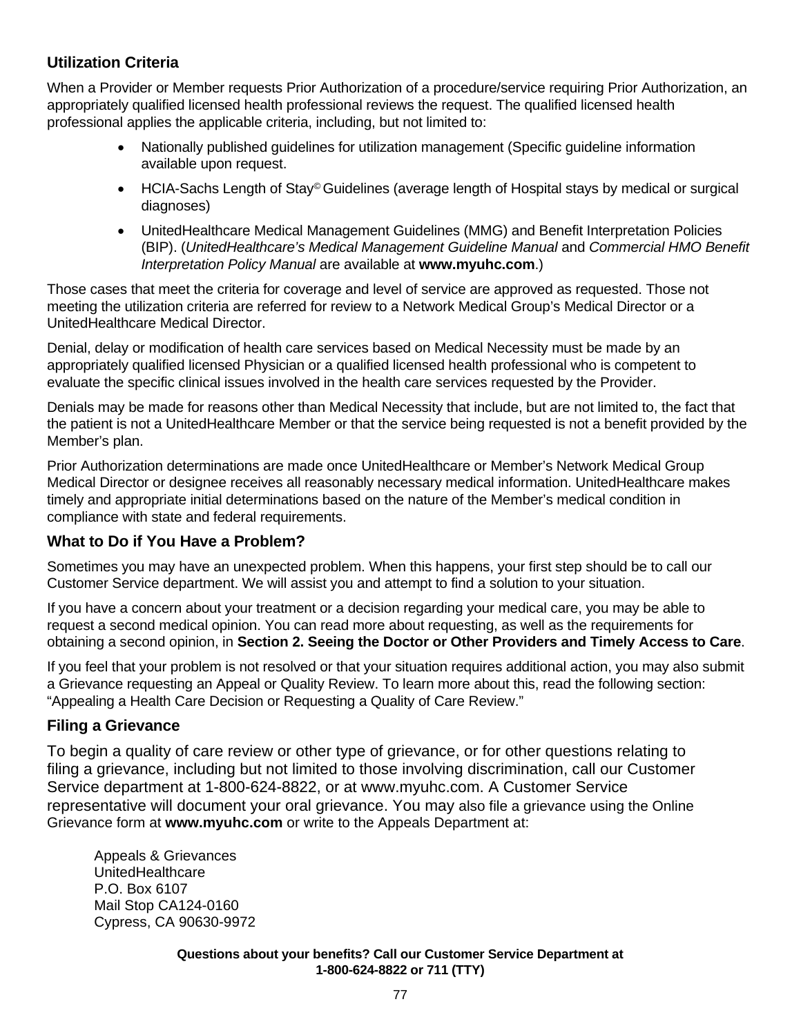### Utilization Criteria

When a Provider or Member requests Prior Authorization of a procedure/service requiring Prior Authorization, an appropriately qualified licensed health professional reviews the request. The qualified licensed health professional applies the applicable criteria, including, but not limited to:

- Nationally published guidelines for utilization management (Specific guideline information available upon request.
- HCIA-Sachs Length of Stay© Guidelines (average length of Hospital stays by medical or surgical diagnoses)
- UnitedHealthcare Medical Management Guidelines (MMG) and Benefit Interpretation Policies (BIP). (*UnitedHealthcare's Medical Management Guideline Manual* and *Commercial HMO Benefit Interpretation Policy Manual* are available at **www.myuhc.com**.)

Those cases that meet the criteria for coverage and level of service are approved as requested. Those not meeting the utilization criteria are referred for review to a Network Medical Group's Medical Director or a UnitedHealthcare Medical Director.

Denial, delay or modification of health care services based on Medical Necessity must be made by an appropriately qualified licensed Physician or a qualified licensed health professional who is competent to evaluate the specific clinical issues involved in the health care services requested by the Provider.

Denials may be made for reasons other than Medical Necessity that include, but are not limited to, the fact that the patient is not a UnitedHealthcare Member or that the service being requested is not a benefit provided by the Member's plan.

Prior Authorization determinations are made once UnitedHealthcare or Member's Network Medical Group Medical Director or designee receives all reasonably necessary medical information. UnitedHealthcare makes timely and appropriate initial determinations based on the nature of the Member's medical condition in compliance with state and federal requirements.

### What to Do if You Have a Problem?

Sometimes you may have an unexpected problem. When this happens, your first step should be to call our Customer Service department. We will assist you and attempt to find a solution to your situation.

If you have a concern about your treatment or a decision regarding your medical care, you may be able to request a second medical opinion. You can read more about requesting, as well as the requirements for obtaining a second opinion, in **Section 2. Seeing the Doctor or Other Providers and Timely Access to Care**.

If you feel that your problem is not resolved or that your situation requires additional action, you may also submit a Grievance requesting an Appeal or Quality Review. To learn more about this, read the following section: "Appealing a Health Care Decision or Requesting a Quality of Care Review."

### Filing a Grievance

To begin a quality of care review or other type of grievance, or for other questions relating to filing a grievance, including but not limited to those involving discrimination, call our Customer Service department at 1-800-624-8822, or at www.myuhc.com. A Customer Service representative will document your oral grievance. You may also file a grievance using the Online Grievance form at **www.myuhc.com** or write to the Appeals Department at:

Appeals & Grievances  
UnitedHealthcare  
P.O. Box 6107  
Mail Stop CA124-0160  
Cypress, CA 90630-9972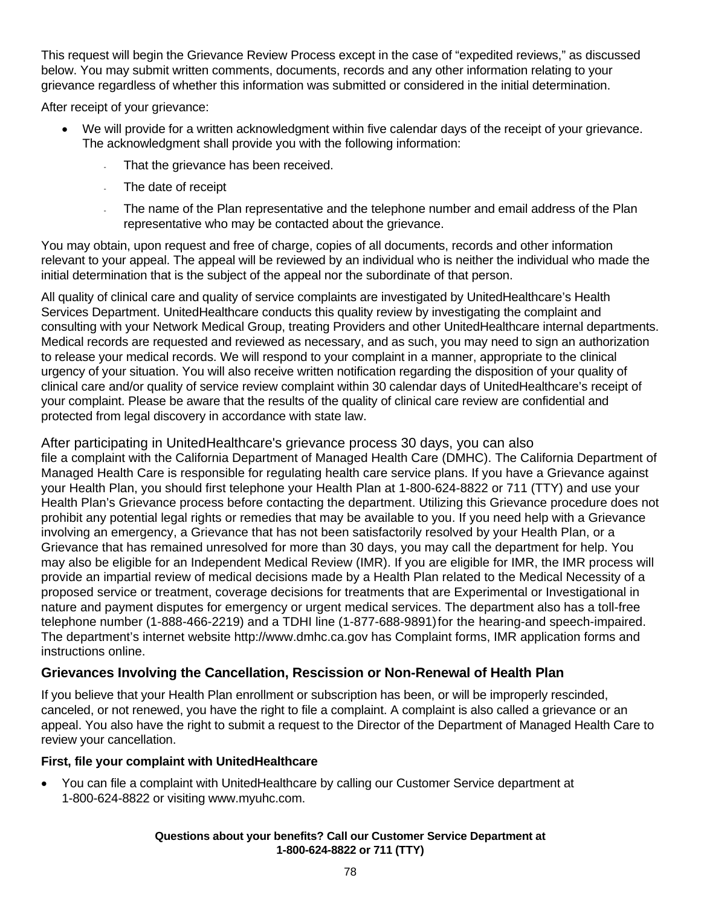This request will begin the Grievance Review Process except in the case of "expedited reviews," as discussed below. You may submit written comments, documents, records and any other information relating to your grievance regardless of whether this information was submitted or considered in the initial determination.

After receipt of your grievance:

- We will provide for a written acknowledgment within five calendar days of the receipt of your grievance. The acknowledgment shall provide you with the following information:
  - That the grievance has been received.
  - The date of receipt
  - The name of the Plan representative and the telephone number and email address of the Plan representative who may be contacted about the grievance.

You may obtain, upon request and free of charge, copies of all documents, records and other information relevant to your appeal. The appeal will be reviewed by an individual who is neither the individual who made the initial determination that is the subject of the appeal nor the subordinate of that person.

All quality of clinical care and quality of service complaints are investigated by UnitedHealthcare's Health Services Department. UnitedHealthcare conducts this quality review by investigating the complaint and consulting with your Network Medical Group, treating Providers and other UnitedHealthcare internal departments. Medical records are requested and reviewed as necessary, and as such, you may need to sign an authorization to release your medical records. We will respond to your complaint in a manner, appropriate to the clinical urgency of your situation. You will also receive written notification regarding the disposition of your quality of clinical care and/or quality of service review complaint within 30 calendar days of UnitedHealthcare's receipt of your complaint. Please be aware that the results of the quality of clinical care review are confidential and protected from legal discovery in accordance with state law.

After participating in UnitedHealthcare's grievance process 30 days, you can also file a complaint with the California Department of Managed Health Care (DMHC). The California Department of Managed Health Care is responsible for regulating health care service plans. If you have a Grievance against your Health Plan, you should first telephone your Health Plan at 1-800-624-8822 or 711 (TTY) and use your Health Plan's Grievance process before contacting the department. Utilizing this Grievance procedure does not prohibit any potential legal rights or remedies that may be available to you. If you need help with a Grievance involving an emergency, a Grievance that has not been satisfactorily resolved by your Health Plan, or a Grievance that has remained unresolved for more than 30 days, you may call the department for help. You may also be eligible for an Independent Medical Review (IMR). If you are eligible for IMR, the IMR process will provide an impartial review of medical decisions made by a Health Plan related to the Medical Necessity of a proposed service or treatment, coverage decisions for treatments that are Experimental or Investigational in nature and payment disputes for emergency or urgent medical services. The department also has a toll-free telephone number (1-888-466-2219) and a TDHI line (1-877-688-9891) for the hearing-and speech-impaired. The department's internet website http://www.dmhc.ca.gov has Complaint forms, IMR application forms and instructions online.

## Grievances Involving the Cancellation, Rescission or Non-Renewal of Health Plan

If you believe that your Health Plan enrollment or subscription has been, or will be improperly rescinded, canceled, or not renewed, you have the right to file a complaint. A complaint is also called a grievance or an appeal. You also have the right to submit a request to the Director of the Department of Managed Health Care to review your cancellation.

**First, file your complaint with UnitedHealthcare**

- You can file a complaint with UnitedHealthcare by calling our Customer Service department at 1-800-624-8822 or visiting www.myuhc.com.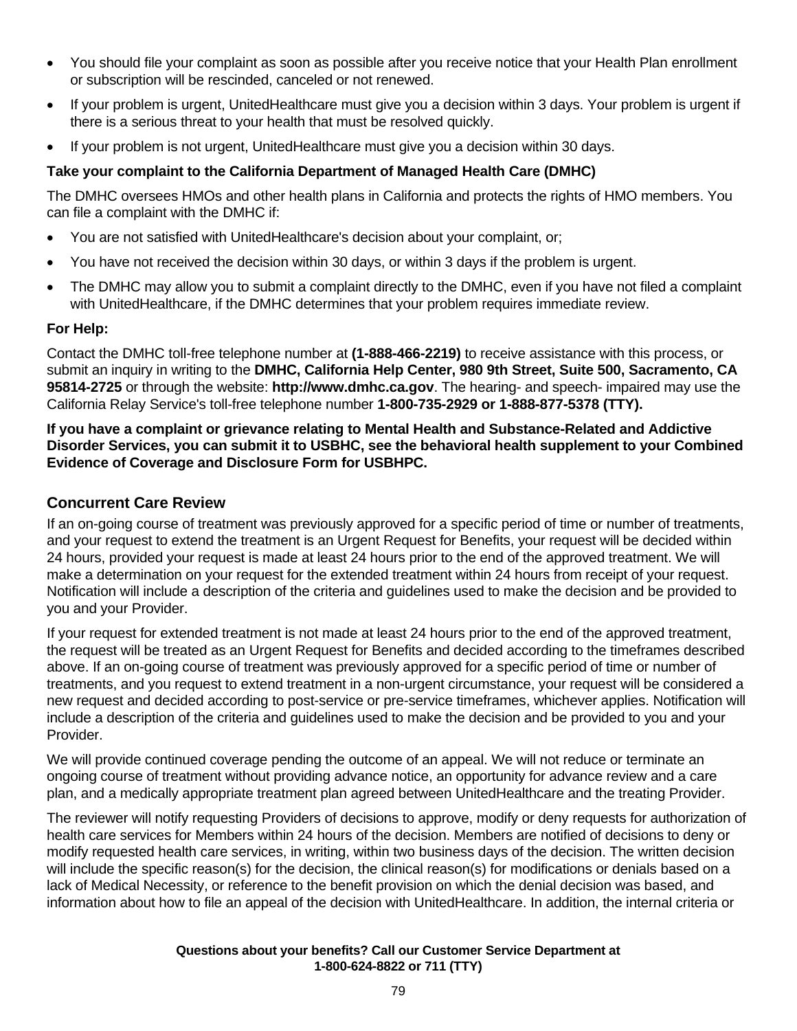- You should file your complaint as soon as possible after you receive notice that your Health Plan enrollment or subscription will be rescinded, canceled or not renewed.
- If your problem is urgent, UnitedHealthcare must give you a decision within 3 days. Your problem is urgent if there is a serious threat to your health that must be resolved quickly.
- If your problem is not urgent, UnitedHealthcare must give you a decision within 30 days.

**Take your complaint to the California Department of Managed Health Care (DMHC)**

The DMHC oversees HMOs and other health plans in California and protects the rights of HMO members. You can file a complaint with the DMHC if:

- You are not satisfied with UnitedHealthcare's decision about your complaint, or;
- You have not received the decision within 30 days, or within 3 days if the problem is urgent.
- The DMHC may allow you to submit a complaint directly to the DMHC, even if you have not filed a complaint with UnitedHealthcare, if the DMHC determines that your problem requires immediate review.

**For Help:**

Contact the DMHC toll-free telephone number at **(1-888-466-2219)** to receive assistance with this process, or submit an inquiry in writing to the **DMHC, California Help Center, 980 9th Street, Suite 500, Sacramento, CA 95814-2725** or through the website: **http://www.dmhc.ca.gov**. The hearing- and speech- impaired may use the California Relay Service's toll-free telephone number **1-800-735-2929 or 1-888-877-5378 (TTY).**

**If you have a complaint or grievance relating to Mental Health and Substance-Related and Addictive Disorder Services, you can submit it to USBHC, see the behavioral health supplement to your Combined Evidence of Coverage and Disclosure Form for USBHPC.**

## Concurrent Care Review

If an on-going course of treatment was previously approved for a specific period of time or number of treatments, and your request to extend the treatment is an Urgent Request for Benefits, your request will be decided within 24 hours, provided your request is made at least 24 hours prior to the end of the approved treatment. We will make a determination on your request for the extended treatment within 24 hours from receipt of your request. Notification will include a description of the criteria and guidelines used to make the decision and be provided to you and your Provider.

If your request for extended treatment is not made at least 24 hours prior to the end of the approved treatment, the request will be treated as an Urgent Request for Benefits and decided according to the timeframes described above. If an on-going course of treatment was previously approved for a specific period of time or number of treatments, and you request to extend treatment in a non-urgent circumstance, your request will be considered a new request and decided according to post-service or pre-service timeframes, whichever applies. Notification will include a description of the criteria and guidelines used to make the decision and be provided to you and your Provider.

We will provide continued coverage pending the outcome of an appeal. We will not reduce or terminate an ongoing course of treatment without providing advance notice, an opportunity for advance review and a care plan, and a medically appropriate treatment plan agreed between UnitedHealthcare and the treating Provider.

The reviewer will notify requesting Providers of decisions to approve, modify or deny requests for authorization of health care services for Members within 24 hours of the decision. Members are notified of decisions to deny or modify requested health care services, in writing, within two business days of the decision. The written decision will include the specific reason(s) for the decision, the clinical reason(s) for modifications or denials based on a lack of Medical Necessity, or reference to the benefit provision on which the denial decision was based, and information about how to file an appeal of the decision with UnitedHealthcare. In addition, the internal criteria or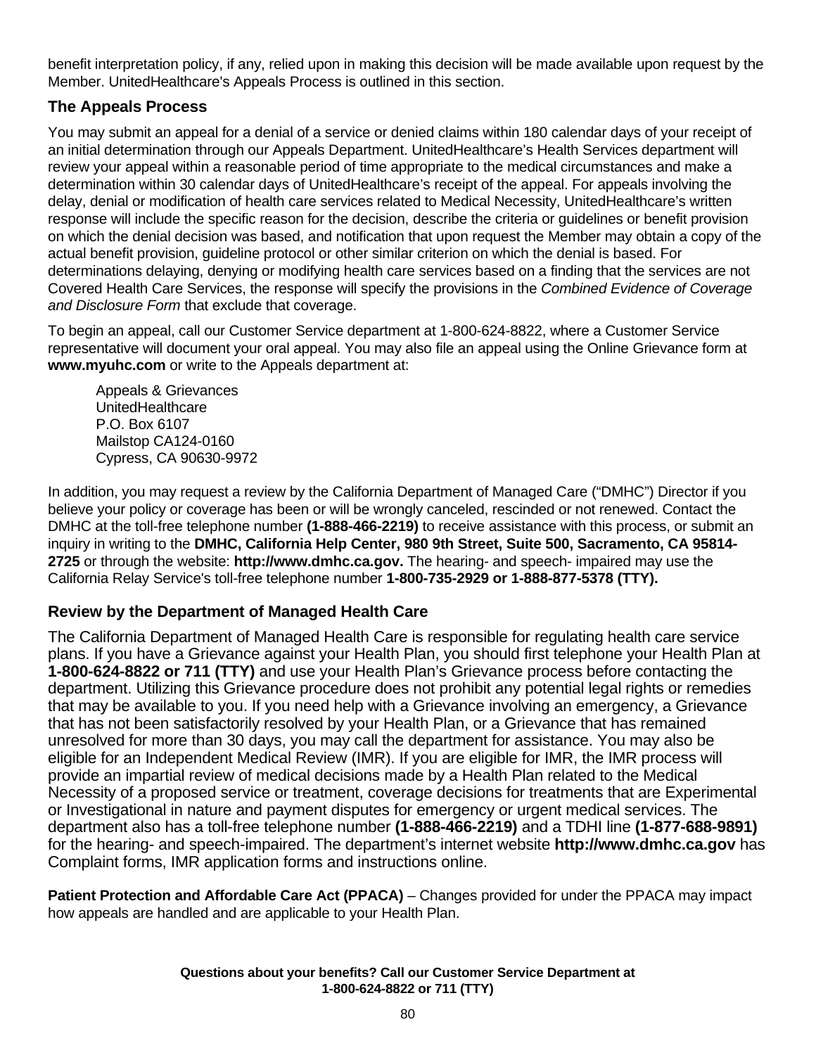benefit interpretation policy, if any, relied upon in making this decision will be made available upon request by the Member. UnitedHealthcare's Appeals Process is outlined in this section.

## The Appeals Process

You may submit an appeal for a denial of a service or denied claims within 180 calendar days of your receipt of an initial determination through our Appeals Department. UnitedHealthcare's Health Services department will review your appeal within a reasonable period of time appropriate to the medical circumstances and make a determination within 30 calendar days of UnitedHealthcare's receipt of the appeal. For appeals involving the delay, denial or modification of health care services related to Medical Necessity, UnitedHealthcare's written response will include the specific reason for the decision, describe the criteria or guidelines or benefit provision on which the denial decision was based, and notification that upon request the Member may obtain a copy of the actual benefit provision, guideline protocol or other similar criterion on which the denial is based. For determinations delaying, denying or modifying health care services based on a finding that the services are not Covered Health Care Services, the response will specify the provisions in the *Combined Evidence of Coverage and Disclosure Form* that exclude that coverage.

To begin an appeal, call our Customer Service department at 1-800-624-8822, where a Customer Service representative will document your oral appeal. You may also file an appeal using the Online Grievance form at **www.myuhc.com** or write to the Appeals department at:

Appeals & Grievances
UnitedHealthcare
P.O. Box 6107
Mailstop CA124-0160
Cypress, CA 90630-9972

In addition, you may request a review by the California Department of Managed Care ("DMHC") Director if you believe your policy or coverage has been or will be wrongly canceled, rescinded or not renewed. Contact the DMHC at the toll-free telephone number **(1-888-466-2219)** to receive assistance with this process, or submit an inquiry in writing to the **DMHC, California Help Center, 980 9th Street, Suite 500, Sacramento, CA 95814-2725** or through the website: **http://www.dmhc.ca.gov.** The hearing- and speech- impaired may use the California Relay Service's toll-free telephone number **1-800-735-2929 or 1-888-877-5378 (TTY).**

## Review by the Department of Managed Health Care

The California Department of Managed Health Care is responsible for regulating health care service plans. If you have a Grievance against your Health Plan, you should first telephone your Health Plan at **1-800-624-8822 or 711 (TTY)** and use your Health Plan's Grievance process before contacting the department. Utilizing this Grievance procedure does not prohibit any potential legal rights or remedies that may be available to you. If you need help with a Grievance involving an emergency, a Grievance that has not been satisfactorily resolved by your Health Plan, or a Grievance that has remained unresolved for more than 30 days, you may call the department for assistance. You may also be eligible for an Independent Medical Review (IMR). If you are eligible for IMR, the IMR process will provide an impartial review of medical decisions made by a Health Plan related to the Medical Necessity of a proposed service or treatment, coverage decisions for treatments that are Experimental or Investigational in nature and payment disputes for emergency or urgent medical services. The department also has a toll-free telephone number **(1-888-466-2219)** and a TDHI line **(1-877-688-9891)** for the hearing- and speech-impaired. The department's internet website **http://www.dmhc.ca.gov** has Complaint forms, IMR application forms and instructions online.

**Patient Protection and Affordable Care Act (PPACA)** – Changes provided for under the PPACA may impact how appeals are handled and are applicable to your Health Plan.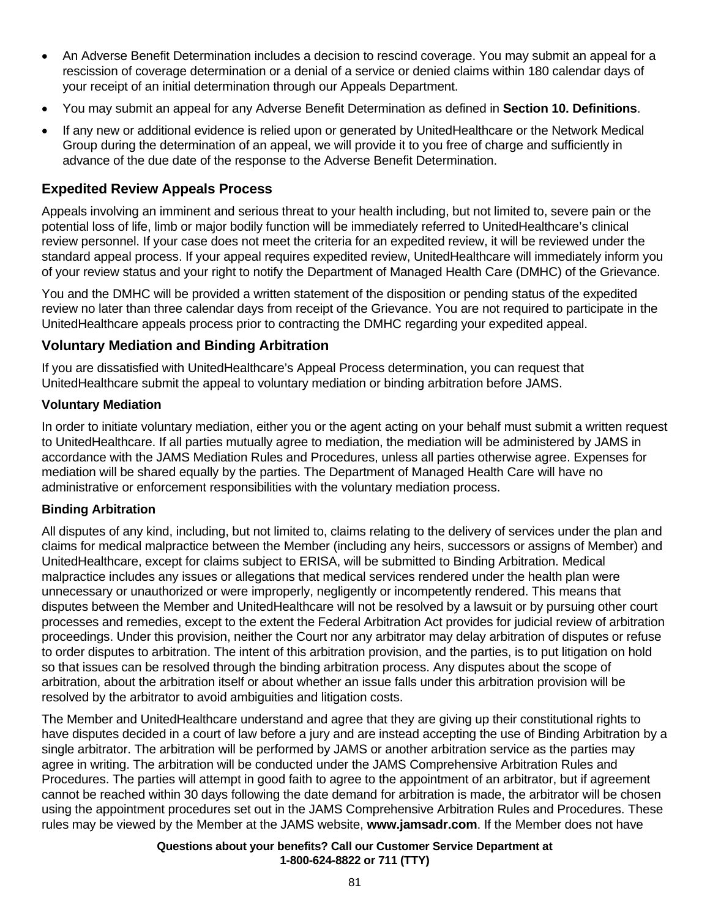- An Adverse Benefit Determination includes a decision to rescind coverage. You may submit an appeal for a rescission of coverage determination or a denial of a service or denied claims within 180 calendar days of your receipt of an initial determination through our Appeals Department.
- You may submit an appeal for any Adverse Benefit Determination as defined in **Section 10. Definitions**.
- If any new or additional evidence is relied upon or generated by UnitedHealthcare or the Network Medical Group during the determination of an appeal, we will provide it to you free of charge and sufficiently in advance of the due date of the response to the Adverse Benefit Determination.

## Expedited Review Appeals Process

Appeals involving an imminent and serious threat to your health including, but not limited to, severe pain or the potential loss of life, limb or major bodily function will be immediately referred to UnitedHealthcare's clinical review personnel. If your case does not meet the criteria for an expedited review, it will be reviewed under the standard appeal process. If your appeal requires expedited review, UnitedHealthcare will immediately inform you of your review status and your right to notify the Department of Managed Health Care (DMHC) of the Grievance.

You and the DMHC will be provided a written statement of the disposition or pending status of the expedited review no later than three calendar days from receipt of the Grievance. You are not required to participate in the UnitedHealthcare appeals process prior to contracting the DMHC regarding your expedited appeal.

## Voluntary Mediation and Binding Arbitration

If you are dissatisfied with UnitedHealthcare's Appeal Process determination, you can request that UnitedHealthcare submit the appeal to voluntary mediation or binding arbitration before JAMS.

### Voluntary Mediation

In order to initiate voluntary mediation, either you or the agent acting on your behalf must submit a written request to UnitedHealthcare. If all parties mutually agree to mediation, the mediation will be administered by JAMS in accordance with the JAMS Mediation Rules and Procedures, unless all parties otherwise agree. Expenses for mediation will be shared equally by the parties. The Department of Managed Health Care will have no administrative or enforcement responsibilities with the voluntary mediation process.

### Binding Arbitration

All disputes of any kind, including, but not limited to, claims relating to the delivery of services under the plan and claims for medical malpractice between the Member (including any heirs, successors or assigns of Member) and UnitedHealthcare, except for claims subject to ERISA, will be submitted to Binding Arbitration. Medical malpractice includes any issues or allegations that medical services rendered under the health plan were unnecessary or unauthorized or were improperly, negligently or incompetently rendered. This means that disputes between the Member and UnitedHealthcare will not be resolved by a lawsuit or by pursuing other court processes and remedies, except to the extent the Federal Arbitration Act provides for judicial review of arbitration proceedings. Under this provision, neither the Court nor any arbitrator may delay arbitration of disputes or refuse to order disputes to arbitration. The intent of this arbitration provision, and the parties, is to put litigation on hold so that issues can be resolved through the binding arbitration process. Any disputes about the scope of arbitration, about the arbitration itself or about whether an issue falls under this arbitration provision will be resolved by the arbitrator to avoid ambiguities and litigation costs.

The Member and UnitedHealthcare understand and agree that they are giving up their constitutional rights to have disputes decided in a court of law before a jury and are instead accepting the use of Binding Arbitration by a single arbitrator. The arbitration will be performed by JAMS or another arbitration service as the parties may agree in writing. The arbitration will be conducted under the JAMS Comprehensive Arbitration Rules and Procedures. The parties will attempt in good faith to agree to the appointment of an arbitrator, but if agreement cannot be reached within 30 days following the date demand for arbitration is made, the arbitrator will be chosen using the appointment procedures set out in the JAMS Comprehensive Arbitration Rules and Procedures. These rules may be viewed by the Member at the JAMS website, **www.jamsadr.com**. If the Member does not have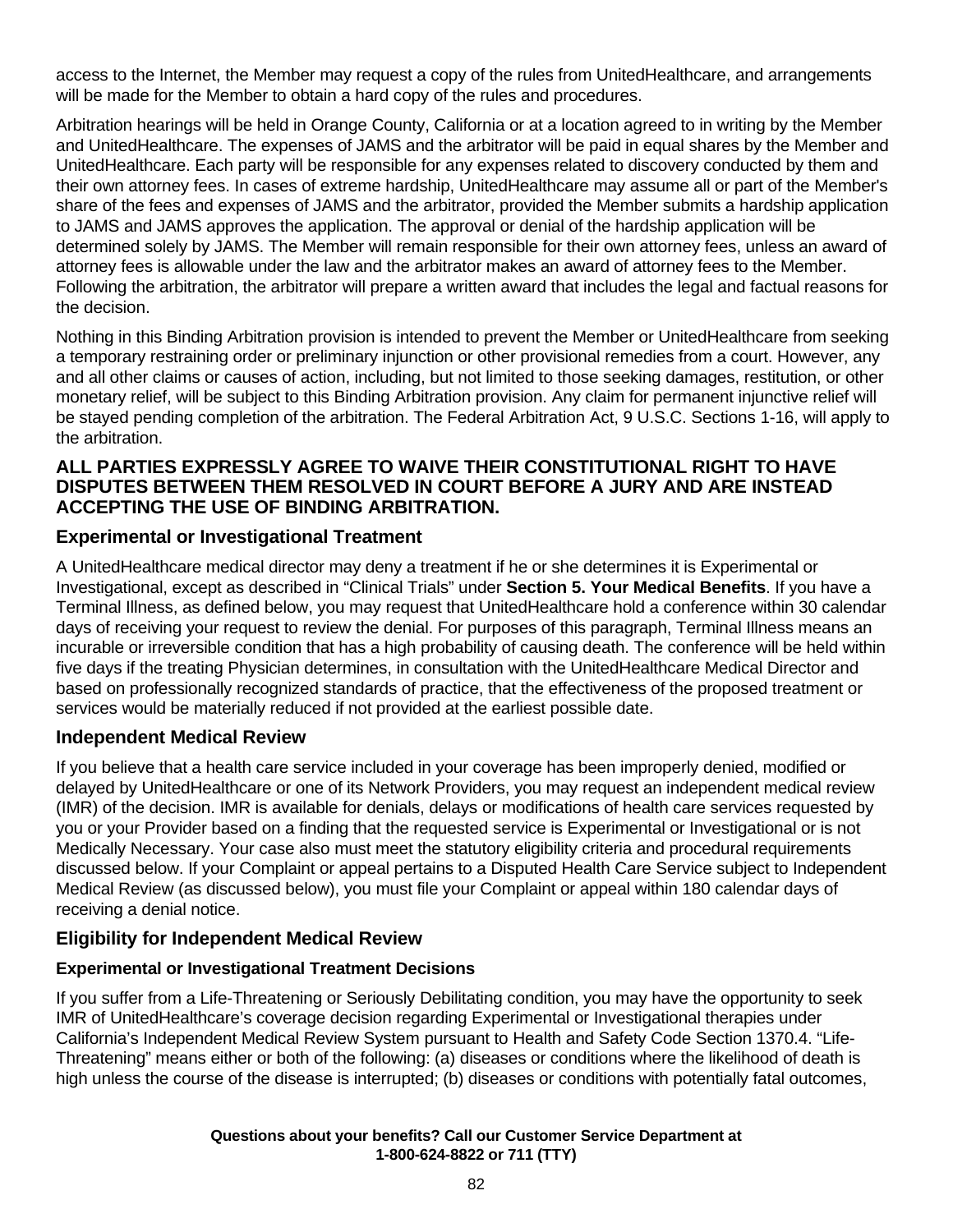access to the Internet, the Member may request a copy of the rules from UnitedHealthcare, and arrangements will be made for the Member to obtain a hard copy of the rules and procedures.

Arbitration hearings will be held in Orange County, California or at a location agreed to in writing by the Member and UnitedHealthcare. The expenses of JAMS and the arbitrator will be paid in equal shares by the Member and UnitedHealthcare. Each party will be responsible for any expenses related to discovery conducted by them and their own attorney fees. In cases of extreme hardship, UnitedHealthcare may assume all or part of the Member's share of the fees and expenses of JAMS and the arbitrator, provided the Member submits a hardship application to JAMS and JAMS approves the application. The approval or denial of the hardship application will be determined solely by JAMS. The Member will remain responsible for their own attorney fees, unless an award of attorney fees is allowable under the law and the arbitrator makes an award of attorney fees to the Member. Following the arbitration, the arbitrator will prepare a written award that includes the legal and factual reasons for the decision.

Nothing in this Binding Arbitration provision is intended to prevent the Member or UnitedHealthcare from seeking a temporary restraining order or preliminary injunction or other provisional remedies from a court. However, any and all other claims or causes of action, including, but not limited to those seeking damages, restitution, or other monetary relief, will be subject to this Binding Arbitration provision. Any claim for permanent injunctive relief will be stayed pending completion of the arbitration. The Federal Arbitration Act, 9 U.S.C. Sections 1-16, will apply to the arbitration.

**ALL PARTIES EXPRESSLY AGREE TO WAIVE THEIR CONSTITUTIONAL RIGHT TO HAVE DISPUTES BETWEEN THEM RESOLVED IN COURT BEFORE A JURY AND ARE INSTEAD ACCEPTING THE USE OF BINDING ARBITRATION.**

## Experimental or Investigational Treatment

A UnitedHealthcare medical director may deny a treatment if he or she determines it is Experimental or Investigational, except as described in "Clinical Trials" under **Section 5. Your Medical Benefits**. If you have a Terminal Illness, as defined below, you may request that UnitedHealthcare hold a conference within 30 calendar days of receiving your request to review the denial. For purposes of this paragraph, Terminal Illness means an incurable or irreversible condition that has a high probability of causing death. The conference will be held within five days if the treating Physician determines, in consultation with the UnitedHealthcare Medical Director and based on professionally recognized standards of practice, that the effectiveness of the proposed treatment or services would be materially reduced if not provided at the earliest possible date.

## Independent Medical Review

If you believe that a health care service included in your coverage has been improperly denied, modified or delayed by UnitedHealthcare or one of its Network Providers, you may request an independent medical review (IMR) of the decision. IMR is available for denials, delays or modifications of health care services requested by you or your Provider based on a finding that the requested service is Experimental or Investigational or is not Medically Necessary. Your case also must meet the statutory eligibility criteria and procedural requirements discussed below. If your Complaint or appeal pertains to a Disputed Health Care Service subject to Independent Medical Review (as discussed below), you must file your Complaint or appeal within 180 calendar days of receiving a denial notice.

## Eligibility for Independent Medical Review

### Experimental or Investigational Treatment Decisions

If you suffer from a Life-Threatening or Seriously Debilitating condition, you may have the opportunity to seek IMR of UnitedHealthcare's coverage decision regarding Experimental or Investigational therapies under California's Independent Medical Review System pursuant to Health and Safety Code Section 1370.4. "Life-Threatening" means either or both of the following: (a) diseases or conditions where the likelihood of death is high unless the course of the disease is interrupted; (b) diseases or conditions with potentially fatal outcomes,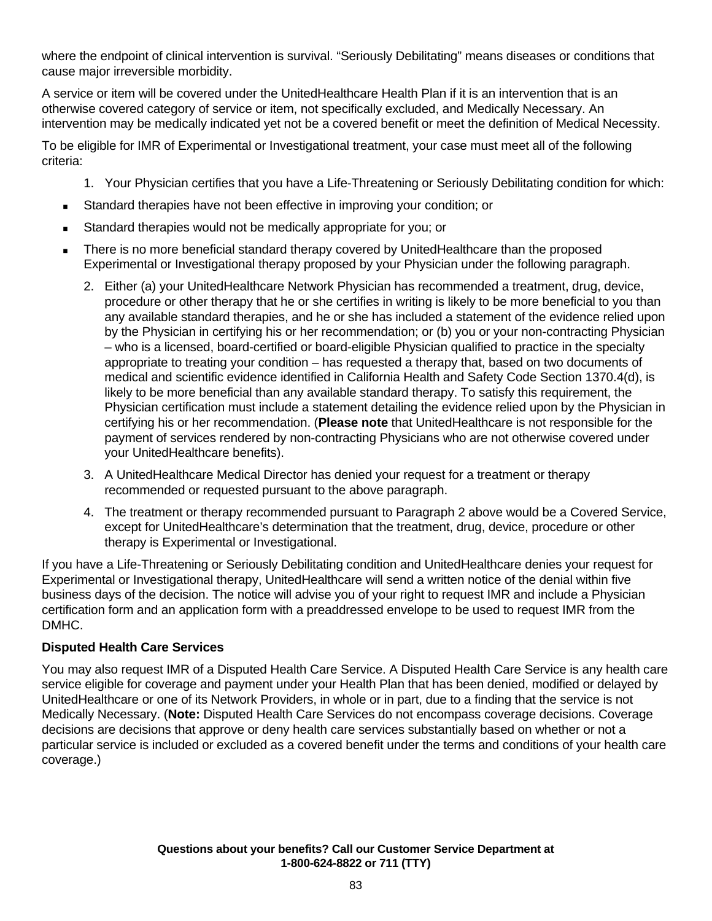where the endpoint of clinical intervention is survival. "Seriously Debilitating" means diseases or conditions that cause major irreversible morbidity.

A service or item will be covered under the UnitedHealthcare Health Plan if it is an intervention that is an otherwise covered category of service or item, not specifically excluded, and Medically Necessary. An intervention may be medically indicated yet not be a covered benefit or meet the definition of Medical Necessity.

To be eligible for IMR of Experimental or Investigational treatment, your case must meet all of the following criteria:

1. Your Physician certifies that you have a Life-Threatening or Seriously Debilitating condition for which:

- Standard therapies have not been effective in improving your condition; or
- Standard therapies would not be medically appropriate for you; or
- There is no more beneficial standard therapy covered by UnitedHealthcare than the proposed Experimental or Investigational therapy proposed by your Physician under the following paragraph.

2. Either (a) your UnitedHealthcare Network Physician has recommended a treatment, drug, device, procedure or other therapy that he or she certifies in writing is likely to be more beneficial to you than any available standard therapies, and he or she has included a statement of the evidence relied upon by the Physician in certifying his or her recommendation; or (b) you or your non-contracting Physician – who is a licensed, board-certified or board-eligible Physician qualified to practice in the specialty appropriate to treating your condition – has requested a therapy that, based on two documents of medical and scientific evidence identified in California Health and Safety Code Section 1370.4(d), is likely to be more beneficial than any available standard therapy. To satisfy this requirement, the Physician certification must include a statement detailing the evidence relied upon by the Physician in certifying his or her recommendation. (**Please note** that UnitedHealthcare is not responsible for the payment of services rendered by non-contracting Physicians who are not otherwise covered under your UnitedHealthcare benefits).
3. A UnitedHealthcare Medical Director has denied your request for a treatment or therapy recommended or requested pursuant to the above paragraph.
4. The treatment or therapy recommended pursuant to Paragraph 2 above would be a Covered Service, except for UnitedHealthcare's determination that the treatment, drug, device, procedure or other therapy is Experimental or Investigational.

If you have a Life-Threatening or Seriously Debilitating condition and UnitedHealthcare denies your request for Experimental or Investigational therapy, UnitedHealthcare will send a written notice of the denial within five business days of the decision. The notice will advise you of your right to request IMR and include a Physician certification form and an application form with a preaddressed envelope to be used to request IMR from the DMHC.

**Disputed Health Care Services**

You may also request IMR of a Disputed Health Care Service. A Disputed Health Care Service is any health care service eligible for coverage and payment under your Health Plan that has been denied, modified or delayed by UnitedHealthcare or one of its Network Providers, in whole or in part, due to a finding that the service is not Medically Necessary. (**Note:** Disputed Health Care Services do not encompass coverage decisions. Coverage decisions are decisions that approve or deny health care services substantially based on whether or not a particular service is included or excluded as a covered benefit under the terms and conditions of your health care coverage.)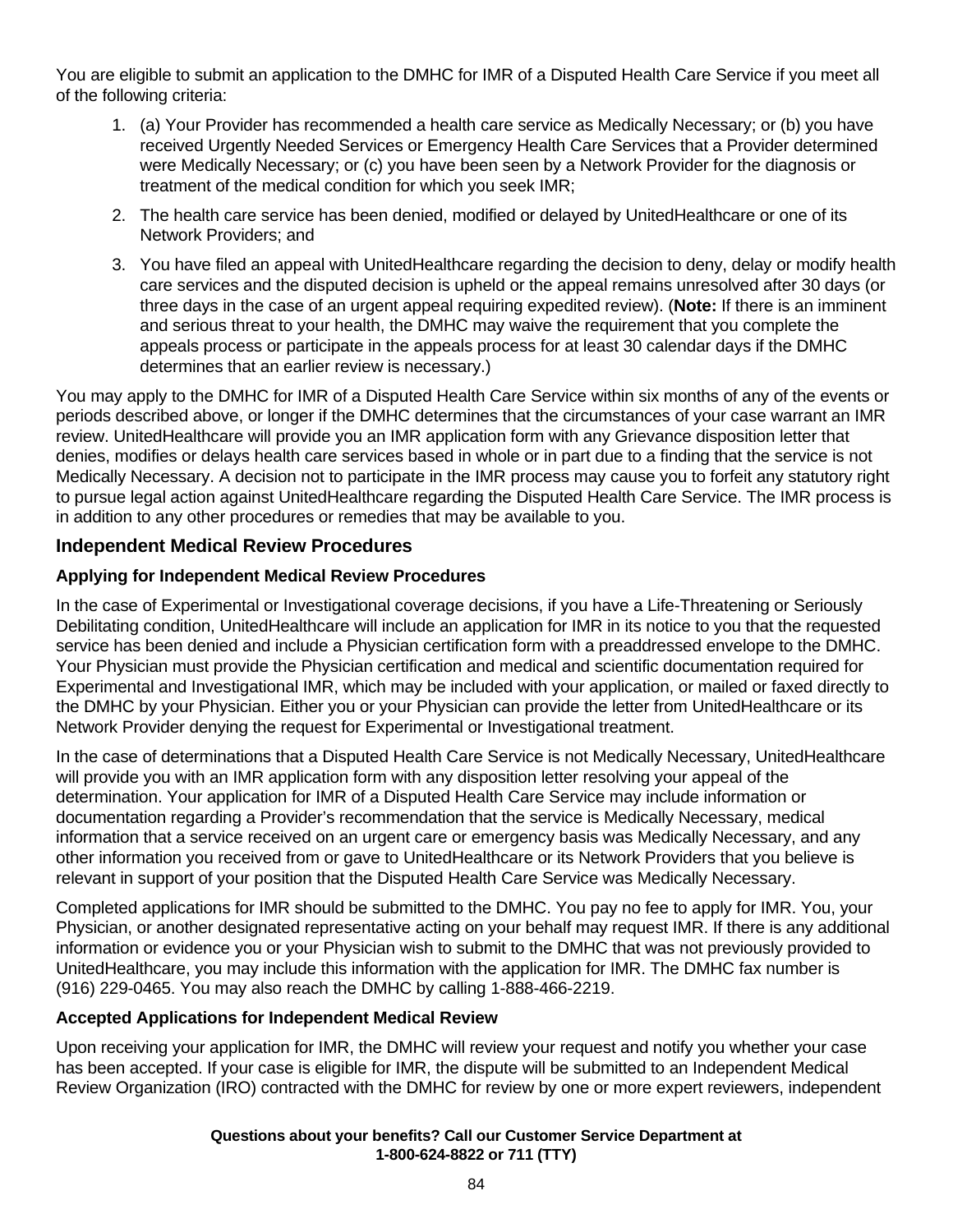You are eligible to submit an application to the DMHC for IMR of a Disputed Health Care Service if you meet all of the following criteria:

1. (a) Your Provider has recommended a health care service as Medically Necessary; or (b) you have received Urgently Needed Services or Emergency Health Care Services that a Provider determined were Medically Necessary; or (c) you have been seen by a Network Provider for the diagnosis or treatment of the medical condition for which you seek IMR;
2. The health care service has been denied, modified or delayed by UnitedHealthcare or one of its Network Providers; and
3. You have filed an appeal with UnitedHealthcare regarding the decision to deny, delay or modify health care services and the disputed decision is upheld or the appeal remains unresolved after 30 days (or three days in the case of an urgent appeal requiring expedited review). (**Note:** If there is an imminent and serious threat to your health, the DMHC may waive the requirement that you complete the appeals process or participate in the appeals process for at least 30 calendar days if the DMHC determines that an earlier review is necessary.)

You may apply to the DMHC for IMR of a Disputed Health Care Service within six months of any of the events or periods described above, or longer if the DMHC determines that the circumstances of your case warrant an IMR review. UnitedHealthcare will provide you an IMR application form with any Grievance disposition letter that denies, modifies or delays health care services based in whole or in part due to a finding that the service is not Medically Necessary. A decision not to participate in the IMR process may cause you to forfeit any statutory right to pursue legal action against UnitedHealthcare regarding the Disputed Health Care Service. The IMR process is in addition to any other procedures or remedies that may be available to you.

## Independent Medical Review Procedures

### Applying for Independent Medical Review Procedures

In the case of Experimental or Investigational coverage decisions, if you have a Life-Threatening or Seriously Debilitating condition, UnitedHealthcare will include an application for IMR in its notice to you that the requested service has been denied and include a Physician certification form with a preaddressed envelope to the DMHC. Your Physician must provide the Physician certification and medical and scientific documentation required for Experimental and Investigational IMR, which may be included with your application, or mailed or faxed directly to the DMHC by your Physician. Either you or your Physician can provide the letter from UnitedHealthcare or its Network Provider denying the request for Experimental or Investigational treatment.

In the case of determinations that a Disputed Health Care Service is not Medically Necessary, UnitedHealthcare will provide you with an IMR application form with any disposition letter resolving your appeal of the determination. Your application for IMR of a Disputed Health Care Service may include information or documentation regarding a Provider's recommendation that the service is Medically Necessary, medical information that a service received on an urgent care or emergency basis was Medically Necessary, and any other information you received from or gave to UnitedHealthcare or its Network Providers that you believe is relevant in support of your position that the Disputed Health Care Service was Medically Necessary.

Completed applications for IMR should be submitted to the DMHC. You pay no fee to apply for IMR. You, your Physician, or another designated representative acting on your behalf may request IMR. If there is any additional information or evidence you or your Physician wish to submit to the DMHC that was not previously provided to UnitedHealthcare, you may include this information with the application for IMR. The DMHC fax number is (916) 229-0465. You may also reach the DMHC by calling 1-888-466-2219.

### Accepted Applications for Independent Medical Review

Upon receiving your application for IMR, the DMHC will review your request and notify you whether your case has been accepted. If your case is eligible for IMR, the dispute will be submitted to an Independent Medical Review Organization (IRO) contracted with the DMHC for review by one or more expert reviewers, independent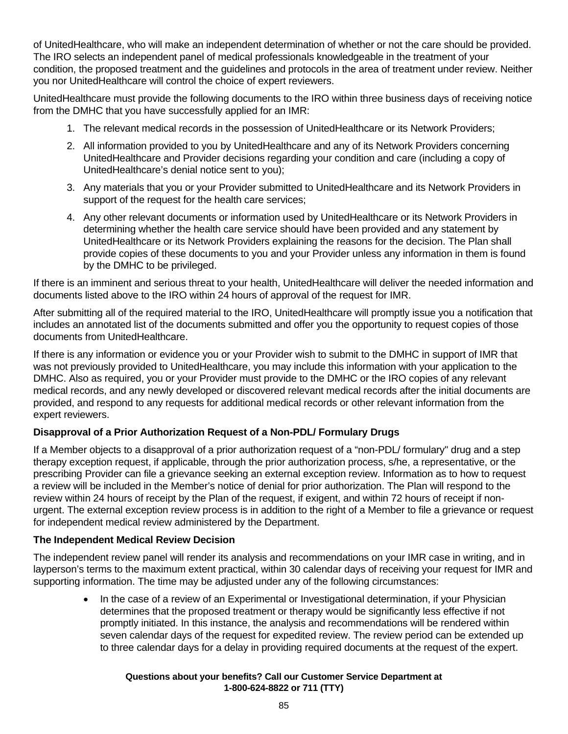of UnitedHealthcare, who will make an independent determination of whether or not the care should be provided. The IRO selects an independent panel of medical professionals knowledgeable in the treatment of your condition, the proposed treatment and the guidelines and protocols in the area of treatment under review. Neither you nor UnitedHealthcare will control the choice of expert reviewers.

UnitedHealthcare must provide the following documents to the IRO within three business days of receiving notice from the DMHC that you have successfully applied for an IMR:

1. The relevant medical records in the possession of UnitedHealthcare or its Network Providers;
2. All information provided to you by UnitedHealthcare and any of its Network Providers concerning UnitedHealthcare and Provider decisions regarding your condition and care (including a copy of UnitedHealthcare's denial notice sent to you);
3. Any materials that you or your Provider submitted to UnitedHealthcare and its Network Providers in support of the request for the health care services;
4. Any other relevant documents or information used by UnitedHealthcare or its Network Providers in determining whether the health care service should have been provided and any statement by UnitedHealthcare or its Network Providers explaining the reasons for the decision. The Plan shall provide copies of these documents to you and your Provider unless any information in them is found by the DMHC to be privileged.

If there is an imminent and serious threat to your health, UnitedHealthcare will deliver the needed information and documents listed above to the IRO within 24 hours of approval of the request for IMR.

After submitting all of the required material to the IRO, UnitedHealthcare will promptly issue you a notification that includes an annotated list of the documents submitted and offer you the opportunity to request copies of those documents from UnitedHealthcare.

If there is any information or evidence you or your Provider wish to submit to the DMHC in support of IMR that was not previously provided to UnitedHealthcare, you may include this information with your application to the DMHC. Also as required, you or your Provider must provide to the DMHC or the IRO copies of any relevant medical records, and any newly developed or discovered relevant medical records after the initial documents are provided, and respond to any requests for additional medical records or other relevant information from the expert reviewers.

**Disapproval of a Prior Authorization Request of a Non-PDL/ Formulary Drugs**

If a Member objects to a disapproval of a prior authorization request of a "non-PDL/ formulary" drug and a step therapy exception request, if applicable, through the prior authorization process, s/he, a representative, or the prescribing Provider can file a grievance seeking an external exception review. Information as to how to request a review will be included in the Member's notice of denial for prior authorization. The Plan will respond to the review within 24 hours of receipt by the Plan of the request, if exigent, and within 72 hours of receipt if non-urgent. The external exception review process is in addition to the right of a Member to file a grievance or request for independent medical review administered by the Department.

**The Independent Medical Review Decision**

The independent review panel will render its analysis and recommendations on your IMR case in writing, and in layperson's terms to the maximum extent practical, within 30 calendar days of receiving your request for IMR and supporting information. The time may be adjusted under any of the following circumstances:

- In the case of a review of an Experimental or Investigational determination, if your Physician determines that the proposed treatment or therapy would be significantly less effective if not promptly initiated. In this instance, the analysis and recommendations will be rendered within seven calendar days of the request for expedited review. The review period can be extended up to three calendar days for a delay in providing required documents at the request of the expert.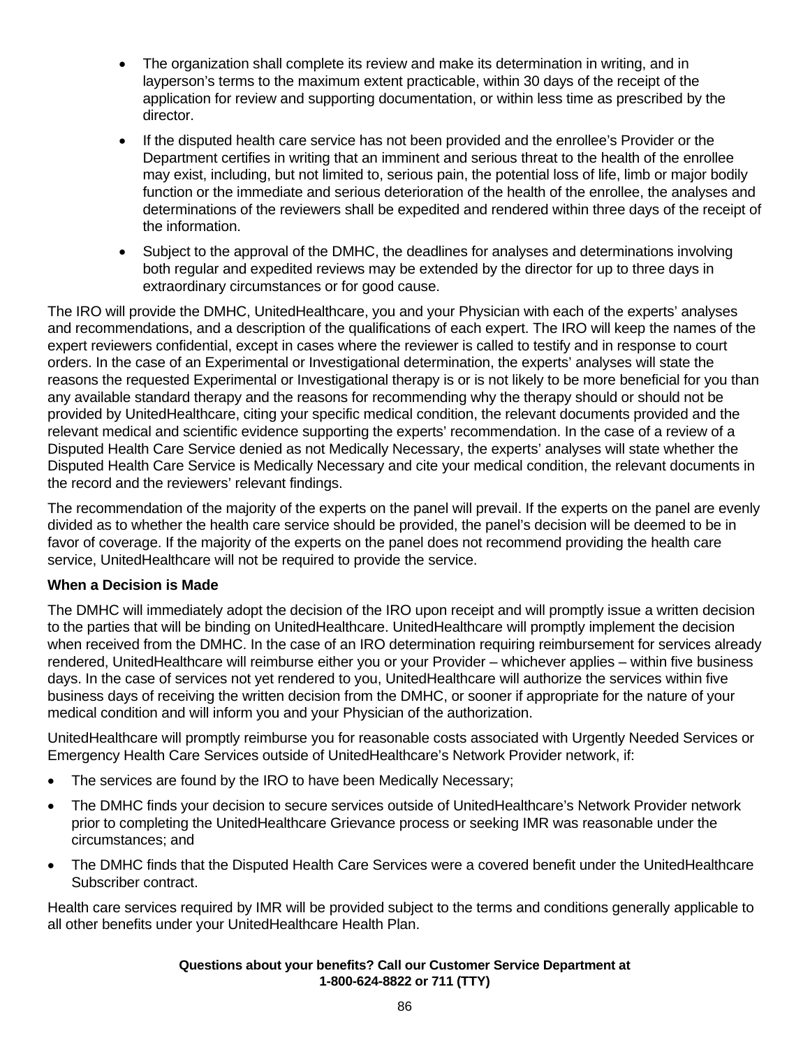- The organization shall complete its review and make its determination in writing, and in layperson's terms to the maximum extent practicable, within 30 days of the receipt of the application for review and supporting documentation, or within less time as prescribed by the director.
- If the disputed health care service has not been provided and the enrollee's Provider or the Department certifies in writing that an imminent and serious threat to the health of the enrollee may exist, including, but not limited to, serious pain, the potential loss of life, limb or major bodily function or the immediate and serious deterioration of the health of the enrollee, the analyses and determinations of the reviewers shall be expedited and rendered within three days of the receipt of the information.
- Subject to the approval of the DMHC, the deadlines for analyses and determinations involving both regular and expedited reviews may be extended by the director for up to three days in extraordinary circumstances or for good cause.

The IRO will provide the DMHC, UnitedHealthcare, you and your Physician with each of the experts' analyses and recommendations, and a description of the qualifications of each expert. The IRO will keep the names of the expert reviewers confidential, except in cases where the reviewer is called to testify and in response to court orders. In the case of an Experimental or Investigational determination, the experts' analyses will state the reasons the requested Experimental or Investigational therapy is or is not likely to be more beneficial for you than any available standard therapy and the reasons for recommending why the therapy should or should not be provided by UnitedHealthcare, citing your specific medical condition, the relevant documents provided and the relevant medical and scientific evidence supporting the experts' recommendation. In the case of a review of a Disputed Health Care Service denied as not Medically Necessary, the experts' analyses will state whether the Disputed Health Care Service is Medically Necessary and cite your medical condition, the relevant documents in the record and the reviewers' relevant findings.

The recommendation of the majority of the experts on the panel will prevail. If the experts on the panel are evenly divided as to whether the health care service should be provided, the panel's decision will be deemed to be in favor of coverage. If the majority of the experts on the panel does not recommend providing the health care service, UnitedHealthcare will not be required to provide the service.

**When a Decision is Made**

The DMHC will immediately adopt the decision of the IRO upon receipt and will promptly issue a written decision to the parties that will be binding on UnitedHealthcare. UnitedHealthcare will promptly implement the decision when received from the DMHC. In the case of an IRO determination requiring reimbursement for services already rendered, UnitedHealthcare will reimburse either you or your Provider – whichever applies – within five business days. In the case of services not yet rendered to you, UnitedHealthcare will authorize the services within five business days of receiving the written decision from the DMHC, or sooner if appropriate for the nature of your medical condition and will inform you and your Physician of the authorization.

UnitedHealthcare will promptly reimburse you for reasonable costs associated with Urgently Needed Services or Emergency Health Care Services outside of UnitedHealthcare's Network Provider network, if:

- The services are found by the IRO to have been Medically Necessary;
- The DMHC finds your decision to secure services outside of UnitedHealthcare's Network Provider network prior to completing the UnitedHealthcare Grievance process or seeking IMR was reasonable under the circumstances; and
- The DMHC finds that the Disputed Health Care Services were a covered benefit under the UnitedHealthcare Subscriber contract.

Health care services required by IMR will be provided subject to the terms and conditions generally applicable to all other benefits under your UnitedHealthcare Health Plan.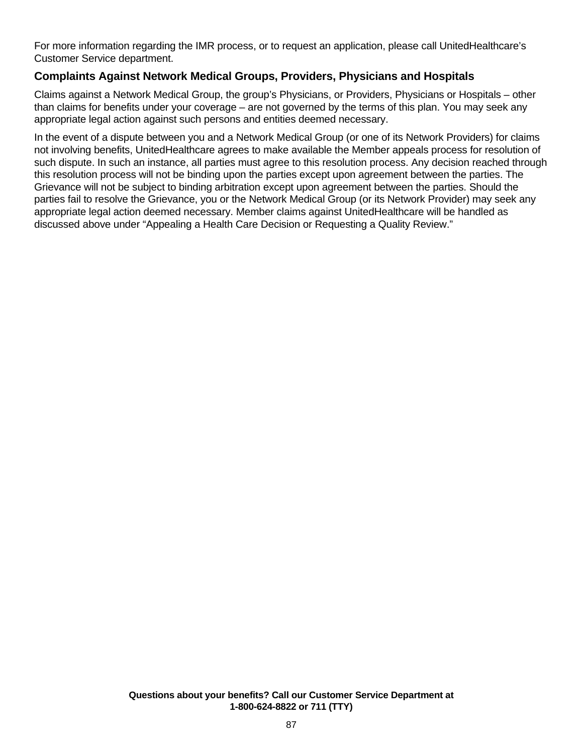For more information regarding the IMR process, or to request an application, please call UnitedHealthcare's Customer Service department.

### Complaints Against Network Medical Groups, Providers, Physicians and Hospitals

Claims against a Network Medical Group, the group's Physicians, or Providers, Physicians or Hospitals – other than claims for benefits under your coverage – are not governed by the terms of this plan. You may seek any appropriate legal action against such persons and entities deemed necessary.

In the event of a dispute between you and a Network Medical Group (or one of its Network Providers) for claims not involving benefits, UnitedHealthcare agrees to make available the Member appeals process for resolution of such dispute. In such an instance, all parties must agree to this resolution process. Any decision reached through this resolution process will not be binding upon the parties except upon agreement between the parties. The Grievance will not be subject to binding arbitration except upon agreement between the parties. Should the parties fail to resolve the Grievance, you or the Network Medical Group (or its Network Provider) may seek any appropriate legal action deemed necessary. Member claims against UnitedHealthcare will be handled as discussed above under "Appealing a Health Care Decision or Requesting a Quality Review."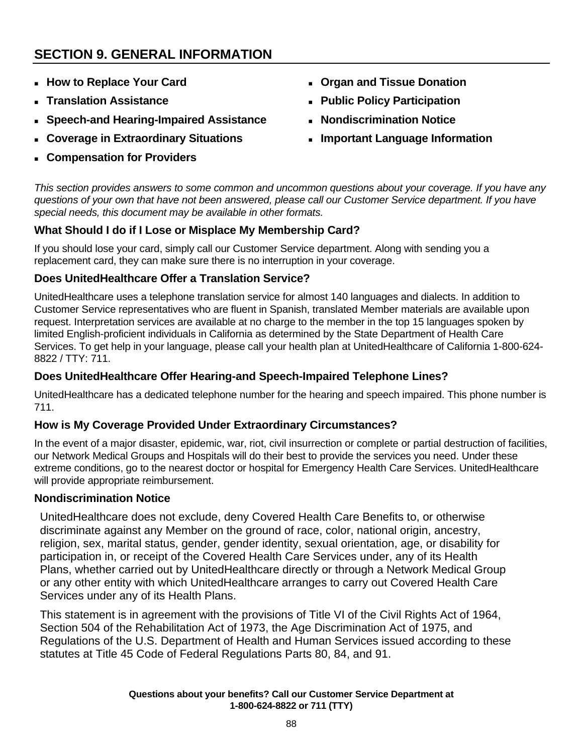# SECTION 9. GENERAL INFORMATION

- **How to Replace Your Card**
- **Translation Assistance**
- **Speech-and Hearing-Impaired Assistance**
- **Coverage in Extraordinary Situations**
- **Compensation for Providers**
- **Organ and Tissue Donation**
- **Public Policy Participation**
- **Nondiscrimination Notice**
- **Important Language Information**

*This section provides answers to some common and uncommon questions about your coverage. If you have any questions of your own that have not been answered, please call our Customer Service department. If you have special needs, this document may be available in other formats.*

### What Should I do if I Lose or Misplace My Membership Card?

If you should lose your card, simply call our Customer Service department. Along with sending you a replacement card, they can make sure there is no interruption in your coverage.

### Does UnitedHealthcare Offer a Translation Service?

UnitedHealthcare uses a telephone translation service for almost 140 languages and dialects. In addition to Customer Service representatives who are fluent in Spanish, translated Member materials are available upon request. Interpretation services are available at no charge to the member in the top 15 languages spoken by limited English-proficient individuals in California as determined by the State Department of Health Care Services. To get help in your language, please call your health plan at UnitedHealthcare of California 1-800-624-8822 / TTY: 711.

### Does UnitedHealthcare Offer Hearing-and Speech-Impaired Telephone Lines?

UnitedHealthcare has a dedicated telephone number for the hearing and speech impaired. This phone number is 711.

### How is My Coverage Provided Under Extraordinary Circumstances?

In the event of a major disaster, epidemic, war, riot, civil insurrection or complete or partial destruction of facilities, our Network Medical Groups and Hospitals will do their best to provide the services you need. Under these extreme conditions, go to the nearest doctor or hospital for Emergency Health Care Services. UnitedHealthcare will provide appropriate reimbursement.

### Nondiscrimination Notice

UnitedHealthcare does not exclude, deny Covered Health Care Benefits to, or otherwise discriminate against any Member on the ground of race, color, national origin, ancestry, religion, sex, marital status, gender, gender identity, sexual orientation, age, or disability for participation in, or receipt of the Covered Health Care Services under, any of its Health Plans, whether carried out by UnitedHealthcare directly or through a Network Medical Group or any other entity with which UnitedHealthcare arranges to carry out Covered Health Care Services under any of its Health Plans.

This statement is in agreement with the provisions of Title VI of the Civil Rights Act of 1964, Section 504 of the Rehabilitation Act of 1973, the Age Discrimination Act of 1975, and Regulations of the U.S. Department of Health and Human Services issued according to these statutes at Title 45 Code of Federal Regulations Parts 80, 84, and 91.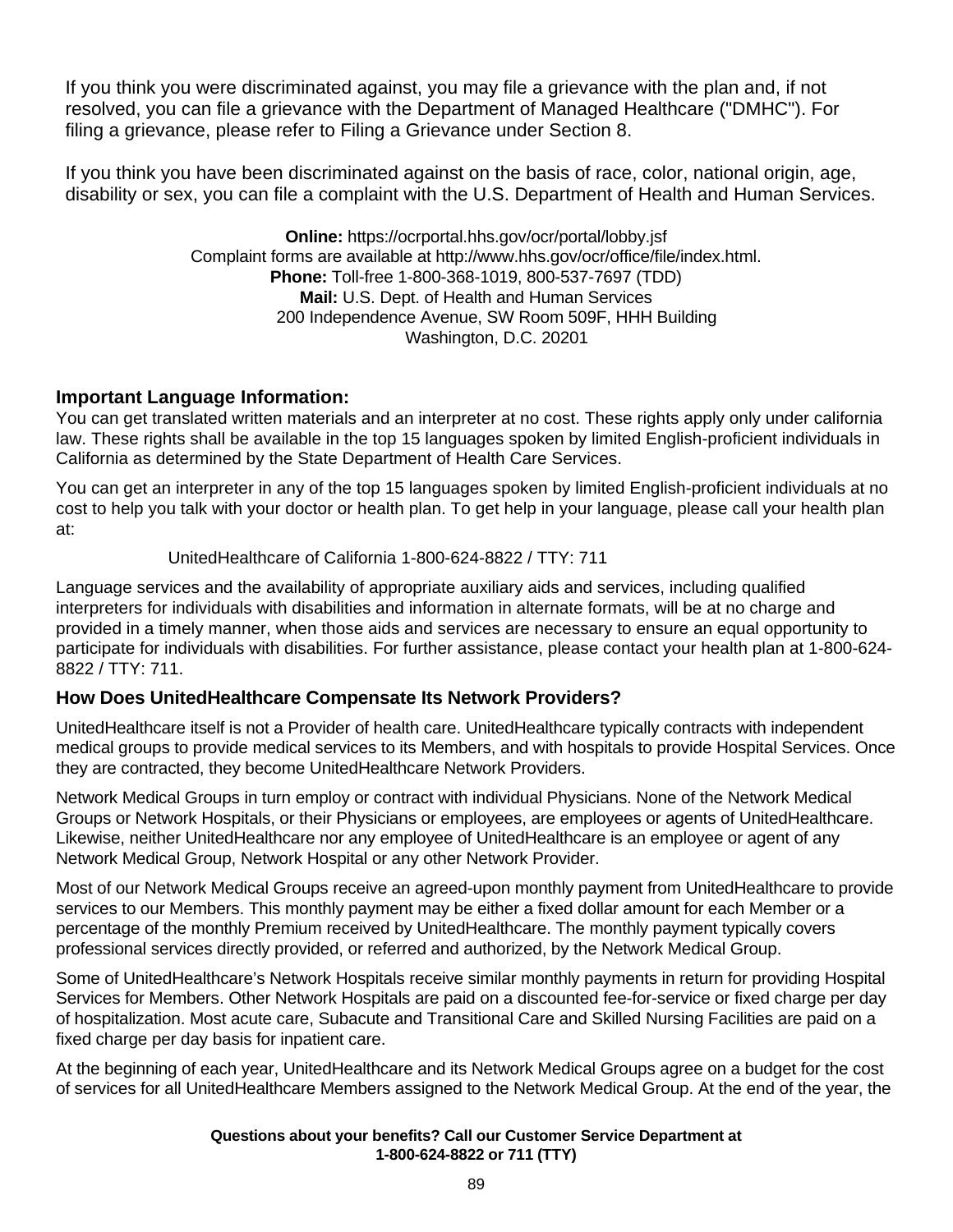If you think you were discriminated against, you may file a grievance with the plan and, if not resolved, you can file a grievance with the Department of Managed Healthcare ("DMHC"). For filing a grievance, please refer to Filing a Grievance under Section 8.

If you think you have been discriminated against on the basis of race, color, national origin, age, disability or sex, you can file a complaint with the U.S. Department of Health and Human Services.

**Online:** https://ocrportal.hhs.gov/ocr/portal/lobby.jsf
Complaint forms are available at http://www.hhs.gov/ocr/office/file/index.html.
**Phone:** Toll-free 1-800-368-1019, 800-537-7697 (TDD)
**Mail:** U.S. Dept. of Health and Human Services
200 Independence Avenue, SW Room 509F, HHH Building
Washington, D.C. 20201

**Important Language Information:**

You can get translated written materials and an interpreter at no cost. These rights apply only under california law. These rights shall be available in the top 15 languages spoken by limited English-proficient individuals in California as determined by the State Department of Health Care Services.

You can get an interpreter in any of the top 15 languages spoken by limited English-proficient individuals at no cost to help you talk with your doctor or health plan. To get help in your language, please call your health plan at:

UnitedHealthcare of California 1-800-624-8822 / TTY: 711

Language services and the availability of appropriate auxiliary aids and services, including qualified interpreters for individuals with disabilities and information in alternate formats, will be at no charge and provided in a timely manner, when those aids and services are necessary to ensure an equal opportunity to participate for individuals with disabilities. For further assistance, please contact your health plan at 1-800-624-8822 / TTY: 711.

## How Does UnitedHealthcare Compensate Its Network Providers?

UnitedHealthcare itself is not a Provider of health care. UnitedHealthcare typically contracts with independent medical groups to provide medical services to its Members, and with hospitals to provide Hospital Services. Once they are contracted, they become UnitedHealthcare Network Providers.

Network Medical Groups in turn employ or contract with individual Physicians. None of the Network Medical Groups or Network Hospitals, or their Physicians or employees, are employees or agents of UnitedHealthcare. Likewise, neither UnitedHealthcare nor any employee of UnitedHealthcare is an employee or agent of any Network Medical Group, Network Hospital or any other Network Provider.

Most of our Network Medical Groups receive an agreed-upon monthly payment from UnitedHealthcare to provide services to our Members. This monthly payment may be either a fixed dollar amount for each Member or a percentage of the monthly Premium received by UnitedHealthcare. The monthly payment typically covers professional services directly provided, or referred and authorized, by the Network Medical Group.

Some of UnitedHealthcare's Network Hospitals receive similar monthly payments in return for providing Hospital Services for Members. Other Network Hospitals are paid on a discounted fee-for-service or fixed charge per day of hospitalization. Most acute care, Subacute and Transitional Care and Skilled Nursing Facilities are paid on a fixed charge per day basis for inpatient care.

At the beginning of each year, UnitedHealthcare and its Network Medical Groups agree on a budget for the cost of services for all UnitedHealthcare Members assigned to the Network Medical Group. At the end of the year, the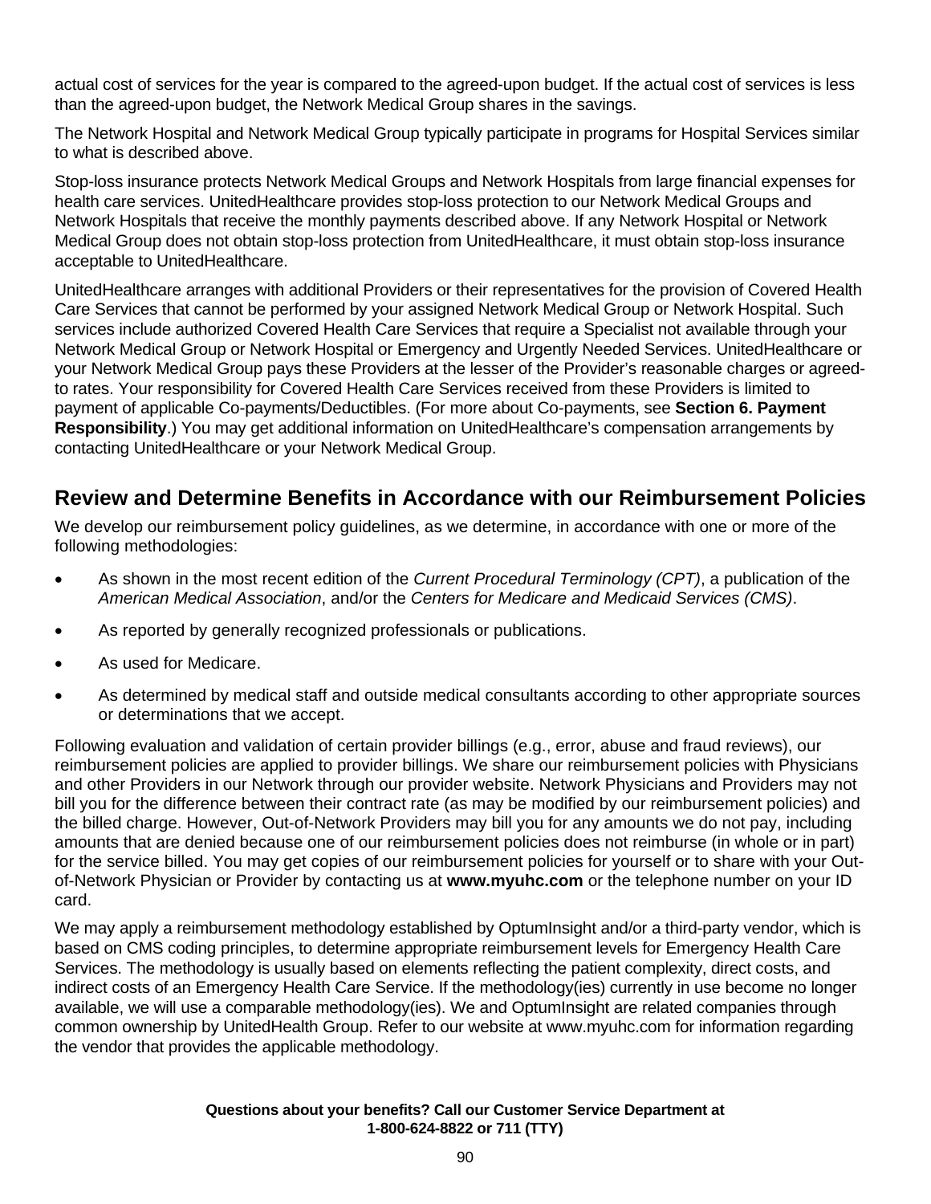actual cost of services for the year is compared to the agreed-upon budget. If the actual cost of services is less than the agreed-upon budget, the Network Medical Group shares in the savings.

The Network Hospital and Network Medical Group typically participate in programs for Hospital Services similar to what is described above.

Stop-loss insurance protects Network Medical Groups and Network Hospitals from large financial expenses for health care services. UnitedHealthcare provides stop-loss protection to our Network Medical Groups and Network Hospitals that receive the monthly payments described above. If any Network Hospital or Network Medical Group does not obtain stop-loss protection from UnitedHealthcare, it must obtain stop-loss insurance acceptable to UnitedHealthcare.

UnitedHealthcare arranges with additional Providers or their representatives for the provision of Covered Health Care Services that cannot be performed by your assigned Network Medical Group or Network Hospital. Such services include authorized Covered Health Care Services that require a Specialist not available through your Network Medical Group or Network Hospital or Emergency and Urgently Needed Services. UnitedHealthcare or your Network Medical Group pays these Providers at the lesser of the Provider's reasonable charges or agreed-to rates. Your responsibility for Covered Health Care Services received from these Providers is limited to payment of applicable Co-payments/Deductibles. (For more about Co-payments, see **Section 6. Payment Responsibility**.) You may get additional information on UnitedHealthcare's compensation arrangements by contacting UnitedHealthcare or your Network Medical Group.

## Review and Determine Benefits in Accordance with our Reimbursement Policies

We develop our reimbursement policy guidelines, as we determine, in accordance with one or more of the following methodologies:

- As shown in the most recent edition of the *Current Procedural Terminology (CPT)*, a publication of the *American Medical Association*, and/or the *Centers for Medicare and Medicaid Services (CMS)*.
- As reported by generally recognized professionals or publications.
- As used for Medicare.
- As determined by medical staff and outside medical consultants according to other appropriate sources or determinations that we accept.

Following evaluation and validation of certain provider billings (e.g., error, abuse and fraud reviews), our reimbursement policies are applied to provider billings. We share our reimbursement policies with Physicians and other Providers in our Network through our provider website. Network Physicians and Providers may not bill you for the difference between their contract rate (as may be modified by our reimbursement policies) and the billed charge. However, Out-of-Network Providers may bill you for any amounts we do not pay, including amounts that are denied because one of our reimbursement policies does not reimburse (in whole or in part) for the service billed. You may get copies of our reimbursement policies for yourself or to share with your Out-of-Network Physician or Provider by contacting us at **www.myuhc.com** or the telephone number on your ID card.

We may apply a reimbursement methodology established by OptumInsight and/or a third-party vendor, which is based on CMS coding principles, to determine appropriate reimbursement levels for Emergency Health Care Services. The methodology is usually based on elements reflecting the patient complexity, direct costs, and indirect costs of an Emergency Health Care Service. If the methodology(ies) currently in use become no longer available, we will use a comparable methodology(ies). We and OptumInsight are related companies through common ownership by UnitedHealth Group. Refer to our website at www.myuhc.com for information regarding the vendor that provides the applicable methodology.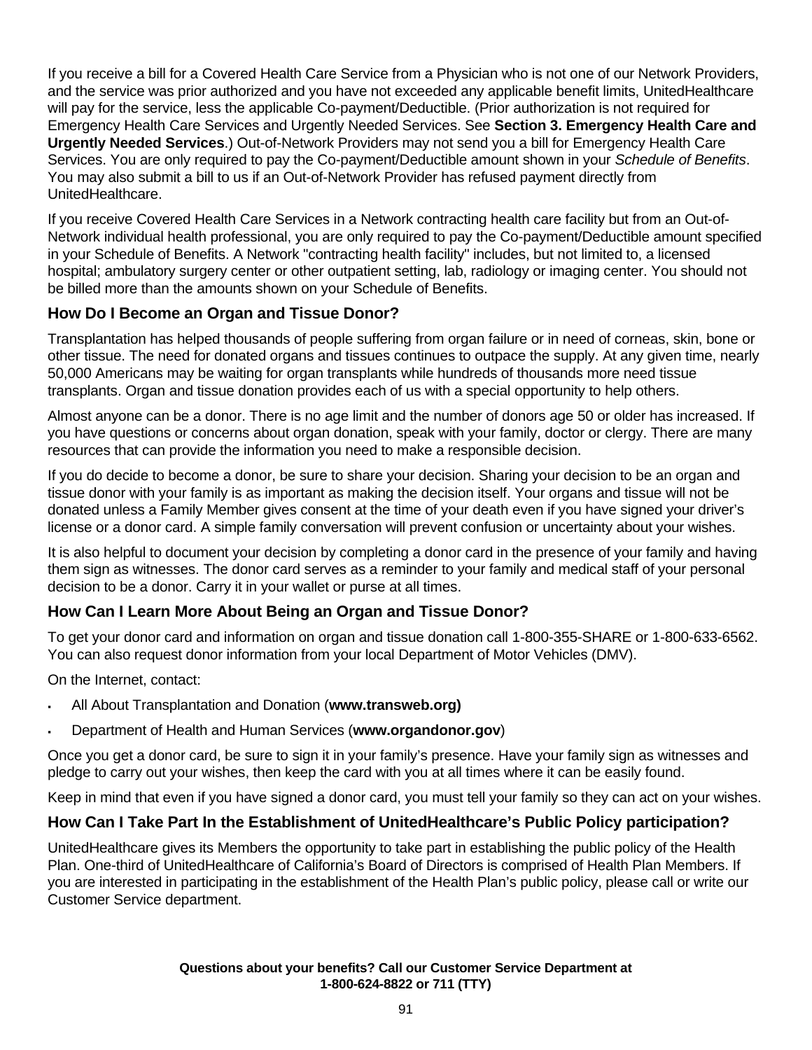If you receive a bill for a Covered Health Care Service from a Physician who is not one of our Network Providers, and the service was prior authorized and you have not exceeded any applicable benefit limits, UnitedHealthcare will pay for the service, less the applicable Co-payment/Deductible. (Prior authorization is not required for Emergency Health Care Services and Urgently Needed Services. See **Section 3. Emergency Health Care and Urgently Needed Services**.) Out-of-Network Providers may not send you a bill for Emergency Health Care Services. You are only required to pay the Co-payment/Deductible amount shown in your *Schedule of Benefits*. You may also submit a bill to us if an Out-of-Network Provider has refused payment directly from UnitedHealthcare.

If you receive Covered Health Care Services in a Network contracting health care facility but from an Out-of-Network individual health professional, you are only required to pay the Co-payment/Deductible amount specified in your Schedule of Benefits. A Network "contracting health facility" includes, but not limited to, a licensed hospital; ambulatory surgery center or other outpatient setting, lab, radiology or imaging center. You should not be billed more than the amounts shown on your Schedule of Benefits.

## How Do I Become an Organ and Tissue Donor?

Transplantation has helped thousands of people suffering from organ failure or in need of corneas, skin, bone or other tissue. The need for donated organs and tissues continues to outpace the supply. At any given time, nearly 50,000 Americans may be waiting for organ transplants while hundreds of thousands more need tissue transplants. Organ and tissue donation provides each of us with a special opportunity to help others.

Almost anyone can be a donor. There is no age limit and the number of donors age 50 or older has increased. If you have questions or concerns about organ donation, speak with your family, doctor or clergy. There are many resources that can provide the information you need to make a responsible decision.

If you do decide to become a donor, be sure to share your decision. Sharing your decision to be an organ and tissue donor with your family is as important as making the decision itself. Your organs and tissue will not be donated unless a Family Member gives consent at the time of your death even if you have signed your driver's license or a donor card. A simple family conversation will prevent confusion or uncertainty about your wishes.

It is also helpful to document your decision by completing a donor card in the presence of your family and having them sign as witnesses. The donor card serves as a reminder to your family and medical staff of your personal decision to be a donor. Carry it in your wallet or purse at all times.

## How Can I Learn More About Being an Organ and Tissue Donor?

To get your donor card and information on organ and tissue donation call 1-800-355-SHARE or 1-800-633-6562. You can also request donor information from your local Department of Motor Vehicles (DMV).

On the Internet, contact:

- All About Transplantation and Donation (**www.transweb.org)**
- Department of Health and Human Services (**www.organdonor.gov**)

Once you get a donor card, be sure to sign it in your family's presence. Have your family sign as witnesses and pledge to carry out your wishes, then keep the card with you at all times where it can be easily found.

Keep in mind that even if you have signed a donor card, you must tell your family so they can act on your wishes.

## How Can I Take Part In the Establishment of UnitedHealthcare's Public Policy participation?

UnitedHealthcare gives its Members the opportunity to take part in establishing the public policy of the Health Plan. One-third of UnitedHealthcare of California's Board of Directors is comprised of Health Plan Members. If you are interested in participating in the establishment of the Health Plan's public policy, please call or write our Customer Service department.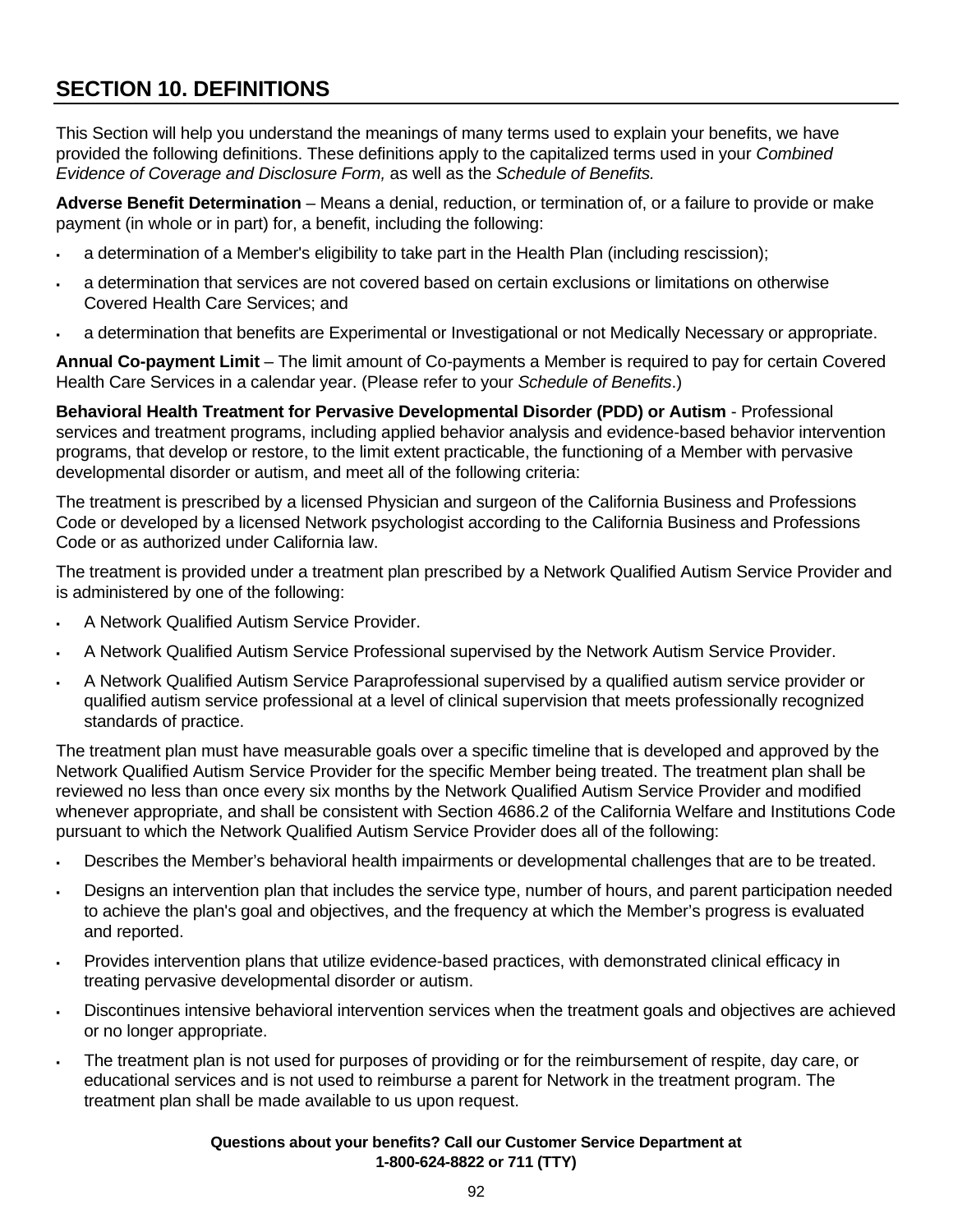## SECTION 10. DEFINITIONS

This Section will help you understand the meanings of many terms used to explain your benefits, we have provided the following definitions. These definitions apply to the capitalized terms used in your *Combined Evidence of Coverage and Disclosure Form,* as well as the *Schedule of Benefits.*

**Adverse Benefit Determination** – Means a denial, reduction, or termination of, or a failure to provide or make payment (in whole or in part) for, a benefit, including the following:

- a determination of a Member's eligibility to take part in the Health Plan (including rescission);
- a determination that services are not covered based on certain exclusions or limitations on otherwise Covered Health Care Services; and
- a determination that benefits are Experimental or Investigational or not Medically Necessary or appropriate.

**Annual Co-payment Limit** – The limit amount of Co-payments a Member is required to pay for certain Covered Health Care Services in a calendar year. (Please refer to your *Schedule of Benefits*.)

**Behavioral Health Treatment for Pervasive Developmental Disorder (PDD) or Autism** - Professional services and treatment programs, including applied behavior analysis and evidence-based behavior intervention programs, that develop or restore, to the limit extent practicable, the functioning of a Member with pervasive developmental disorder or autism, and meet all of the following criteria:

The treatment is prescribed by a licensed Physician and surgeon of the California Business and Professions Code or developed by a licensed Network psychologist according to the California Business and Professions Code or as authorized under California law.

The treatment is provided under a treatment plan prescribed by a Network Qualified Autism Service Provider and is administered by one of the following:

- A Network Qualified Autism Service Provider.
- A Network Qualified Autism Service Professional supervised by the Network Autism Service Provider.
- A Network Qualified Autism Service Paraprofessional supervised by a qualified autism service provider or qualified autism service professional at a level of clinical supervision that meets professionally recognized standards of practice.

The treatment plan must have measurable goals over a specific timeline that is developed and approved by the Network Qualified Autism Service Provider for the specific Member being treated. The treatment plan shall be reviewed no less than once every six months by the Network Qualified Autism Service Provider and modified whenever appropriate, and shall be consistent with Section 4686.2 of the California Welfare and Institutions Code pursuant to which the Network Qualified Autism Service Provider does all of the following:

- Describes the Member's behavioral health impairments or developmental challenges that are to be treated.
- Designs an intervention plan that includes the service type, number of hours, and parent participation needed to achieve the plan's goal and objectives, and the frequency at which the Member's progress is evaluated and reported.
- Provides intervention plans that utilize evidence-based practices, with demonstrated clinical efficacy in treating pervasive developmental disorder or autism.
- Discontinues intensive behavioral intervention services when the treatment goals and objectives are achieved or no longer appropriate.
- The treatment plan is not used for purposes of providing or for the reimbursement of respite, day care, or educational services and is not used to reimburse a parent for Network in the treatment program. The treatment plan shall be made available to us upon request.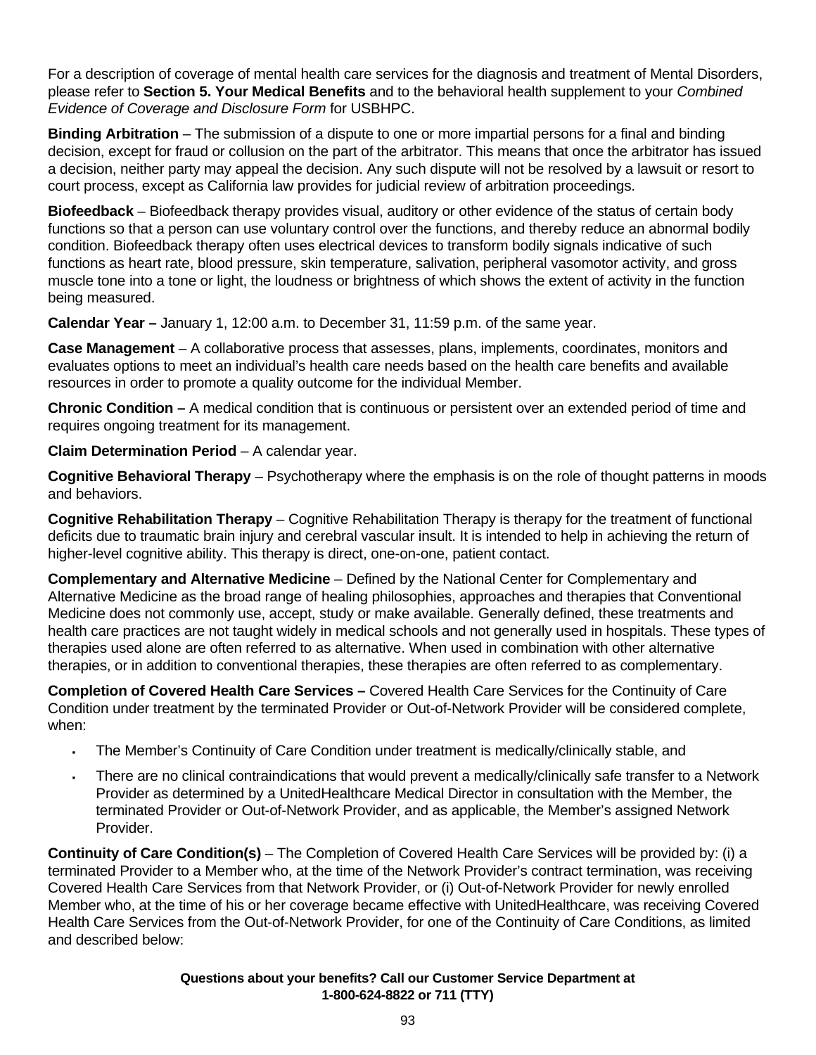For a description of coverage of mental health care services for the diagnosis and treatment of Mental Disorders, please refer to **Section 5. Your Medical Benefits** and to the behavioral health supplement to your *Combined Evidence of Coverage and Disclosure Form* for USBHPC.

**Binding Arbitration** – The submission of a dispute to one or more impartial persons for a final and binding decision, except for fraud or collusion on the part of the arbitrator. This means that once the arbitrator has issued a decision, neither party may appeal the decision. Any such dispute will not be resolved by a lawsuit or resort to court process, except as California law provides for judicial review of arbitration proceedings.

**Biofeedback** – Biofeedback therapy provides visual, auditory or other evidence of the status of certain body functions so that a person can use voluntary control over the functions, and thereby reduce an abnormal bodily condition. Biofeedback therapy often uses electrical devices to transform bodily signals indicative of such functions as heart rate, blood pressure, skin temperature, salivation, peripheral vasomotor activity, and gross muscle tone into a tone or light, the loudness or brightness of which shows the extent of activity in the function being measured.

**Calendar Year –** January 1, 12:00 a.m. to December 31, 11:59 p.m. of the same year.

**Case Management** – A collaborative process that assesses, plans, implements, coordinates, monitors and evaluates options to meet an individual's health care needs based on the health care benefits and available resources in order to promote a quality outcome for the individual Member.

**Chronic Condition –** A medical condition that is continuous or persistent over an extended period of time and requires ongoing treatment for its management.

**Claim Determination Period** – A calendar year.

**Cognitive Behavioral Therapy** – Psychotherapy where the emphasis is on the role of thought patterns in moods and behaviors.

**Cognitive Rehabilitation Therapy** – Cognitive Rehabilitation Therapy is therapy for the treatment of functional deficits due to traumatic brain injury and cerebral vascular insult. It is intended to help in achieving the return of higher-level cognitive ability. This therapy is direct, one-on-one, patient contact.

**Complementary and Alternative Medicine** – Defined by the National Center for Complementary and Alternative Medicine as the broad range of healing philosophies, approaches and therapies that Conventional Medicine does not commonly use, accept, study or make available. Generally defined, these treatments and health care practices are not taught widely in medical schools and not generally used in hospitals. These types of therapies used alone are often referred to as alternative. When used in combination with other alternative therapies, or in addition to conventional therapies, these therapies are often referred to as complementary.

**Completion of Covered Health Care Services –** Covered Health Care Services for the Continuity of Care Condition under treatment by the terminated Provider or Out-of-Network Provider will be considered complete, when:

- The Member's Continuity of Care Condition under treatment is medically/clinically stable, and
- There are no clinical contraindications that would prevent a medically/clinically safe transfer to a Network Provider as determined by a UnitedHealthcare Medical Director in consultation with the Member, the terminated Provider or Out-of-Network Provider, and as applicable, the Member's assigned Network Provider.

**Continuity of Care Condition(s)** – The Completion of Covered Health Care Services will be provided by: (i) a terminated Provider to a Member who, at the time of the Network Provider's contract termination, was receiving Covered Health Care Services from that Network Provider, or (i) Out-of-Network Provider for newly enrolled Member who, at the time of his or her coverage became effective with UnitedHealthcare, was receiving Covered Health Care Services from the Out-of-Network Provider, for one of the Continuity of Care Conditions, as limited and described below:

**Questions about your benefits? Call our Customer Service Department at 1-800-624-8822 or 711 (TTY)**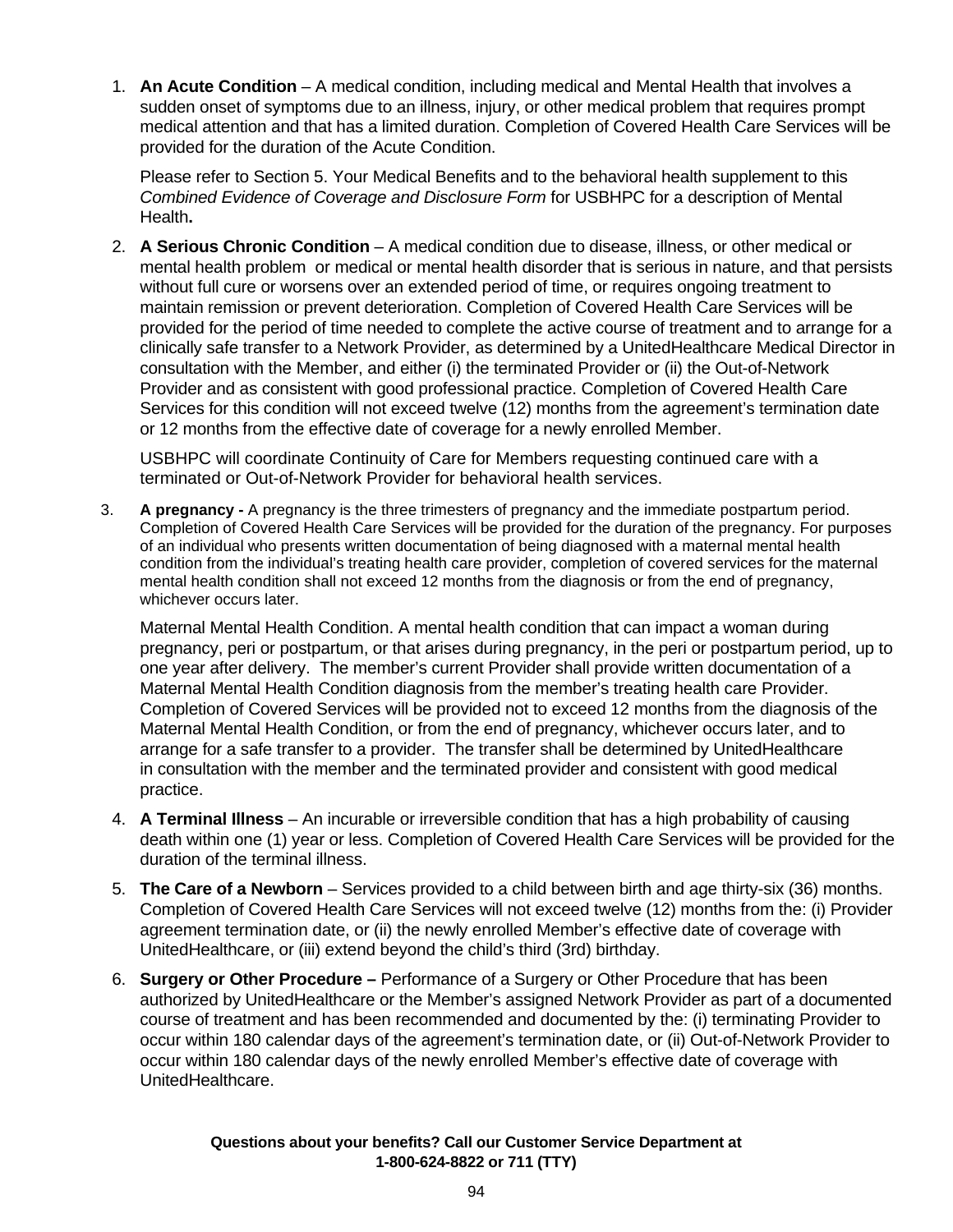1. **An Acute Condition** – A medical condition, including medical and Mental Health that involves a sudden onset of symptoms due to an illness, injury, or other medical problem that requires prompt medical attention and that has a limited duration. Completion of Covered Health Care Services will be provided for the duration of the Acute Condition.

   Please refer to Section 5. Your Medical Benefits and to the behavioral health supplement to this *Combined Evidence of Coverage and Disclosure Form* for USBHPC for a description of Mental Health**.**

2. **A Serious Chronic Condition** – A medical condition due to disease, illness, or other medical or mental health problem or medical or mental health disorder that is serious in nature, and that persists without full cure or worsens over an extended period of time, or requires ongoing treatment to maintain remission or prevent deterioration. Completion of Covered Health Care Services will be provided for the period of time needed to complete the active course of treatment and to arrange for a clinically safe transfer to a Network Provider, as determined by a UnitedHealthcare Medical Director in consultation with the Member, and either (i) the terminated Provider or (ii) the Out-of-Network Provider and as consistent with good professional practice. Completion of Covered Health Care Services for this condition will not exceed twelve (12) months from the agreement's termination date or 12 months from the effective date of coverage for a newly enrolled Member.

   USBHPC will coordinate Continuity of Care for Members requesting continued care with a terminated or Out-of-Network Provider for behavioral health services.

3. **A pregnancy -** A pregnancy is the three trimesters of pregnancy and the immediate postpartum period. Completion of Covered Health Care Services will be provided for the duration of the pregnancy. For purposes of an individual who presents written documentation of being diagnosed with a maternal mental health condition from the individual's treating health care provider, completion of covered services for the maternal mental health condition shall not exceed 12 months from the diagnosis or from the end of pregnancy, whichever occurs later.

   Maternal Mental Health Condition. A mental health condition that can impact a woman during pregnancy, peri or postpartum, or that arises during pregnancy, in the peri or postpartum period, up to one year after delivery. The member's current Provider shall provide written documentation of a Maternal Mental Health Condition diagnosis from the member's treating health care Provider. Completion of Covered Services will be provided not to exceed 12 months from the diagnosis of the Maternal Mental Health Condition, or from the end of pregnancy, whichever occurs later, and to arrange for a safe transfer to a provider. The transfer shall be determined by UnitedHealthcare in consultation with the member and the terminated provider and consistent with good medical practice.

4. **A Terminal Illness** – An incurable or irreversible condition that has a high probability of causing death within one (1) year or less. Completion of Covered Health Care Services will be provided for the duration of the terminal illness.

5. **The Care of a Newborn** – Services provided to a child between birth and age thirty-six (36) months. Completion of Covered Health Care Services will not exceed twelve (12) months from the: (i) Provider agreement termination date, or (ii) the newly enrolled Member's effective date of coverage with UnitedHealthcare, or (iii) extend beyond the child's third (3rd) birthday.

6. **Surgery or Other Procedure –** Performance of a Surgery or Other Procedure that has been authorized by UnitedHealthcare or the Member's assigned Network Provider as part of a documented course of treatment and has been recommended and documented by the: (i) terminating Provider to occur within 180 calendar days of the agreement's termination date, or (ii) Out-of-Network Provider to occur within 180 calendar days of the newly enrolled Member's effective date of coverage with UnitedHealthcare.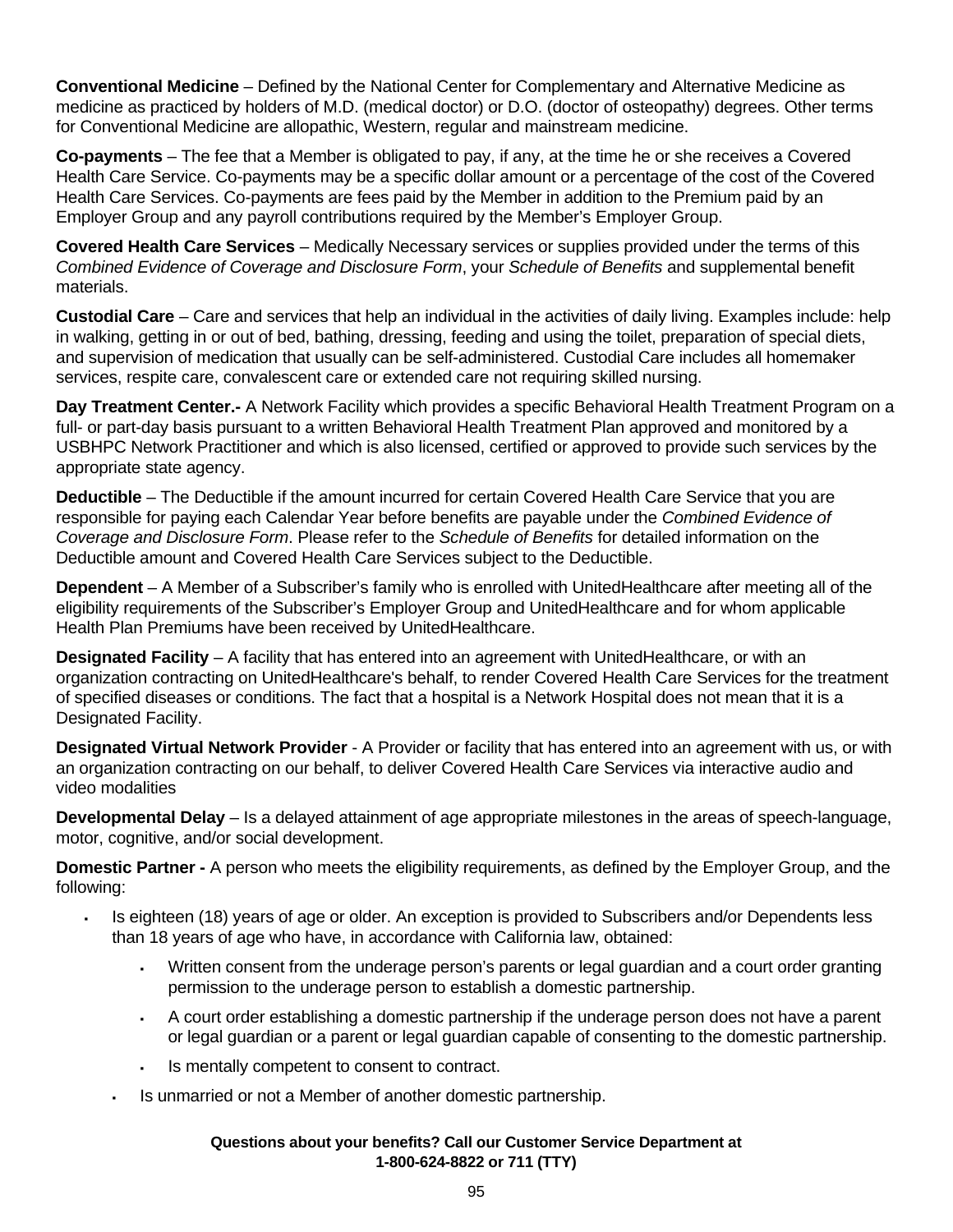**Conventional Medicine** – Defined by the National Center for Complementary and Alternative Medicine as medicine as practiced by holders of M.D. (medical doctor) or D.O. (doctor of osteopathy) degrees. Other terms for Conventional Medicine are allopathic, Western, regular and mainstream medicine.

**Co-payments** – The fee that a Member is obligated to pay, if any, at the time he or she receives a Covered Health Care Service. Co-payments may be a specific dollar amount or a percentage of the cost of the Covered Health Care Services. Co-payments are fees paid by the Member in addition to the Premium paid by an Employer Group and any payroll contributions required by the Member's Employer Group.

**Covered Health Care Services** – Medically Necessary services or supplies provided under the terms of this *Combined Evidence of Coverage and Disclosure Form*, your *Schedule of Benefits* and supplemental benefit materials.

**Custodial Care** – Care and services that help an individual in the activities of daily living. Examples include: help in walking, getting in or out of bed, bathing, dressing, feeding and using the toilet, preparation of special diets, and supervision of medication that usually can be self-administered. Custodial Care includes all homemaker services, respite care, convalescent care or extended care not requiring skilled nursing.

**Day Treatment Center.-** A Network Facility which provides a specific Behavioral Health Treatment Program on a full- or part-day basis pursuant to a written Behavioral Health Treatment Plan approved and monitored by a USBHPC Network Practitioner and which is also licensed, certified or approved to provide such services by the appropriate state agency.

**Deductible** – The Deductible if the amount incurred for certain Covered Health Care Service that you are responsible for paying each Calendar Year before benefits are payable under the *Combined Evidence of Coverage and Disclosure Form*. Please refer to the *Schedule of Benefits* for detailed information on the Deductible amount and Covered Health Care Services subject to the Deductible.

**Dependent** – A Member of a Subscriber's family who is enrolled with UnitedHealthcare after meeting all of the eligibility requirements of the Subscriber's Employer Group and UnitedHealthcare and for whom applicable Health Plan Premiums have been received by UnitedHealthcare.

**Designated Facility** – A facility that has entered into an agreement with UnitedHealthcare, or with an organization contracting on UnitedHealthcare's behalf, to render Covered Health Care Services for the treatment of specified diseases or conditions. The fact that a hospital is a Network Hospital does not mean that it is a Designated Facility.

**Designated Virtual Network Provider** - A Provider or facility that has entered into an agreement with us, or with an organization contracting on our behalf, to deliver Covered Health Care Services via interactive audio and video modalities

**Developmental Delay** – Is a delayed attainment of age appropriate milestones in the areas of speech-language, motor, cognitive, and/or social development.

**Domestic Partner -** A person who meets the eligibility requirements, as defined by the Employer Group, and the following:

- Is eighteen (18) years of age or older. An exception is provided to Subscribers and/or Dependents less than 18 years of age who have, in accordance with California law, obtained:
  - Written consent from the underage person's parents or legal guardian and a court order granting permission to the underage person to establish a domestic partnership.
  - A court order establishing a domestic partnership if the underage person does not have a parent or legal guardian or a parent or legal guardian capable of consenting to the domestic partnership.
  - Is mentally competent to consent to contract.
- Is unmarried or not a Member of another domestic partnership.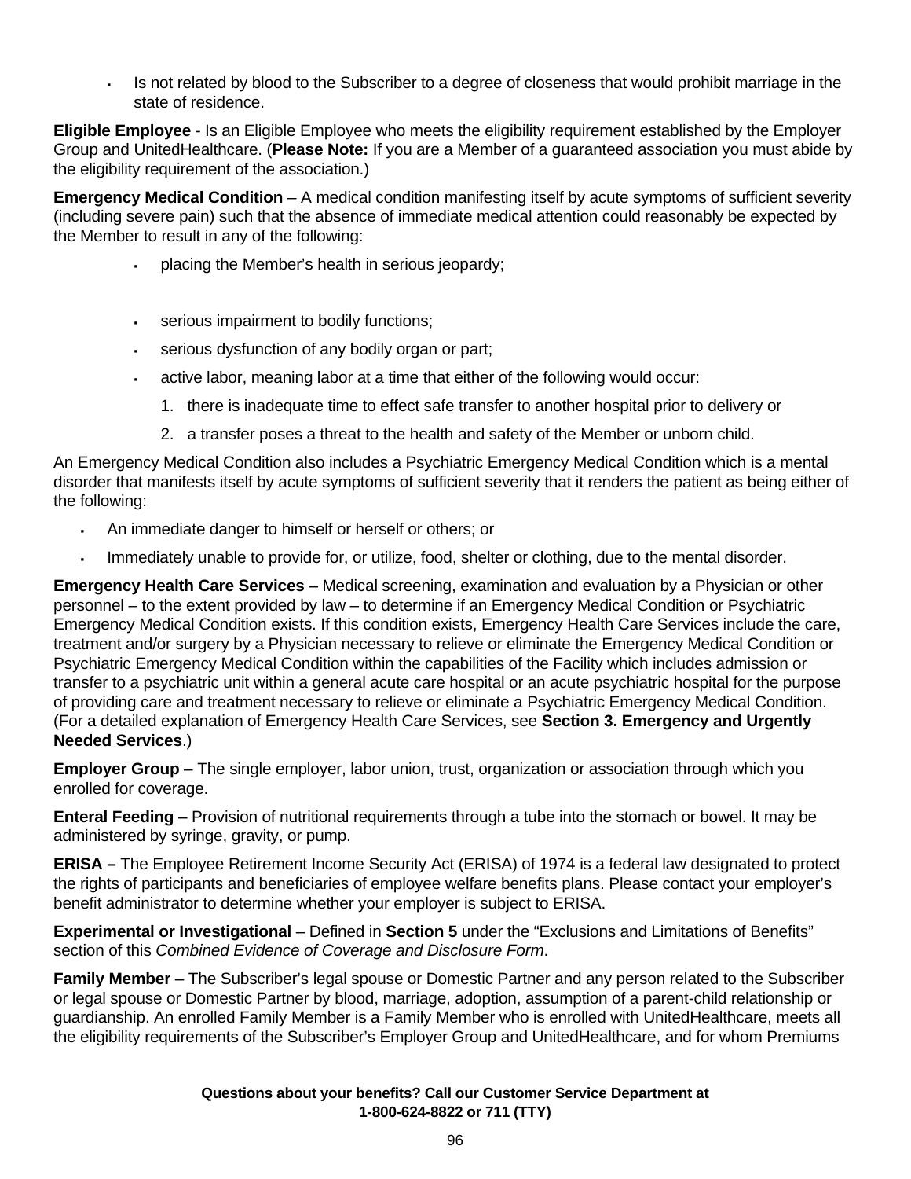- Is not related by blood to the Subscriber to a degree of closeness that would prohibit marriage in the state of residence.

**Eligible Employee** - Is an Eligible Employee who meets the eligibility requirement established by the Employer Group and UnitedHealthcare. (**Please Note:** If you are a Member of a guaranteed association you must abide by the eligibility requirement of the association.)

**Emergency Medical Condition** – A medical condition manifesting itself by acute symptoms of sufficient severity (including severe pain) such that the absence of immediate medical attention could reasonably be expected by the Member to result in any of the following:

- placing the Member's health in serious jeopardy;
- serious impairment to bodily functions;
- serious dysfunction of any bodily organ or part;
- active labor, meaning labor at a time that either of the following would occur:
  1. there is inadequate time to effect safe transfer to another hospital prior to delivery or
  2. a transfer poses a threat to the health and safety of the Member or unborn child.

An Emergency Medical Condition also includes a Psychiatric Emergency Medical Condition which is a mental disorder that manifests itself by acute symptoms of sufficient severity that it renders the patient as being either of the following:

- An immediate danger to himself or herself or others; or
- Immediately unable to provide for, or utilize, food, shelter or clothing, due to the mental disorder.

**Emergency Health Care Services** – Medical screening, examination and evaluation by a Physician or other personnel – to the extent provided by law – to determine if an Emergency Medical Condition or Psychiatric Emergency Medical Condition exists. If this condition exists, Emergency Health Care Services include the care, treatment and/or surgery by a Physician necessary to relieve or eliminate the Emergency Medical Condition or Psychiatric Emergency Medical Condition within the capabilities of the Facility which includes admission or transfer to a psychiatric unit within a general acute care hospital or an acute psychiatric hospital for the purpose of providing care and treatment necessary to relieve or eliminate a Psychiatric Emergency Medical Condition. (For a detailed explanation of Emergency Health Care Services, see **Section 3. Emergency and Urgently Needed Services**.)

**Employer Group** – The single employer, labor union, trust, organization or association through which you enrolled for coverage.

**Enteral Feeding** – Provision of nutritional requirements through a tube into the stomach or bowel. It may be administered by syringe, gravity, or pump.

**ERISA –** The Employee Retirement Income Security Act (ERISA) of 1974 is a federal law designated to protect the rights of participants and beneficiaries of employee welfare benefits plans. Please contact your employer's benefit administrator to determine whether your employer is subject to ERISA.

**Experimental or Investigational** – Defined in **Section 5** under the "Exclusions and Limitations of Benefits" section of this *Combined Evidence of Coverage and Disclosure Form*.

**Family Member** – The Subscriber's legal spouse or Domestic Partner and any person related to the Subscriber or legal spouse or Domestic Partner by blood, marriage, adoption, assumption of a parent-child relationship or guardianship. An enrolled Family Member is a Family Member who is enrolled with UnitedHealthcare, meets all the eligibility requirements of the Subscriber's Employer Group and UnitedHealthcare, and for whom Premiums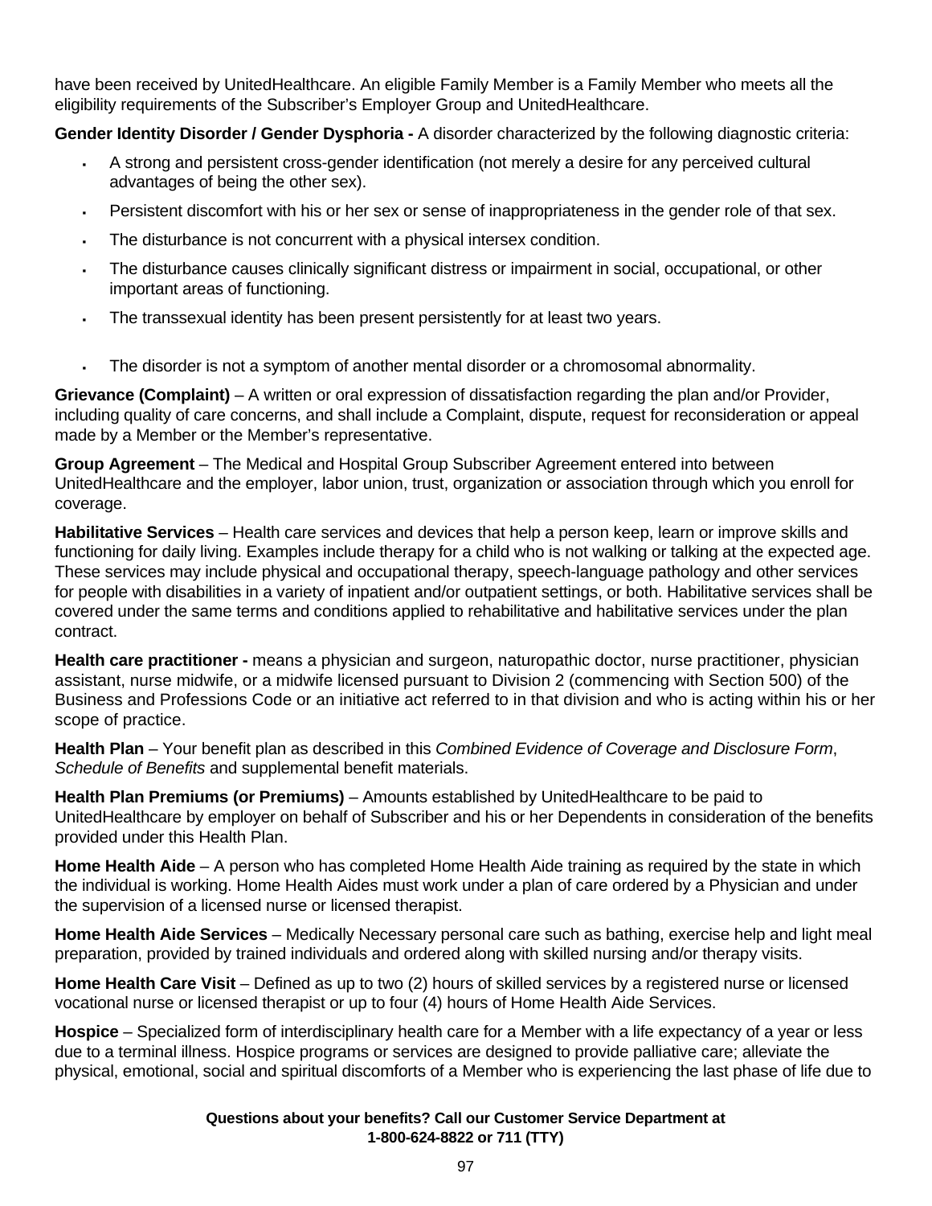have been received by UnitedHealthcare. An eligible Family Member is a Family Member who meets all the eligibility requirements of the Subscriber's Employer Group and UnitedHealthcare.

**Gender Identity Disorder / Gender Dysphoria -** A disorder characterized by the following diagnostic criteria:

- A strong and persistent cross-gender identification (not merely a desire for any perceived cultural advantages of being the other sex).
- Persistent discomfort with his or her sex or sense of inappropriateness in the gender role of that sex.
- The disturbance is not concurrent with a physical intersex condition.
- The disturbance causes clinically significant distress or impairment in social, occupational, or other important areas of functioning.
- The transsexual identity has been present persistently for at least two years.
- The disorder is not a symptom of another mental disorder or a chromosomal abnormality.

**Grievance (Complaint)** – A written or oral expression of dissatisfaction regarding the plan and/or Provider, including quality of care concerns, and shall include a Complaint, dispute, request for reconsideration or appeal made by a Member or the Member's representative.

**Group Agreement** – The Medical and Hospital Group Subscriber Agreement entered into between UnitedHealthcare and the employer, labor union, trust, organization or association through which you enroll for coverage.

**Habilitative Services** – Health care services and devices that help a person keep, learn or improve skills and functioning for daily living. Examples include therapy for a child who is not walking or talking at the expected age. These services may include physical and occupational therapy, speech-language pathology and other services for people with disabilities in a variety of inpatient and/or outpatient settings, or both. Habilitative services shall be covered under the same terms and conditions applied to rehabilitative and habilitative services under the plan contract.

**Health care practitioner -** means a physician and surgeon, naturopathic doctor, nurse practitioner, physician assistant, nurse midwife, or a midwife licensed pursuant to Division 2 (commencing with Section 500) of the Business and Professions Code or an initiative act referred to in that division and who is acting within his or her scope of practice.

**Health Plan** – Your benefit plan as described in this *Combined Evidence of Coverage and Disclosure Form*, *Schedule of Benefits* and supplemental benefit materials.

**Health Plan Premiums (or Premiums)** – Amounts established by UnitedHealthcare to be paid to UnitedHealthcare by employer on behalf of Subscriber and his or her Dependents in consideration of the benefits provided under this Health Plan.

**Home Health Aide** – A person who has completed Home Health Aide training as required by the state in which the individual is working. Home Health Aides must work under a plan of care ordered by a Physician and under the supervision of a licensed nurse or licensed therapist.

**Home Health Aide Services** – Medically Necessary personal care such as bathing, exercise help and light meal preparation, provided by trained individuals and ordered along with skilled nursing and/or therapy visits.

**Home Health Care Visit** – Defined as up to two (2) hours of skilled services by a registered nurse or licensed vocational nurse or licensed therapist or up to four (4) hours of Home Health Aide Services.

**Hospice** – Specialized form of interdisciplinary health care for a Member with a life expectancy of a year or less due to a terminal illness. Hospice programs or services are designed to provide palliative care; alleviate the physical, emotional, social and spiritual discomforts of a Member who is experiencing the last phase of life due to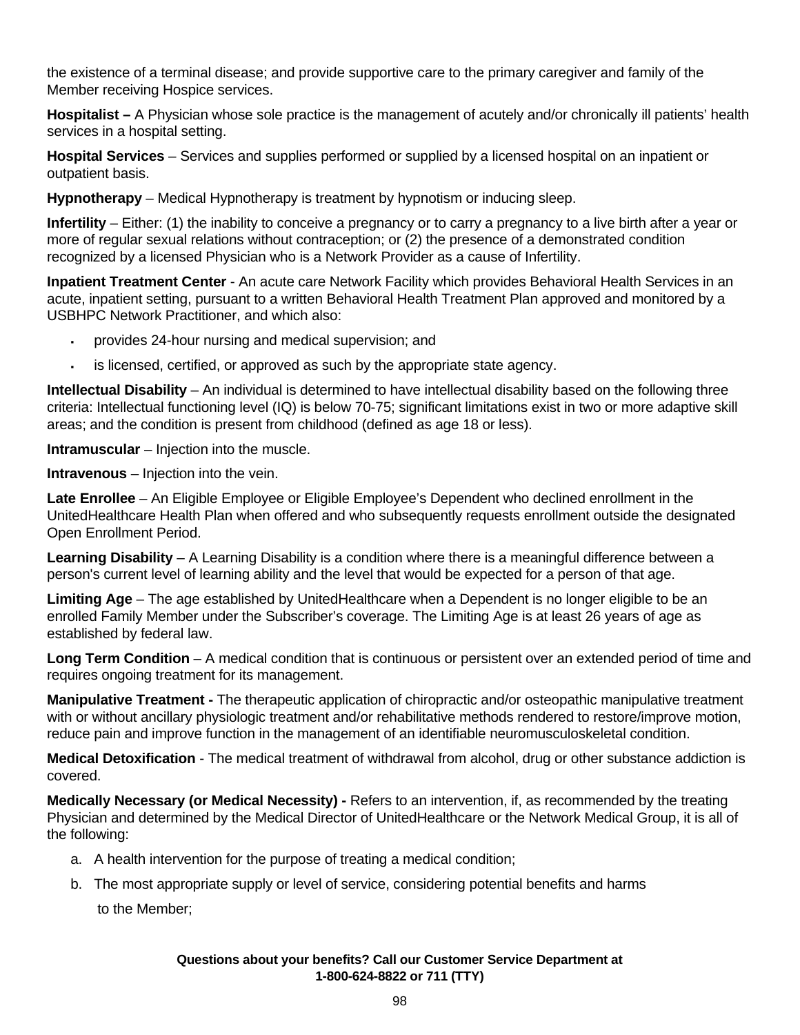the existence of a terminal disease; and provide supportive care to the primary caregiver and family of the Member receiving Hospice services.

**Hospitalist –** A Physician whose sole practice is the management of acutely and/or chronically ill patients' health services in a hospital setting.

**Hospital Services** – Services and supplies performed or supplied by a licensed hospital on an inpatient or outpatient basis.

**Hypnotherapy** – Medical Hypnotherapy is treatment by hypnotism or inducing sleep.

**Infertility** – Either: (1) the inability to conceive a pregnancy or to carry a pregnancy to a live birth after a year or more of regular sexual relations without contraception; or (2) the presence of a demonstrated condition recognized by a licensed Physician who is a Network Provider as a cause of Infertility.

**Inpatient Treatment Center** - An acute care Network Facility which provides Behavioral Health Services in an acute, inpatient setting, pursuant to a written Behavioral Health Treatment Plan approved and monitored by a USBHPC Network Practitioner, and which also:

- provides 24-hour nursing and medical supervision; and
- is licensed, certified, or approved as such by the appropriate state agency.

**Intellectual Disability** – An individual is determined to have intellectual disability based on the following three criteria: Intellectual functioning level (IQ) is below 70-75; significant limitations exist in two or more adaptive skill areas; and the condition is present from childhood (defined as age 18 or less).

**Intramuscular** – Injection into the muscle.

**Intravenous** – Injection into the vein.

**Late Enrollee** – An Eligible Employee or Eligible Employee's Dependent who declined enrollment in the UnitedHealthcare Health Plan when offered and who subsequently requests enrollment outside the designated Open Enrollment Period.

**Learning Disability** – A Learning Disability is a condition where there is a meaningful difference between a person's current level of learning ability and the level that would be expected for a person of that age.

**Limiting Age** – The age established by UnitedHealthcare when a Dependent is no longer eligible to be an enrolled Family Member under the Subscriber's coverage. The Limiting Age is at least 26 years of age as established by federal law.

**Long Term Condition** – A medical condition that is continuous or persistent over an extended period of time and requires ongoing treatment for its management.

**Manipulative Treatment -** The therapeutic application of chiropractic and/or osteopathic manipulative treatment with or without ancillary physiologic treatment and/or rehabilitative methods rendered to restore/improve motion, reduce pain and improve function in the management of an identifiable neuromusculoskeletal condition.

**Medical Detoxification** - The medical treatment of withdrawal from alcohol, drug or other substance addiction is covered.

**Medically Necessary (or Medical Necessity) -** Refers to an intervention, if, as recommended by the treating Physician and determined by the Medical Director of UnitedHealthcare or the Network Medical Group, it is all of the following:

a. A health intervention for the purpose of treating a medical condition;

b. The most appropriate supply or level of service, considering potential benefits and harms to the Member;

**Questions about your benefits? Call our Customer Service Department at 1-800-624-8822 or 711 (TTY)**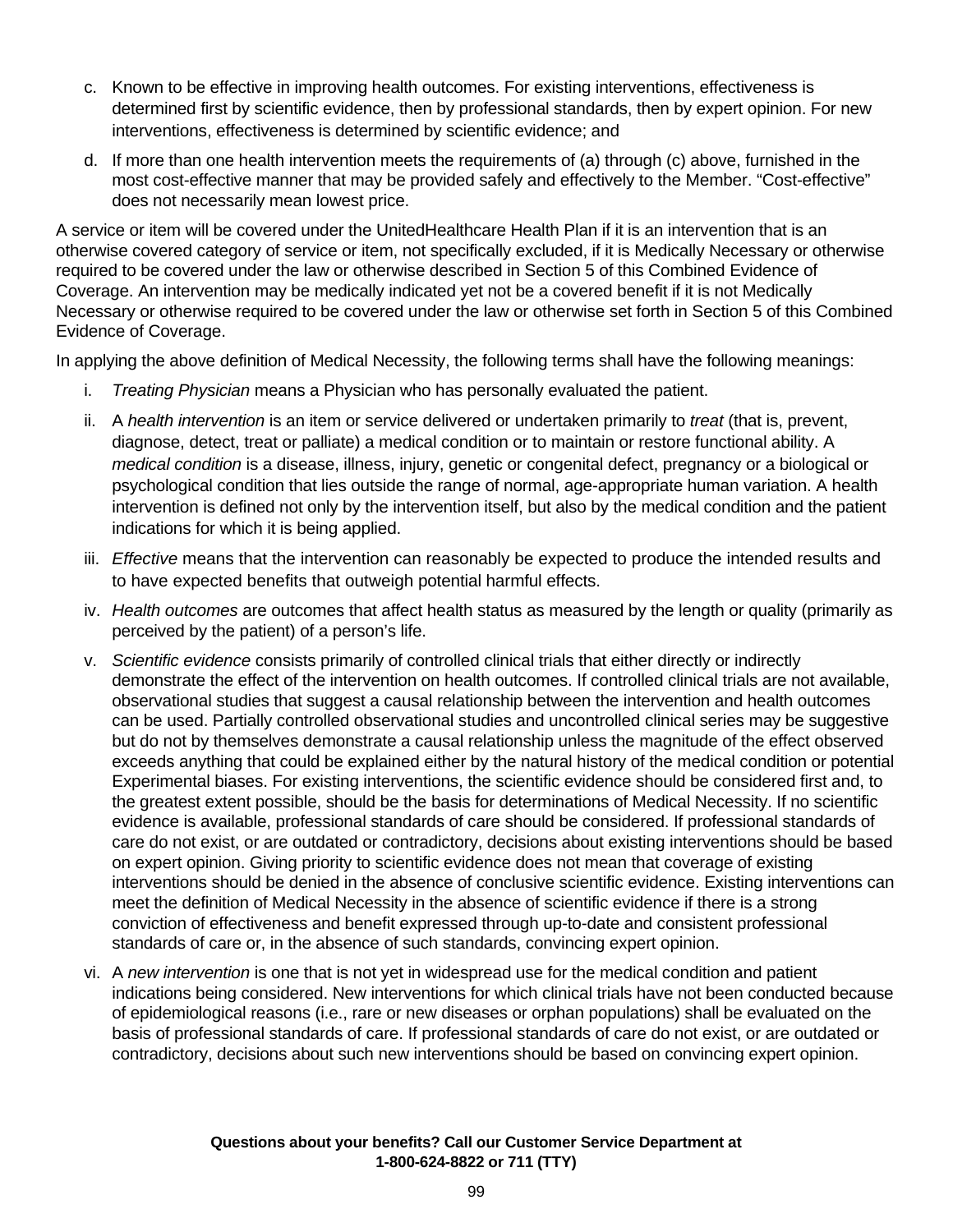c. Known to be effective in improving health outcomes. For existing interventions, effectiveness is determined first by scientific evidence, then by professional standards, then by expert opinion. For new interventions, effectiveness is determined by scientific evidence; and

d. If more than one health intervention meets the requirements of (a) through (c) above, furnished in the most cost-effective manner that may be provided safely and effectively to the Member. "Cost-effective" does not necessarily mean lowest price.

A service or item will be covered under the UnitedHealthcare Health Plan if it is an intervention that is an otherwise covered category of service or item, not specifically excluded, if it is Medically Necessary or otherwise required to be covered under the law or otherwise described in Section 5 of this Combined Evidence of Coverage. An intervention may be medically indicated yet not be a covered benefit if it is not Medically Necessary or otherwise required to be covered under the law or otherwise set forth in Section 5 of this Combined Evidence of Coverage.

In applying the above definition of Medical Necessity, the following terms shall have the following meanings:

i. *Treating Physician* means a Physician who has personally evaluated the patient.

ii. A *health intervention* is an item or service delivered or undertaken primarily to *treat* (that is, prevent, diagnose, detect, treat or palliate) a medical condition or to maintain or restore functional ability. A *medical condition* is a disease, illness, injury, genetic or congenital defect, pregnancy or a biological or psychological condition that lies outside the range of normal, age-appropriate human variation. A health intervention is defined not only by the intervention itself, but also by the medical condition and the patient indications for which it is being applied.

iii. *Effective* means that the intervention can reasonably be expected to produce the intended results and to have expected benefits that outweigh potential harmful effects.

iv. *Health outcomes* are outcomes that affect health status as measured by the length or quality (primarily as perceived by the patient) of a person's life.

v. *Scientific evidence* consists primarily of controlled clinical trials that either directly or indirectly demonstrate the effect of the intervention on health outcomes. If controlled clinical trials are not available, observational studies that suggest a causal relationship between the intervention and health outcomes can be used. Partially controlled observational studies and uncontrolled clinical series may be suggestive but do not by themselves demonstrate a causal relationship unless the magnitude of the effect observed exceeds anything that could be explained either by the natural history of the medical condition or potential Experimental biases. For existing interventions, the scientific evidence should be considered first and, to the greatest extent possible, should be the basis for determinations of Medical Necessity. If no scientific evidence is available, professional standards of care should be considered. If professional standards of care do not exist, or are outdated or contradictory, decisions about existing interventions should be based on expert opinion. Giving priority to scientific evidence does not mean that coverage of existing interventions should be denied in the absence of conclusive scientific evidence. Existing interventions can meet the definition of Medical Necessity in the absence of scientific evidence if there is a strong conviction of effectiveness and benefit expressed through up-to-date and consistent professional standards of care or, in the absence of such standards, convincing expert opinion.

vi. A *new intervention* is one that is not yet in widespread use for the medical condition and patient indications being considered. New interventions for which clinical trials have not been conducted because of epidemiological reasons (i.e., rare or new diseases or orphan populations) shall be evaluated on the basis of professional standards of care. If professional standards of care do not exist, or are outdated or contradictory, decisions about such new interventions should be based on convincing expert opinion.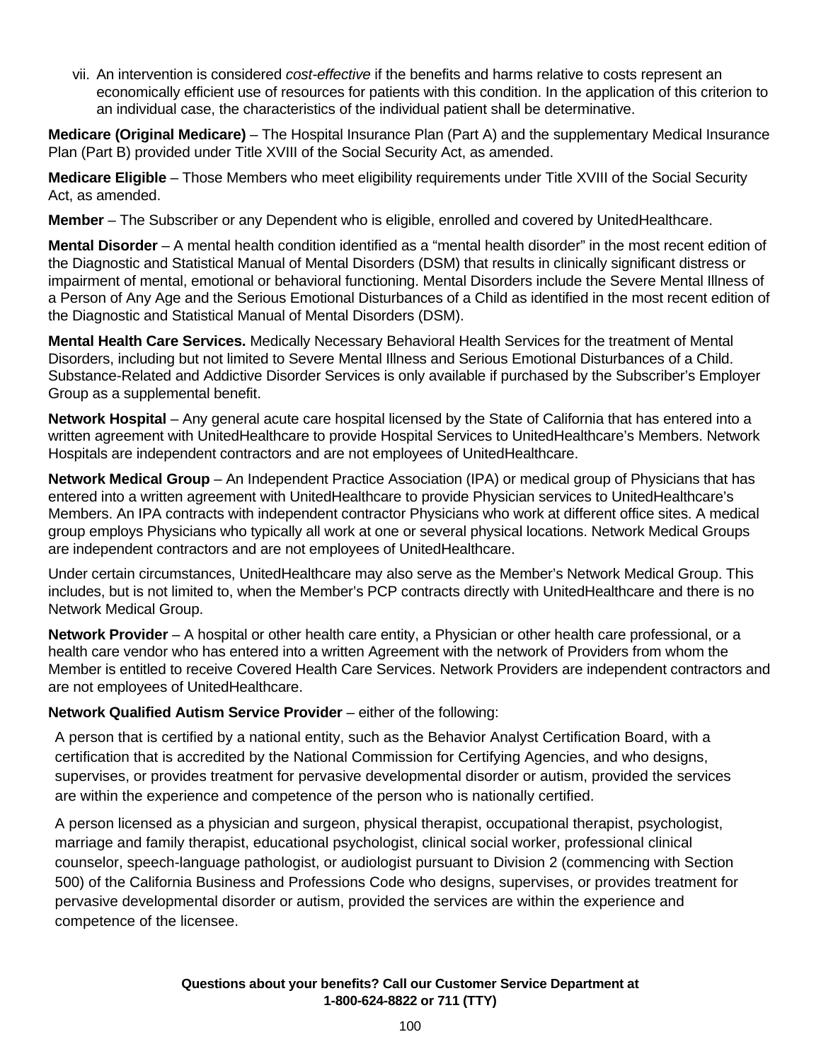vii. An intervention is considered *cost-effective* if the benefits and harms relative to costs represent an economically efficient use of resources for patients with this condition. In the application of this criterion to an individual case, the characteristics of the individual patient shall be determinative.

**Medicare (Original Medicare)** – The Hospital Insurance Plan (Part A) and the supplementary Medical Insurance Plan (Part B) provided under Title XVIII of the Social Security Act, as amended.

**Medicare Eligible** – Those Members who meet eligibility requirements under Title XVIII of the Social Security Act, as amended.

**Member** – The Subscriber or any Dependent who is eligible, enrolled and covered by UnitedHealthcare.

**Mental Disorder** – A mental health condition identified as a "mental health disorder" in the most recent edition of the Diagnostic and Statistical Manual of Mental Disorders (DSM) that results in clinically significant distress or impairment of mental, emotional or behavioral functioning. Mental Disorders include the Severe Mental Illness of a Person of Any Age and the Serious Emotional Disturbances of a Child as identified in the most recent edition of the Diagnostic and Statistical Manual of Mental Disorders (DSM).

**Mental Health Care Services.** Medically Necessary Behavioral Health Services for the treatment of Mental Disorders, including but not limited to Severe Mental Illness and Serious Emotional Disturbances of a Child. Substance-Related and Addictive Disorder Services is only available if purchased by the Subscriber's Employer Group as a supplemental benefit.

**Network Hospital** – Any general acute care hospital licensed by the State of California that has entered into a written agreement with UnitedHealthcare to provide Hospital Services to UnitedHealthcare's Members. Network Hospitals are independent contractors and are not employees of UnitedHealthcare.

**Network Medical Group** – An Independent Practice Association (IPA) or medical group of Physicians that has entered into a written agreement with UnitedHealthcare to provide Physician services to UnitedHealthcare's Members. An IPA contracts with independent contractor Physicians who work at different office sites. A medical group employs Physicians who typically all work at one or several physical locations. Network Medical Groups are independent contractors and are not employees of UnitedHealthcare.

Under certain circumstances, UnitedHealthcare may also serve as the Member's Network Medical Group. This includes, but is not limited to, when the Member's PCP contracts directly with UnitedHealthcare and there is no Network Medical Group.

**Network Provider** – A hospital or other health care entity, a Physician or other health care professional, or a health care vendor who has entered into a written Agreement with the network of Providers from whom the Member is entitled to receive Covered Health Care Services. Network Providers are independent contractors and are not employees of UnitedHealthcare.

**Network Qualified Autism Service Provider** – either of the following:

A person that is certified by a national entity, such as the Behavior Analyst Certification Board, with a certification that is accredited by the National Commission for Certifying Agencies, and who designs, supervises, or provides treatment for pervasive developmental disorder or autism, provided the services are within the experience and competence of the person who is nationally certified.

A person licensed as a physician and surgeon, physical therapist, occupational therapist, psychologist, marriage and family therapist, educational psychologist, clinical social worker, professional clinical counselor, speech-language pathologist, or audiologist pursuant to Division 2 (commencing with Section 500) of the California Business and Professions Code who designs, supervises, or provides treatment for pervasive developmental disorder or autism, provided the services are within the experience and competence of the licensee.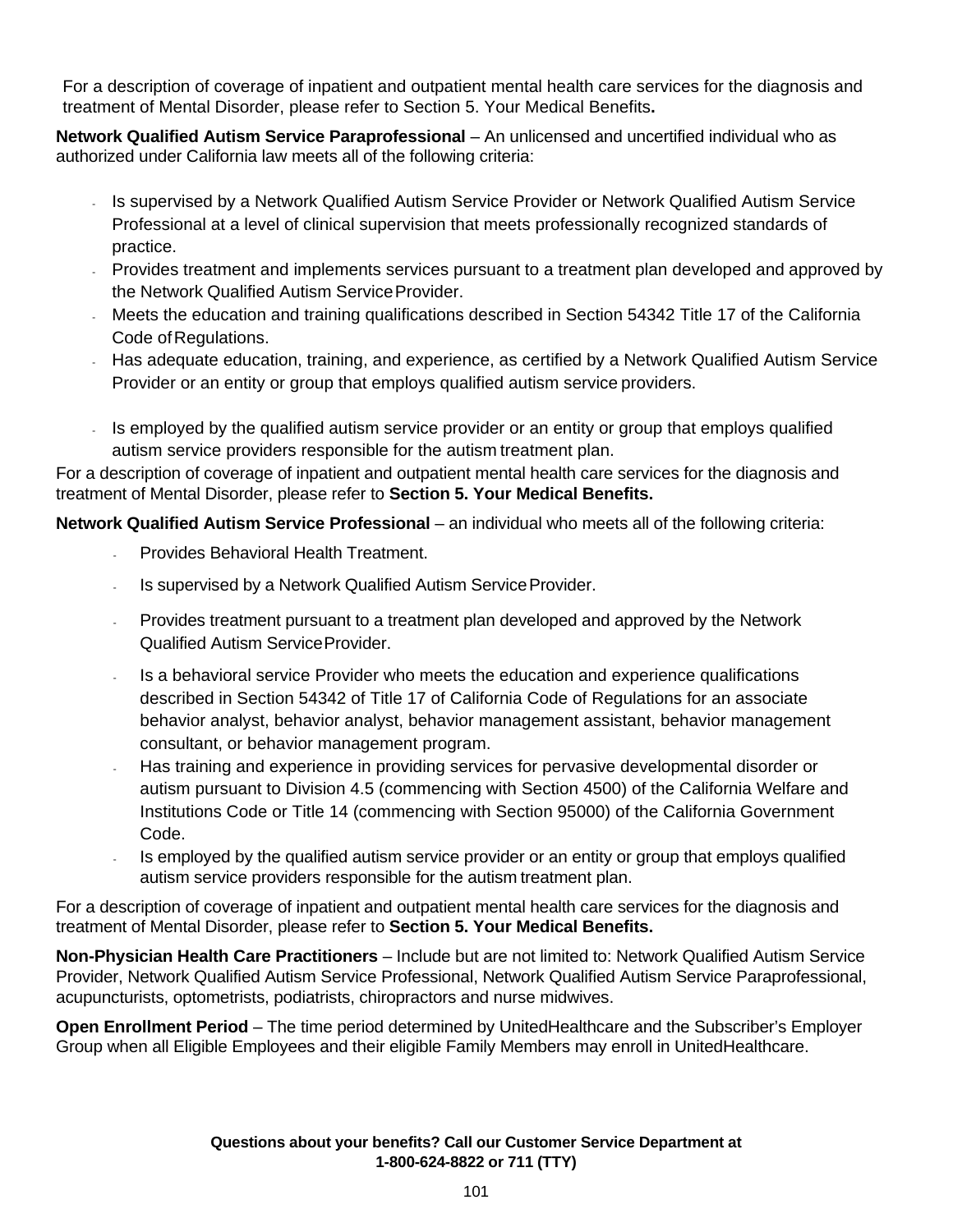For a description of coverage of inpatient and outpatient mental health care services for the diagnosis and treatment of Mental Disorder, please refer to Section 5. Your Medical Benefits**.**

**Network Qualified Autism Service Paraprofessional** – An unlicensed and uncertified individual who as authorized under California law meets all of the following criteria:

- Is supervised by a Network Qualified Autism Service Provider or Network Qualified Autism Service Professional at a level of clinical supervision that meets professionally recognized standards of practice.
- Provides treatment and implements services pursuant to a treatment plan developed and approved by the Network Qualified Autism Service Provider.
- Meets the education and training qualifications described in Section 54342 Title 17 of the California Code of Regulations.
- Has adequate education, training, and experience, as certified by a Network Qualified Autism Service Provider or an entity or group that employs qualified autism service providers.
- Is employed by the qualified autism service provider or an entity or group that employs qualified autism service providers responsible for the autism treatment plan.

For a description of coverage of inpatient and outpatient mental health care services for the diagnosis and treatment of Mental Disorder, please refer to **Section 5. Your Medical Benefits.**

**Network Qualified Autism Service Professional** – an individual who meets all of the following criteria:

- Provides Behavioral Health Treatment.
- Is supervised by a Network Qualified Autism Service Provider.
- Provides treatment pursuant to a treatment plan developed and approved by the Network Qualified Autism Service Provider.
- Is a behavioral service Provider who meets the education and experience qualifications described in Section 54342 of Title 17 of California Code of Regulations for an associate behavior analyst, behavior analyst, behavior management assistant, behavior management consultant, or behavior management program.
- Has training and experience in providing services for pervasive developmental disorder or autism pursuant to Division 4.5 (commencing with Section 4500) of the California Welfare and Institutions Code or Title 14 (commencing with Section 95000) of the California Government Code.
- Is employed by the qualified autism service provider or an entity or group that employs qualified autism service providers responsible for the autism treatment plan.

For a description of coverage of inpatient and outpatient mental health care services for the diagnosis and treatment of Mental Disorder, please refer to **Section 5. Your Medical Benefits.**

**Non-Physician Health Care Practitioners** – Include but are not limited to: Network Qualified Autism Service Provider, Network Qualified Autism Service Professional, Network Qualified Autism Service Paraprofessional, acupuncturists, optometrists, podiatrists, chiropractors and nurse midwives.

**Open Enrollment Period** – The time period determined by UnitedHealthcare and the Subscriber's Employer Group when all Eligible Employees and their eligible Family Members may enroll in UnitedHealthcare.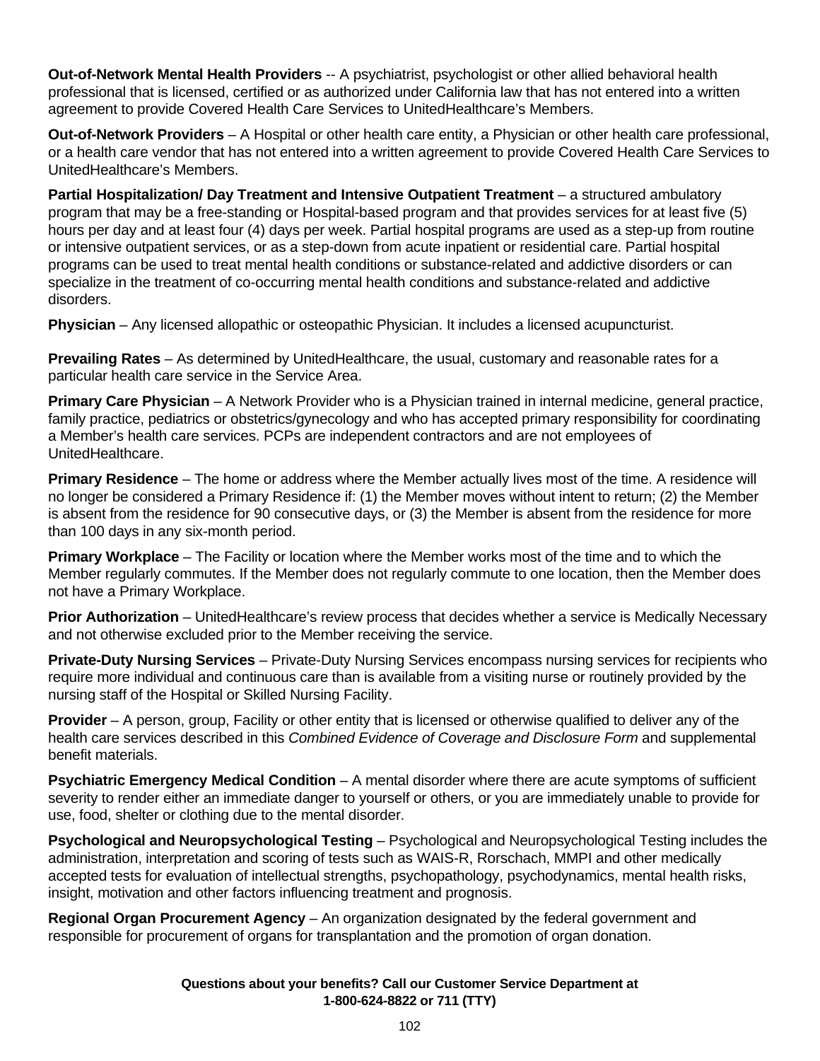**Out-of-Network Mental Health Providers** -- A psychiatrist, psychologist or other allied behavioral health professional that is licensed, certified or as authorized under California law that has not entered into a written agreement to provide Covered Health Care Services to UnitedHealthcare's Members.

**Out-of-Network Providers** – A Hospital or other health care entity, a Physician or other health care professional, or a health care vendor that has not entered into a written agreement to provide Covered Health Care Services to UnitedHealthcare's Members.

**Partial Hospitalization/ Day Treatment and Intensive Outpatient Treatment** – a structured ambulatory program that may be a free-standing or Hospital-based program and that provides services for at least five (5) hours per day and at least four (4) days per week. Partial hospital programs are used as a step-up from routine or intensive outpatient services, or as a step-down from acute inpatient or residential care. Partial hospital programs can be used to treat mental health conditions or substance-related and addictive disorders or can specialize in the treatment of co-occurring mental health conditions and substance-related and addictive disorders.

**Physician** – Any licensed allopathic or osteopathic Physician. It includes a licensed acupuncturist.

**Prevailing Rates** – As determined by UnitedHealthcare, the usual, customary and reasonable rates for a particular health care service in the Service Area.

**Primary Care Physician** – A Network Provider who is a Physician trained in internal medicine, general practice, family practice, pediatrics or obstetrics/gynecology and who has accepted primary responsibility for coordinating a Member's health care services. PCPs are independent contractors and are not employees of UnitedHealthcare.

**Primary Residence** – The home or address where the Member actually lives most of the time. A residence will no longer be considered a Primary Residence if: (1) the Member moves without intent to return; (2) the Member is absent from the residence for 90 consecutive days, or (3) the Member is absent from the residence for more than 100 days in any six-month period.

**Primary Workplace** – The Facility or location where the Member works most of the time and to which the Member regularly commutes. If the Member does not regularly commute to one location, then the Member does not have a Primary Workplace.

**Prior Authorization** – UnitedHealthcare's review process that decides whether a service is Medically Necessary and not otherwise excluded prior to the Member receiving the service.

**Private-Duty Nursing Services** – Private-Duty Nursing Services encompass nursing services for recipients who require more individual and continuous care than is available from a visiting nurse or routinely provided by the nursing staff of the Hospital or Skilled Nursing Facility.

**Provider** – A person, group, Facility or other entity that is licensed or otherwise qualified to deliver any of the health care services described in this *Combined Evidence of Coverage and Disclosure Form* and supplemental benefit materials.

**Psychiatric Emergency Medical Condition** – A mental disorder where there are acute symptoms of sufficient severity to render either an immediate danger to yourself or others, or you are immediately unable to provide for use, food, shelter or clothing due to the mental disorder.

**Psychological and Neuropsychological Testing** – Psychological and Neuropsychological Testing includes the administration, interpretation and scoring of tests such as WAIS-R, Rorschach, MMPI and other medically accepted tests for evaluation of intellectual strengths, psychopathology, psychodynamics, mental health risks, insight, motivation and other factors influencing treatment and prognosis.

**Regional Organ Procurement Agency** – An organization designated by the federal government and responsible for procurement of organs for transplantation and the promotion of organ donation.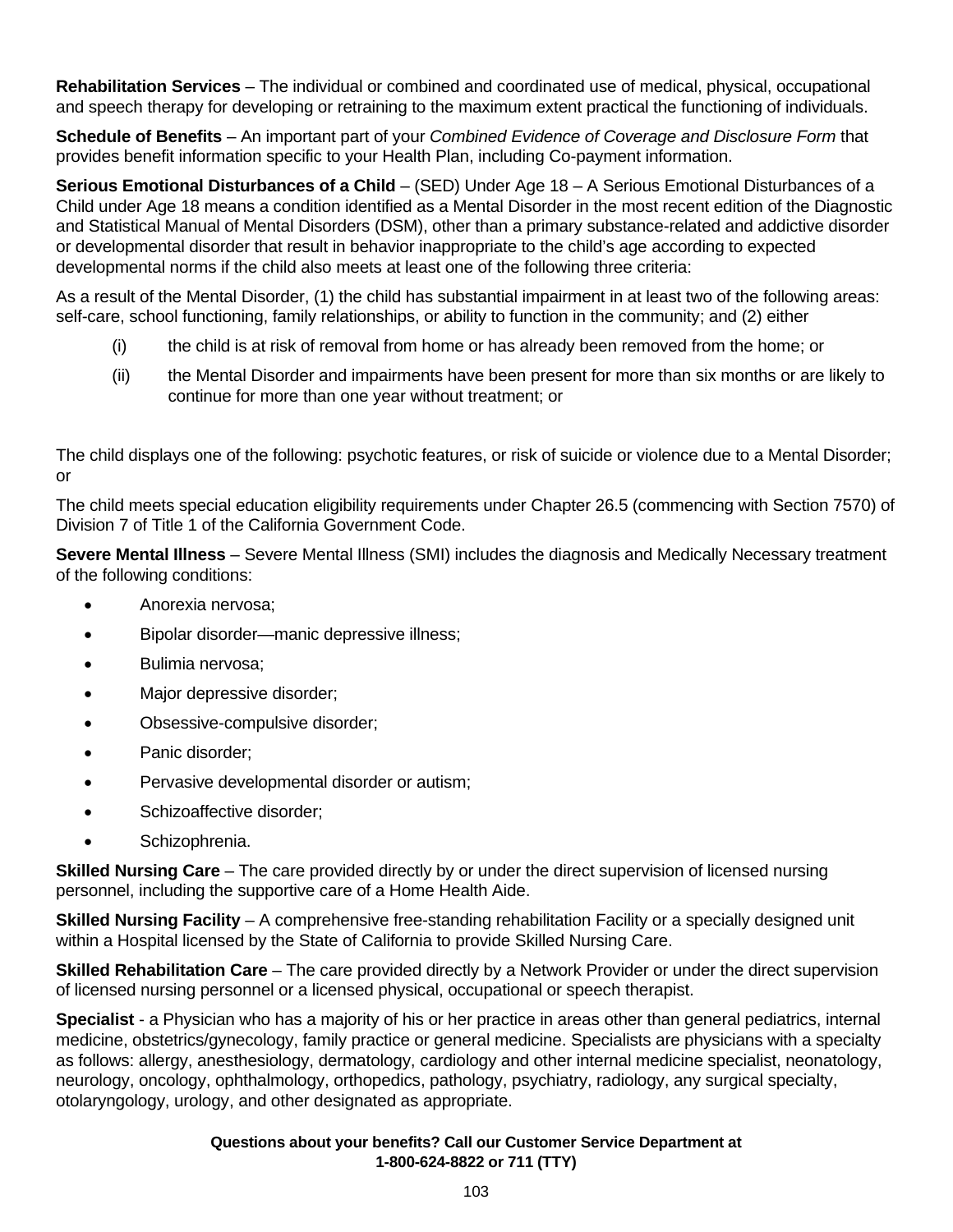**Rehabilitation Services** – The individual or combined and coordinated use of medical, physical, occupational and speech therapy for developing or retraining to the maximum extent practical the functioning of individuals.

**Schedule of Benefits** – An important part of your *Combined Evidence of Coverage and Disclosure Form* that provides benefit information specific to your Health Plan, including Co-payment information.

**Serious Emotional Disturbances of a Child** – (SED) Under Age 18 – A Serious Emotional Disturbances of a Child under Age 18 means a condition identified as a Mental Disorder in the most recent edition of the Diagnostic and Statistical Manual of Mental Disorders (DSM), other than a primary substance-related and addictive disorder or developmental disorder that result in behavior inappropriate to the child's age according to expected developmental norms if the child also meets at least one of the following three criteria:

As a result of the Mental Disorder, (1) the child has substantial impairment in at least two of the following areas: self-care, school functioning, family relationships, or ability to function in the community; and (2) either

- (i) the child is at risk of removal from home or has already been removed from the home; or
- (ii) the Mental Disorder and impairments have been present for more than six months or are likely to continue for more than one year without treatment; or

The child displays one of the following: psychotic features, or risk of suicide or violence due to a Mental Disorder; or

The child meets special education eligibility requirements under Chapter 26.5 (commencing with Section 7570) of Division 7 of Title 1 of the California Government Code.

**Severe Mental Illness** – Severe Mental Illness (SMI) includes the diagnosis and Medically Necessary treatment of the following conditions:

- Anorexia nervosa;
- Bipolar disorder—manic depressive illness;
- Bulimia nervosa;
- Major depressive disorder;
- Obsessive-compulsive disorder;
- Panic disorder;
- Pervasive developmental disorder or autism;
- Schizoaffective disorder;
- Schizophrenia.

**Skilled Nursing Care** – The care provided directly by or under the direct supervision of licensed nursing personnel, including the supportive care of a Home Health Aide.

**Skilled Nursing Facility** – A comprehensive free-standing rehabilitation Facility or a specially designed unit within a Hospital licensed by the State of California to provide Skilled Nursing Care.

**Skilled Rehabilitation Care** – The care provided directly by a Network Provider or under the direct supervision of licensed nursing personnel or a licensed physical, occupational or speech therapist.

**Specialist** - a Physician who has a majority of his or her practice in areas other than general pediatrics, internal medicine, obstetrics/gynecology, family practice or general medicine. Specialists are physicians with a specialty as follows: allergy, anesthesiology, dermatology, cardiology and other internal medicine specialist, neonatology, neurology, oncology, ophthalmology, orthopedics, pathology, psychiatry, radiology, any surgical specialty, otolaryngology, urology, and other designated as appropriate.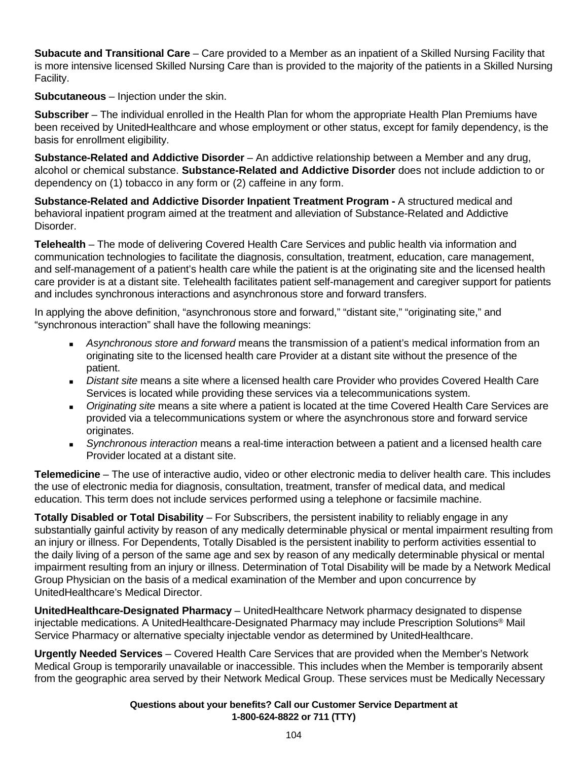**Subacute and Transitional Care** – Care provided to a Member as an inpatient of a Skilled Nursing Facility that is more intensive licensed Skilled Nursing Care than is provided to the majority of the patients in a Skilled Nursing Facility.

**Subcutaneous** – Injection under the skin.

**Subscriber** – The individual enrolled in the Health Plan for whom the appropriate Health Plan Premiums have been received by UnitedHealthcare and whose employment or other status, except for family dependency, is the basis for enrollment eligibility.

**Substance-Related and Addictive Disorder** – An addictive relationship between a Member and any drug, alcohol or chemical substance. **Substance-Related and Addictive Disorder** does not include addiction to or dependency on (1) tobacco in any form or (2) caffeine in any form.

**Substance-Related and Addictive Disorder Inpatient Treatment Program -** A structured medical and behavioral inpatient program aimed at the treatment and alleviation of Substance-Related and Addictive Disorder.

**Telehealth** – The mode of delivering Covered Health Care Services and public health via information and communication technologies to facilitate the diagnosis, consultation, treatment, education, care management, and self-management of a patient's health care while the patient is at the originating site and the licensed health care provider is at a distant site. Telehealth facilitates patient self-management and caregiver support for patients and includes synchronous interactions and asynchronous store and forward transfers.

In applying the above definition, "asynchronous store and forward," "distant site," "originating site," and "synchronous interaction" shall have the following meanings:

- *Asynchronous store and forward* means the transmission of a patient's medical information from an originating site to the licensed health care Provider at a distant site without the presence of the patient.
- *Distant site* means a site where a licensed health care Provider who provides Covered Health Care Services is located while providing these services via a telecommunications system.
- *Originating site* means a site where a patient is located at the time Covered Health Care Services are provided via a telecommunications system or where the asynchronous store and forward service originates.
- *Synchronous interaction* means a real-time interaction between a patient and a licensed health care Provider located at a distant site.

**Telemedicine** – The use of interactive audio, video or other electronic media to deliver health care. This includes the use of electronic media for diagnosis, consultation, treatment, transfer of medical data, and medical education. This term does not include services performed using a telephone or facsimile machine.

**Totally Disabled or Total Disability** – For Subscribers, the persistent inability to reliably engage in any substantially gainful activity by reason of any medically determinable physical or mental impairment resulting from an injury or illness. For Dependents, Totally Disabled is the persistent inability to perform activities essential to the daily living of a person of the same age and sex by reason of any medically determinable physical or mental impairment resulting from an injury or illness. Determination of Total Disability will be made by a Network Medical Group Physician on the basis of a medical examination of the Member and upon concurrence by UnitedHealthcare's Medical Director.

**UnitedHealthcare-Designated Pharmacy** – UnitedHealthcare Network pharmacy designated to dispense injectable medications. A UnitedHealthcare-Designated Pharmacy may include Prescription Solutions® Mail Service Pharmacy or alternative specialty injectable vendor as determined by UnitedHealthcare.

**Urgently Needed Services** – Covered Health Care Services that are provided when the Member's Network Medical Group is temporarily unavailable or inaccessible. This includes when the Member is temporarily absent from the geographic area served by their Network Medical Group. These services must be Medically Necessary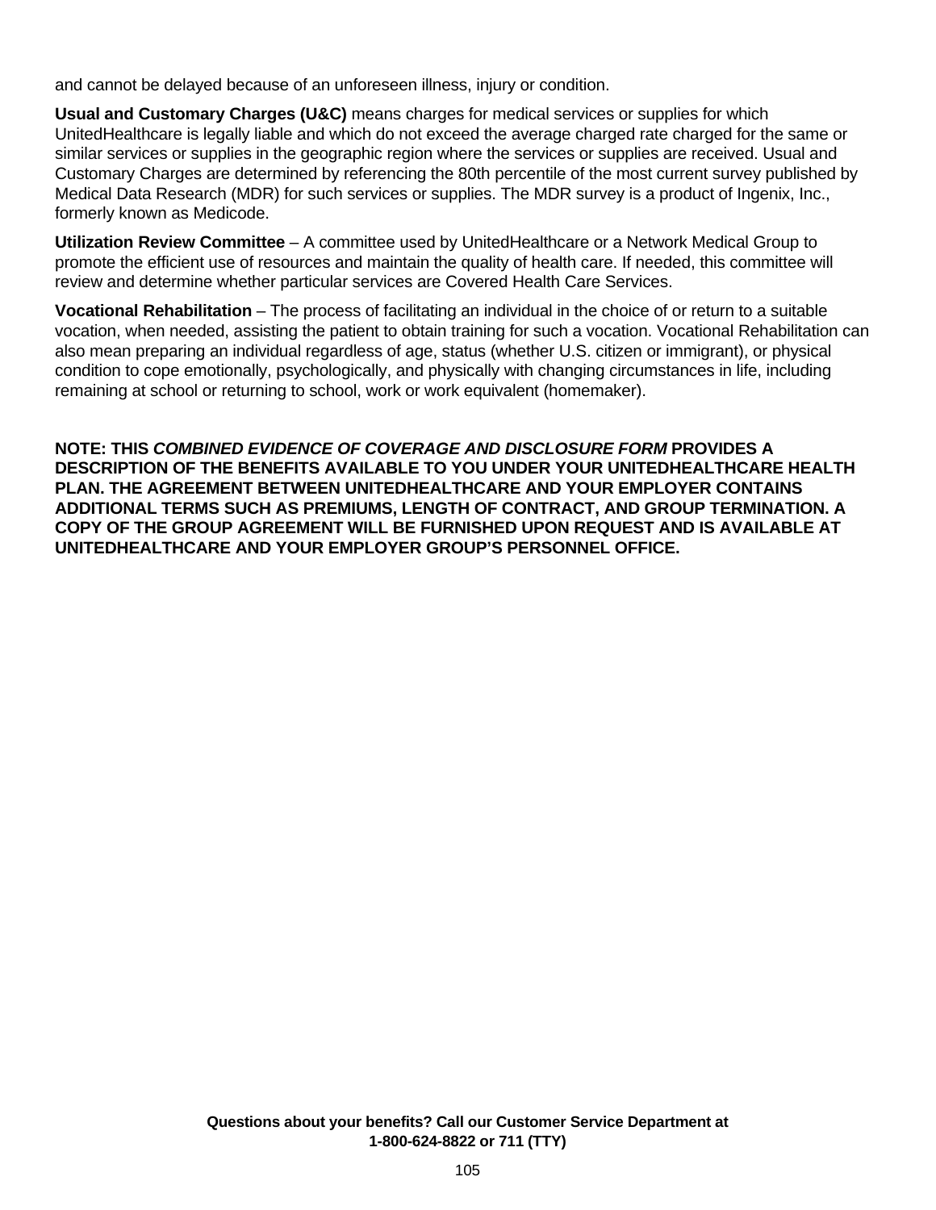and cannot be delayed because of an unforeseen illness, injury or condition.

**Usual and Customary Charges (U&C)** means charges for medical services or supplies for which UnitedHealthcare is legally liable and which do not exceed the average charged rate charged for the same or similar services or supplies in the geographic region where the services or supplies are received. Usual and Customary Charges are determined by referencing the 80th percentile of the most current survey published by Medical Data Research (MDR) for such services or supplies. The MDR survey is a product of Ingenix, Inc., formerly known as Medicode.

**Utilization Review Committee** – A committee used by UnitedHealthcare or a Network Medical Group to promote the efficient use of resources and maintain the quality of health care. If needed, this committee will review and determine whether particular services are Covered Health Care Services.

**Vocational Rehabilitation** – The process of facilitating an individual in the choice of or return to a suitable vocation, when needed, assisting the patient to obtain training for such a vocation. Vocational Rehabilitation can also mean preparing an individual regardless of age, status (whether U.S. citizen or immigrant), or physical condition to cope emotionally, psychologically, and physically with changing circumstances in life, including remaining at school or returning to school, work or work equivalent (homemaker).

**NOTE: THIS *COMBINED EVIDENCE OF COVERAGE AND DISCLOSURE FORM* PROVIDES A DESCRIPTION OF THE BENEFITS AVAILABLE TO YOU UNDER YOUR UNITEDHEALTHCARE HEALTH PLAN. THE AGREEMENT BETWEEN UNITEDHEALTHCARE AND YOUR EMPLOYER CONTAINS ADDITIONAL TERMS SUCH AS PREMIUMS, LENGTH OF CONTRACT, AND GROUP TERMINATION. A COPY OF THE GROUP AGREEMENT WILL BE FURNISHED UPON REQUEST AND IS AVAILABLE AT UNITEDHEALTHCARE AND YOUR EMPLOYER GROUP'S PERSONNEL OFFICE.**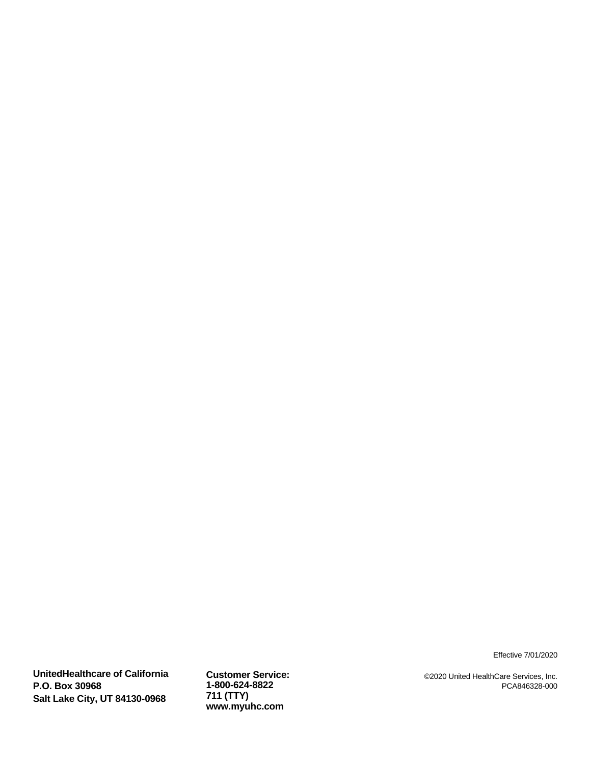Effective 7/01/2020

**UnitedHealthcare of California**
**P.O. Box 30968**
**Salt Lake City, UT 84130-0968**

**Customer Service:**
**1-800-624-8822**
**711 (TTY)**
**www.myuhc.com**

©2020 United HealthCare Services, Inc.
PCA846328-000